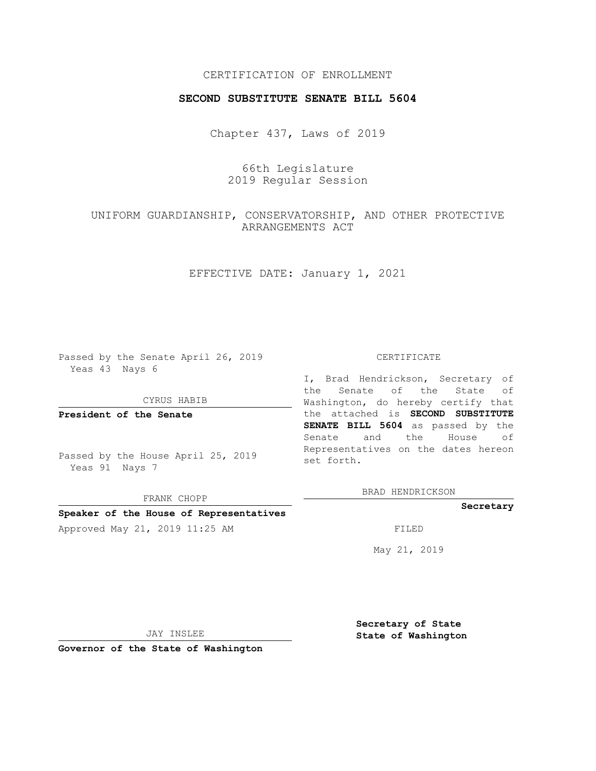CERTIFICATION OF ENROLLMENT

**SECOND SUBSTITUTE SENATE BILL 5604**

Chapter 437, Laws of 2019

66th Legislature
2019 Regular Session

UNIFORM GUARDIANSHIP, CONSERVATORSHIP, AND OTHER PROTECTIVE ARRANGEMENTS ACT

EFFECTIVE DATE: January 1, 2021

Passed by the Senate April 26, 2019
Yeas 43 Nays 6

CYRUS HABIB

**President of the Senate**

Passed by the House April 25, 2019
Yeas 91 Nays 7

FRANK CHOPP

**Speaker of the House of Representatives**

Approved May 21, 2019 11:25 AM

JAY INSLEE

**Governor of the State of Washington**

CERTIFICATE

I, Brad Hendrickson, Secretary of the Senate of the State of Washington, do hereby certify that the attached is **SECOND SUBSTITUTE SENATE BILL 5604** as passed by the Senate and the House of Representatives on the dates hereon set forth.

BRAD HENDRICKSON

**Secretary**

FILED

May 21, 2019

**Secretary of State**
**State of Washington**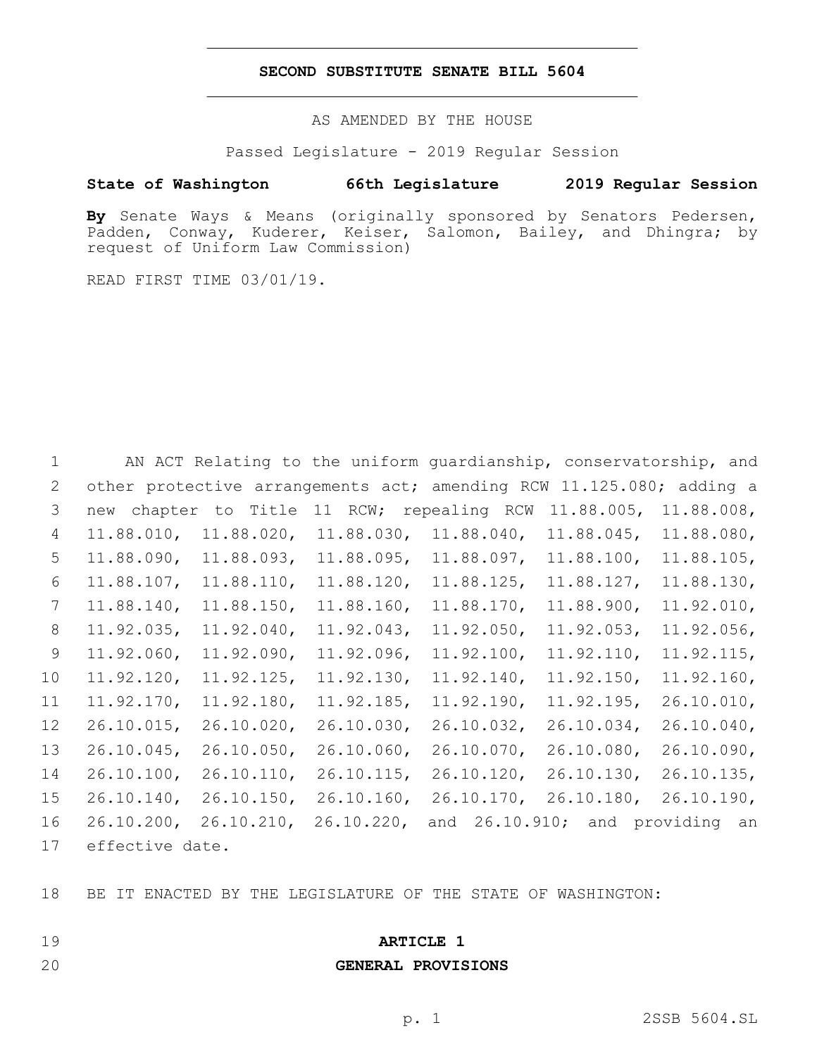**SECOND SUBSTITUTE SENATE BILL 5604**

AS AMENDED BY THE HOUSE

Passed Legislature - 2019 Regular Session

**State of Washington 66th Legislature 2019 Regular Session**

**By** Senate Ways & Means (originally sponsored by Senators Pedersen, Padden, Conway, Kuderer, Keiser, Salomon, Bailey, and Dhingra; by request of Uniform Law Commission)

READ FIRST TIME 03/01/19.

AN ACT Relating to the uniform guardianship, conservatorship, and other protective arrangements act; amending RCW 11.125.080; adding a new chapter to Title 11 RCW; repealing RCW 11.88.005, 11.88.008, 11.88.010, 11.88.020, 11.88.030, 11.88.040, 11.88.045, 11.88.080, 11.88.090, 11.88.093, 11.88.095, 11.88.097, 11.88.100, 11.88.105, 11.88.107, 11.88.110, 11.88.120, 11.88.125, 11.88.127, 11.88.130, 11.88.140, 11.88.150, 11.88.160, 11.88.170, 11.88.900, 11.92.010, 11.92.035, 11.92.040, 11.92.043, 11.92.050, 11.92.053, 11.92.056, 11.92.060, 11.92.090, 11.92.096, 11.92.100, 11.92.110, 11.92.115, 11.92.120, 11.92.125, 11.92.130, 11.92.140, 11.92.150, 11.92.160, 11.92.170, 11.92.180, 11.92.185, 11.92.190, 11.92.195, 26.10.010, 26.10.015, 26.10.020, 26.10.030, 26.10.032, 26.10.034, 26.10.040, 26.10.045, 26.10.050, 26.10.060, 26.10.070, 26.10.080, 26.10.090, 26.10.100, 26.10.110, 26.10.115, 26.10.120, 26.10.130, 26.10.135, 26.10.140, 26.10.150, 26.10.160, 26.10.170, 26.10.180, 26.10.190, 26.10.200, 26.10.210, 26.10.220, and 26.10.910; and providing an effective date.

BE IT ENACTED BY THE LEGISLATURE OF THE STATE OF WASHINGTON:

## ARTICLE 1
## GENERAL PROVISIONS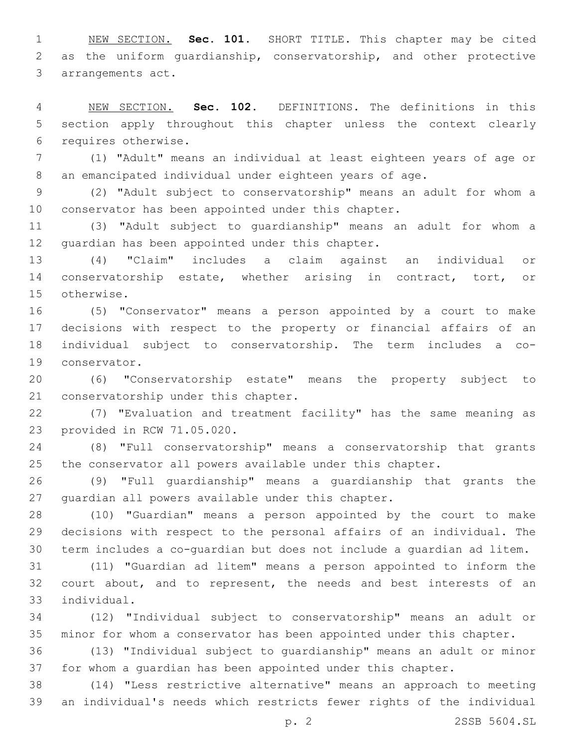NEW SECTION. **Sec. 101.** SHORT TITLE. This chapter may be cited as the uniform guardianship, conservatorship, and other protective arrangements act.

NEW SECTION. **Sec. 102.** DEFINITIONS. The definitions in this section apply throughout this chapter unless the context clearly requires otherwise.

(1) "Adult" means an individual at least eighteen years of age or an emancipated individual under eighteen years of age.

(2) "Adult subject to conservatorship" means an adult for whom a conservator has been appointed under this chapter.

(3) "Adult subject to guardianship" means an adult for whom a guardian has been appointed under this chapter.

(4) "Claim" includes a claim against an individual or conservatorship estate, whether arising in contract, tort, or otherwise.

(5) "Conservator" means a person appointed by a court to make decisions with respect to the property or financial affairs of an individual subject to conservatorship. The term includes a co-conservator.

(6) "Conservatorship estate" means the property subject to conservatorship under this chapter.

(7) "Evaluation and treatment facility" has the same meaning as provided in RCW 71.05.020.

(8) "Full conservatorship" means a conservatorship that grants the conservator all powers available under this chapter.

(9) "Full guardianship" means a guardianship that grants the guardian all powers available under this chapter.

(10) "Guardian" means a person appointed by the court to make decisions with respect to the personal affairs of an individual. The term includes a co-guardian but does not include a guardian ad litem.

(11) "Guardian ad litem" means a person appointed to inform the court about, and to represent, the needs and best interests of an individual.

(12) "Individual subject to conservatorship" means an adult or minor for whom a conservator has been appointed under this chapter.

(13) "Individual subject to guardianship" means an adult or minor for whom a guardian has been appointed under this chapter.

(14) "Less restrictive alternative" means an approach to meeting an individual's needs which restricts fewer rights of the individual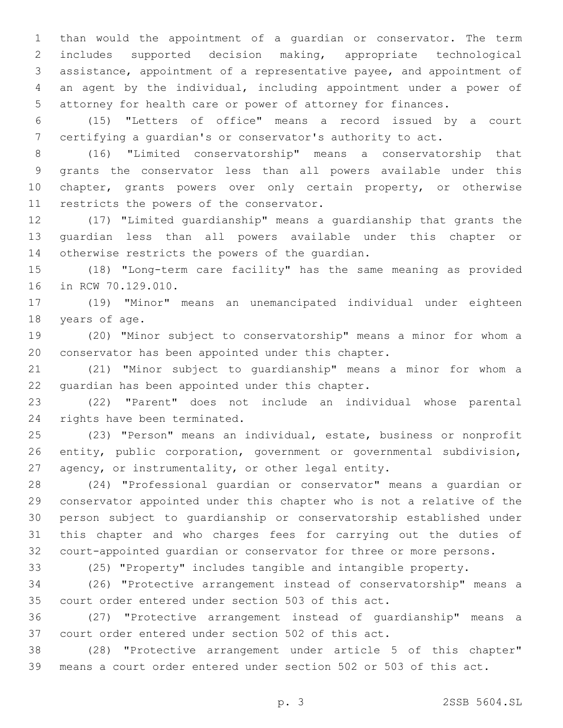than would the appointment of a guardian or conservator. The term includes supported decision making, appropriate technological assistance, appointment of a representative payee, and appointment of an agent by the individual, including appointment under a power of attorney for health care or power of attorney for finances.

(15) "Letters of office" means a record issued by a court certifying a guardian's or conservator's authority to act.

(16) "Limited conservatorship" means a conservatorship that grants the conservator less than all powers available under this chapter, grants powers over only certain property, or otherwise restricts the powers of the conservator.

(17) "Limited guardianship" means a guardianship that grants the guardian less than all powers available under this chapter or otherwise restricts the powers of the guardian.

(18) "Long-term care facility" has the same meaning as provided in RCW 70.129.010.

(19) "Minor" means an unemancipated individual under eighteen years of age.

(20) "Minor subject to conservatorship" means a minor for whom a conservator has been appointed under this chapter.

(21) "Minor subject to guardianship" means a minor for whom a guardian has been appointed under this chapter.

(22) "Parent" does not include an individual whose parental rights have been terminated.

(23) "Person" means an individual, estate, business or nonprofit entity, public corporation, government or governmental subdivision, agency, or instrumentality, or other legal entity.

(24) "Professional guardian or conservator" means a guardian or conservator appointed under this chapter who is not a relative of the person subject to guardianship or conservatorship established under this chapter and who charges fees for carrying out the duties of court-appointed guardian or conservator for three or more persons.

(25) "Property" includes tangible and intangible property.

(26) "Protective arrangement instead of conservatorship" means a court order entered under section 503 of this act.

(27) "Protective arrangement instead of guardianship" means a court order entered under section 502 of this act.

(28) "Protective arrangement under article 5 of this chapter" means a court order entered under section 502 or 503 of this act.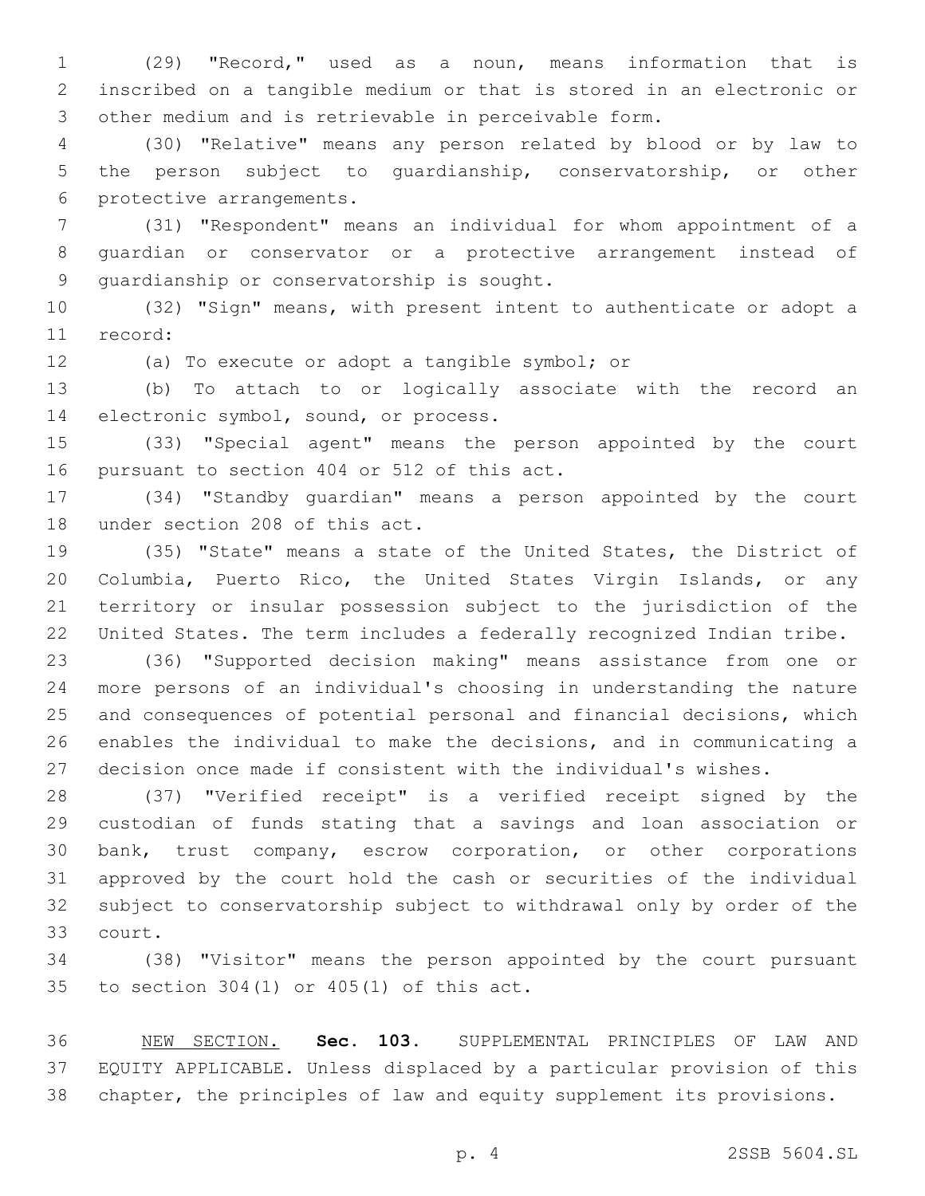(29) "Record," used as a noun, means information that is inscribed on a tangible medium or that is stored in an electronic or other medium and is retrievable in perceivable form.

(30) "Relative" means any person related by blood or by law to the person subject to guardianship, conservatorship, or other protective arrangements.

(31) "Respondent" means an individual for whom appointment of a guardian or conservator or a protective arrangement instead of guardianship or conservatorship is sought.

(32) "Sign" means, with present intent to authenticate or adopt a record:

(a) To execute or adopt a tangible symbol; or

(b) To attach to or logically associate with the record an electronic symbol, sound, or process.

(33) "Special agent" means the person appointed by the court pursuant to section 404 or 512 of this act.

(34) "Standby guardian" means a person appointed by the court under section 208 of this act.

(35) "State" means a state of the United States, the District of Columbia, Puerto Rico, the United States Virgin Islands, or any territory or insular possession subject to the jurisdiction of the United States. The term includes a federally recognized Indian tribe.

(36) "Supported decision making" means assistance from one or more persons of an individual's choosing in understanding the nature and consequences of potential personal and financial decisions, which enables the individual to make the decisions, and in communicating a decision once made if consistent with the individual's wishes.

(37) "Verified receipt" is a verified receipt signed by the custodian of funds stating that a savings and loan association or bank, trust company, escrow corporation, or other corporations approved by the court hold the cash or securities of the individual subject to conservatorship subject to withdrawal only by order of the court.

(38) "Visitor" means the person appointed by the court pursuant to section 304(1) or 405(1) of this act.

NEW SECTION. **Sec. 103.** SUPPLEMENTAL PRINCIPLES OF LAW AND EQUITY APPLICABLE. Unless displaced by a particular provision of this chapter, the principles of law and equity supplement its provisions.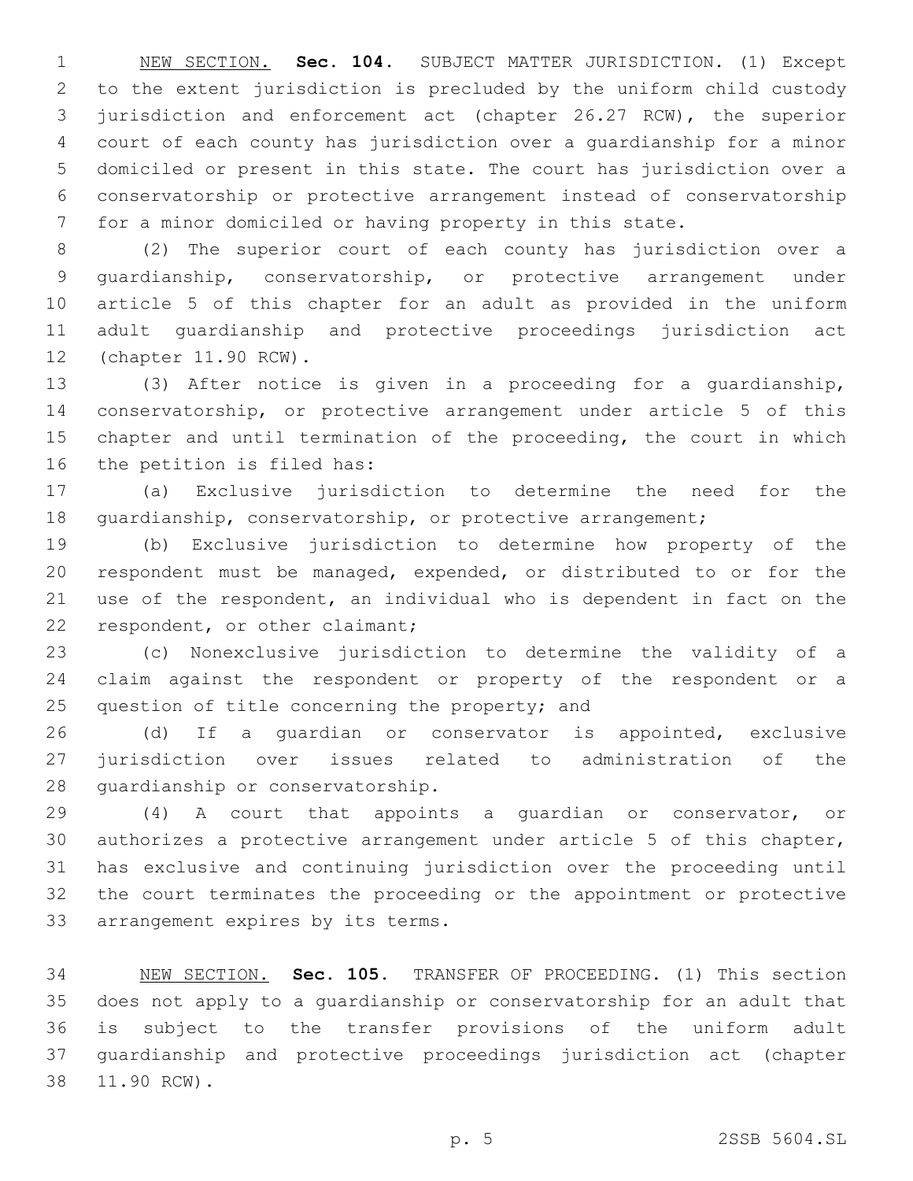NEW SECTION. **Sec. 104.** SUBJECT MATTER JURISDICTION. (1) Except to the extent jurisdiction is precluded by the uniform child custody jurisdiction and enforcement act (chapter 26.27 RCW), the superior court of each county has jurisdiction over a guardianship for a minor domiciled or present in this state. The court has jurisdiction over a conservatorship or protective arrangement instead of conservatorship for a minor domiciled or having property in this state.

(2) The superior court of each county has jurisdiction over a guardianship, conservatorship, or protective arrangement under article 5 of this chapter for an adult as provided in the uniform adult guardianship and protective proceedings jurisdiction act (chapter 11.90 RCW).

(3) After notice is given in a proceeding for a guardianship, conservatorship, or protective arrangement under article 5 of this chapter and until termination of the proceeding, the court in which the petition is filed has:

(a) Exclusive jurisdiction to determine the need for the guardianship, conservatorship, or protective arrangement;

(b) Exclusive jurisdiction to determine how property of the respondent must be managed, expended, or distributed to or for the use of the respondent, an individual who is dependent in fact on the respondent, or other claimant;

(c) Nonexclusive jurisdiction to determine the validity of a claim against the respondent or property of the respondent or a question of title concerning the property; and

(d) If a guardian or conservator is appointed, exclusive jurisdiction over issues related to administration of the guardianship or conservatorship.

(4) A court that appoints a guardian or conservator, or authorizes a protective arrangement under article 5 of this chapter, has exclusive and continuing jurisdiction over the proceeding until the court terminates the proceeding or the appointment or protective arrangement expires by its terms.

NEW SECTION. **Sec. 105.** TRANSFER OF PROCEEDING. (1) This section does not apply to a guardianship or conservatorship for an adult that is subject to the transfer provisions of the uniform adult guardianship and protective proceedings jurisdiction act (chapter 11.90 RCW).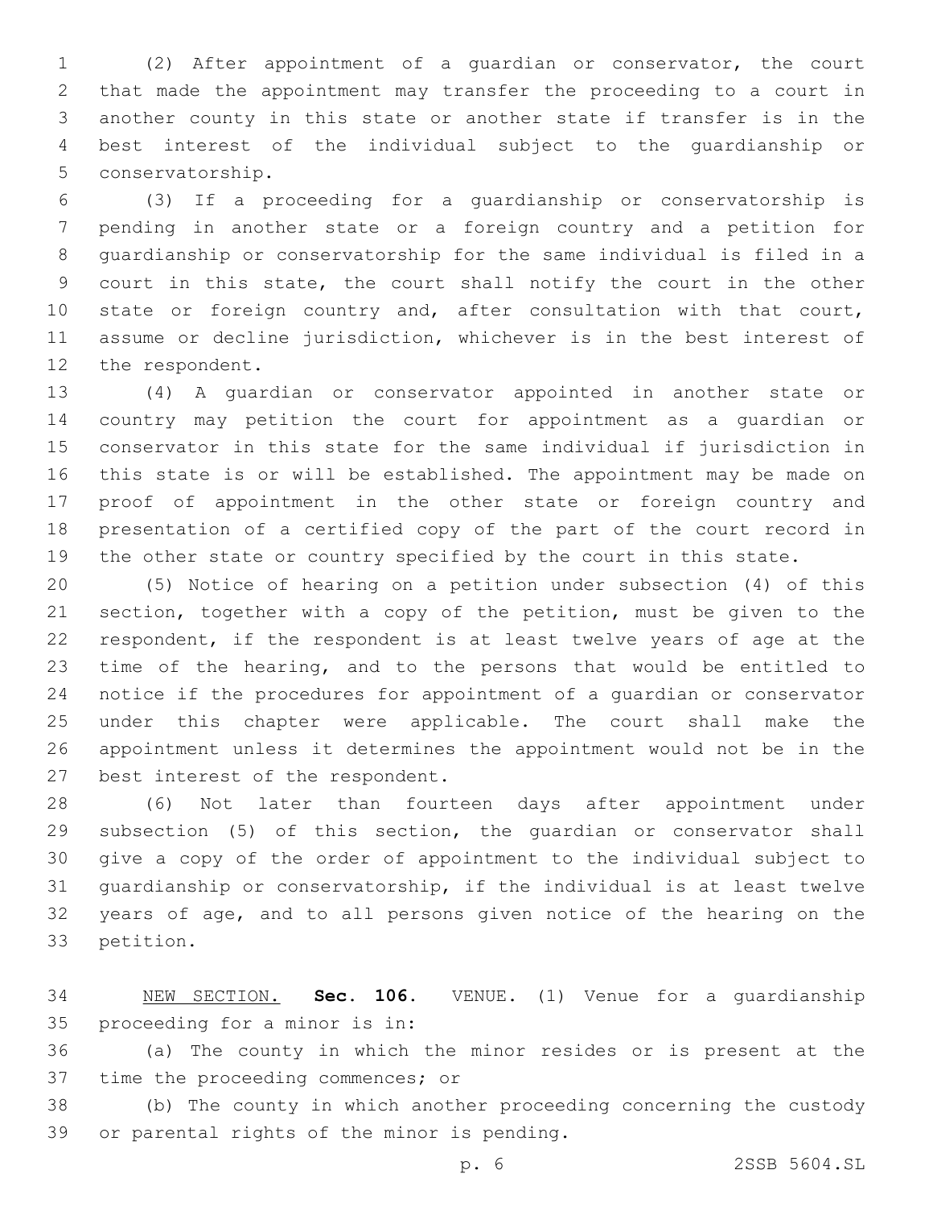(2) After appointment of a guardian or conservator, the court that made the appointment may transfer the proceeding to a court in another county in this state or another state if transfer is in the best interest of the individual subject to the guardianship or conservatorship.

(3) If a proceeding for a guardianship or conservatorship is pending in another state or a foreign country and a petition for guardianship or conservatorship for the same individual is filed in a court in this state, the court shall notify the court in the other state or foreign country and, after consultation with that court, assume or decline jurisdiction, whichever is in the best interest of the respondent.

(4) A guardian or conservator appointed in another state or country may petition the court for appointment as a guardian or conservator in this state for the same individual if jurisdiction in this state is or will be established. The appointment may be made on proof of appointment in the other state or foreign country and presentation of a certified copy of the part of the court record in the other state or country specified by the court in this state.

(5) Notice of hearing on a petition under subsection (4) of this section, together with a copy of the petition, must be given to the respondent, if the respondent is at least twelve years of age at the time of the hearing, and to the persons that would be entitled to notice if the procedures for appointment of a guardian or conservator under this chapter were applicable. The court shall make the appointment unless it determines the appointment would not be in the best interest of the respondent.

(6) Not later than fourteen days after appointment under subsection (5) of this section, the guardian or conservator shall give a copy of the order of appointment to the individual subject to guardianship or conservatorship, if the individual is at least twelve years of age, and to all persons given notice of the hearing on the petition.

NEW SECTION. **Sec. 106.** VENUE. (1) Venue for a guardianship proceeding for a minor is in:

(a) The county in which the minor resides or is present at the time the proceeding commences; or

(b) The county in which another proceeding concerning the custody or parental rights of the minor is pending.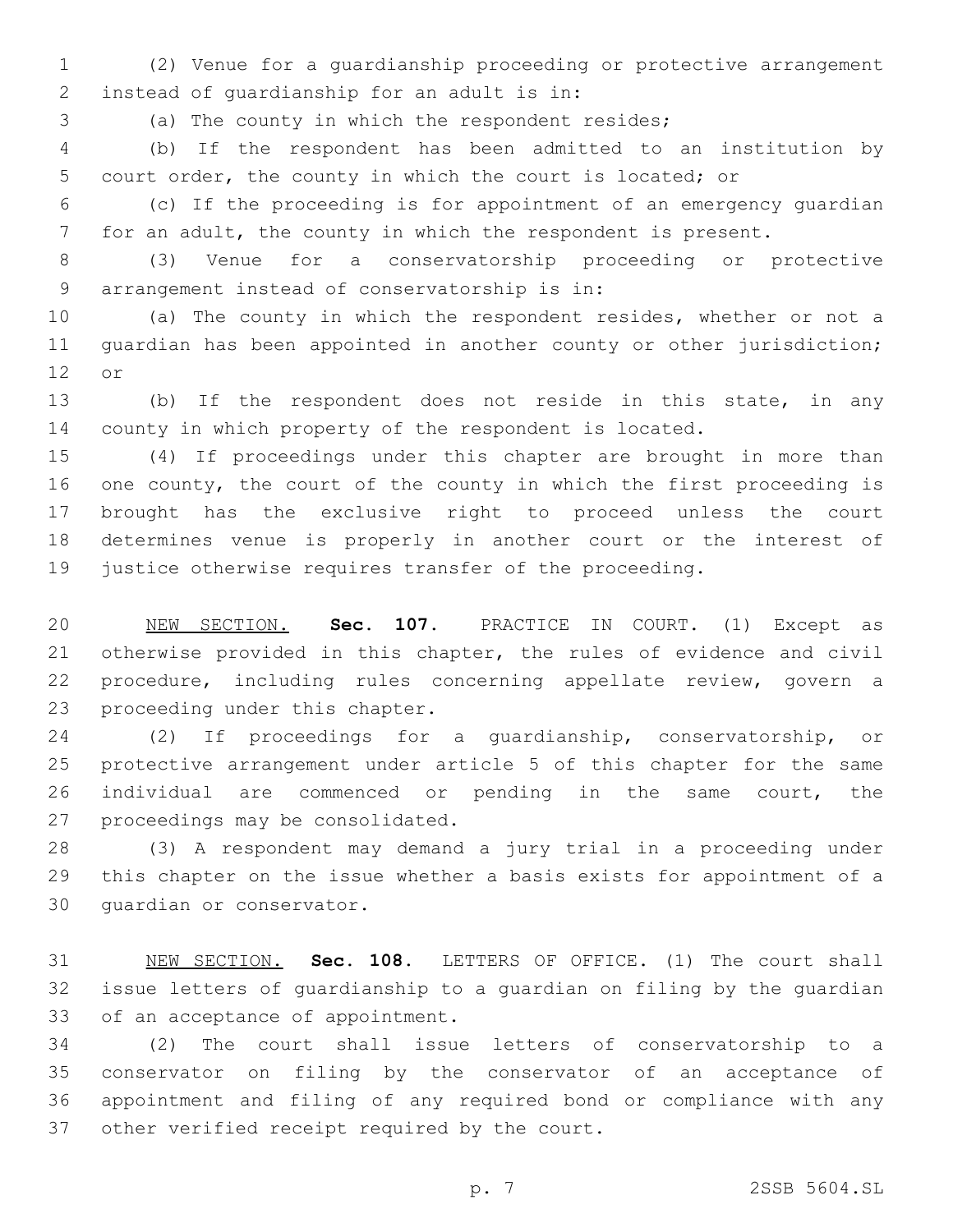(2) Venue for a guardianship proceeding or protective arrangement instead of guardianship for an adult is in:

(a) The county in which the respondent resides;

(b) If the respondent has been admitted to an institution by court order, the county in which the court is located; or

(c) If the proceeding is for appointment of an emergency guardian for an adult, the county in which the respondent is present.

(3) Venue for a conservatorship proceeding or protective arrangement instead of conservatorship is in:

(a) The county in which the respondent resides, whether or not a guardian has been appointed in another county or other jurisdiction; or

(b) If the respondent does not reside in this state, in any county in which property of the respondent is located.

(4) If proceedings under this chapter are brought in more than one county, the court of the county in which the first proceeding is brought has the exclusive right to proceed unless the court determines venue is properly in another court or the interest of justice otherwise requires transfer of the proceeding.

NEW SECTION. **Sec. 107.** PRACTICE IN COURT. (1) Except as otherwise provided in this chapter, the rules of evidence and civil procedure, including rules concerning appellate review, govern a proceeding under this chapter.

(2) If proceedings for a guardianship, conservatorship, or protective arrangement under article 5 of this chapter for the same individual are commenced or pending in the same court, the proceedings may be consolidated.

(3) A respondent may demand a jury trial in a proceeding under this chapter on the issue whether a basis exists for appointment of a guardian or conservator.

NEW SECTION. **Sec. 108.** LETTERS OF OFFICE. (1) The court shall issue letters of guardianship to a guardian on filing by the guardian of an acceptance of appointment.

(2) The court shall issue letters of conservatorship to a conservator on filing by the conservator of an acceptance of appointment and filing of any required bond or compliance with any other verified receipt required by the court.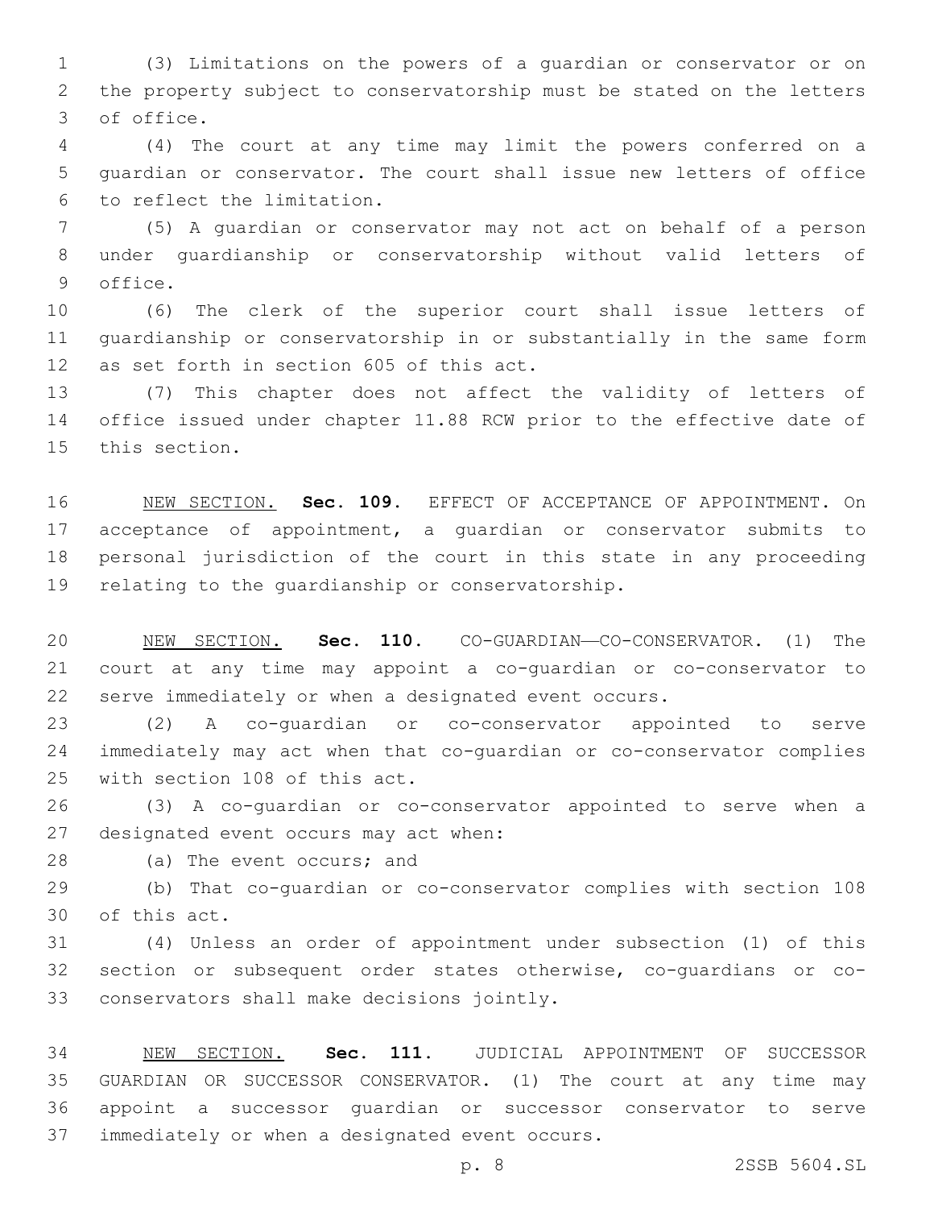(3) Limitations on the powers of a guardian or conservator or on the property subject to conservatorship must be stated on the letters of office.

(4) The court at any time may limit the powers conferred on a guardian or conservator. The court shall issue new letters of office to reflect the limitation.

(5) A guardian or conservator may not act on behalf of a person under guardianship or conservatorship without valid letters of office.

(6) The clerk of the superior court shall issue letters of guardianship or conservatorship in or substantially in the same form as set forth in section 605 of this act.

(7) This chapter does not affect the validity of letters of office issued under chapter 11.88 RCW prior to the effective date of this section.

NEW SECTION. **Sec. 109.** EFFECT OF ACCEPTANCE OF APPOINTMENT. On acceptance of appointment, a guardian or conservator submits to personal jurisdiction of the court in this state in any proceeding relating to the guardianship or conservatorship.

NEW SECTION. **Sec. 110.** CO-GUARDIAN—CO-CONSERVATOR. (1) The court at any time may appoint a co-guardian or co-conservator to serve immediately or when a designated event occurs.

(2) A co-guardian or co-conservator appointed to serve immediately may act when that co-guardian or co-conservator complies with section 108 of this act.

(3) A co-guardian or co-conservator appointed to serve when a designated event occurs may act when:

(a) The event occurs; and

(b) That co-guardian or co-conservator complies with section 108 of this act.

(4) Unless an order of appointment under subsection (1) of this section or subsequent order states otherwise, co-guardians or co-conservators shall make decisions jointly.

NEW SECTION. **Sec. 111.** JUDICIAL APPOINTMENT OF SUCCESSOR GUARDIAN OR SUCCESSOR CONSERVATOR. (1) The court at any time may appoint a successor guardian or successor conservator to serve immediately or when a designated event occurs.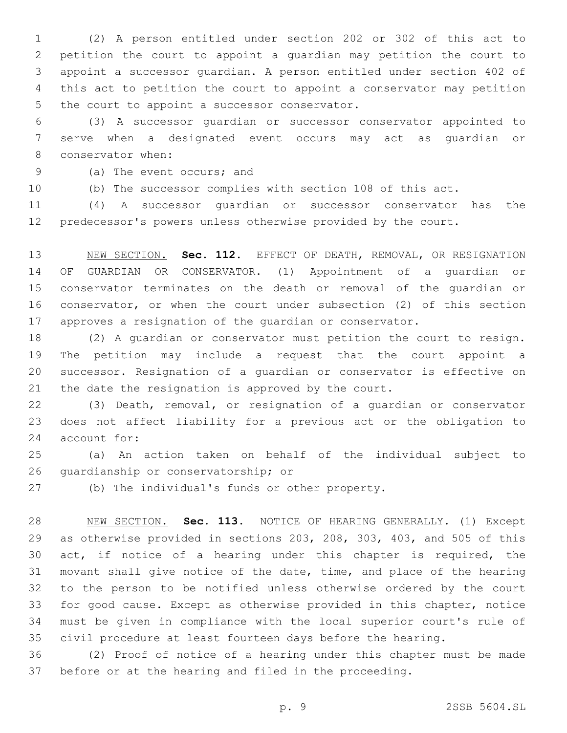(2) A person entitled under section 202 or 302 of this act to petition the court to appoint a guardian may petition the court to appoint a successor guardian. A person entitled under section 402 of this act to petition the court to appoint a conservator may petition the court to appoint a successor conservator.

(3) A successor guardian or successor conservator appointed to serve when a designated event occurs may act as guardian or conservator when:

(a) The event occurs; and

(b) The successor complies with section 108 of this act.

(4) A successor guardian or successor conservator has the predecessor's powers unless otherwise provided by the court.

NEW SECTION. **Sec. 112.** EFFECT OF DEATH, REMOVAL, OR RESIGNATION OF GUARDIAN OR CONSERVATOR. (1) Appointment of a guardian or conservator terminates on the death or removal of the guardian or conservator, or when the court under subsection (2) of this section approves a resignation of the guardian or conservator.

(2) A guardian or conservator must petition the court to resign. The petition may include a request that the court appoint a successor. Resignation of a guardian or conservator is effective on the date the resignation is approved by the court.

(3) Death, removal, or resignation of a guardian or conservator does not affect liability for a previous act or the obligation to account for:

(a) An action taken on behalf of the individual subject to guardianship or conservatorship; or

(b) The individual's funds or other property.

NEW SECTION. **Sec. 113.** NOTICE OF HEARING GENERALLY. (1) Except as otherwise provided in sections 203, 208, 303, 403, and 505 of this act, if notice of a hearing under this chapter is required, the movant shall give notice of the date, time, and place of the hearing to the person to be notified unless otherwise ordered by the court for good cause. Except as otherwise provided in this chapter, notice must be given in compliance with the local superior court's rule of civil procedure at least fourteen days before the hearing.

(2) Proof of notice of a hearing under this chapter must be made before or at the hearing and filed in the proceeding.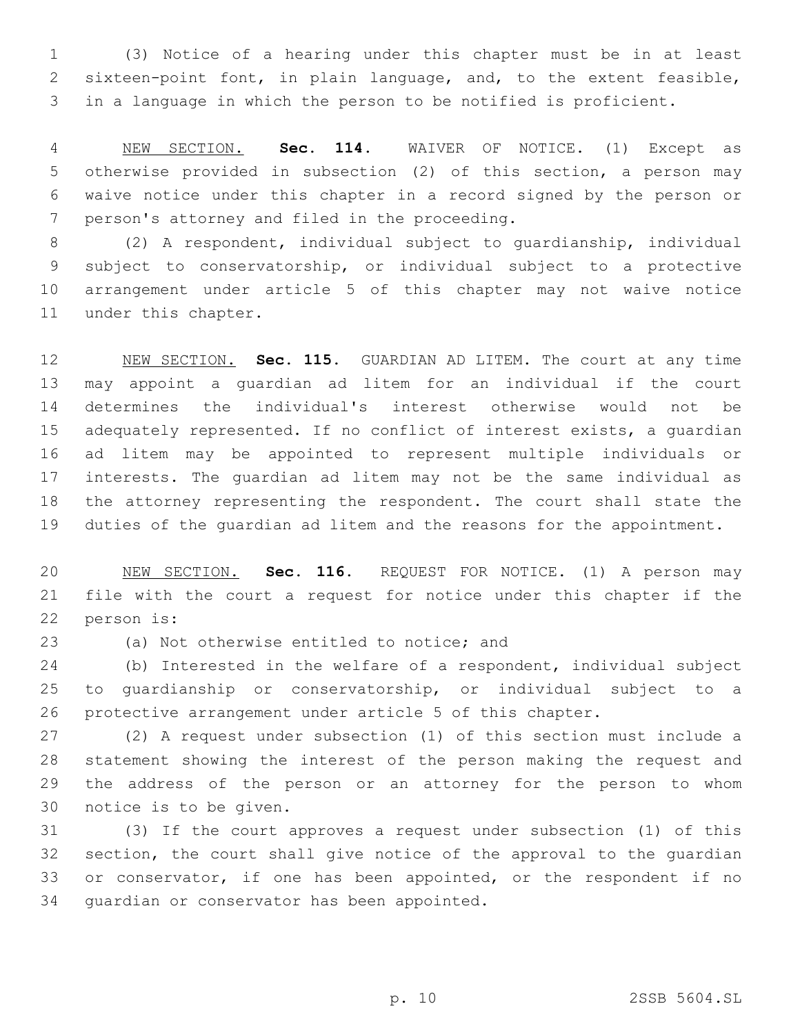(3) Notice of a hearing under this chapter must be in at least sixteen-point font, in plain language, and, to the extent feasible, in a language in which the person to be notified is proficient.

NEW SECTION. **Sec. 114.** WAIVER OF NOTICE. (1) Except as otherwise provided in subsection (2) of this section, a person may waive notice under this chapter in a record signed by the person or person's attorney and filed in the proceeding.

(2) A respondent, individual subject to guardianship, individual subject to conservatorship, or individual subject to a protective arrangement under article 5 of this chapter may not waive notice under this chapter.

NEW SECTION. **Sec. 115.** GUARDIAN AD LITEM. The court at any time may appoint a guardian ad litem for an individual if the court determines the individual's interest otherwise would not be adequately represented. If no conflict of interest exists, a guardian ad litem may be appointed to represent multiple individuals or interests. The guardian ad litem may not be the same individual as the attorney representing the respondent. The court shall state the duties of the guardian ad litem and the reasons for the appointment.

NEW SECTION. **Sec. 116.** REQUEST FOR NOTICE. (1) A person may file with the court a request for notice under this chapter if the person is:

(a) Not otherwise entitled to notice; and

(b) Interested in the welfare of a respondent, individual subject to guardianship or conservatorship, or individual subject to a protective arrangement under article 5 of this chapter.

(2) A request under subsection (1) of this section must include a statement showing the interest of the person making the request and the address of the person or an attorney for the person to whom notice is to be given.

(3) If the court approves a request under subsection (1) of this section, the court shall give notice of the approval to the guardian or conservator, if one has been appointed, or the respondent if no guardian or conservator has been appointed.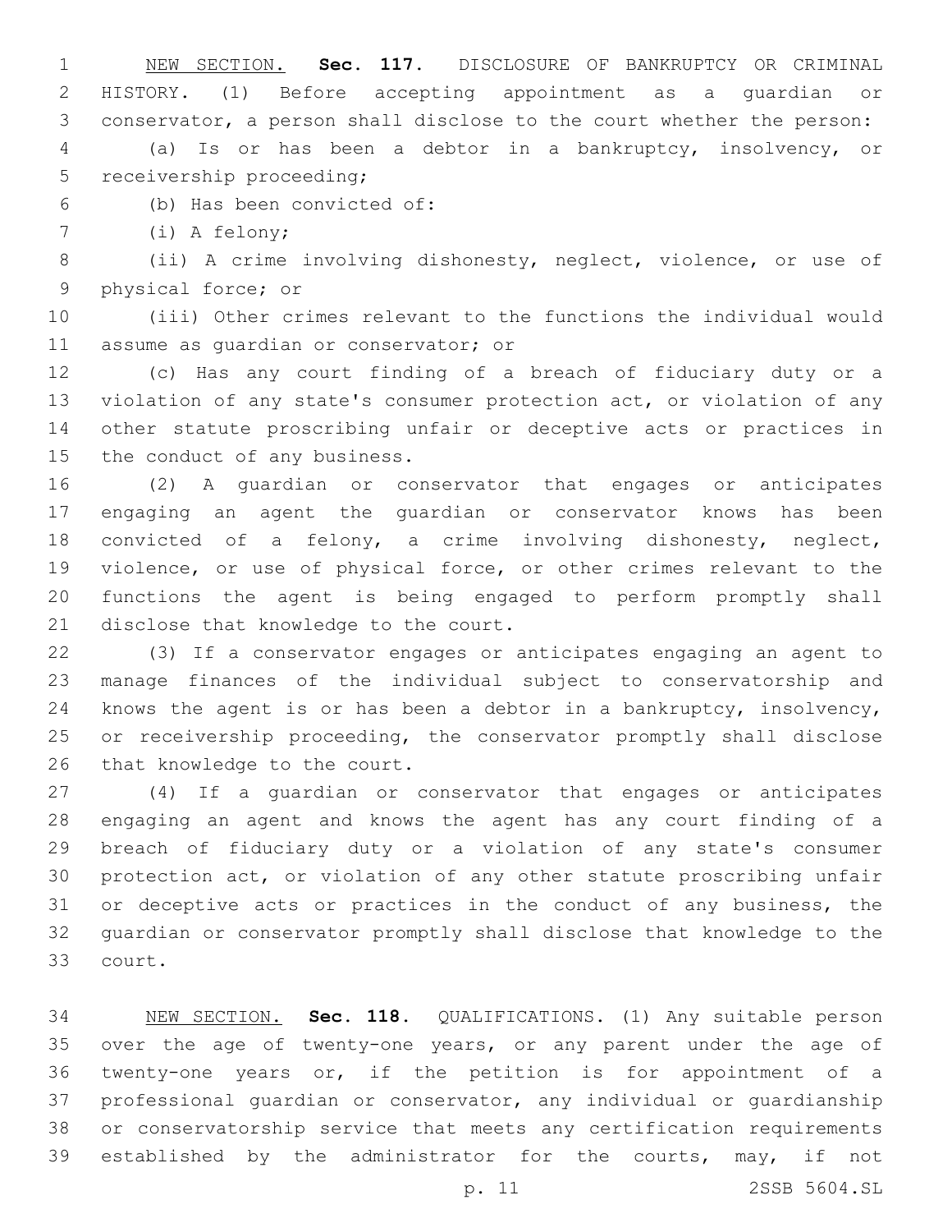NEW SECTION. **Sec. 117.** DISCLOSURE OF BANKRUPTCY OR CRIMINAL HISTORY. (1) Before accepting appointment as a guardian or conservator, a person shall disclose to the court whether the person:

(a) Is or has been a debtor in a bankruptcy, insolvency, or receivership proceeding;

(b) Has been convicted of:

(i) A felony;

(ii) A crime involving dishonesty, neglect, violence, or use of physical force; or

(iii) Other crimes relevant to the functions the individual would assume as guardian or conservator; or

(c) Has any court finding of a breach of fiduciary duty or a violation of any state's consumer protection act, or violation of any other statute proscribing unfair or deceptive acts or practices in the conduct of any business.

(2) A guardian or conservator that engages or anticipates engaging an agent the guardian or conservator knows has been convicted of a felony, a crime involving dishonesty, neglect, violence, or use of physical force, or other crimes relevant to the functions the agent is being engaged to perform promptly shall disclose that knowledge to the court.

(3) If a conservator engages or anticipates engaging an agent to manage finances of the individual subject to conservatorship and knows the agent is or has been a debtor in a bankruptcy, insolvency, or receivership proceeding, the conservator promptly shall disclose that knowledge to the court.

(4) If a guardian or conservator that engages or anticipates engaging an agent and knows the agent has any court finding of a breach of fiduciary duty or a violation of any state's consumer protection act, or violation of any other statute proscribing unfair or deceptive acts or practices in the conduct of any business, the guardian or conservator promptly shall disclose that knowledge to the court.

NEW SECTION. **Sec. 118.** QUALIFICATIONS. (1) Any suitable person over the age of twenty-one years, or any parent under the age of twenty-one years or, if the petition is for appointment of a professional guardian or conservator, any individual or guardianship or conservatorship service that meets any certification requirements established by the administrator for the courts, may, if not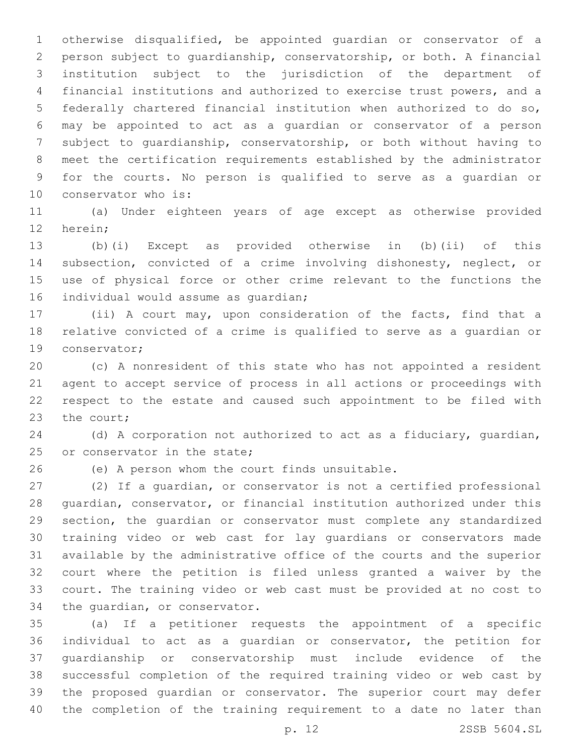otherwise disqualified, be appointed guardian or conservator of a person subject to guardianship, conservatorship, or both. A financial institution subject to the jurisdiction of the department of financial institutions and authorized to exercise trust powers, and a federally chartered financial institution when authorized to do so, may be appointed to act as a guardian or conservator of a person subject to guardianship, conservatorship, or both without having to meet the certification requirements established by the administrator for the courts. No person is qualified to serve as a guardian or conservator who is:

(a) Under eighteen years of age except as otherwise provided herein;

(b)(i) Except as provided otherwise in (b)(ii) of this subsection, convicted of a crime involving dishonesty, neglect, or use of physical force or other crime relevant to the functions the individual would assume as guardian;

(ii) A court may, upon consideration of the facts, find that a relative convicted of a crime is qualified to serve as a guardian or conservator;

(c) A nonresident of this state who has not appointed a resident agent to accept service of process in all actions or proceedings with respect to the estate and caused such appointment to be filed with the court;

(d) A corporation not authorized to act as a fiduciary, guardian, or conservator in the state;

(e) A person whom the court finds unsuitable.

(2) If a guardian, or conservator is not a certified professional guardian, conservator, or financial institution authorized under this section, the guardian or conservator must complete any standardized training video or web cast for lay guardians or conservators made available by the administrative office of the courts and the superior court where the petition is filed unless granted a waiver by the court. The training video or web cast must be provided at no cost to the guardian, or conservator.

(a) If a petitioner requests the appointment of a specific individual to act as a guardian or conservator, the petition for guardianship or conservatorship must include evidence of the successful completion of the required training video or web cast by the proposed guardian or conservator. The superior court may defer the completion of the training requirement to a date no later than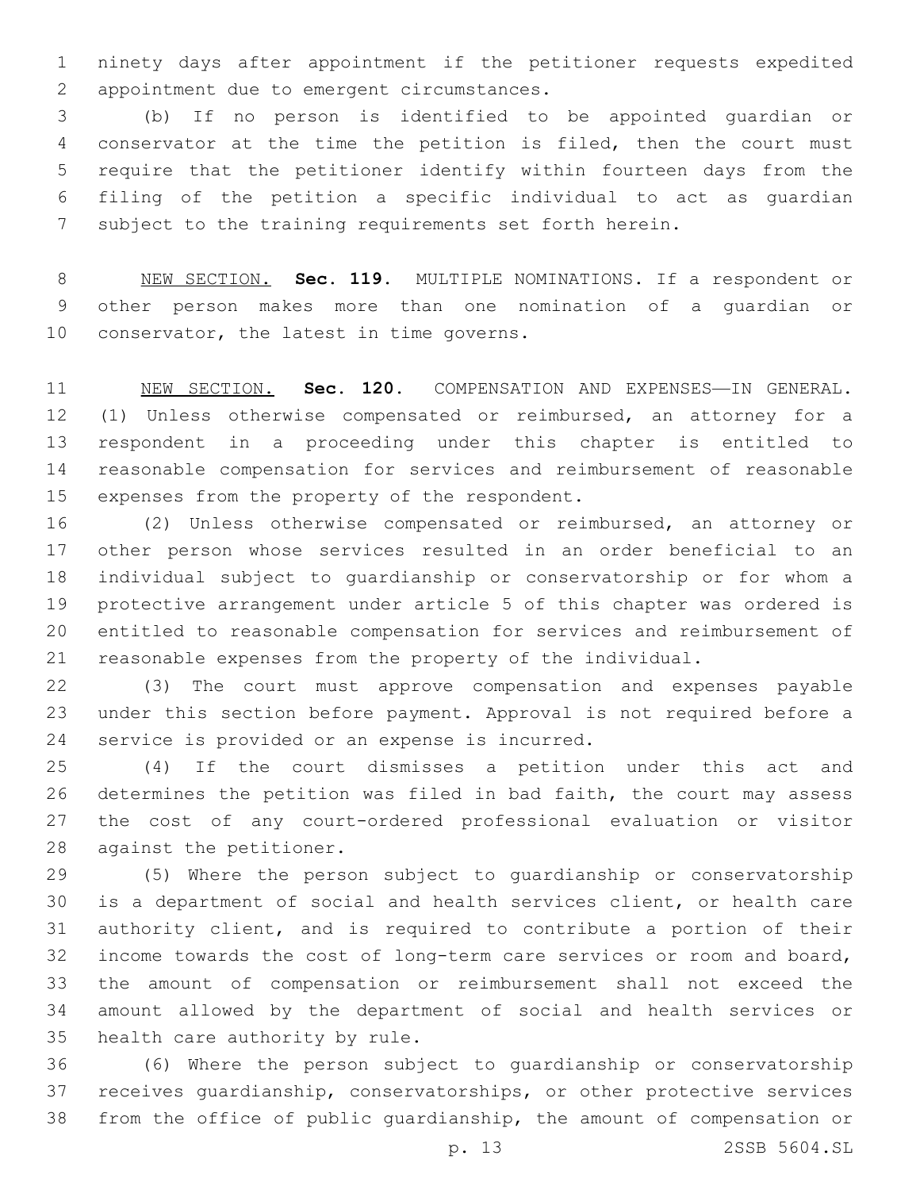ninety days after appointment if the petitioner requests expedited appointment due to emergent circumstances.

(b) If no person is identified to be appointed guardian or conservator at the time the petition is filed, then the court must require that the petitioner identify within fourteen days from the filing of the petition a specific individual to act as guardian subject to the training requirements set forth herein.

NEW SECTION. **Sec. 119.** MULTIPLE NOMINATIONS. If a respondent or other person makes more than one nomination of a guardian or conservator, the latest in time governs.

NEW SECTION. **Sec. 120.** COMPENSATION AND EXPENSES—IN GENERAL. (1) Unless otherwise compensated or reimbursed, an attorney for a respondent in a proceeding under this chapter is entitled to reasonable compensation for services and reimbursement of reasonable expenses from the property of the respondent.

(2) Unless otherwise compensated or reimbursed, an attorney or other person whose services resulted in an order beneficial to an individual subject to guardianship or conservatorship or for whom a protective arrangement under article 5 of this chapter was ordered is entitled to reasonable compensation for services and reimbursement of reasonable expenses from the property of the individual.

(3) The court must approve compensation and expenses payable under this section before payment. Approval is not required before a service is provided or an expense is incurred.

(4) If the court dismisses a petition under this act and determines the petition was filed in bad faith, the court may assess the cost of any court-ordered professional evaluation or visitor against the petitioner.

(5) Where the person subject to guardianship or conservatorship is a department of social and health services client, or health care authority client, and is required to contribute a portion of their income towards the cost of long-term care services or room and board, the amount of compensation or reimbursement shall not exceed the amount allowed by the department of social and health services or health care authority by rule.

(6) Where the person subject to guardianship or conservatorship receives guardianship, conservatorships, or other protective services from the office of public guardianship, the amount of compensation or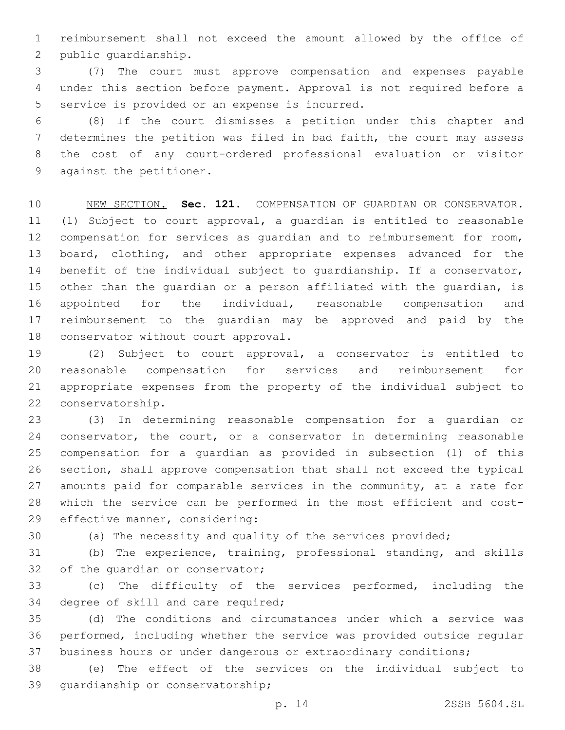reimbursement shall not exceed the amount allowed by the office of public guardianship.

(7) The court must approve compensation and expenses payable under this section before payment. Approval is not required before a service is provided or an expense is incurred.

(8) If the court dismisses a petition under this chapter and determines the petition was filed in bad faith, the court may assess the cost of any court-ordered professional evaluation or visitor against the petitioner.

NEW SECTION. **Sec. 121.** COMPENSATION OF GUARDIAN OR CONSERVATOR. (1) Subject to court approval, a guardian is entitled to reasonable compensation for services as guardian and to reimbursement for room, board, clothing, and other appropriate expenses advanced for the benefit of the individual subject to guardianship. If a conservator, other than the guardian or a person affiliated with the guardian, is appointed for the individual, reasonable compensation and reimbursement to the guardian may be approved and paid by the conservator without court approval.

(2) Subject to court approval, a conservator is entitled to reasonable compensation for services and reimbursement for appropriate expenses from the property of the individual subject to conservatorship.

(3) In determining reasonable compensation for a guardian or conservator, the court, or a conservator in determining reasonable compensation for a guardian as provided in subsection (1) of this section, shall approve compensation that shall not exceed the typical amounts paid for comparable services in the community, at a rate for which the service can be performed in the most efficient and cost-effective manner, considering:

(a) The necessity and quality of the services provided;

(b) The experience, training, professional standing, and skills of the guardian or conservator;

(c) The difficulty of the services performed, including the degree of skill and care required;

(d) The conditions and circumstances under which a service was performed, including whether the service was provided outside regular business hours or under dangerous or extraordinary conditions;

(e) The effect of the services on the individual subject to guardianship or conservatorship;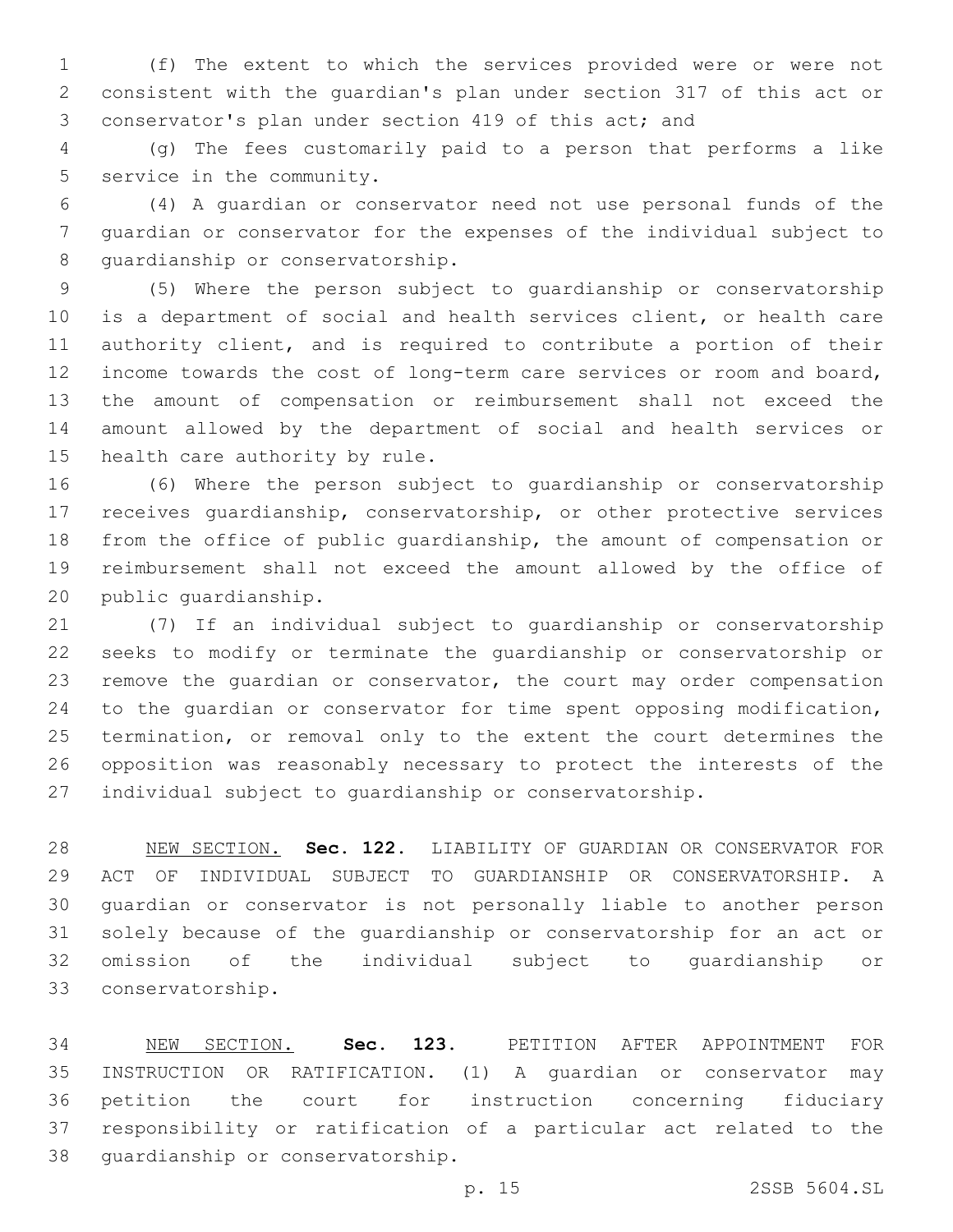(f) The extent to which the services provided were or were not consistent with the guardian's plan under section 317 of this act or conservator's plan under section 419 of this act; and

(g) The fees customarily paid to a person that performs a like service in the community.

(4) A guardian or conservator need not use personal funds of the guardian or conservator for the expenses of the individual subject to guardianship or conservatorship.

(5) Where the person subject to guardianship or conservatorship is a department of social and health services client, or health care authority client, and is required to contribute a portion of their income towards the cost of long-term care services or room and board, the amount of compensation or reimbursement shall not exceed the amount allowed by the department of social and health services or health care authority by rule.

(6) Where the person subject to guardianship or conservatorship receives guardianship, conservatorship, or other protective services from the office of public guardianship, the amount of compensation or reimbursement shall not exceed the amount allowed by the office of public guardianship.

(7) If an individual subject to guardianship or conservatorship seeks to modify or terminate the guardianship or conservatorship or remove the guardian or conservator, the court may order compensation to the guardian or conservator for time spent opposing modification, termination, or removal only to the extent the court determines the opposition was reasonably necessary to protect the interests of the individual subject to guardianship or conservatorship.

NEW SECTION. **Sec. 122.** LIABILITY OF GUARDIAN OR CONSERVATOR FOR ACT OF INDIVIDUAL SUBJECT TO GUARDIANSHIP OR CONSERVATORSHIP. A guardian or conservator is not personally liable to another person solely because of the guardianship or conservatorship for an act or omission of the individual subject to guardianship or conservatorship.

NEW SECTION. **Sec. 123.** PETITION AFTER APPOINTMENT FOR INSTRUCTION OR RATIFICATION. (1) A guardian or conservator may petition the court for instruction concerning fiduciary responsibility or ratification of a particular act related to the guardianship or conservatorship.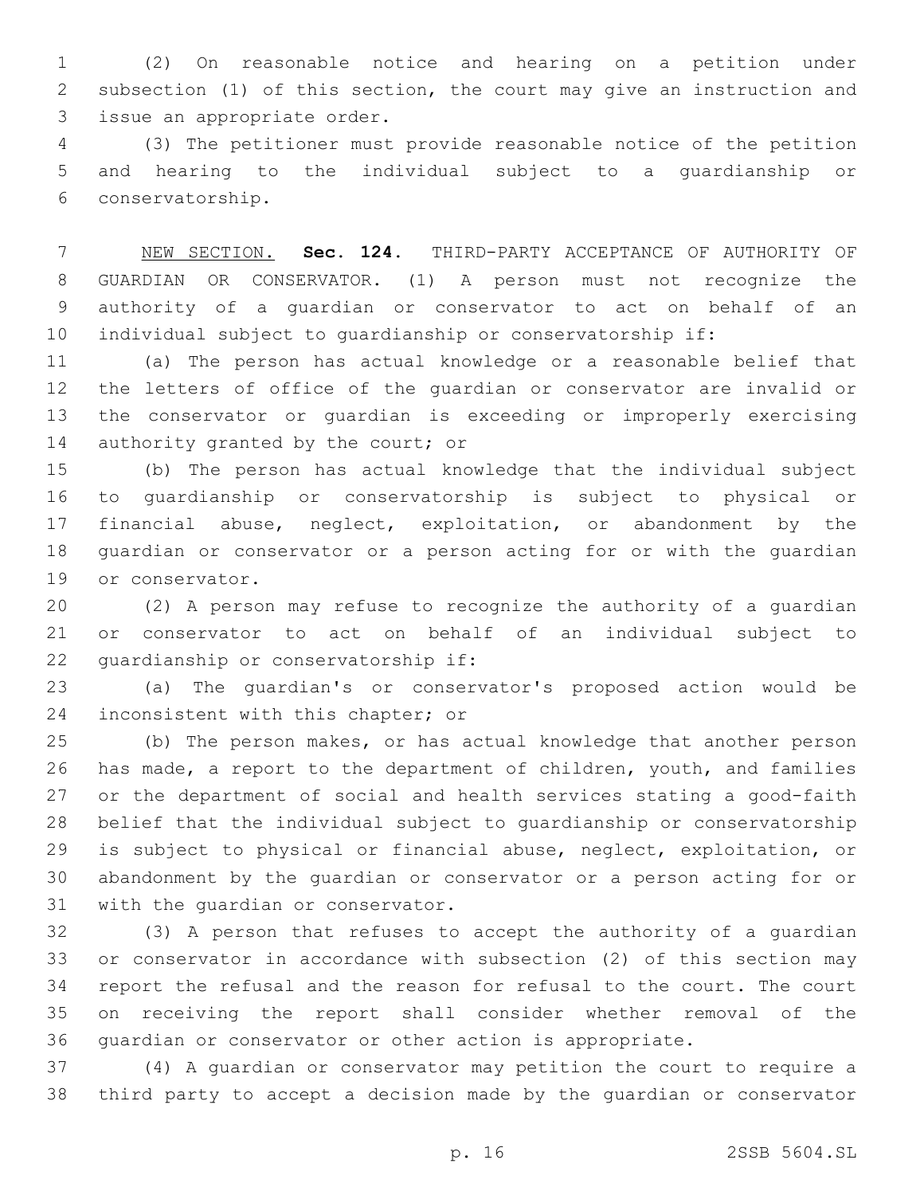(2) On reasonable notice and hearing on a petition under subsection (1) of this section, the court may give an instruction and issue an appropriate order.

(3) The petitioner must provide reasonable notice of the petition and hearing to the individual subject to a guardianship or conservatorship.

NEW SECTION. **Sec. 124.** THIRD-PARTY ACCEPTANCE OF AUTHORITY OF GUARDIAN OR CONSERVATOR. (1) A person must not recognize the authority of a guardian or conservator to act on behalf of an individual subject to guardianship or conservatorship if:

(a) The person has actual knowledge or a reasonable belief that the letters of office of the guardian or conservator are invalid or the conservator or guardian is exceeding or improperly exercising authority granted by the court; or

(b) The person has actual knowledge that the individual subject to guardianship or conservatorship is subject to physical or financial abuse, neglect, exploitation, or abandonment by the guardian or conservator or a person acting for or with the guardian or conservator.

(2) A person may refuse to recognize the authority of a guardian or conservator to act on behalf of an individual subject to guardianship or conservatorship if:

(a) The guardian's or conservator's proposed action would be inconsistent with this chapter; or

(b) The person makes, or has actual knowledge that another person has made, a report to the department of children, youth, and families or the department of social and health services stating a good-faith belief that the individual subject to guardianship or conservatorship is subject to physical or financial abuse, neglect, exploitation, or abandonment by the guardian or conservator or a person acting for or with the guardian or conservator.

(3) A person that refuses to accept the authority of a guardian or conservator in accordance with subsection (2) of this section may report the refusal and the reason for refusal to the court. The court on receiving the report shall consider whether removal of the guardian or conservator or other action is appropriate.

(4) A guardian or conservator may petition the court to require a third party to accept a decision made by the guardian or conservator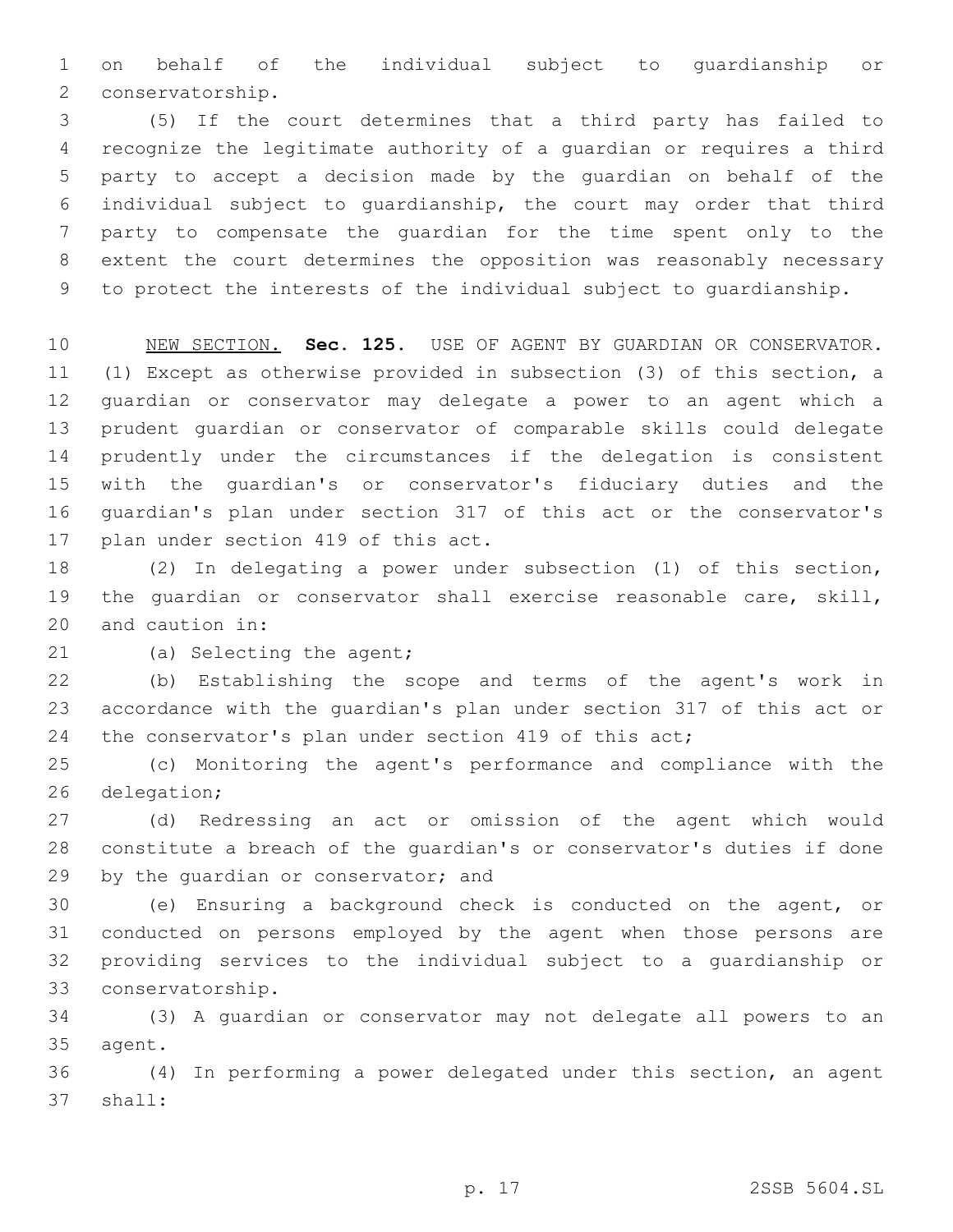on behalf of the individual subject to guardianship or conservatorship.

(5) If the court determines that a third party has failed to recognize the legitimate authority of a guardian or requires a third party to accept a decision made by the guardian on behalf of the individual subject to guardianship, the court may order that third party to compensate the guardian for the time spent only to the extent the court determines the opposition was reasonably necessary to protect the interests of the individual subject to guardianship.

NEW SECTION. **Sec. 125.** USE OF AGENT BY GUARDIAN OR CONSERVATOR. (1) Except as otherwise provided in subsection (3) of this section, a guardian or conservator may delegate a power to an agent which a prudent guardian or conservator of comparable skills could delegate prudently under the circumstances if the delegation is consistent with the guardian's or conservator's fiduciary duties and the guardian's plan under section 317 of this act or the conservator's plan under section 419 of this act.

(2) In delegating a power under subsection (1) of this section, the guardian or conservator shall exercise reasonable care, skill, and caution in:

(a) Selecting the agent;

(b) Establishing the scope and terms of the agent's work in accordance with the guardian's plan under section 317 of this act or the conservator's plan under section 419 of this act;

(c) Monitoring the agent's performance and compliance with the delegation;

(d) Redressing an act or omission of the agent which would constitute a breach of the guardian's or conservator's duties if done by the guardian or conservator; and

(e) Ensuring a background check is conducted on the agent, or conducted on persons employed by the agent when those persons are providing services to the individual subject to a guardianship or conservatorship.

(3) A guardian or conservator may not delegate all powers to an agent.

(4) In performing a power delegated under this section, an agent shall: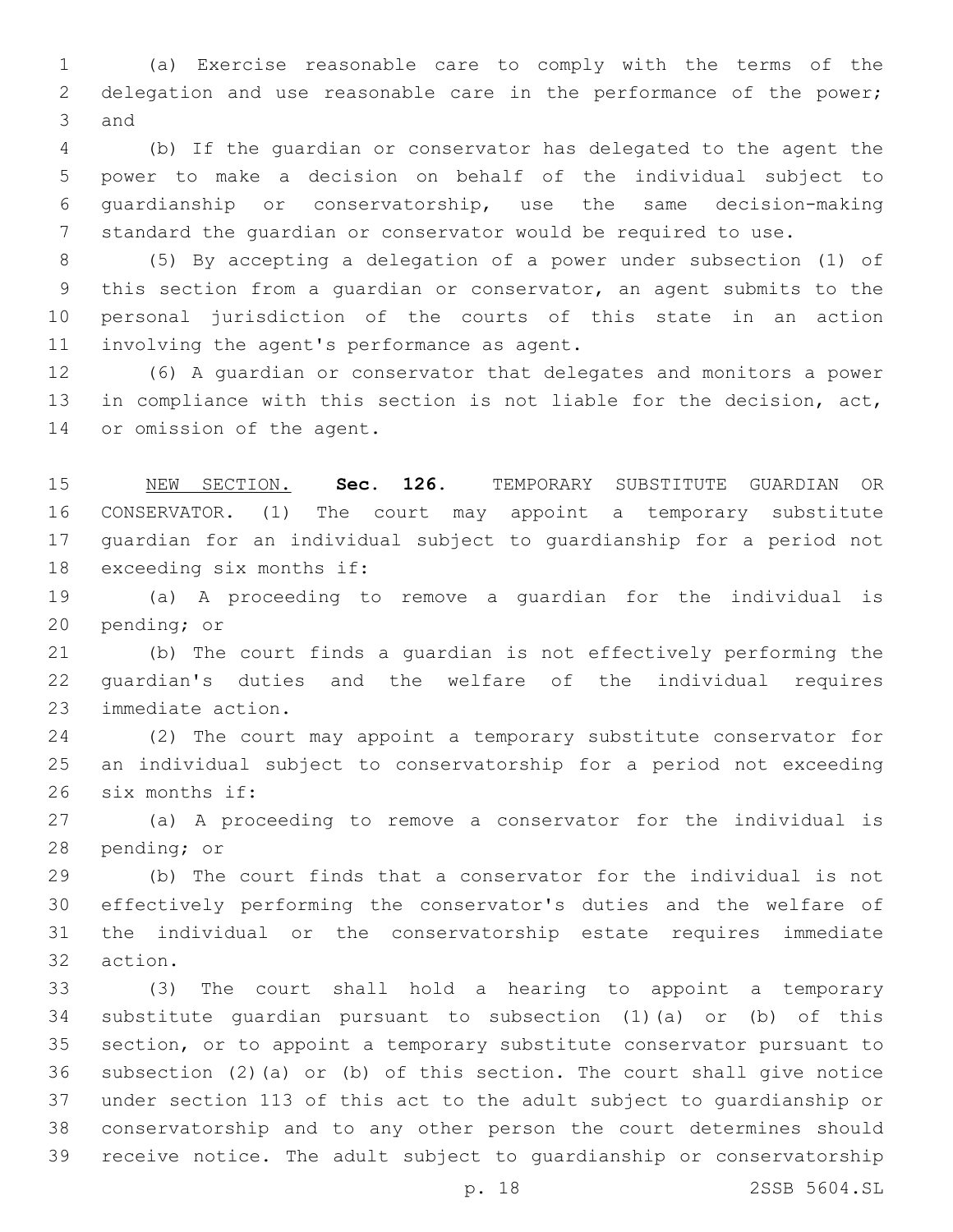(a) Exercise reasonable care to comply with the terms of the delegation and use reasonable care in the performance of the power; and

(b) If the guardian or conservator has delegated to the agent the power to make a decision on behalf of the individual subject to guardianship or conservatorship, use the same decision-making standard the guardian or conservator would be required to use.

(5) By accepting a delegation of a power under subsection (1) of this section from a guardian or conservator, an agent submits to the personal jurisdiction of the courts of this state in an action involving the agent's performance as agent.

(6) A guardian or conservator that delegates and monitors a power in compliance with this section is not liable for the decision, act, or omission of the agent.

NEW SECTION. **Sec. 126.** TEMPORARY SUBSTITUTE GUARDIAN OR CONSERVATOR. (1) The court may appoint a temporary substitute guardian for an individual subject to guardianship for a period not exceeding six months if:

(a) A proceeding to remove a guardian for the individual is pending; or

(b) The court finds a guardian is not effectively performing the guardian's duties and the welfare of the individual requires immediate action.

(2) The court may appoint a temporary substitute conservator for an individual subject to conservatorship for a period not exceeding six months if:

(a) A proceeding to remove a conservator for the individual is pending; or

(b) The court finds that a conservator for the individual is not effectively performing the conservator's duties and the welfare of the individual or the conservatorship estate requires immediate action.

(3) The court shall hold a hearing to appoint a temporary substitute guardian pursuant to subsection (1)(a) or (b) of this section, or to appoint a temporary substitute conservator pursuant to subsection (2)(a) or (b) of this section. The court shall give notice under section 113 of this act to the adult subject to guardianship or conservatorship and to any other person the court determines should receive notice. The adult subject to guardianship or conservatorship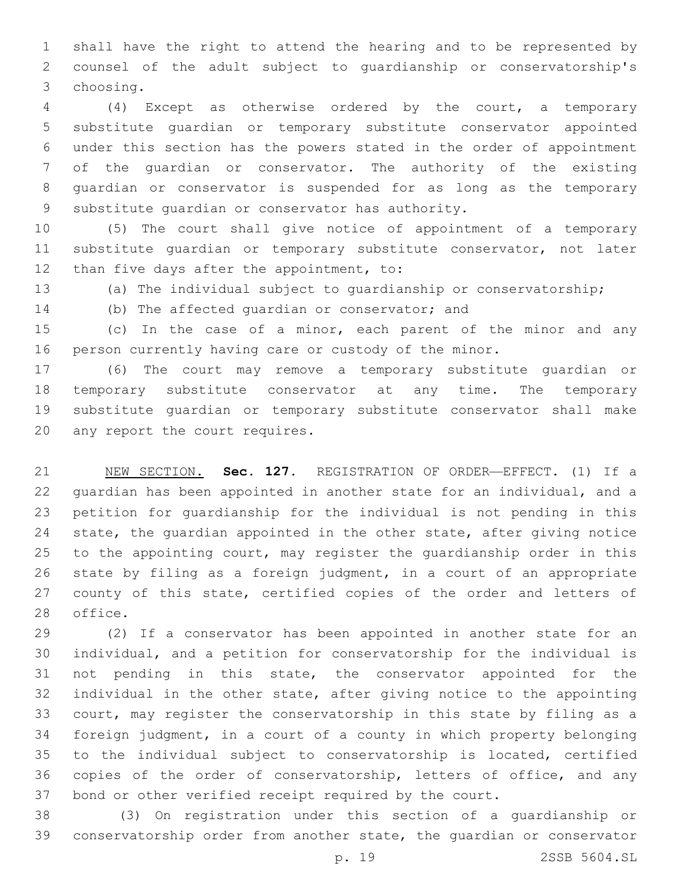shall have the right to attend the hearing and to be represented by counsel of the adult subject to guardianship or conservatorship's choosing.

(4) Except as otherwise ordered by the court, a temporary substitute guardian or temporary substitute conservator appointed under this section has the powers stated in the order of appointment of the guardian or conservator. The authority of the existing guardian or conservator is suspended for as long as the temporary substitute guardian or conservator has authority.

(5) The court shall give notice of appointment of a temporary substitute guardian or temporary substitute conservator, not later than five days after the appointment, to:

(a) The individual subject to guardianship or conservatorship;

(b) The affected guardian or conservator; and

(c) In the case of a minor, each parent of the minor and any person currently having care or custody of the minor.

(6) The court may remove a temporary substitute guardian or temporary substitute conservator at any time. The temporary substitute guardian or temporary substitute conservator shall make any report the court requires.

NEW SECTION. **Sec. 127.** REGISTRATION OF ORDER—EFFECT. (1) If a guardian has been appointed in another state for an individual, and a petition for guardianship for the individual is not pending in this state, the guardian appointed in the other state, after giving notice to the appointing court, may register the guardianship order in this state by filing as a foreign judgment, in a court of an appropriate county of this state, certified copies of the order and letters of office.

(2) If a conservator has been appointed in another state for an individual, and a petition for conservatorship for the individual is not pending in this state, the conservator appointed for the individual in the other state, after giving notice to the appointing court, may register the conservatorship in this state by filing as a foreign judgment, in a court of a county in which property belonging to the individual subject to conservatorship is located, certified copies of the order of conservatorship, letters of office, and any bond or other verified receipt required by the court.

(3) On registration under this section of a guardianship or conservatorship order from another state, the guardian or conservator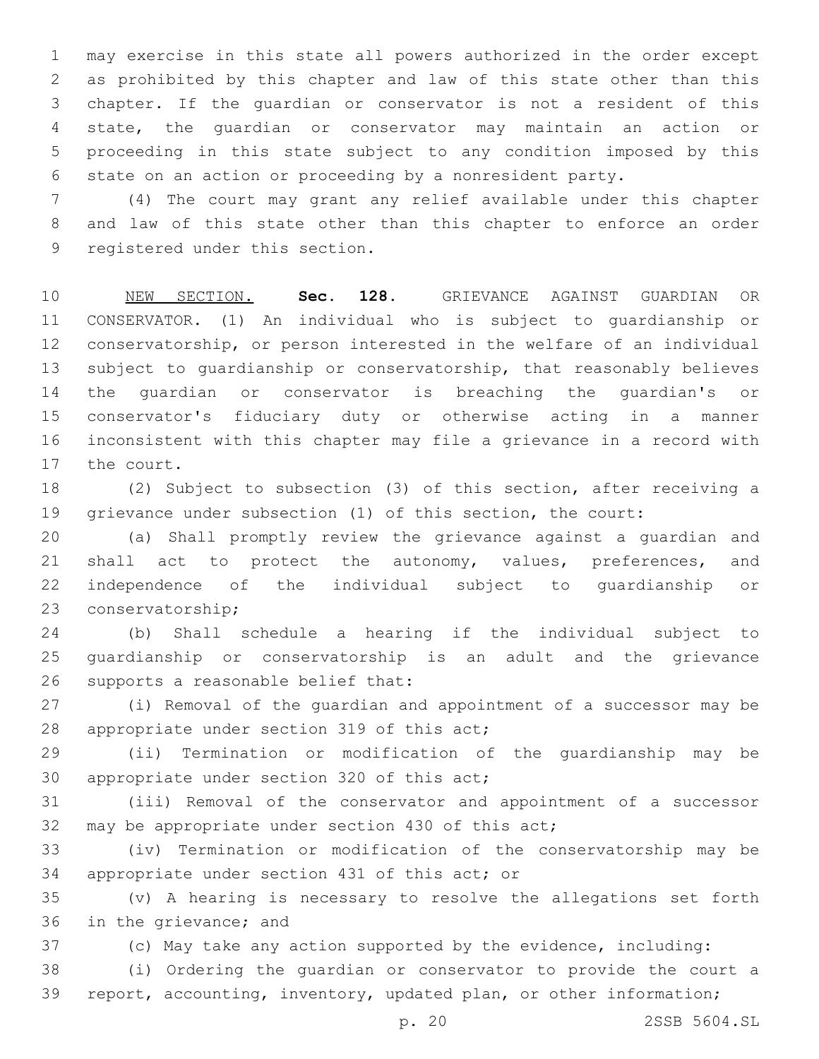may exercise in this state all powers authorized in the order except as prohibited by this chapter and law of this state other than this chapter. If the guardian or conservator is not a resident of this state, the guardian or conservator may maintain an action or proceeding in this state subject to any condition imposed by this state on an action or proceeding by a nonresident party.

(4) The court may grant any relief available under this chapter and law of this state other than this chapter to enforce an order registered under this section.

NEW SECTION. **Sec. 128.** GRIEVANCE AGAINST GUARDIAN OR CONSERVATOR. (1) An individual who is subject to guardianship or conservatorship, or person interested in the welfare of an individual subject to guardianship or conservatorship, that reasonably believes the guardian or conservator is breaching the guardian's or conservator's fiduciary duty or otherwise acting in a manner inconsistent with this chapter may file a grievance in a record with the court.

(2) Subject to subsection (3) of this section, after receiving a grievance under subsection (1) of this section, the court:

(a) Shall promptly review the grievance against a guardian and shall act to protect the autonomy, values, preferences, and independence of the individual subject to guardianship or conservatorship;

(b) Shall schedule a hearing if the individual subject to guardianship or conservatorship is an adult and the grievance supports a reasonable belief that:

(i) Removal of the guardian and appointment of a successor may be appropriate under section 319 of this act;

(ii) Termination or modification of the guardianship may be appropriate under section 320 of this act;

(iii) Removal of the conservator and appointment of a successor may be appropriate under section 430 of this act;

(iv) Termination or modification of the conservatorship may be appropriate under section 431 of this act; or

(v) A hearing is necessary to resolve the allegations set forth in the grievance; and

(c) May take any action supported by the evidence, including:

(i) Ordering the guardian or conservator to provide the court a report, accounting, inventory, updated plan, or other information;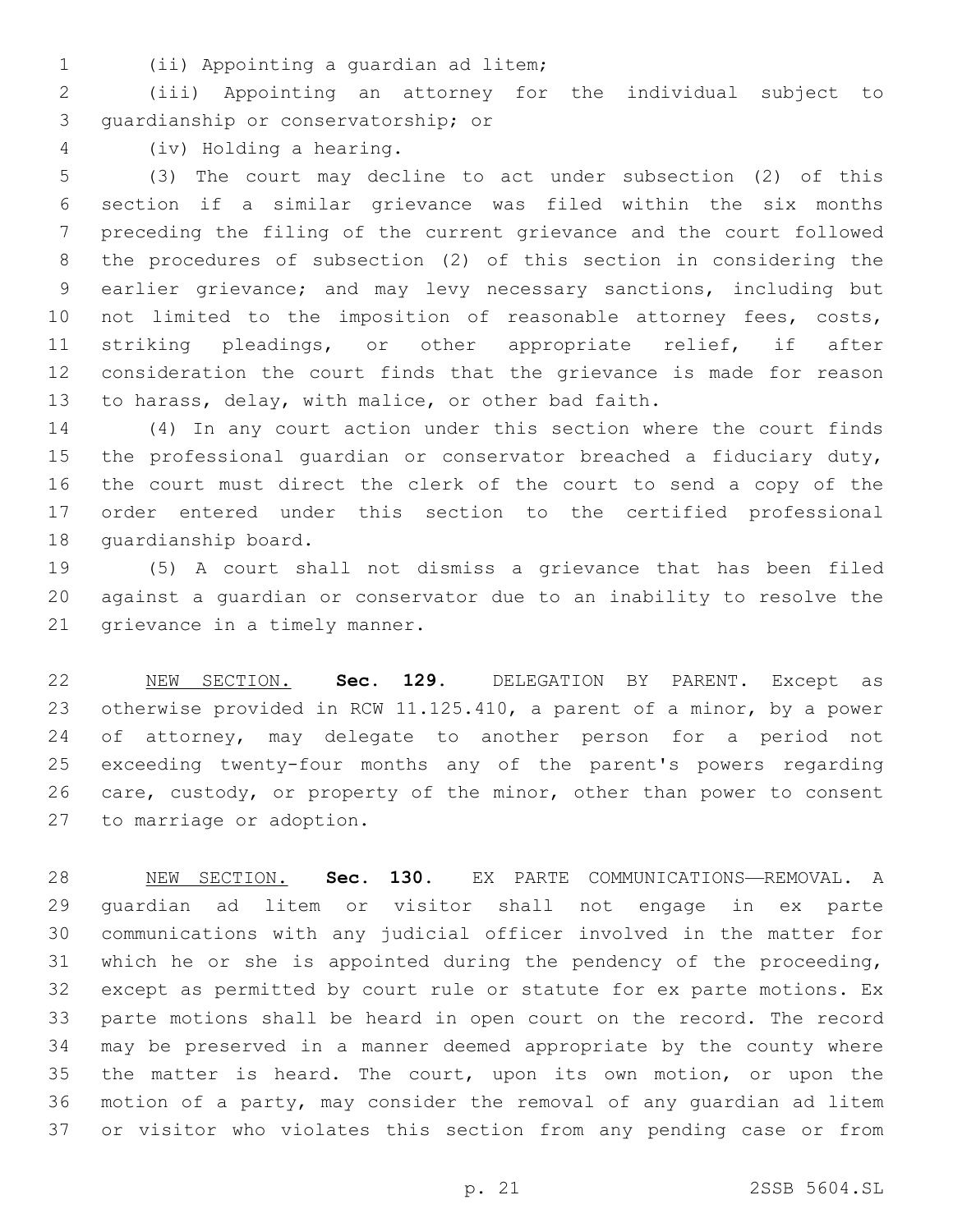(ii) Appointing a guardian ad litem;

(iii) Appointing an attorney for the individual subject to guardianship or conservatorship; or

(iv) Holding a hearing.

(3) The court may decline to act under subsection (2) of this section if a similar grievance was filed within the six months preceding the filing of the current grievance and the court followed the procedures of subsection (2) of this section in considering the earlier grievance; and may levy necessary sanctions, including but not limited to the imposition of reasonable attorney fees, costs, striking pleadings, or other appropriate relief, if after consideration the court finds that the grievance is made for reason to harass, delay, with malice, or other bad faith.

(4) In any court action under this section where the court finds the professional guardian or conservator breached a fiduciary duty, the court must direct the clerk of the court to send a copy of the order entered under this section to the certified professional guardianship board.

(5) A court shall not dismiss a grievance that has been filed against a guardian or conservator due to an inability to resolve the grievance in a timely manner.

NEW SECTION. **Sec. 129.** DELEGATION BY PARENT. Except as otherwise provided in RCW 11.125.410, a parent of a minor, by a power of attorney, may delegate to another person for a period not exceeding twenty-four months any of the parent's powers regarding care, custody, or property of the minor, other than power to consent to marriage or adoption.

NEW SECTION. **Sec. 130.** EX PARTE COMMUNICATIONS—REMOVAL. A guardian ad litem or visitor shall not engage in ex parte communications with any judicial officer involved in the matter for which he or she is appointed during the pendency of the proceeding, except as permitted by court rule or statute for ex parte motions. Ex parte motions shall be heard in open court on the record. The record may be preserved in a manner deemed appropriate by the county where the matter is heard. The court, upon its own motion, or upon the motion of a party, may consider the removal of any guardian ad litem or visitor who violates this section from any pending case or from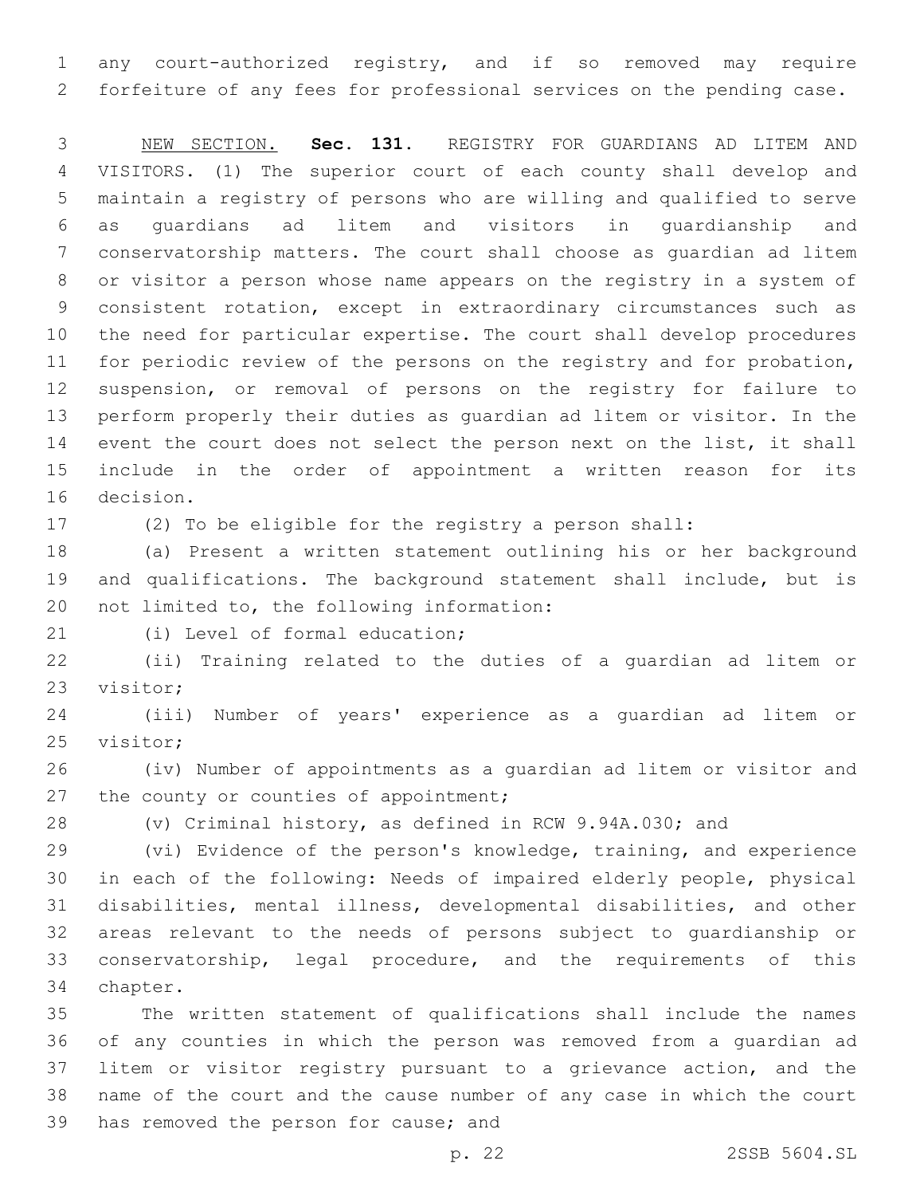any court-authorized registry, and if so removed may require forfeiture of any fees for professional services on the pending case.

NEW SECTION. **Sec. 131.** REGISTRY FOR GUARDIANS AD LITEM AND VISITORS. (1) The superior court of each county shall develop and maintain a registry of persons who are willing and qualified to serve as guardians ad litem and visitors in guardianship and conservatorship matters. The court shall choose as guardian ad litem or visitor a person whose name appears on the registry in a system of consistent rotation, except in extraordinary circumstances such as the need for particular expertise. The court shall develop procedures for periodic review of the persons on the registry and for probation, suspension, or removal of persons on the registry for failure to perform properly their duties as guardian ad litem or visitor. In the event the court does not select the person next on the list, it shall include in the order of appointment a written reason for its decision.

(2) To be eligible for the registry a person shall:

(a) Present a written statement outlining his or her background and qualifications. The background statement shall include, but is not limited to, the following information:

(i) Level of formal education;

(ii) Training related to the duties of a guardian ad litem or visitor;

(iii) Number of years' experience as a guardian ad litem or visitor;

(iv) Number of appointments as a guardian ad litem or visitor and the county or counties of appointment;

(v) Criminal history, as defined in RCW 9.94A.030; and

(vi) Evidence of the person's knowledge, training, and experience in each of the following: Needs of impaired elderly people, physical disabilities, mental illness, developmental disabilities, and other areas relevant to the needs of persons subject to guardianship or conservatorship, legal procedure, and the requirements of this chapter.

The written statement of qualifications shall include the names of any counties in which the person was removed from a guardian ad litem or visitor registry pursuant to a grievance action, and the name of the court and the cause number of any case in which the court has removed the person for cause; and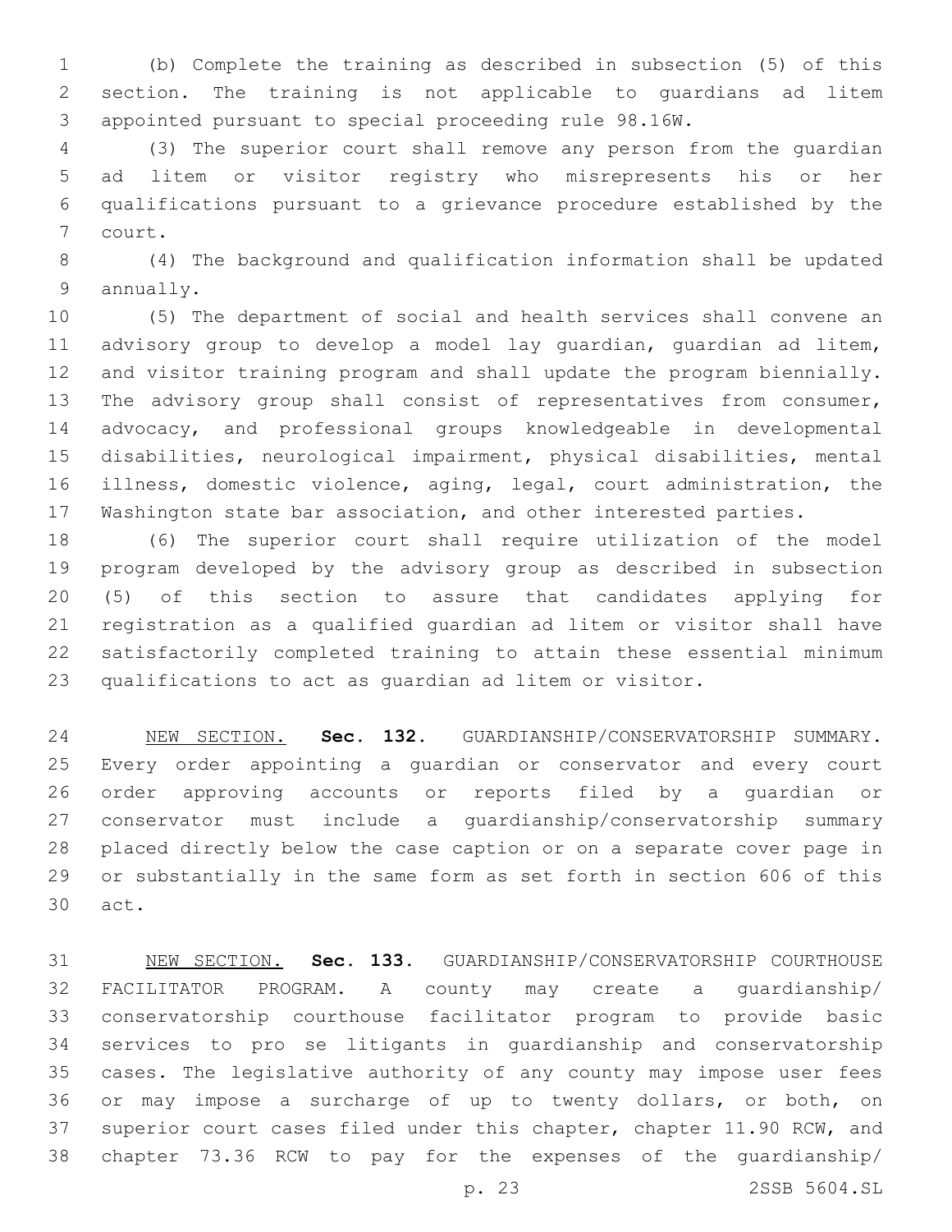(b) Complete the training as described in subsection (5) of this section. The training is not applicable to guardians ad litem appointed pursuant to special proceeding rule 98.16W.

(3) The superior court shall remove any person from the guardian ad litem or visitor registry who misrepresents his or her qualifications pursuant to a grievance procedure established by the court.

(4) The background and qualification information shall be updated annually.

(5) The department of social and health services shall convene an advisory group to develop a model lay guardian, guardian ad litem, and visitor training program and shall update the program biennially. The advisory group shall consist of representatives from consumer, advocacy, and professional groups knowledgeable in developmental disabilities, neurological impairment, physical disabilities, mental illness, domestic violence, aging, legal, court administration, the Washington state bar association, and other interested parties.

(6) The superior court shall require utilization of the model program developed by the advisory group as described in subsection (5) of this section to assure that candidates applying for registration as a qualified guardian ad litem or visitor shall have satisfactorily completed training to attain these essential minimum qualifications to act as guardian ad litem or visitor.

NEW SECTION. **Sec. 132.** GUARDIANSHIP/CONSERVATORSHIP SUMMARY. Every order appointing a guardian or conservator and every court order approving accounts or reports filed by a guardian or conservator must include a guardianship/conservatorship summary placed directly below the case caption or on a separate cover page in or substantially in the same form as set forth in section 606 of this act.

NEW SECTION. **Sec. 133.** GUARDIANSHIP/CONSERVATORSHIP COURTHOUSE FACILITATOR PROGRAM. A county may create a guardianship/conservatorship courthouse facilitator program to provide basic services to pro se litigants in guardianship and conservatorship cases. The legislative authority of any county may impose user fees or may impose a surcharge of up to twenty dollars, or both, on superior court cases filed under this chapter, chapter 11.90 RCW, and chapter 73.36 RCW to pay for the expenses of the guardianship/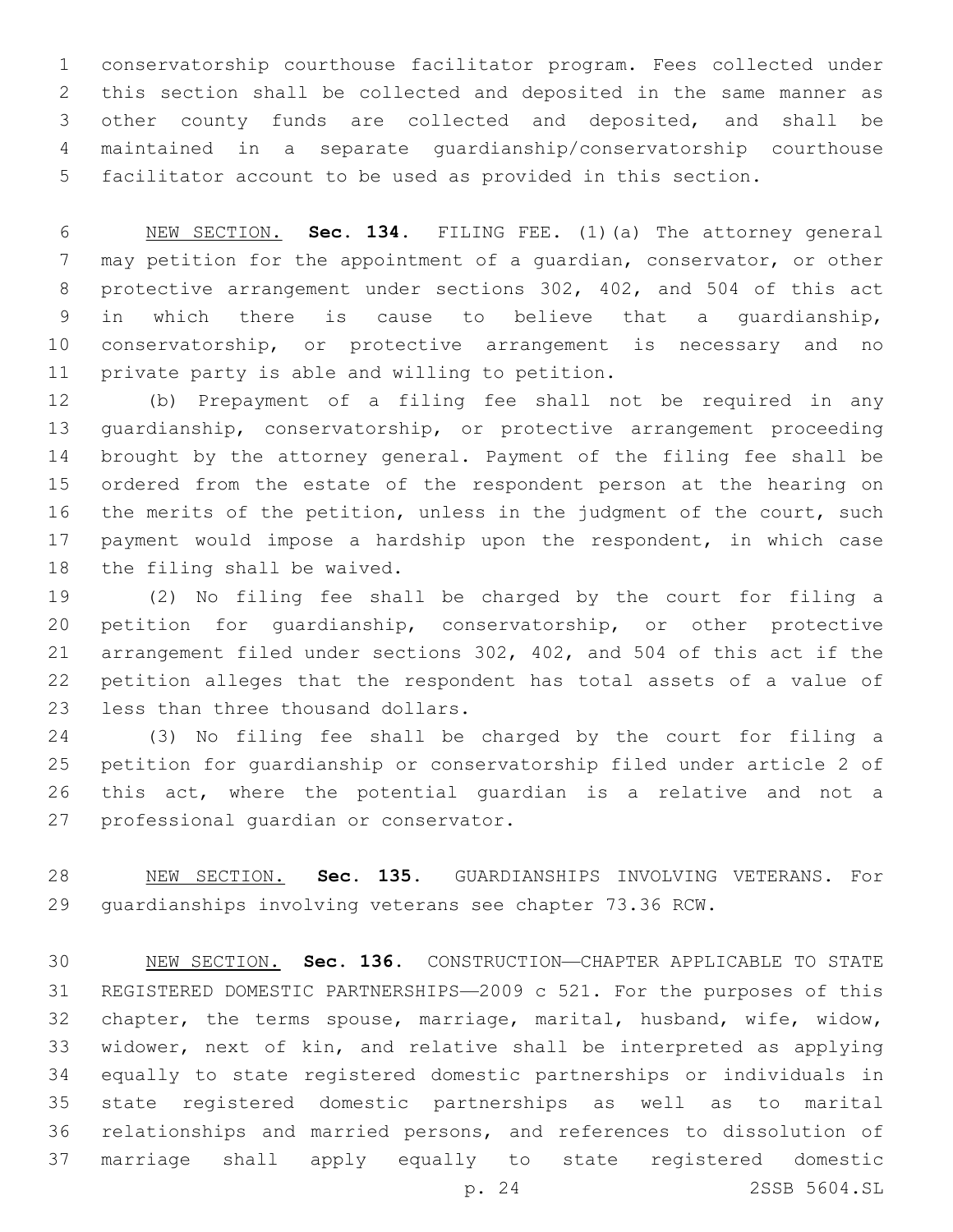conservatorship courthouse facilitator program. Fees collected under this section shall be collected and deposited in the same manner as other county funds are collected and deposited, and shall be maintained in a separate guardianship/conservatorship courthouse facilitator account to be used as provided in this section.

NEW SECTION. **Sec. 134.** FILING FEE. (1)(a) The attorney general may petition for the appointment of a guardian, conservator, or other protective arrangement under sections 302, 402, and 504 of this act in which there is cause to believe that a guardianship, conservatorship, or protective arrangement is necessary and no private party is able and willing to petition.

(b) Prepayment of a filing fee shall not be required in any guardianship, conservatorship, or protective arrangement proceeding brought by the attorney general. Payment of the filing fee shall be ordered from the estate of the respondent person at the hearing on the merits of the petition, unless in the judgment of the court, such payment would impose a hardship upon the respondent, in which case the filing shall be waived.

(2) No filing fee shall be charged by the court for filing a petition for guardianship, conservatorship, or other protective arrangement filed under sections 302, 402, and 504 of this act if the petition alleges that the respondent has total assets of a value of less than three thousand dollars.

(3) No filing fee shall be charged by the court for filing a petition for guardianship or conservatorship filed under article 2 of this act, where the potential guardian is a relative and not a professional guardian or conservator.

NEW SECTION. **Sec. 135.** GUARDIANSHIPS INVOLVING VETERANS. For guardianships involving veterans see chapter 73.36 RCW.

NEW SECTION. **Sec. 136.** CONSTRUCTION—CHAPTER APPLICABLE TO STATE REGISTERED DOMESTIC PARTNERSHIPS—2009 c 521. For the purposes of this chapter, the terms spouse, marriage, marital, husband, wife, widow, widower, next of kin, and relative shall be interpreted as applying equally to state registered domestic partnerships or individuals in state registered domestic partnerships as well as to marital relationships and married persons, and references to dissolution of marriage shall apply equally to state registered domestic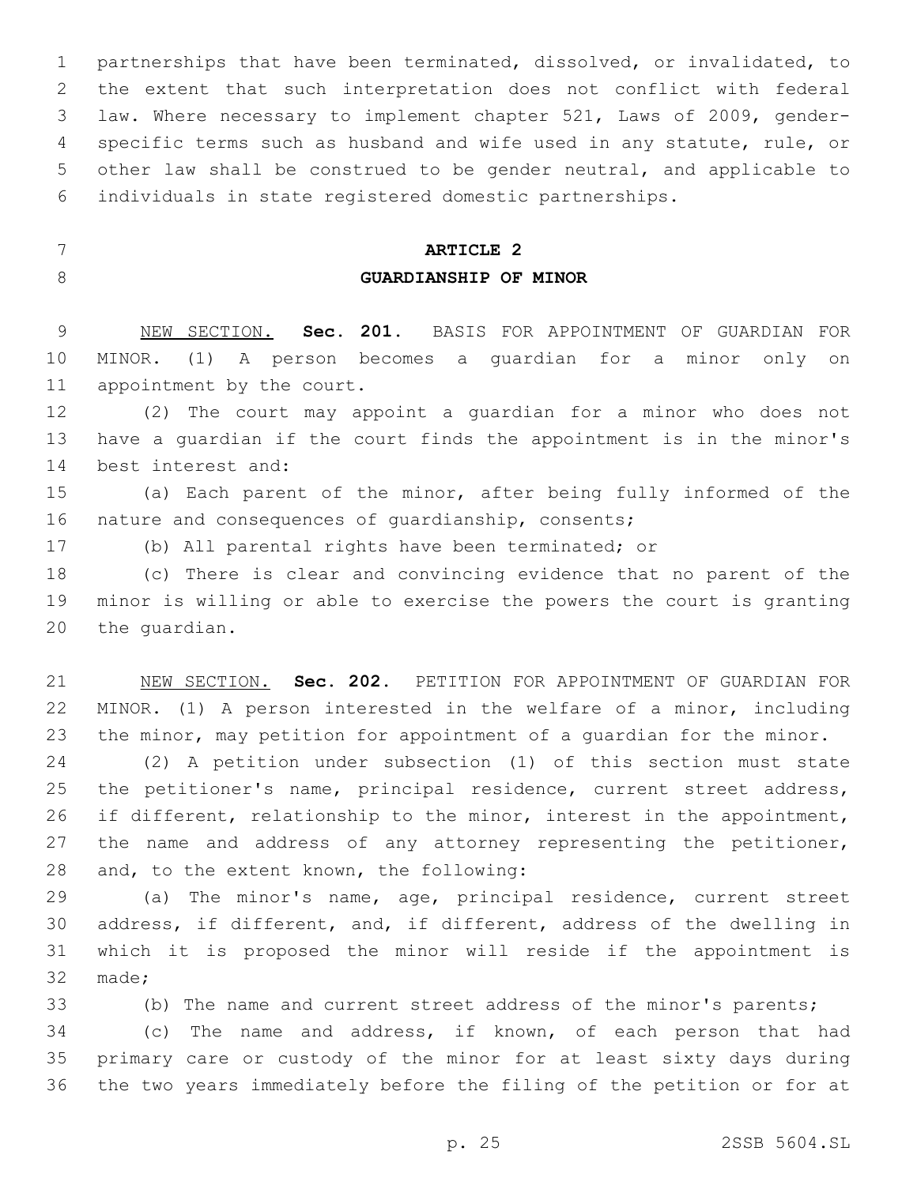partnerships that have been terminated, dissolved, or invalidated, to the extent that such interpretation does not conflict with federal law. Where necessary to implement chapter 521, Laws of 2009, gender-specific terms such as husband and wife used in any statute, rule, or other law shall be construed to be gender neutral, and applicable to individuals in state registered domestic partnerships.

## ARTICLE 2

## GUARDIANSHIP OF MINOR

NEW SECTION. **Sec. 201.** BASIS FOR APPOINTMENT OF GUARDIAN FOR MINOR. (1) A person becomes a guardian for a minor only on appointment by the court.

(2) The court may appoint a guardian for a minor who does not have a guardian if the court finds the appointment is in the minor's best interest and:

(a) Each parent of the minor, after being fully informed of the nature and consequences of guardianship, consents;

(b) All parental rights have been terminated; or

(c) There is clear and convincing evidence that no parent of the minor is willing or able to exercise the powers the court is granting the guardian.

NEW SECTION. **Sec. 202.** PETITION FOR APPOINTMENT OF GUARDIAN FOR MINOR. (1) A person interested in the welfare of a minor, including the minor, may petition for appointment of a guardian for the minor.

(2) A petition under subsection (1) of this section must state the petitioner's name, principal residence, current street address, if different, relationship to the minor, interest in the appointment, the name and address of any attorney representing the petitioner, and, to the extent known, the following:

(a) The minor's name, age, principal residence, current street address, if different, and, if different, address of the dwelling in which it is proposed the minor will reside if the appointment is made;

(b) The name and current street address of the minor's parents;

(c) The name and address, if known, of each person that had primary care or custody of the minor for at least sixty days during the two years immediately before the filing of the petition or for at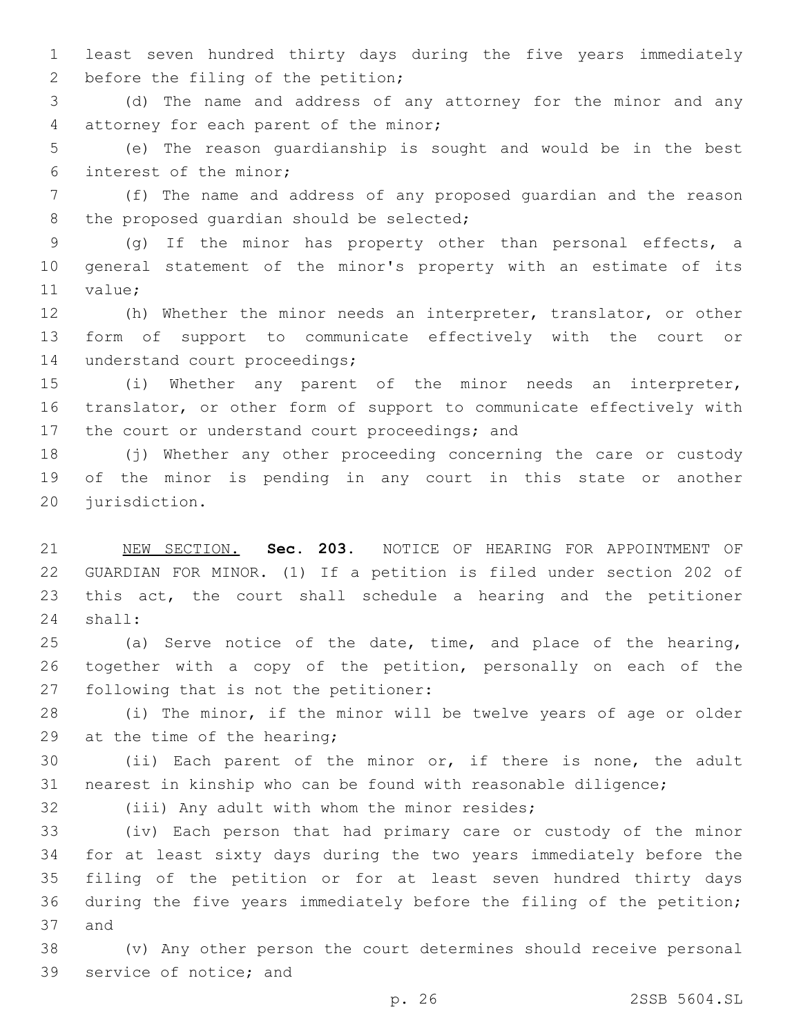least seven hundred thirty days during the five years immediately before the filing of the petition;

(d) The name and address of any attorney for the minor and any attorney for each parent of the minor;

(e) The reason guardianship is sought and would be in the best interest of the minor;

(f) The name and address of any proposed guardian and the reason the proposed guardian should be selected;

(g) If the minor has property other than personal effects, a general statement of the minor's property with an estimate of its value;

(h) Whether the minor needs an interpreter, translator, or other form of support to communicate effectively with the court or understand court proceedings;

(i) Whether any parent of the minor needs an interpreter, translator, or other form of support to communicate effectively with the court or understand court proceedings; and

(j) Whether any other proceeding concerning the care or custody of the minor is pending in any court in this state or another jurisdiction.

NEW SECTION. **Sec. 203.** NOTICE OF HEARING FOR APPOINTMENT OF GUARDIAN FOR MINOR. (1) If a petition is filed under section 202 of this act, the court shall schedule a hearing and the petitioner shall:

(a) Serve notice of the date, time, and place of the hearing, together with a copy of the petition, personally on each of the following that is not the petitioner:

(i) The minor, if the minor will be twelve years of age or older at the time of the hearing;

(ii) Each parent of the minor or, if there is none, the adult nearest in kinship who can be found with reasonable diligence;

(iii) Any adult with whom the minor resides;

(iv) Each person that had primary care or custody of the minor for at least sixty days during the two years immediately before the filing of the petition or for at least seven hundred thirty days during the five years immediately before the filing of the petition; and

(v) Any other person the court determines should receive personal service of notice; and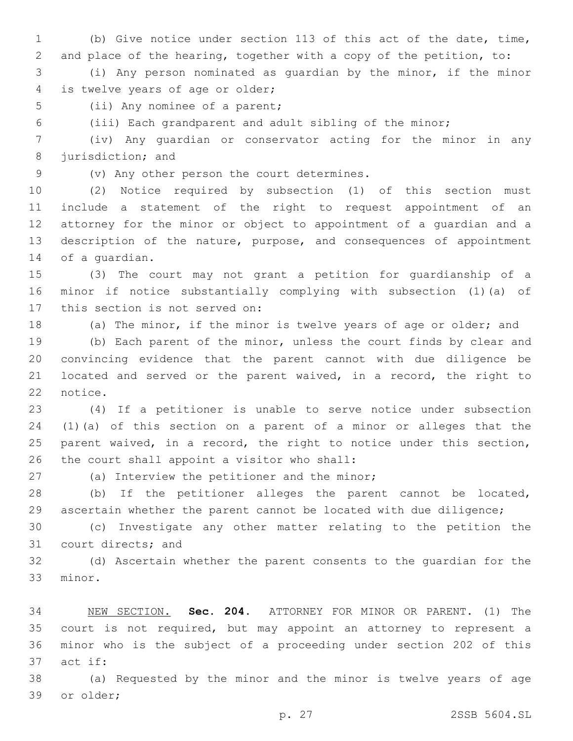(b) Give notice under section 113 of this act of the date, time, and place of the hearing, together with a copy of the petition, to:

(i) Any person nominated as guardian by the minor, if the minor is twelve years of age or older;

(ii) Any nominee of a parent;

(iii) Each grandparent and adult sibling of the minor;

(iv) Any guardian or conservator acting for the minor in any jurisdiction; and

(v) Any other person the court determines.

(2) Notice required by subsection (1) of this section must include a statement of the right to request appointment of an attorney for the minor or object to appointment of a guardian and a description of the nature, purpose, and consequences of appointment of a guardian.

(3) The court may not grant a petition for guardianship of a minor if notice substantially complying with subsection (1)(a) of this section is not served on:

(a) The minor, if the minor is twelve years of age or older; and

(b) Each parent of the minor, unless the court finds by clear and convincing evidence that the parent cannot with due diligence be located and served or the parent waived, in a record, the right to notice.

(4) If a petitioner is unable to serve notice under subsection (1)(a) of this section on a parent of a minor or alleges that the parent waived, in a record, the right to notice under this section, the court shall appoint a visitor who shall:

(a) Interview the petitioner and the minor;

(b) If the petitioner alleges the parent cannot be located, ascertain whether the parent cannot be located with due diligence;

(c) Investigate any other matter relating to the petition the court directs; and

(d) Ascertain whether the parent consents to the guardian for the minor.

NEW SECTION. **Sec. 204.** ATTORNEY FOR MINOR OR PARENT. (1) The court is not required, but may appoint an attorney to represent a minor who is the subject of a proceeding under section 202 of this act if:

(a) Requested by the minor and the minor is twelve years of age or older;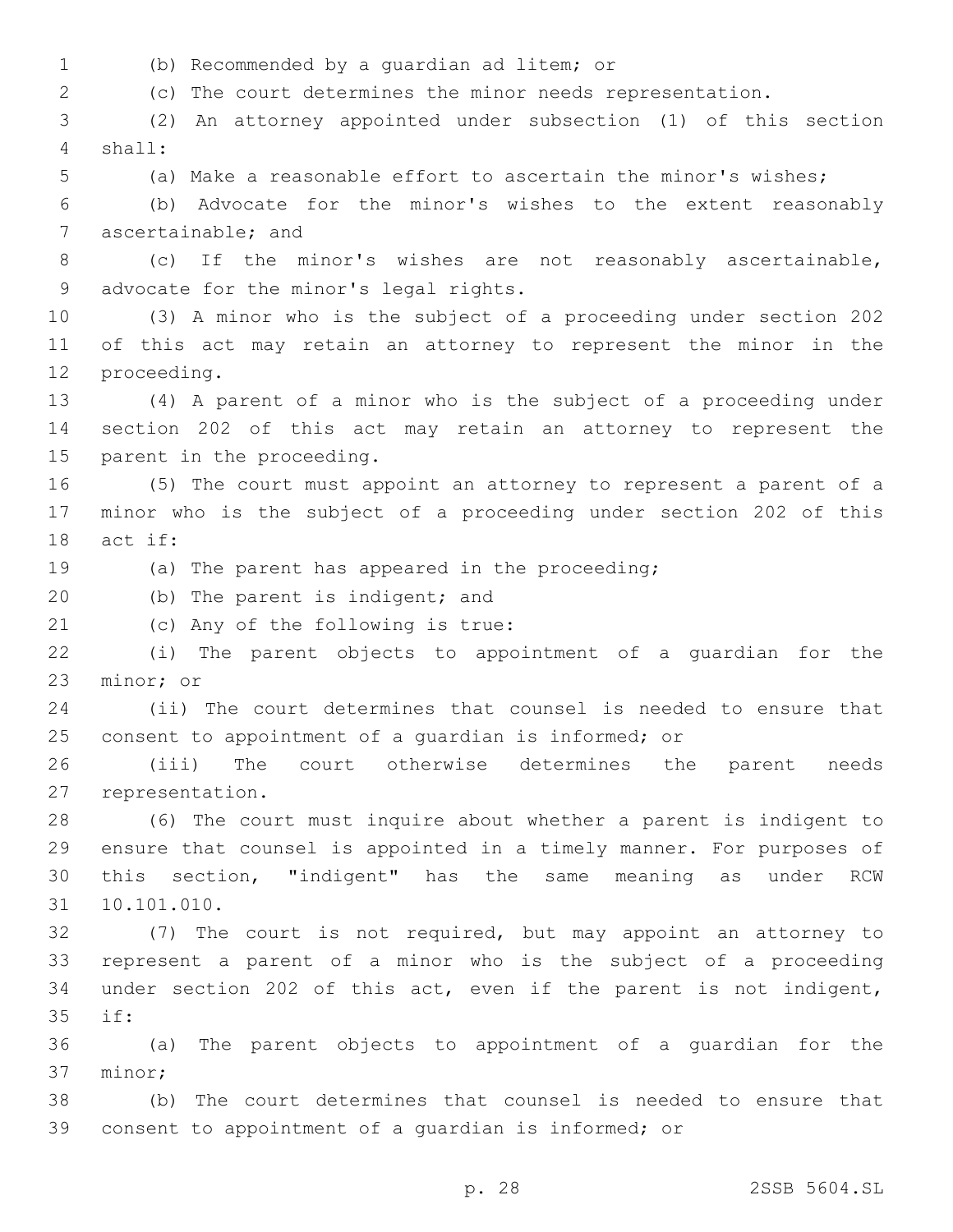(b) Recommended by a guardian ad litem; or

(c) The court determines the minor needs representation.

(2) An attorney appointed under subsection (1) of this section shall:

(a) Make a reasonable effort to ascertain the minor's wishes;

(b) Advocate for the minor's wishes to the extent reasonably ascertainable; and

(c) If the minor's wishes are not reasonably ascertainable, advocate for the minor's legal rights.

(3) A minor who is the subject of a proceeding under section 202 of this act may retain an attorney to represent the minor in the proceeding.

(4) A parent of a minor who is the subject of a proceeding under section 202 of this act may retain an attorney to represent the parent in the proceeding.

(5) The court must appoint an attorney to represent a parent of a minor who is the subject of a proceeding under section 202 of this act if:

(a) The parent has appeared in the proceeding;

(b) The parent is indigent; and

(c) Any of the following is true:

(i) The parent objects to appointment of a guardian for the minor; or

(ii) The court determines that counsel is needed to ensure that consent to appointment of a guardian is informed; or

(iii) The court otherwise determines the parent needs representation.

(6) The court must inquire about whether a parent is indigent to ensure that counsel is appointed in a timely manner. For purposes of this section, "indigent" has the same meaning as under RCW 10.101.010.

(7) The court is not required, but may appoint an attorney to represent a parent of a minor who is the subject of a proceeding under section 202 of this act, even if the parent is not indigent, if:

(a) The parent objects to appointment of a guardian for the minor;

(b) The court determines that counsel is needed to ensure that consent to appointment of a guardian is informed; or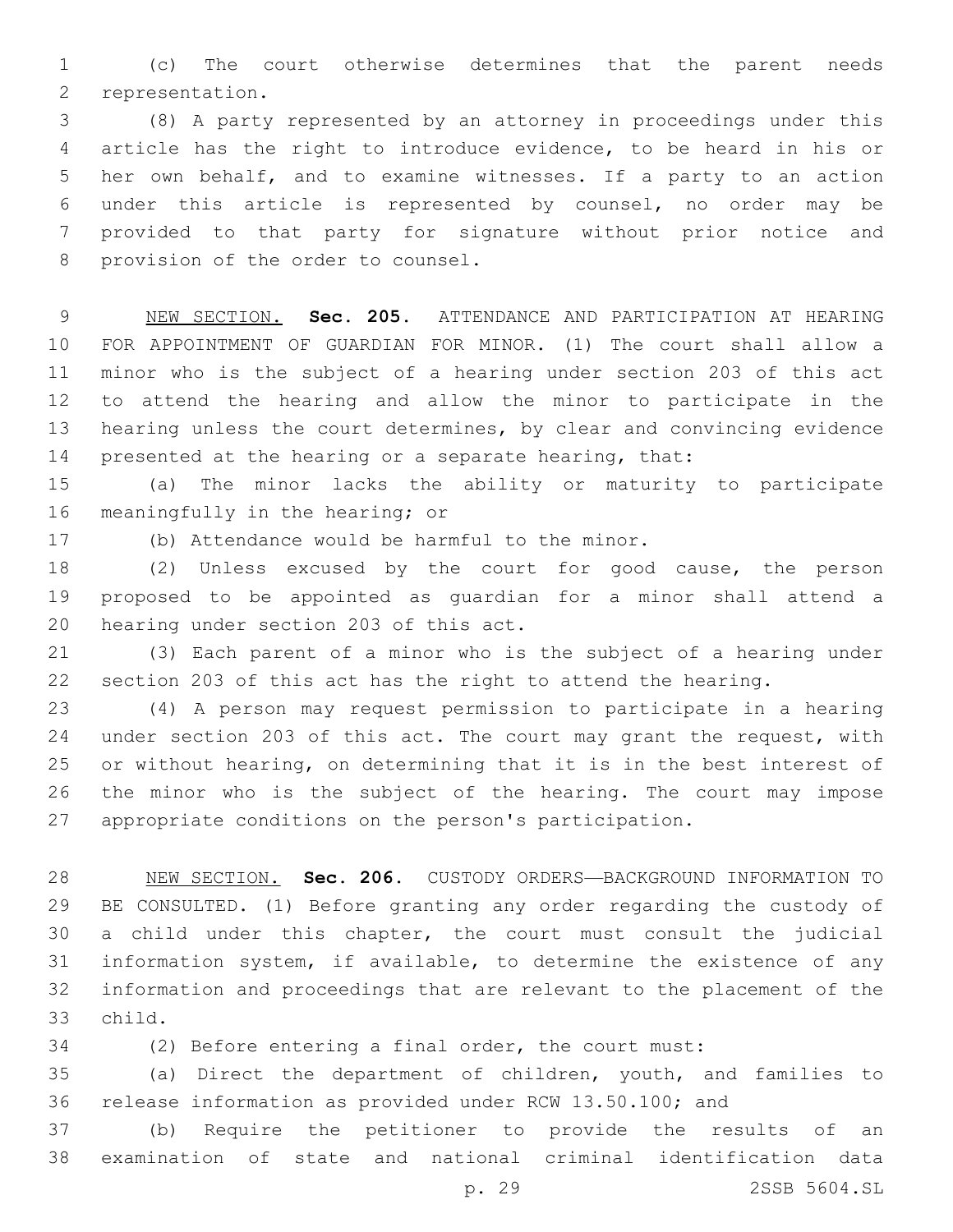(c) The court otherwise determines that the parent needs representation.

(8) A party represented by an attorney in proceedings under this article has the right to introduce evidence, to be heard in his or her own behalf, and to examine witnesses. If a party to an action under this article is represented by counsel, no order may be provided to that party for signature without prior notice and provision of the order to counsel.

NEW SECTION. **Sec. 205.** ATTENDANCE AND PARTICIPATION AT HEARING FOR APPOINTMENT OF GUARDIAN FOR MINOR. (1) The court shall allow a minor who is the subject of a hearing under section 203 of this act to attend the hearing and allow the minor to participate in the hearing unless the court determines, by clear and convincing evidence presented at the hearing or a separate hearing, that:

(a) The minor lacks the ability or maturity to participate meaningfully in the hearing; or

(b) Attendance would be harmful to the minor.

(2) Unless excused by the court for good cause, the person proposed to be appointed as guardian for a minor shall attend a hearing under section 203 of this act.

(3) Each parent of a minor who is the subject of a hearing under section 203 of this act has the right to attend the hearing.

(4) A person may request permission to participate in a hearing under section 203 of this act. The court may grant the request, with or without hearing, on determining that it is in the best interest of the minor who is the subject of the hearing. The court may impose appropriate conditions on the person's participation.

NEW SECTION. **Sec. 206.** CUSTODY ORDERS—BACKGROUND INFORMATION TO BE CONSULTED. (1) Before granting any order regarding the custody of a child under this chapter, the court must consult the judicial information system, if available, to determine the existence of any information and proceedings that are relevant to the placement of the child.

(2) Before entering a final order, the court must:

(a) Direct the department of children, youth, and families to release information as provided under RCW 13.50.100; and

(b) Require the petitioner to provide the results of an examination of state and national criminal identification data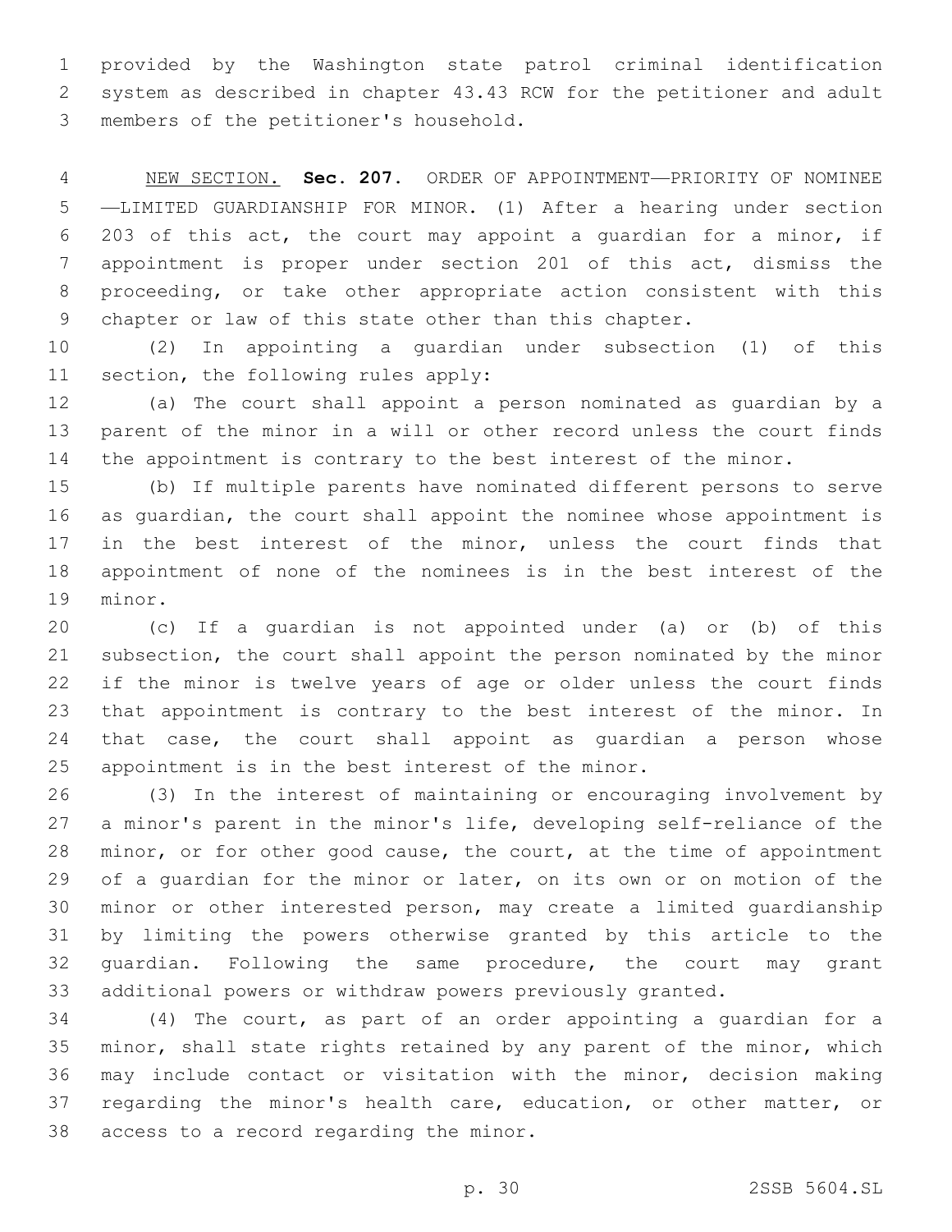provided by the Washington state patrol criminal identification system as described in chapter 43.43 RCW for the petitioner and adult members of the petitioner's household.

NEW SECTION. **Sec. 207.** ORDER OF APPOINTMENT—PRIORITY OF NOMINEE—LIMITED GUARDIANSHIP FOR MINOR. (1) After a hearing under section 203 of this act, the court may appoint a guardian for a minor, if appointment is proper under section 201 of this act, dismiss the proceeding, or take other appropriate action consistent with this chapter or law of this state other than this chapter.

(2) In appointing a guardian under subsection (1) of this section, the following rules apply:

(a) The court shall appoint a person nominated as guardian by a parent of the minor in a will or other record unless the court finds the appointment is contrary to the best interest of the minor.

(b) If multiple parents have nominated different persons to serve as guardian, the court shall appoint the nominee whose appointment is in the best interest of the minor, unless the court finds that appointment of none of the nominees is in the best interest of the minor.

(c) If a guardian is not appointed under (a) or (b) of this subsection, the court shall appoint the person nominated by the minor if the minor is twelve years of age or older unless the court finds that appointment is contrary to the best interest of the minor. In that case, the court shall appoint as guardian a person whose appointment is in the best interest of the minor.

(3) In the interest of maintaining or encouraging involvement by a minor's parent in the minor's life, developing self-reliance of the minor, or for other good cause, the court, at the time of appointment of a guardian for the minor or later, on its own or on motion of the minor or other interested person, may create a limited guardianship by limiting the powers otherwise granted by this article to the guardian. Following the same procedure, the court may grant additional powers or withdraw powers previously granted.

(4) The court, as part of an order appointing a guardian for a minor, shall state rights retained by any parent of the minor, which may include contact or visitation with the minor, decision making regarding the minor's health care, education, or other matter, or access to a record regarding the minor.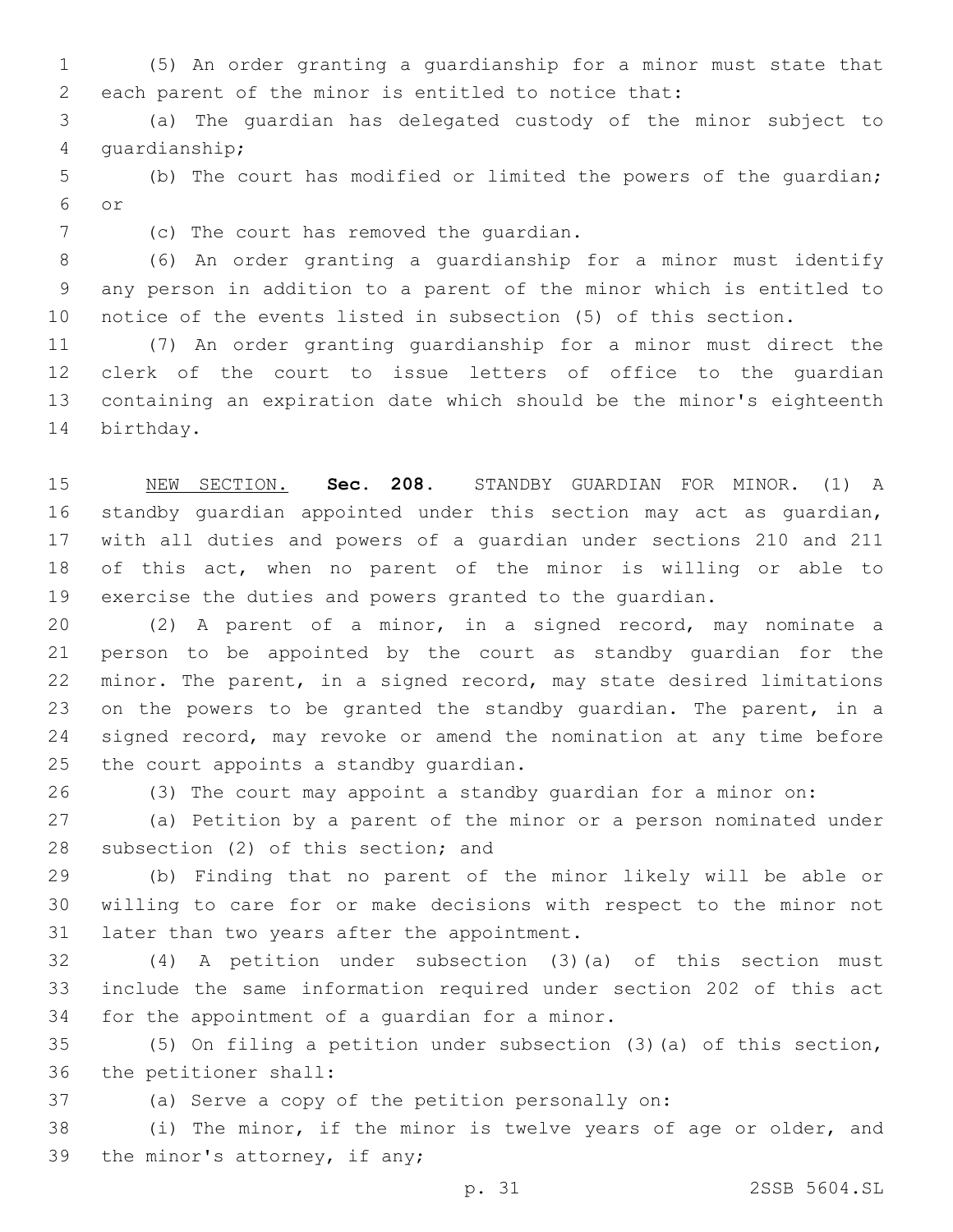(5) An order granting a guardianship for a minor must state that each parent of the minor is entitled to notice that:

(a) The guardian has delegated custody of the minor subject to guardianship;

(b) The court has modified or limited the powers of the guardian; or

(c) The court has removed the guardian.

(6) An order granting a guardianship for a minor must identify any person in addition to a parent of the minor which is entitled to notice of the events listed in subsection (5) of this section.

(7) An order granting guardianship for a minor must direct the clerk of the court to issue letters of office to the guardian containing an expiration date which should be the minor's eighteenth birthday.

NEW SECTION. **Sec. 208.** STANDBY GUARDIAN FOR MINOR. (1) A standby guardian appointed under this section may act as guardian, with all duties and powers of a guardian under sections 210 and 211 of this act, when no parent of the minor is willing or able to exercise the duties and powers granted to the guardian.

(2) A parent of a minor, in a signed record, may nominate a person to be appointed by the court as standby guardian for the minor. The parent, in a signed record, may state desired limitations on the powers to be granted the standby guardian. The parent, in a signed record, may revoke or amend the nomination at any time before the court appoints a standby guardian.

(3) The court may appoint a standby guardian for a minor on:

(a) Petition by a parent of the minor or a person nominated under subsection (2) of this section; and

(b) Finding that no parent of the minor likely will be able or willing to care for or make decisions with respect to the minor not later than two years after the appointment.

(4) A petition under subsection (3)(a) of this section must include the same information required under section 202 of this act for the appointment of a guardian for a minor.

(5) On filing a petition under subsection (3)(a) of this section, the petitioner shall:

(a) Serve a copy of the petition personally on:

(i) The minor, if the minor is twelve years of age or older, and the minor's attorney, if any;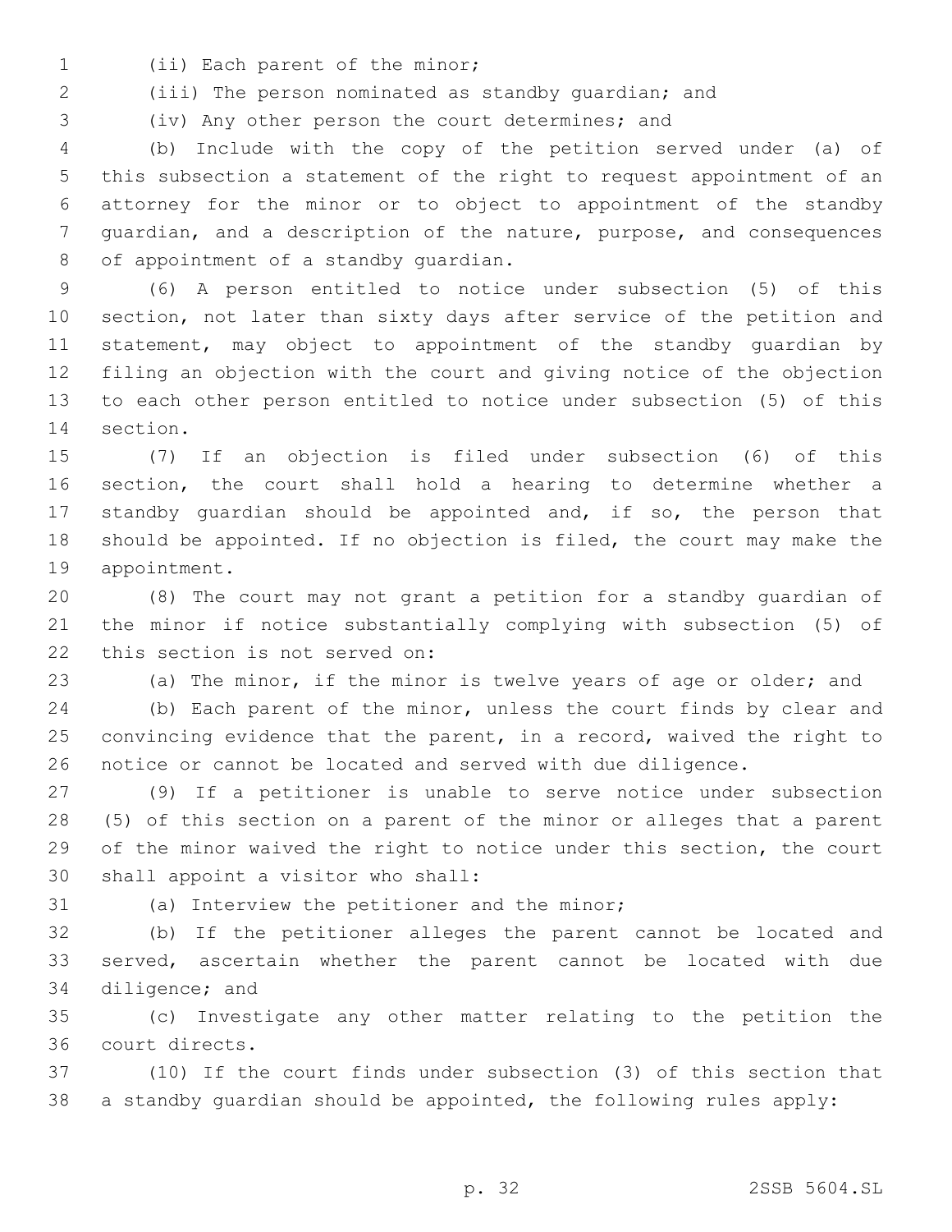(ii) Each parent of the minor;

(iii) The person nominated as standby guardian; and

(iv) Any other person the court determines; and

(b) Include with the copy of the petition served under (a) of this subsection a statement of the right to request appointment of an attorney for the minor or to object to appointment of the standby guardian, and a description of the nature, purpose, and consequences of appointment of a standby guardian.

(6) A person entitled to notice under subsection (5) of this section, not later than sixty days after service of the petition and statement, may object to appointment of the standby guardian by filing an objection with the court and giving notice of the objection to each other person entitled to notice under subsection (5) of this section.

(7) If an objection is filed under subsection (6) of this section, the court shall hold a hearing to determine whether a standby guardian should be appointed and, if so, the person that should be appointed. If no objection is filed, the court may make the appointment.

(8) The court may not grant a petition for a standby guardian of the minor if notice substantially complying with subsection (5) of this section is not served on:

(a) The minor, if the minor is twelve years of age or older; and

(b) Each parent of the minor, unless the court finds by clear and convincing evidence that the parent, in a record, waived the right to notice or cannot be located and served with due diligence.

(9) If a petitioner is unable to serve notice under subsection (5) of this section on a parent of the minor or alleges that a parent of the minor waived the right to notice under this section, the court shall appoint a visitor who shall:

(a) Interview the petitioner and the minor;

(b) If the petitioner alleges the parent cannot be located and served, ascertain whether the parent cannot be located with due diligence; and

(c) Investigate any other matter relating to the petition the court directs.

(10) If the court finds under subsection (3) of this section that a standby guardian should be appointed, the following rules apply: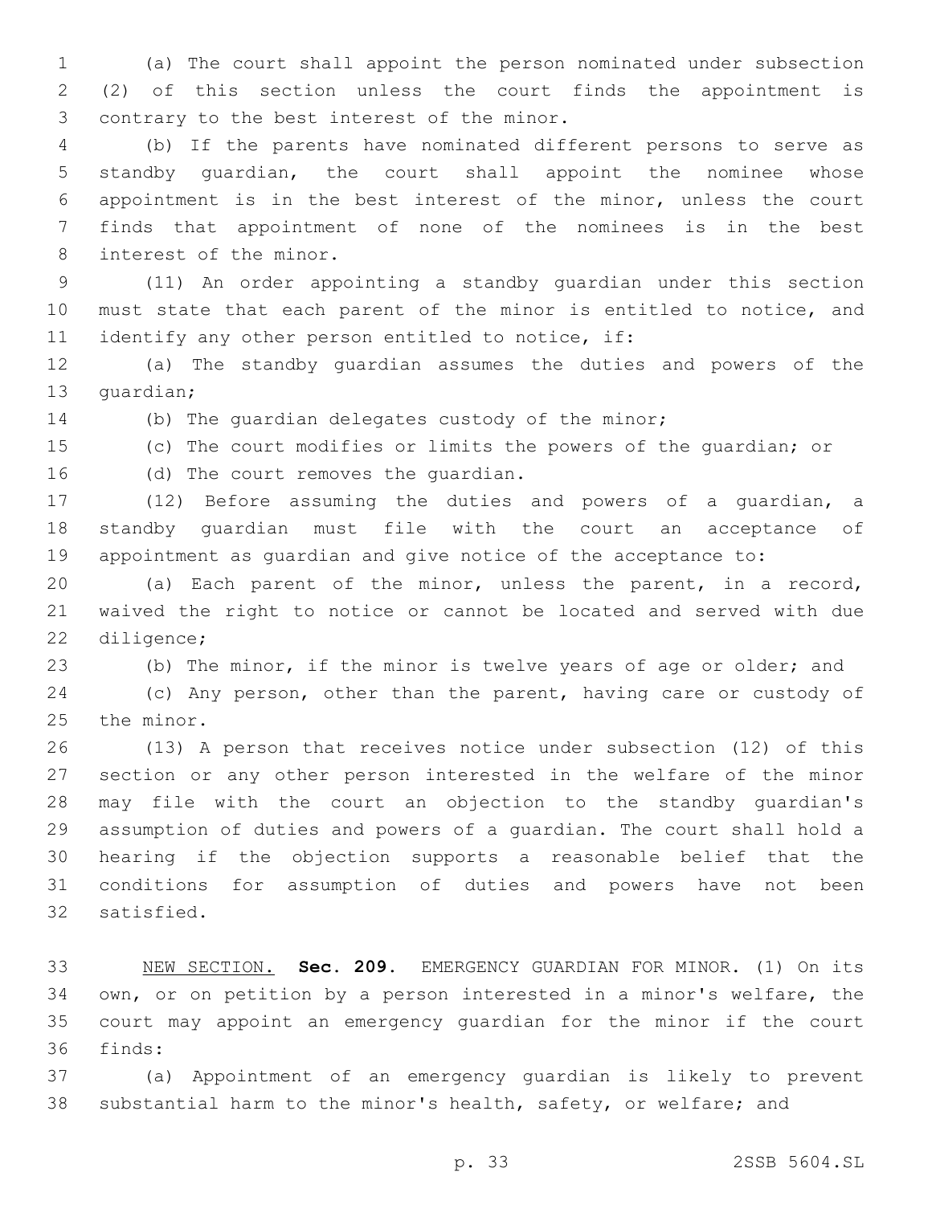(a) The court shall appoint the person nominated under subsection (2) of this section unless the court finds the appointment is contrary to the best interest of the minor.

(b) If the parents have nominated different persons to serve as standby guardian, the court shall appoint the nominee whose appointment is in the best interest of the minor, unless the court finds that appointment of none of the nominees is in the best interest of the minor.

(11) An order appointing a standby guardian under this section must state that each parent of the minor is entitled to notice, and identify any other person entitled to notice, if:

(a) The standby guardian assumes the duties and powers of the guardian;

(b) The guardian delegates custody of the minor;

(c) The court modifies or limits the powers of the guardian; or

(d) The court removes the guardian.

(12) Before assuming the duties and powers of a guardian, a standby guardian must file with the court an acceptance of appointment as guardian and give notice of the acceptance to:

(a) Each parent of the minor, unless the parent, in a record, waived the right to notice or cannot be located and served with due diligence;

(b) The minor, if the minor is twelve years of age or older; and

(c) Any person, other than the parent, having care or custody of the minor.

(13) A person that receives notice under subsection (12) of this section or any other person interested in the welfare of the minor may file with the court an objection to the standby guardian's assumption of duties and powers of a guardian. The court shall hold a hearing if the objection supports a reasonable belief that the conditions for assumption of duties and powers have not been satisfied.

NEW SECTION. **Sec. 209.** EMERGENCY GUARDIAN FOR MINOR. (1) On its own, or on petition by a person interested in a minor's welfare, the court may appoint an emergency guardian for the minor if the court finds:

(a) Appointment of an emergency guardian is likely to prevent substantial harm to the minor's health, safety, or welfare; and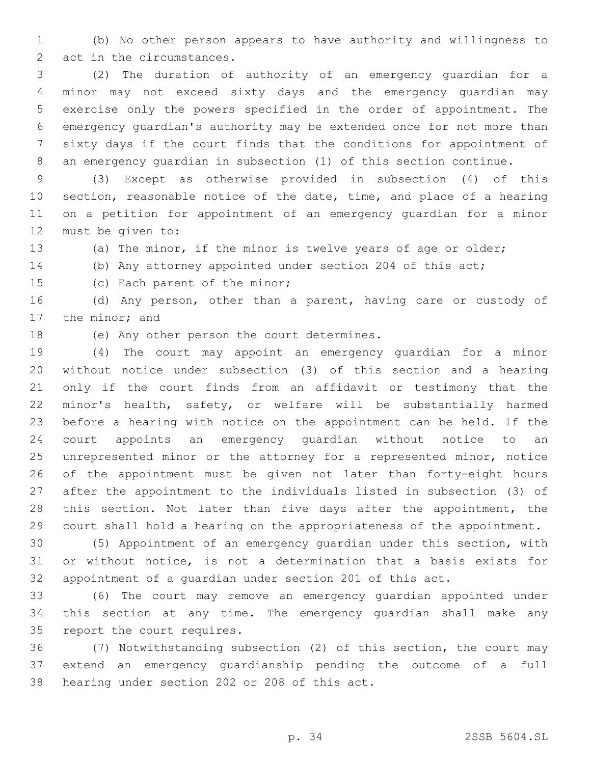(b) No other person appears to have authority and willingness to act in the circumstances.

(2) The duration of authority of an emergency guardian for a minor may not exceed sixty days and the emergency guardian may exercise only the powers specified in the order of appointment. The emergency guardian's authority may be extended once for not more than sixty days if the court finds that the conditions for appointment of an emergency guardian in subsection (1) of this section continue.

(3) Except as otherwise provided in subsection (4) of this section, reasonable notice of the date, time, and place of a hearing on a petition for appointment of an emergency guardian for a minor must be given to:

(a) The minor, if the minor is twelve years of age or older;

(b) Any attorney appointed under section 204 of this act;

(c) Each parent of the minor;

(d) Any person, other than a parent, having care or custody of the minor; and

(e) Any other person the court determines.

(4) The court may appoint an emergency guardian for a minor without notice under subsection (3) of this section and a hearing only if the court finds from an affidavit or testimony that the minor's health, safety, or welfare will be substantially harmed before a hearing with notice on the appointment can be held. If the court appoints an emergency guardian without notice to an unrepresented minor or the attorney for a represented minor, notice of the appointment must be given not later than forty-eight hours after the appointment to the individuals listed in subsection (3) of this section. Not later than five days after the appointment, the court shall hold a hearing on the appropriateness of the appointment.

(5) Appointment of an emergency guardian under this section, with or without notice, is not a determination that a basis exists for appointment of a guardian under section 201 of this act.

(6) The court may remove an emergency guardian appointed under this section at any time. The emergency guardian shall make any report the court requires.

(7) Notwithstanding subsection (2) of this section, the court may extend an emergency guardianship pending the outcome of a full hearing under section 202 or 208 of this act.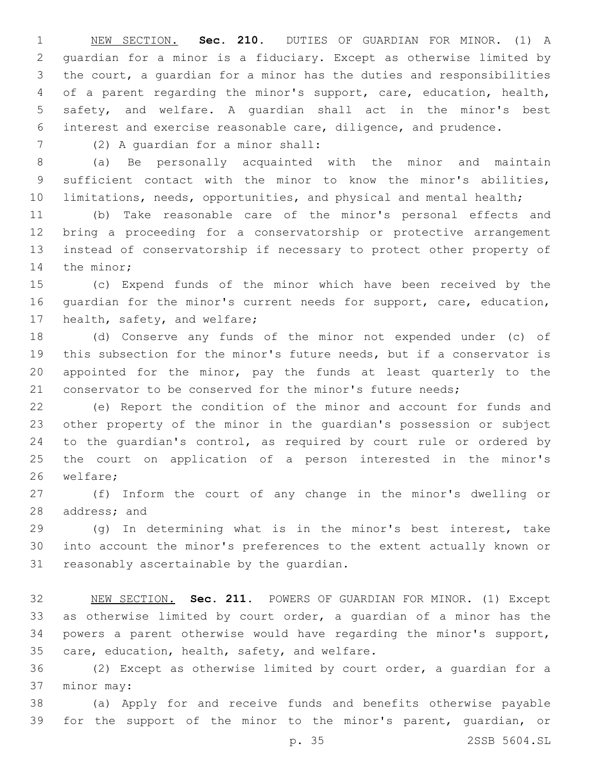NEW SECTION. **Sec. 210.** DUTIES OF GUARDIAN FOR MINOR. (1) A guardian for a minor is a fiduciary. Except as otherwise limited by the court, a guardian for a minor has the duties and responsibilities of a parent regarding the minor's support, care, education, health, safety, and welfare. A guardian shall act in the minor's best interest and exercise reasonable care, diligence, and prudence.

(2) A guardian for a minor shall:

(a) Be personally acquainted with the minor and maintain sufficient contact with the minor to know the minor's abilities, limitations, needs, opportunities, and physical and mental health;

(b) Take reasonable care of the minor's personal effects and bring a proceeding for a conservatorship or protective arrangement instead of conservatorship if necessary to protect other property of the minor;

(c) Expend funds of the minor which have been received by the guardian for the minor's current needs for support, care, education, health, safety, and welfare;

(d) Conserve any funds of the minor not expended under (c) of this subsection for the minor's future needs, but if a conservator is appointed for the minor, pay the funds at least quarterly to the conservator to be conserved for the minor's future needs;

(e) Report the condition of the minor and account for funds and other property of the minor in the guardian's possession or subject to the guardian's control, as required by court rule or ordered by the court on application of a person interested in the minor's welfare;

(f) Inform the court of any change in the minor's dwelling or address; and

(g) In determining what is in the minor's best interest, take into account the minor's preferences to the extent actually known or reasonably ascertainable by the guardian.

NEW SECTION. **Sec. 211.** POWERS OF GUARDIAN FOR MINOR. (1) Except as otherwise limited by court order, a guardian of a minor has the powers a parent otherwise would have regarding the minor's support, care, education, health, safety, and welfare.

(2) Except as otherwise limited by court order, a guardian for a minor may:

(a) Apply for and receive funds and benefits otherwise payable for the support of the minor to the minor's parent, guardian, or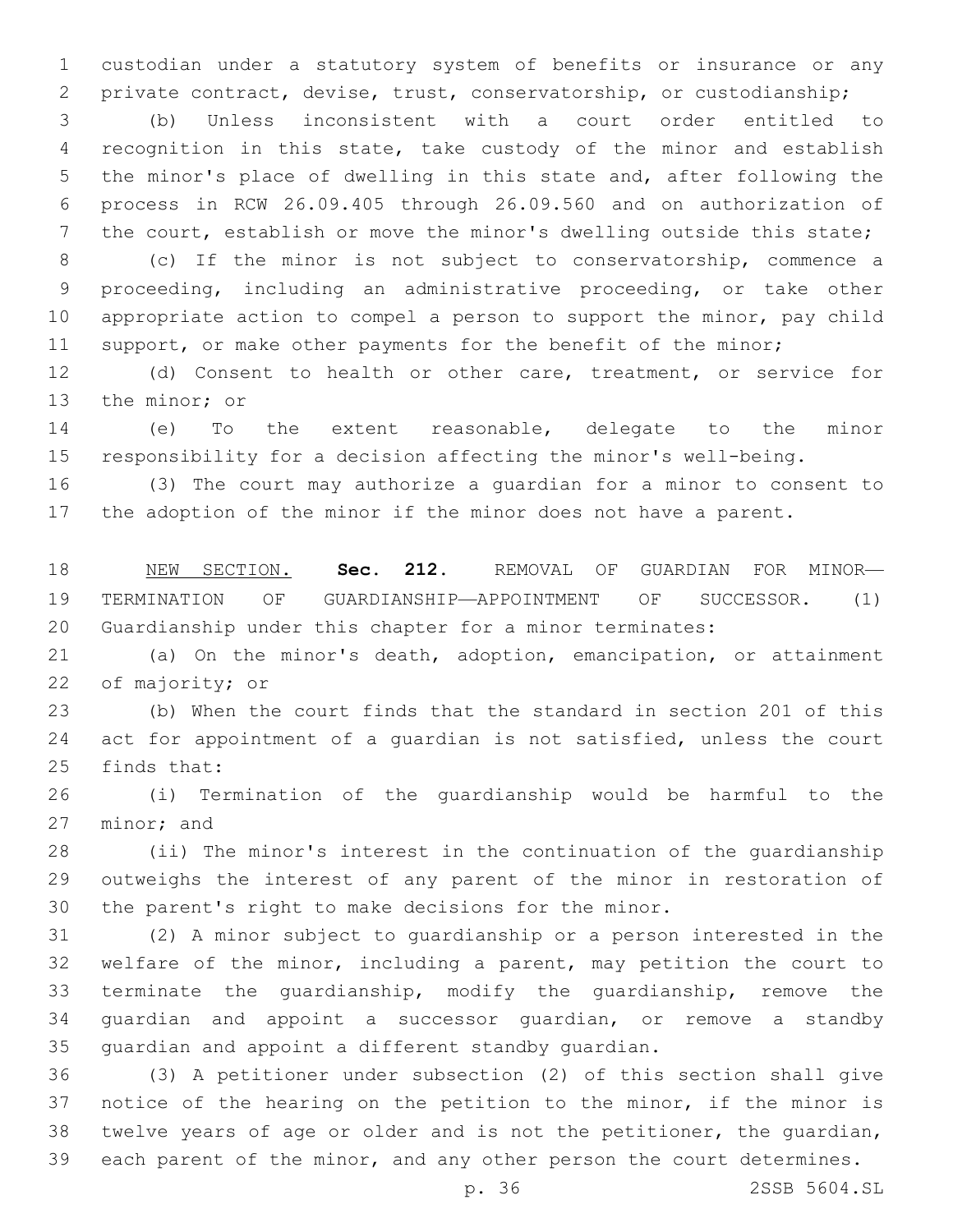custodian under a statutory system of benefits or insurance or any private contract, devise, trust, conservatorship, or custodianship;

(b) Unless inconsistent with a court order entitled to recognition in this state, take custody of the minor and establish the minor's place of dwelling in this state and, after following the process in RCW 26.09.405 through 26.09.560 and on authorization of the court, establish or move the minor's dwelling outside this state;

(c) If the minor is not subject to conservatorship, commence a proceeding, including an administrative proceeding, or take other appropriate action to compel a person to support the minor, pay child support, or make other payments for the benefit of the minor;

(d) Consent to health or other care, treatment, or service for the minor; or

(e) To the extent reasonable, delegate to the minor responsibility for a decision affecting the minor's well-being.

(3) The court may authorize a guardian for a minor to consent to the adoption of the minor if the minor does not have a parent.

NEW SECTION. **Sec. 212.** REMOVAL OF GUARDIAN FOR MINOR—TERMINATION OF GUARDIANSHIP—APPOINTMENT OF SUCCESSOR. (1) Guardianship under this chapter for a minor terminates:

(a) On the minor's death, adoption, emancipation, or attainment of majority; or

(b) When the court finds that the standard in section 201 of this act for appointment of a guardian is not satisfied, unless the court finds that:

(i) Termination of the guardianship would be harmful to the minor; and

(ii) The minor's interest in the continuation of the guardianship outweighs the interest of any parent of the minor in restoration of the parent's right to make decisions for the minor.

(2) A minor subject to guardianship or a person interested in the welfare of the minor, including a parent, may petition the court to terminate the guardianship, modify the guardianship, remove the guardian and appoint a successor guardian, or remove a standby guardian and appoint a different standby guardian.

(3) A petitioner under subsection (2) of this section shall give notice of the hearing on the petition to the minor, if the minor is twelve years of age or older and is not the petitioner, the guardian, each parent of the minor, and any other person the court determines.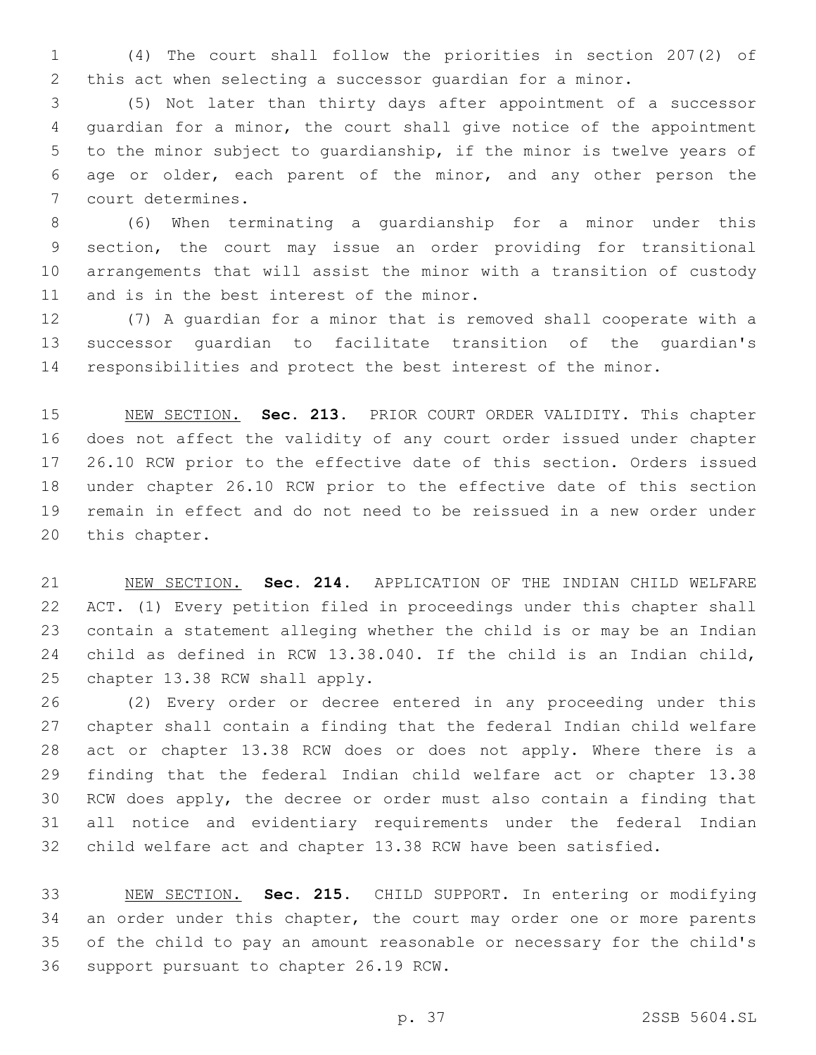(4) The court shall follow the priorities in section 207(2) of this act when selecting a successor guardian for a minor.

(5) Not later than thirty days after appointment of a successor guardian for a minor, the court shall give notice of the appointment to the minor subject to guardianship, if the minor is twelve years of age or older, each parent of the minor, and any other person the court determines.

(6) When terminating a guardianship for a minor under this section, the court may issue an order providing for transitional arrangements that will assist the minor with a transition of custody and is in the best interest of the minor.

(7) A guardian for a minor that is removed shall cooperate with a successor guardian to facilitate transition of the guardian's responsibilities and protect the best interest of the minor.

NEW SECTION. **Sec. 213.** PRIOR COURT ORDER VALIDITY. This chapter does not affect the validity of any court order issued under chapter 26.10 RCW prior to the effective date of this section. Orders issued under chapter 26.10 RCW prior to the effective date of this section remain in effect and do not need to be reissued in a new order under this chapter.

NEW SECTION. **Sec. 214.** APPLICATION OF THE INDIAN CHILD WELFARE ACT. (1) Every petition filed in proceedings under this chapter shall contain a statement alleging whether the child is or may be an Indian child as defined in RCW 13.38.040. If the child is an Indian child, chapter 13.38 RCW shall apply.

(2) Every order or decree entered in any proceeding under this chapter shall contain a finding that the federal Indian child welfare act or chapter 13.38 RCW does or does not apply. Where there is a finding that the federal Indian child welfare act or chapter 13.38 RCW does apply, the decree or order must also contain a finding that all notice and evidentiary requirements under the federal Indian child welfare act and chapter 13.38 RCW have been satisfied.

NEW SECTION. **Sec. 215.** CHILD SUPPORT. In entering or modifying an order under this chapter, the court may order one or more parents of the child to pay an amount reasonable or necessary for the child's support pursuant to chapter 26.19 RCW.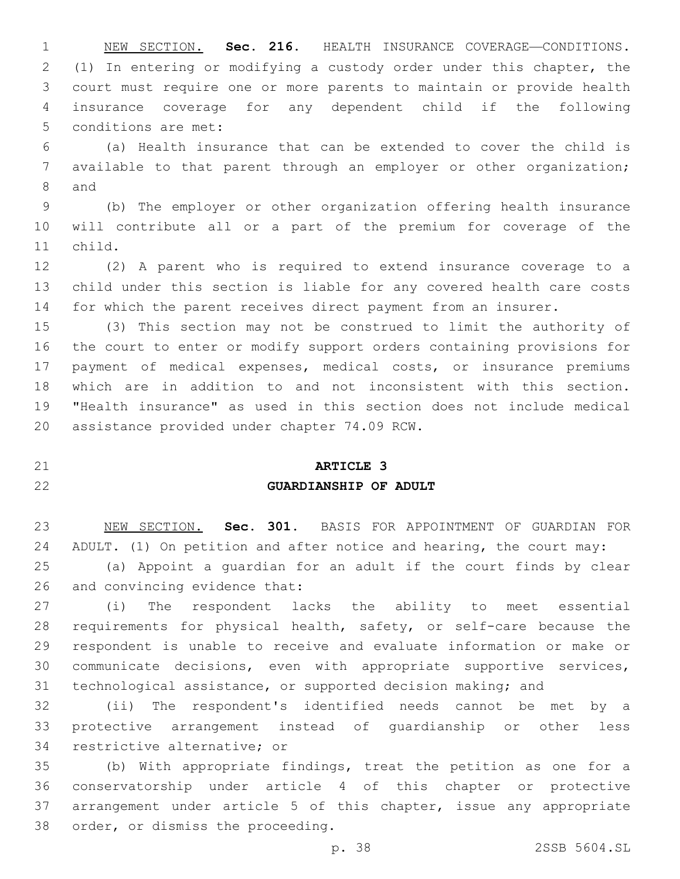NEW SECTION. **Sec. 216.** HEALTH INSURANCE COVERAGE—CONDITIONS. (1) In entering or modifying a custody order under this chapter, the court must require one or more parents to maintain or provide health insurance coverage for any dependent child if the following conditions are met:

(a) Health insurance that can be extended to cover the child is available to that parent through an employer or other organization; and

(b) The employer or other organization offering health insurance will contribute all or a part of the premium for coverage of the child.

(2) A parent who is required to extend insurance coverage to a child under this section is liable for any covered health care costs for which the parent receives direct payment from an insurer.

(3) This section may not be construed to limit the authority of the court to enter or modify support orders containing provisions for payment of medical expenses, medical costs, or insurance premiums which are in addition to and not inconsistent with this section. "Health insurance" as used in this section does not include medical assistance provided under chapter 74.09 RCW.

## ARTICLE 3
## GUARDIANSHIP OF ADULT

NEW SECTION. **Sec. 301.** BASIS FOR APPOINTMENT OF GUARDIAN FOR ADULT. (1) On petition and after notice and hearing, the court may:

(a) Appoint a guardian for an adult if the court finds by clear and convincing evidence that:

(i) The respondent lacks the ability to meet essential requirements for physical health, safety, or self-care because the respondent is unable to receive and evaluate information or make or communicate decisions, even with appropriate supportive services, technological assistance, or supported decision making; and

(ii) The respondent's identified needs cannot be met by a protective arrangement instead of guardianship or other less restrictive alternative; or

(b) With appropriate findings, treat the petition as one for a conservatorship under article 4 of this chapter or protective arrangement under article 5 of this chapter, issue any appropriate order, or dismiss the proceeding.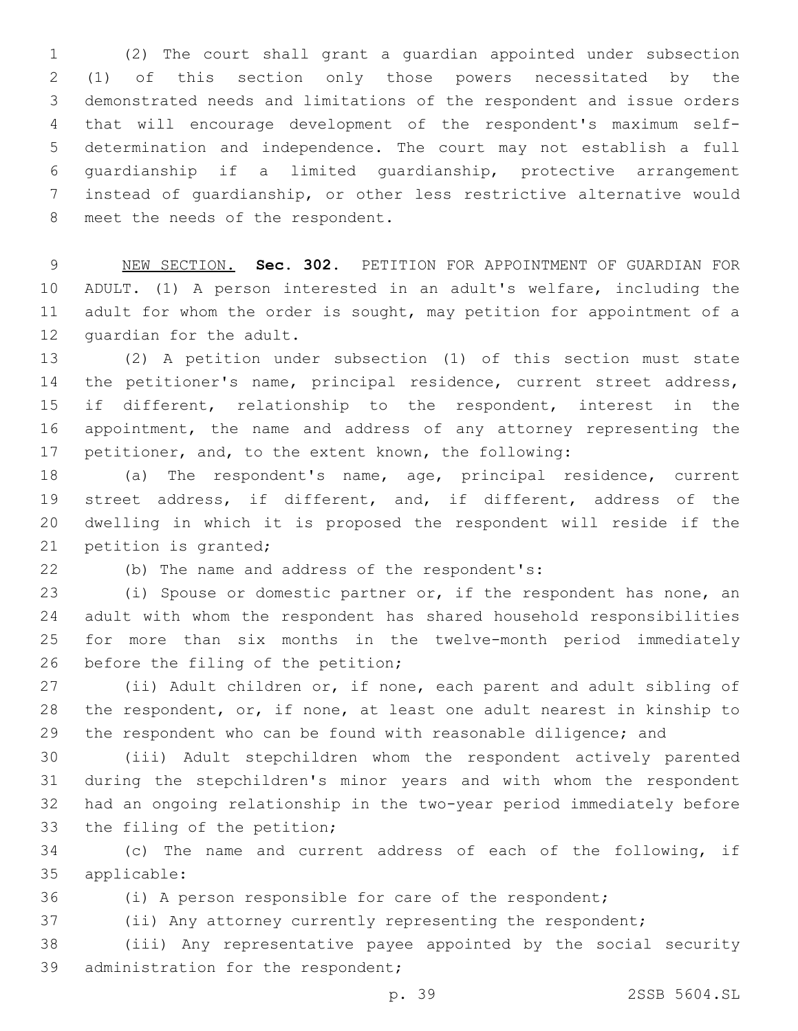(2) The court shall grant a guardian appointed under subsection (1) of this section only those powers necessitated by the demonstrated needs and limitations of the respondent and issue orders that will encourage development of the respondent's maximum self-determination and independence. The court may not establish a full guardianship if a limited guardianship, protective arrangement instead of guardianship, or other less restrictive alternative would meet the needs of the respondent.

NEW SECTION. **Sec. 302.** PETITION FOR APPOINTMENT OF GUARDIAN FOR ADULT. (1) A person interested in an adult's welfare, including the adult for whom the order is sought, may petition for appointment of a guardian for the adult.

(2) A petition under subsection (1) of this section must state the petitioner's name, principal residence, current street address, if different, relationship to the respondent, interest in the appointment, the name and address of any attorney representing the petitioner, and, to the extent known, the following:

(a) The respondent's name, age, principal residence, current street address, if different, and, if different, address of the dwelling in which it is proposed the respondent will reside if the petition is granted;

(b) The name and address of the respondent's:

(i) Spouse or domestic partner or, if the respondent has none, an adult with whom the respondent has shared household responsibilities for more than six months in the twelve-month period immediately before the filing of the petition;

(ii) Adult children or, if none, each parent and adult sibling of the respondent, or, if none, at least one adult nearest in kinship to the respondent who can be found with reasonable diligence; and

(iii) Adult stepchildren whom the respondent actively parented during the stepchildren's minor years and with whom the respondent had an ongoing relationship in the two-year period immediately before the filing of the petition;

(c) The name and current address of each of the following, if applicable:

(i) A person responsible for care of the respondent;

(ii) Any attorney currently representing the respondent;

(iii) Any representative payee appointed by the social security administration for the respondent;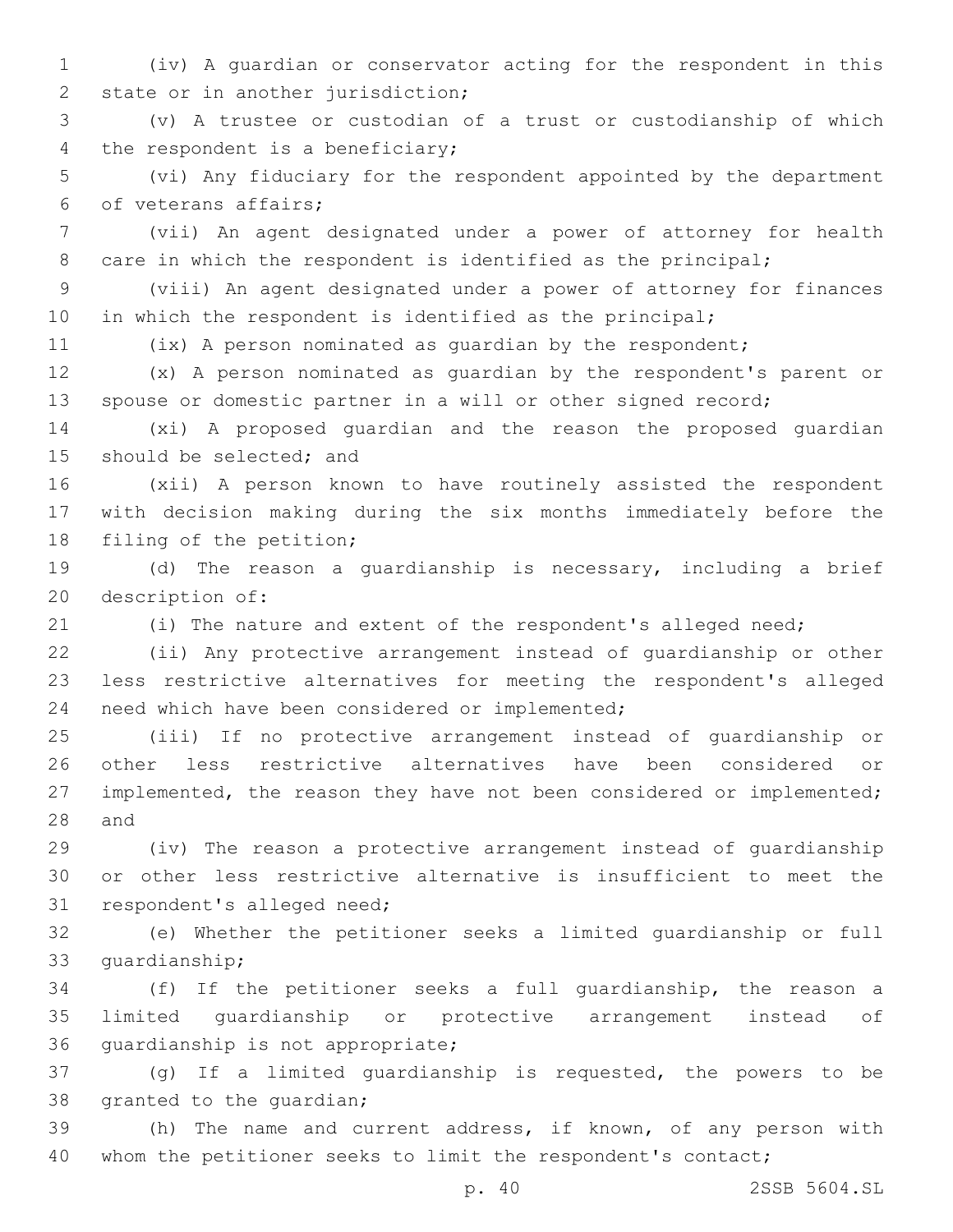(iv) A guardian or conservator acting for the respondent in this state or in another jurisdiction;

(v) A trustee or custodian of a trust or custodianship of which the respondent is a beneficiary;

(vi) Any fiduciary for the respondent appointed by the department of veterans affairs;

(vii) An agent designated under a power of attorney for health care in which the respondent is identified as the principal;

(viii) An agent designated under a power of attorney for finances in which the respondent is identified as the principal;

(ix) A person nominated as guardian by the respondent;

(x) A person nominated as guardian by the respondent's parent or spouse or domestic partner in a will or other signed record;

(xi) A proposed guardian and the reason the proposed guardian should be selected; and

(xii) A person known to have routinely assisted the respondent with decision making during the six months immediately before the filing of the petition;

(d) The reason a guardianship is necessary, including a brief description of:

(i) The nature and extent of the respondent's alleged need;

(ii) Any protective arrangement instead of guardianship or other less restrictive alternatives for meeting the respondent's alleged need which have been considered or implemented;

(iii) If no protective arrangement instead of guardianship or other less restrictive alternatives have been considered or implemented, the reason they have not been considered or implemented; and

(iv) The reason a protective arrangement instead of guardianship or other less restrictive alternative is insufficient to meet the respondent's alleged need;

(e) Whether the petitioner seeks a limited guardianship or full guardianship;

(f) If the petitioner seeks a full guardianship, the reason a limited guardianship or protective arrangement instead of guardianship is not appropriate;

(g) If a limited guardianship is requested, the powers to be granted to the guardian;

(h) The name and current address, if known, of any person with whom the petitioner seeks to limit the respondent's contact;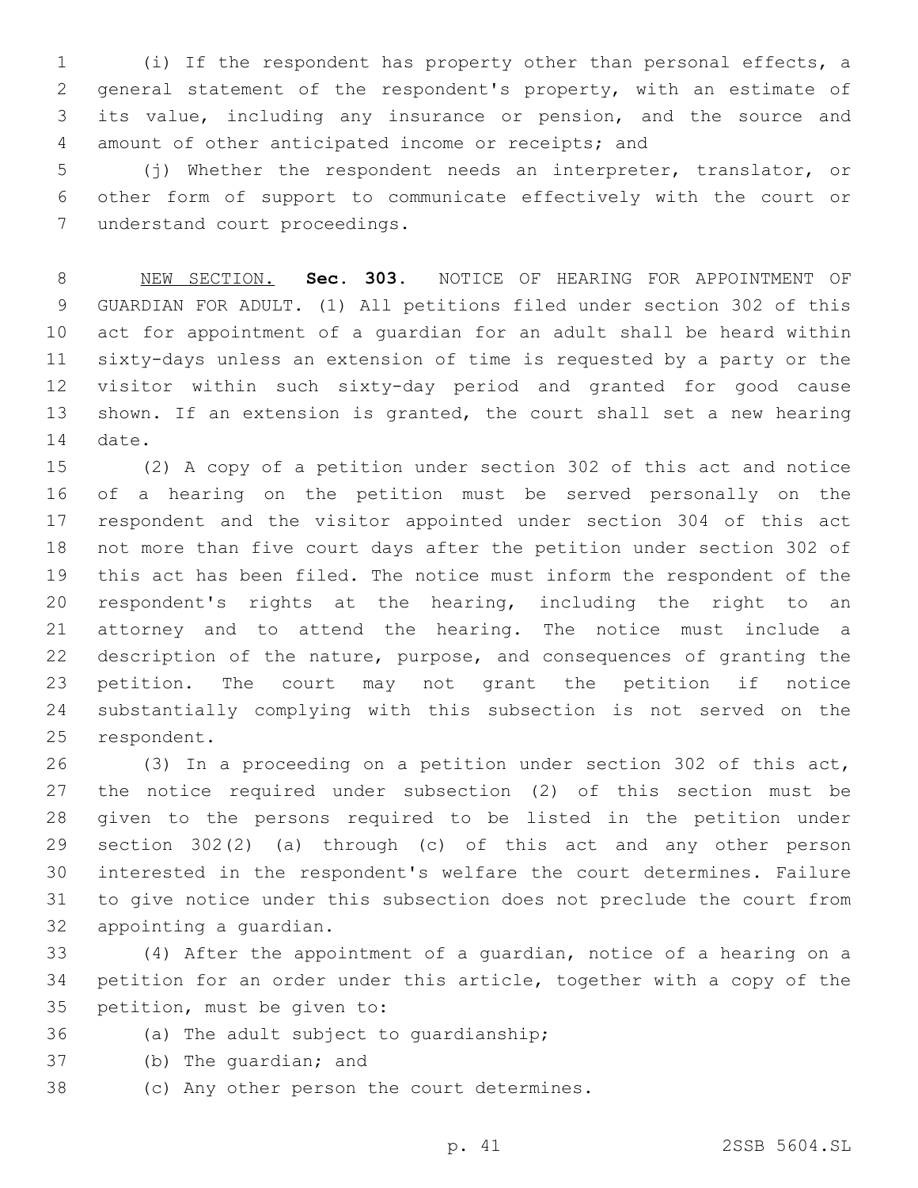(i) If the respondent has property other than personal effects, a general statement of the respondent's property, with an estimate of its value, including any insurance or pension, and the source and amount of other anticipated income or receipts; and

(j) Whether the respondent needs an interpreter, translator, or other form of support to communicate effectively with the court or understand court proceedings.

NEW SECTION. **Sec. 303.** NOTICE OF HEARING FOR APPOINTMENT OF GUARDIAN FOR ADULT. (1) All petitions filed under section 302 of this act for appointment of a guardian for an adult shall be heard within sixty-days unless an extension of time is requested by a party or the visitor within such sixty-day period and granted for good cause shown. If an extension is granted, the court shall set a new hearing date.

(2) A copy of a petition under section 302 of this act and notice of a hearing on the petition must be served personally on the respondent and the visitor appointed under section 304 of this act not more than five court days after the petition under section 302 of this act has been filed. The notice must inform the respondent of the respondent's rights at the hearing, including the right to an attorney and to attend the hearing. The notice must include a description of the nature, purpose, and consequences of granting the petition. The court may not grant the petition if notice substantially complying with this subsection is not served on the respondent.

(3) In a proceeding on a petition under section 302 of this act, the notice required under subsection (2) of this section must be given to the persons required to be listed in the petition under section 302(2) (a) through (c) of this act and any other person interested in the respondent's welfare the court determines. Failure to give notice under this subsection does not preclude the court from appointing a guardian.

(4) After the appointment of a guardian, notice of a hearing on a petition for an order under this article, together with a copy of the petition, must be given to:

(a) The adult subject to guardianship;

(b) The guardian; and

(c) Any other person the court determines.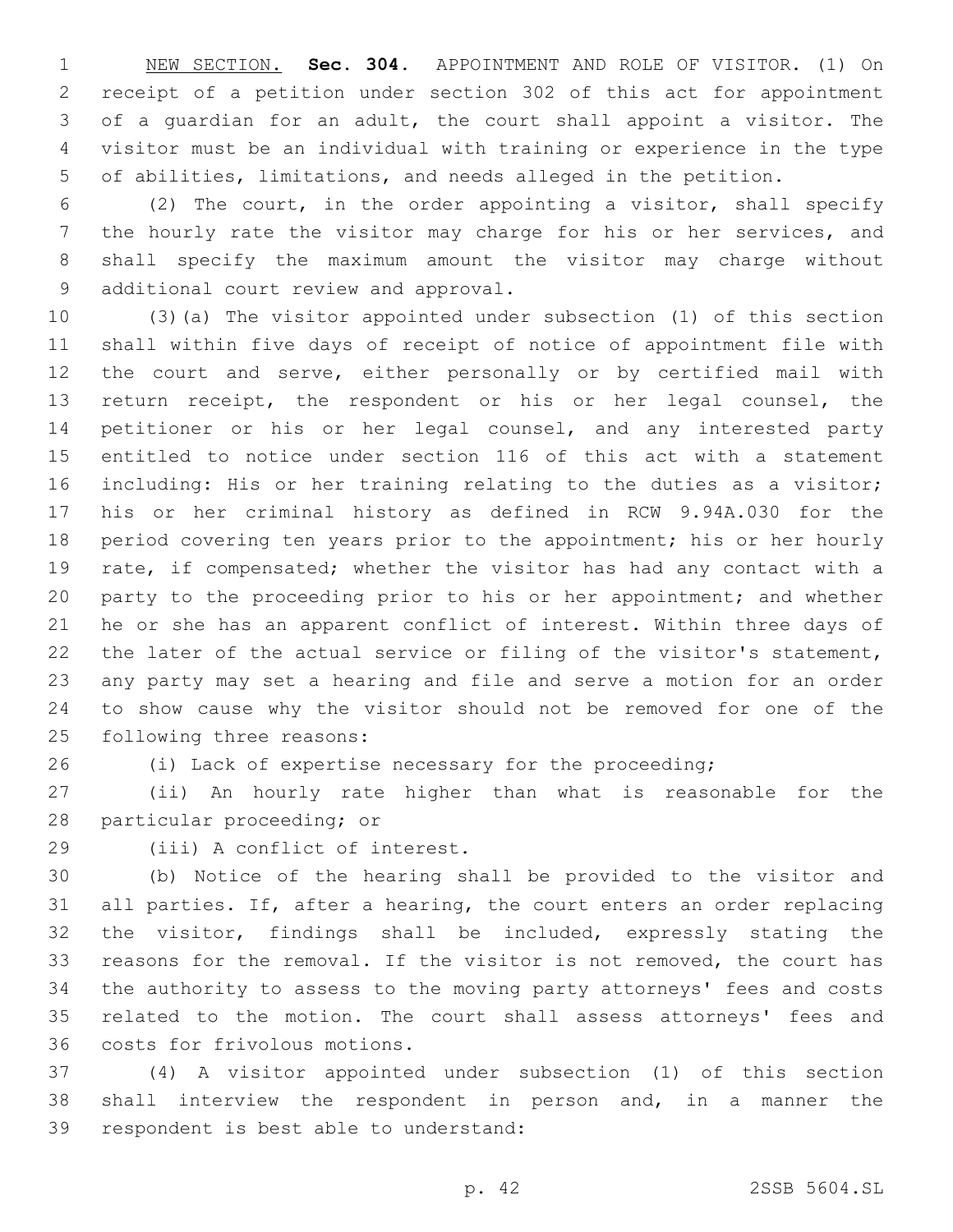NEW SECTION. **Sec. 304.** APPOINTMENT AND ROLE OF VISITOR. (1) On receipt of a petition under section 302 of this act for appointment of a guardian for an adult, the court shall appoint a visitor. The visitor must be an individual with training or experience in the type of abilities, limitations, and needs alleged in the petition.

(2) The court, in the order appointing a visitor, shall specify the hourly rate the visitor may charge for his or her services, and shall specify the maximum amount the visitor may charge without additional court review and approval.

(3)(a) The visitor appointed under subsection (1) of this section shall within five days of receipt of notice of appointment file with the court and serve, either personally or by certified mail with return receipt, the respondent or his or her legal counsel, the petitioner or his or her legal counsel, and any interested party entitled to notice under section 116 of this act with a statement including: His or her training relating to the duties as a visitor; his or her criminal history as defined in RCW 9.94A.030 for the period covering ten years prior to the appointment; his or her hourly rate, if compensated; whether the visitor has had any contact with a party to the proceeding prior to his or her appointment; and whether he or she has an apparent conflict of interest. Within three days of the later of the actual service or filing of the visitor's statement, any party may set a hearing and file and serve a motion for an order to show cause why the visitor should not be removed for one of the following three reasons:

(i) Lack of expertise necessary for the proceeding;

(ii) An hourly rate higher than what is reasonable for the particular proceeding; or

(iii) A conflict of interest.

(b) Notice of the hearing shall be provided to the visitor and all parties. If, after a hearing, the court enters an order replacing the visitor, findings shall be included, expressly stating the reasons for the removal. If the visitor is not removed, the court has the authority to assess to the moving party attorneys' fees and costs related to the motion. The court shall assess attorneys' fees and costs for frivolous motions.

(4) A visitor appointed under subsection (1) of this section shall interview the respondent in person and, in a manner the respondent is best able to understand: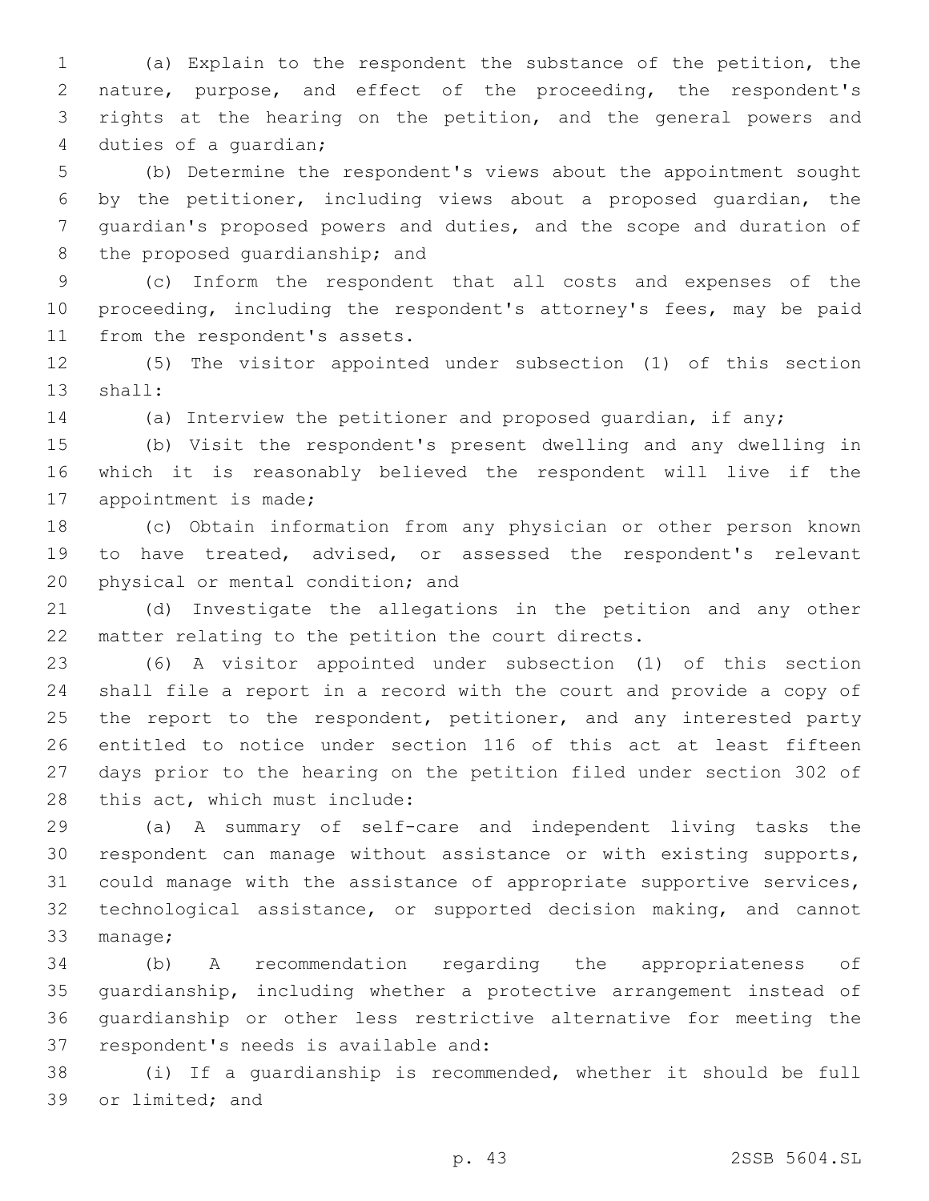(a) Explain to the respondent the substance of the petition, the nature, purpose, and effect of the proceeding, the respondent's rights at the hearing on the petition, and the general powers and duties of a guardian;

(b) Determine the respondent's views about the appointment sought by the petitioner, including views about a proposed guardian, the guardian's proposed powers and duties, and the scope and duration of the proposed guardianship; and

(c) Inform the respondent that all costs and expenses of the proceeding, including the respondent's attorney's fees, may be paid from the respondent's assets.

(5) The visitor appointed under subsection (1) of this section shall:

(a) Interview the petitioner and proposed guardian, if any;

(b) Visit the respondent's present dwelling and any dwelling in which it is reasonably believed the respondent will live if the appointment is made;

(c) Obtain information from any physician or other person known to have treated, advised, or assessed the respondent's relevant physical or mental condition; and

(d) Investigate the allegations in the petition and any other matter relating to the petition the court directs.

(6) A visitor appointed under subsection (1) of this section shall file a report in a record with the court and provide a copy of the report to the respondent, petitioner, and any interested party entitled to notice under section 116 of this act at least fifteen days prior to the hearing on the petition filed under section 302 of this act, which must include:

(a) A summary of self-care and independent living tasks the respondent can manage without assistance or with existing supports, could manage with the assistance of appropriate supportive services, technological assistance, or supported decision making, and cannot manage;

(b) A recommendation regarding the appropriateness of guardianship, including whether a protective arrangement instead of guardianship or other less restrictive alternative for meeting the respondent's needs is available and:

(i) If a guardianship is recommended, whether it should be full or limited; and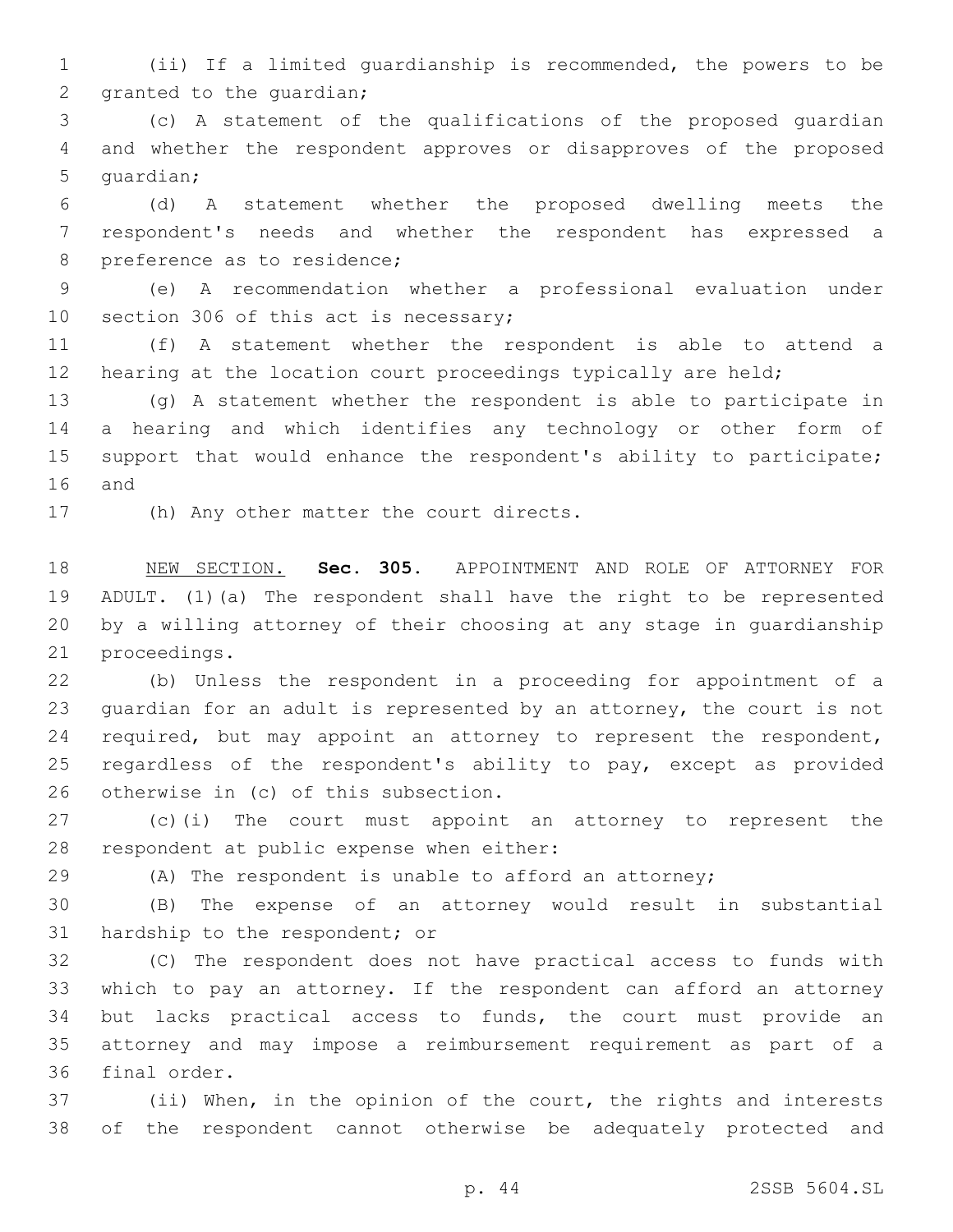(ii) If a limited guardianship is recommended, the powers to be granted to the guardian;

(c) A statement of the qualifications of the proposed guardian and whether the respondent approves or disapproves of the proposed guardian;

(d) A statement whether the proposed dwelling meets the respondent's needs and whether the respondent has expressed a preference as to residence;

(e) A recommendation whether a professional evaluation under section 306 of this act is necessary;

(f) A statement whether the respondent is able to attend a hearing at the location court proceedings typically are held;

(g) A statement whether the respondent is able to participate in a hearing and which identifies any technology or other form of support that would enhance the respondent's ability to participate; and

(h) Any other matter the court directs.

NEW SECTION. **Sec. 305.** APPOINTMENT AND ROLE OF ATTORNEY FOR ADULT. (1)(a) The respondent shall have the right to be represented by a willing attorney of their choosing at any stage in guardianship proceedings.

(b) Unless the respondent in a proceeding for appointment of a guardian for an adult is represented by an attorney, the court is not required, but may appoint an attorney to represent the respondent, regardless of the respondent's ability to pay, except as provided otherwise in (c) of this subsection.

(c)(i) The court must appoint an attorney to represent the respondent at public expense when either:

(A) The respondent is unable to afford an attorney;

(B) The expense of an attorney would result in substantial hardship to the respondent; or

(C) The respondent does not have practical access to funds with which to pay an attorney. If the respondent can afford an attorney but lacks practical access to funds, the court must provide an attorney and may impose a reimbursement requirement as part of a final order.

(ii) When, in the opinion of the court, the rights and interests of the respondent cannot otherwise be adequately protected and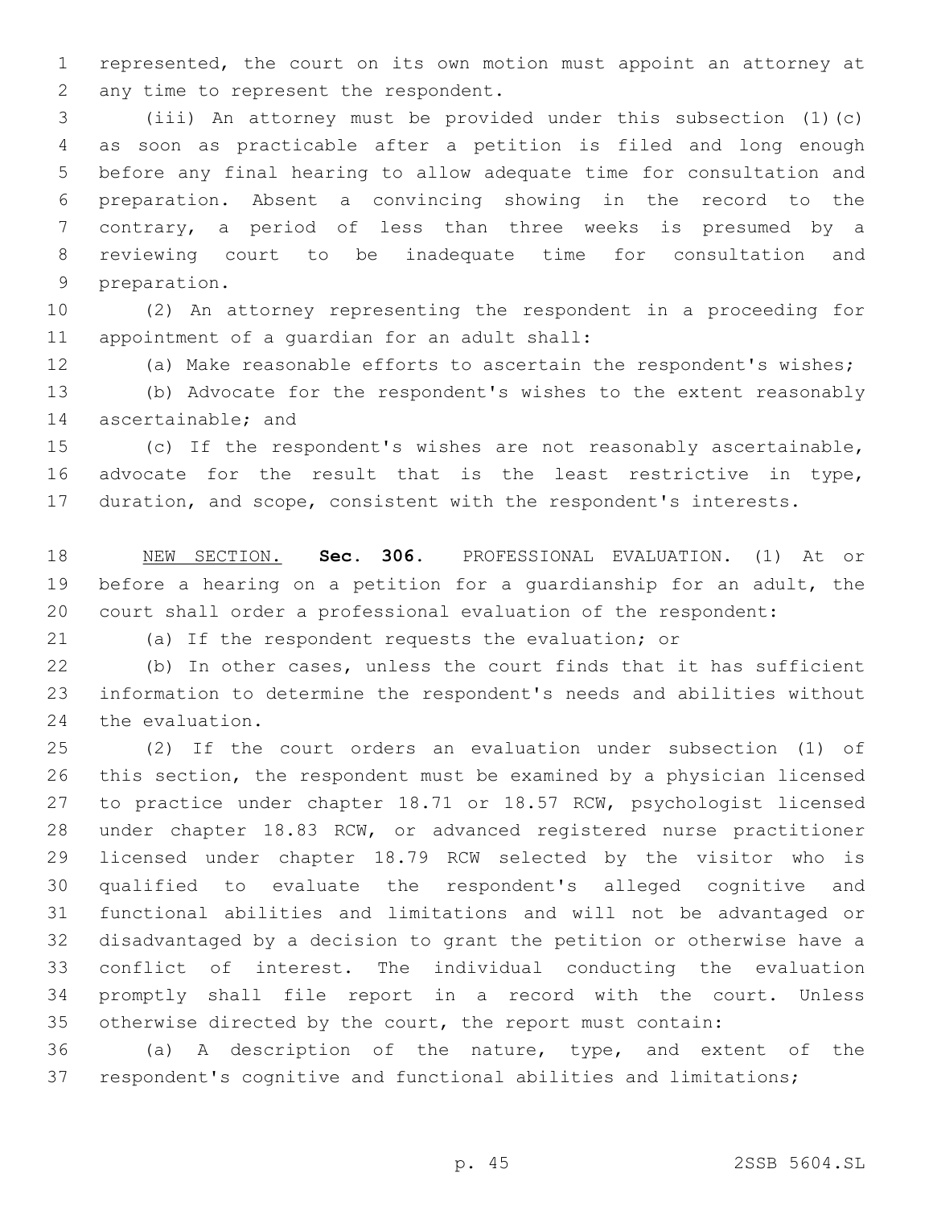represented, the court on its own motion must appoint an attorney at any time to represent the respondent.

(iii) An attorney must be provided under this subsection (1)(c) as soon as practicable after a petition is filed and long enough before any final hearing to allow adequate time for consultation and preparation. Absent a convincing showing in the record to the contrary, a period of less than three weeks is presumed by a reviewing court to be inadequate time for consultation and preparation.

(2) An attorney representing the respondent in a proceeding for appointment of a guardian for an adult shall:

(a) Make reasonable efforts to ascertain the respondent's wishes;

(b) Advocate for the respondent's wishes to the extent reasonably ascertainable; and

(c) If the respondent's wishes are not reasonably ascertainable, advocate for the result that is the least restrictive in type, duration, and scope, consistent with the respondent's interests.

NEW SECTION. **Sec. 306.** PROFESSIONAL EVALUATION. (1) At or before a hearing on a petition for a guardianship for an adult, the court shall order a professional evaluation of the respondent:

(a) If the respondent requests the evaluation; or

(b) In other cases, unless the court finds that it has sufficient information to determine the respondent's needs and abilities without the evaluation.

(2) If the court orders an evaluation under subsection (1) of this section, the respondent must be examined by a physician licensed to practice under chapter 18.71 or 18.57 RCW, psychologist licensed under chapter 18.83 RCW, or advanced registered nurse practitioner licensed under chapter 18.79 RCW selected by the visitor who is qualified to evaluate the respondent's alleged cognitive and functional abilities and limitations and will not be advantaged or disadvantaged by a decision to grant the petition or otherwise have a conflict of interest. The individual conducting the evaluation promptly shall file report in a record with the court. Unless otherwise directed by the court, the report must contain:

(a) A description of the nature, type, and extent of the respondent's cognitive and functional abilities and limitations;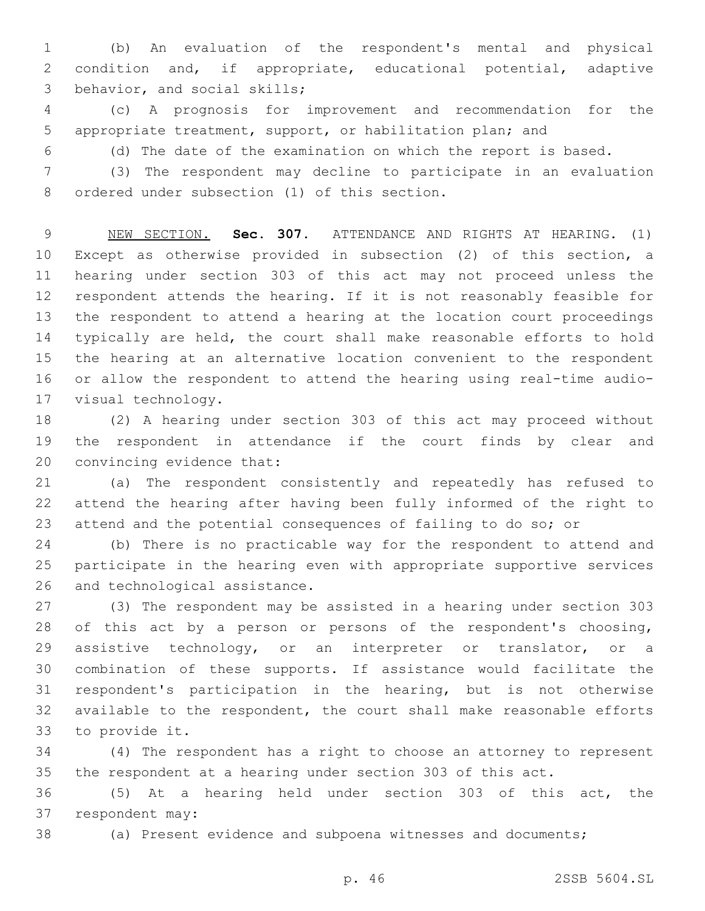(b) An evaluation of the respondent's mental and physical condition and, if appropriate, educational potential, adaptive behavior, and social skills;

(c) A prognosis for improvement and recommendation for the appropriate treatment, support, or habilitation plan; and

(d) The date of the examination on which the report is based.

(3) The respondent may decline to participate in an evaluation ordered under subsection (1) of this section.

NEW SECTION. **Sec. 307.** ATTENDANCE AND RIGHTS AT HEARING. (1) Except as otherwise provided in subsection (2) of this section, a hearing under section 303 of this act may not proceed unless the respondent attends the hearing. If it is not reasonably feasible for the respondent to attend a hearing at the location court proceedings typically are held, the court shall make reasonable efforts to hold the hearing at an alternative location convenient to the respondent or allow the respondent to attend the hearing using real-time audio-visual technology.

(2) A hearing under section 303 of this act may proceed without the respondent in attendance if the court finds by clear and convincing evidence that:

(a) The respondent consistently and repeatedly has refused to attend the hearing after having been fully informed of the right to attend and the potential consequences of failing to do so; or

(b) There is no practicable way for the respondent to attend and participate in the hearing even with appropriate supportive services and technological assistance.

(3) The respondent may be assisted in a hearing under section 303 of this act by a person or persons of the respondent's choosing, assistive technology, or an interpreter or translator, or a combination of these supports. If assistance would facilitate the respondent's participation in the hearing, but is not otherwise available to the respondent, the court shall make reasonable efforts to provide it.

(4) The respondent has a right to choose an attorney to represent the respondent at a hearing under section 303 of this act.

(5) At a hearing held under section 303 of this act, the respondent may:

(a) Present evidence and subpoena witnesses and documents;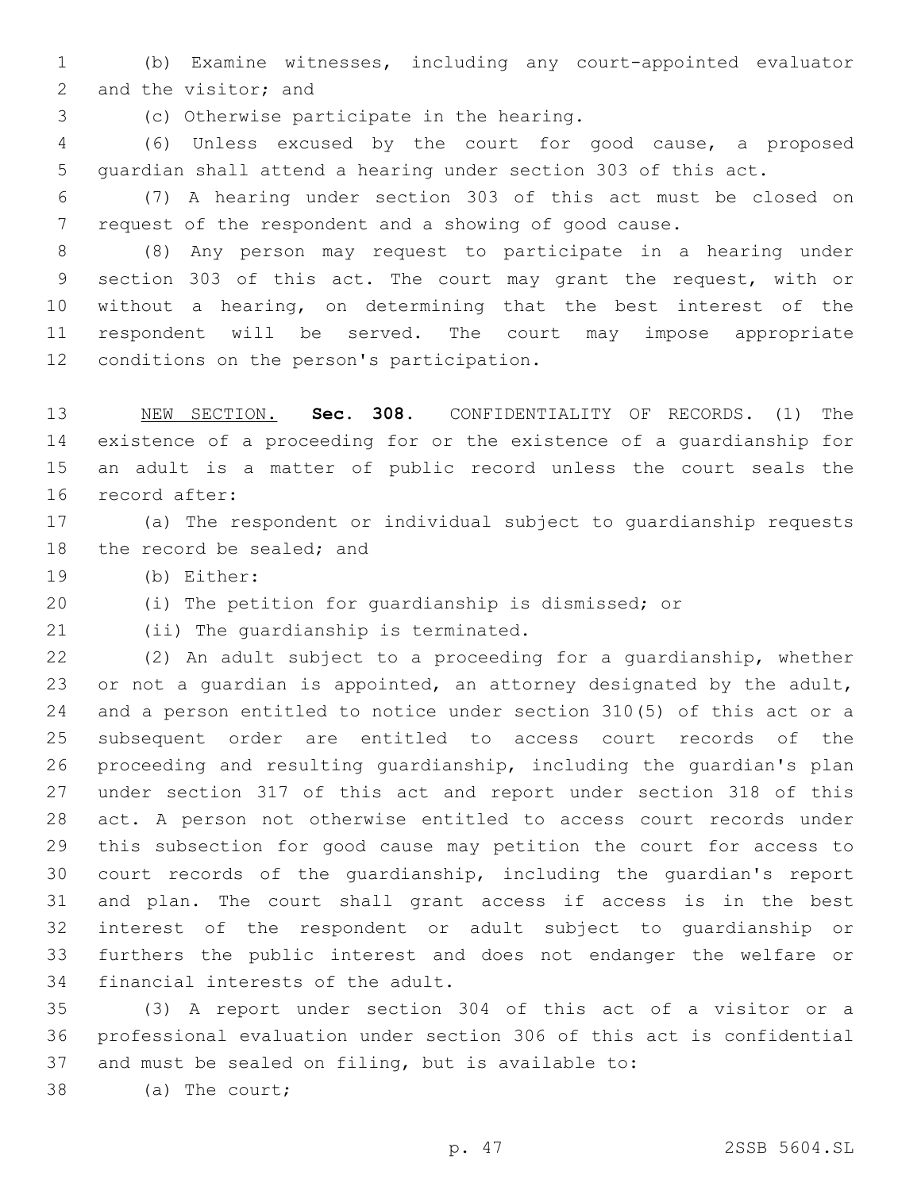(b) Examine witnesses, including any court-appointed evaluator and the visitor; and

(c) Otherwise participate in the hearing.

(6) Unless excused by the court for good cause, a proposed guardian shall attend a hearing under section 303 of this act.

(7) A hearing under section 303 of this act must be closed on request of the respondent and a showing of good cause.

(8) Any person may request to participate in a hearing under section 303 of this act. The court may grant the request, with or without a hearing, on determining that the best interest of the respondent will be served. The court may impose appropriate conditions on the person's participation.

NEW SECTION. **Sec. 308.** CONFIDENTIALITY OF RECORDS. (1) The existence of a proceeding for or the existence of a guardianship for an adult is a matter of public record unless the court seals the record after:

(a) The respondent or individual subject to guardianship requests the record be sealed; and

(b) Either:

(i) The petition for guardianship is dismissed; or

(ii) The guardianship is terminated.

(2) An adult subject to a proceeding for a guardianship, whether or not a guardian is appointed, an attorney designated by the adult, and a person entitled to notice under section 310(5) of this act or a subsequent order are entitled to access court records of the proceeding and resulting guardianship, including the guardian's plan under section 317 of this act and report under section 318 of this act. A person not otherwise entitled to access court records under this subsection for good cause may petition the court for access to court records of the guardianship, including the guardian's report and plan. The court shall grant access if access is in the best interest of the respondent or adult subject to guardianship or furthers the public interest and does not endanger the welfare or financial interests of the adult.

(3) A report under section 304 of this act of a visitor or a professional evaluation under section 306 of this act is confidential and must be sealed on filing, but is available to:

(a) The court;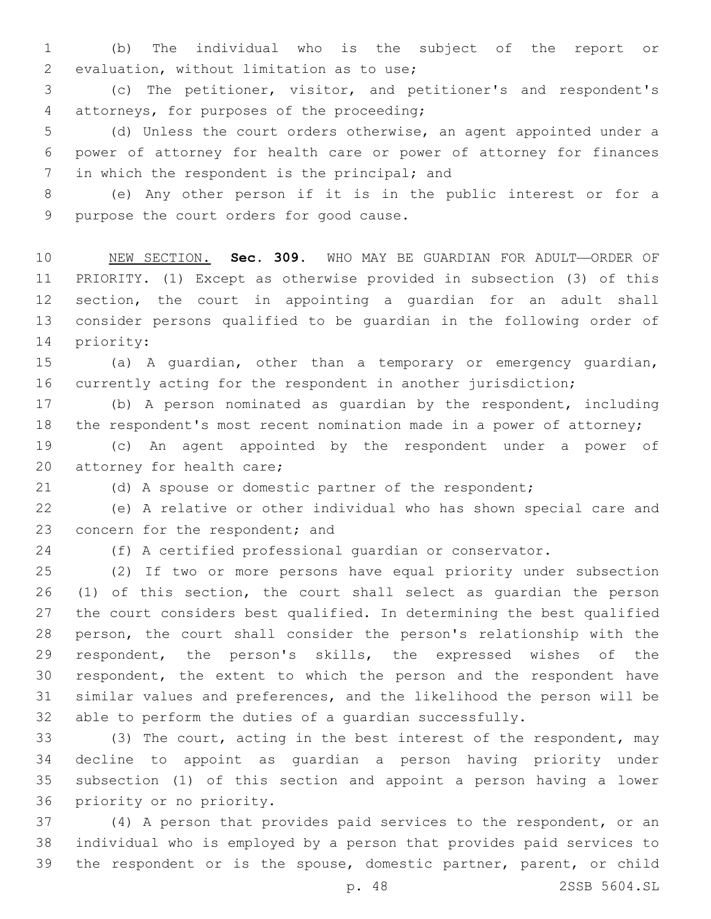(b) The individual who is the subject of the report or evaluation, without limitation as to use;

(c) The petitioner, visitor, and petitioner's and respondent's attorneys, for purposes of the proceeding;

(d) Unless the court orders otherwise, an agent appointed under a power of attorney for health care or power of attorney for finances in which the respondent is the principal; and

(e) Any other person if it is in the public interest or for a purpose the court orders for good cause.

NEW SECTION. **Sec. 309.** WHO MAY BE GUARDIAN FOR ADULT—ORDER OF PRIORITY. (1) Except as otherwise provided in subsection (3) of this section, the court in appointing a guardian for an adult shall consider persons qualified to be guardian in the following order of priority:

(a) A guardian, other than a temporary or emergency guardian, currently acting for the respondent in another jurisdiction;

(b) A person nominated as guardian by the respondent, including the respondent's most recent nomination made in a power of attorney;

(c) An agent appointed by the respondent under a power of attorney for health care;

(d) A spouse or domestic partner of the respondent;

(e) A relative or other individual who has shown special care and concern for the respondent; and

(f) A certified professional guardian or conservator.

(2) If two or more persons have equal priority under subsection (1) of this section, the court shall select as guardian the person the court considers best qualified. In determining the best qualified person, the court shall consider the person's relationship with the respondent, the person's skills, the expressed wishes of the respondent, the extent to which the person and the respondent have similar values and preferences, and the likelihood the person will be able to perform the duties of a guardian successfully.

(3) The court, acting in the best interest of the respondent, may decline to appoint as guardian a person having priority under subsection (1) of this section and appoint a person having a lower priority or no priority.

(4) A person that provides paid services to the respondent, or an individual who is employed by a person that provides paid services to the respondent or is the spouse, domestic partner, parent, or child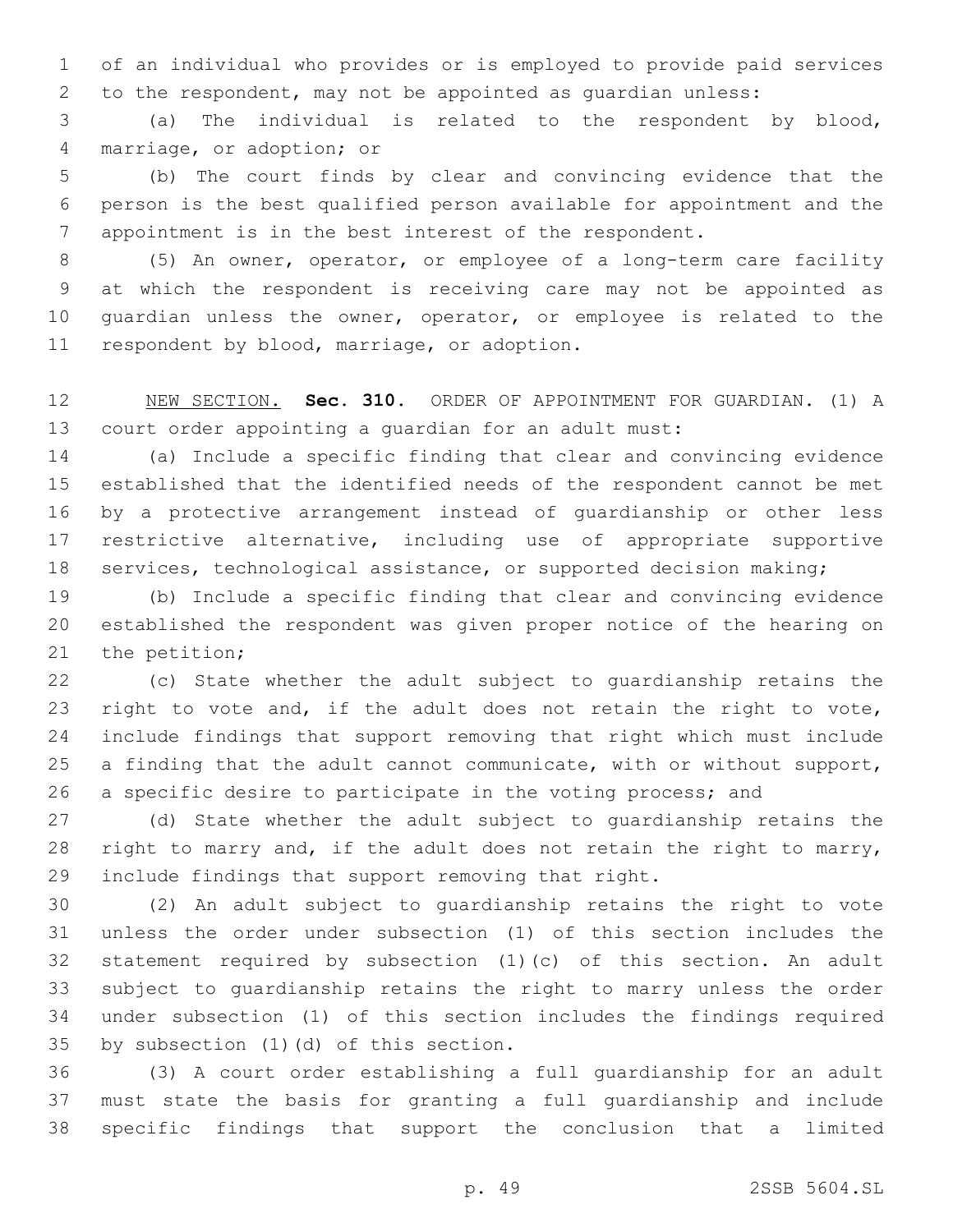of an individual who provides or is employed to provide paid services to the respondent, may not be appointed as guardian unless:

(a) The individual is related to the respondent by blood, marriage, or adoption; or

(b) The court finds by clear and convincing evidence that the person is the best qualified person available for appointment and the appointment is in the best interest of the respondent.

(5) An owner, operator, or employee of a long-term care facility at which the respondent is receiving care may not be appointed as guardian unless the owner, operator, or employee is related to the respondent by blood, marriage, or adoption.

NEW SECTION. **Sec. 310.** ORDER OF APPOINTMENT FOR GUARDIAN. (1) A court order appointing a guardian for an adult must:

(a) Include a specific finding that clear and convincing evidence established that the identified needs of the respondent cannot be met by a protective arrangement instead of guardianship or other less restrictive alternative, including use of appropriate supportive services, technological assistance, or supported decision making;

(b) Include a specific finding that clear and convincing evidence established the respondent was given proper notice of the hearing on the petition;

(c) State whether the adult subject to guardianship retains the right to vote and, if the adult does not retain the right to vote, include findings that support removing that right which must include a finding that the adult cannot communicate, with or without support, a specific desire to participate in the voting process; and

(d) State whether the adult subject to guardianship retains the right to marry and, if the adult does not retain the right to marry, include findings that support removing that right.

(2) An adult subject to guardianship retains the right to vote unless the order under subsection (1) of this section includes the statement required by subsection (1)(c) of this section. An adult subject to guardianship retains the right to marry unless the order under subsection (1) of this section includes the findings required by subsection (1)(d) of this section.

(3) A court order establishing a full guardianship for an adult must state the basis for granting a full guardianship and include specific findings that support the conclusion that a limited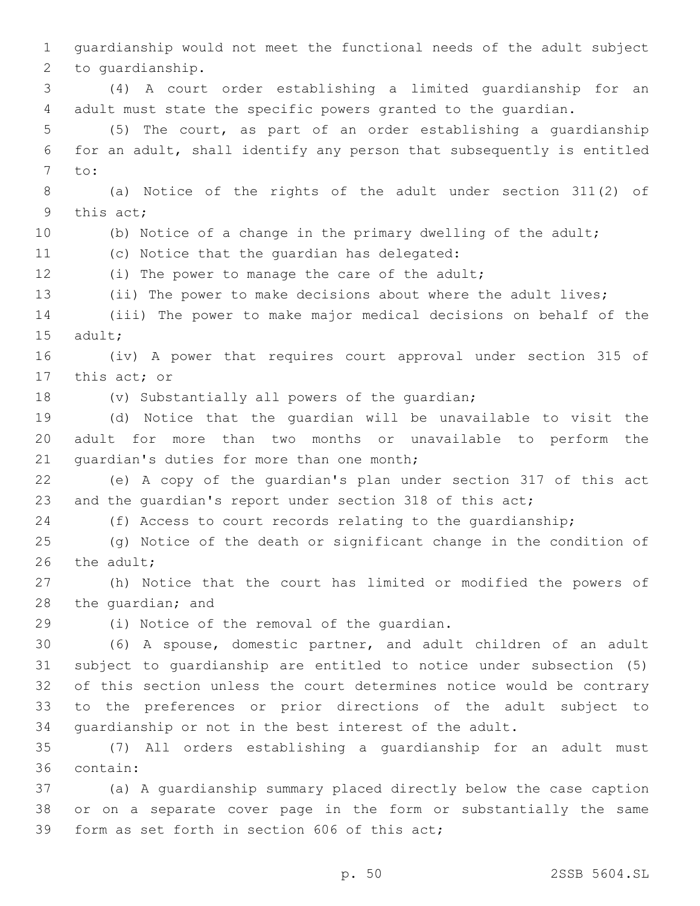guardianship would not meet the functional needs of the adult subject to guardianship.

(4) A court order establishing a limited guardianship for an adult must state the specific powers granted to the guardian.

(5) The court, as part of an order establishing a guardianship for an adult, shall identify any person that subsequently is entitled to:

(a) Notice of the rights of the adult under section 311(2) of this act;

(b) Notice of a change in the primary dwelling of the adult;

(c) Notice that the guardian has delegated:

(i) The power to manage the care of the adult;

(ii) The power to make decisions about where the adult lives;

(iii) The power to make major medical decisions on behalf of the adult;

(iv) A power that requires court approval under section 315 of this act; or

(v) Substantially all powers of the guardian;

(d) Notice that the guardian will be unavailable to visit the adult for more than two months or unavailable to perform the guardian's duties for more than one month;

(e) A copy of the guardian's plan under section 317 of this act and the guardian's report under section 318 of this act;

(f) Access to court records relating to the guardianship;

(g) Notice of the death or significant change in the condition of the adult;

(h) Notice that the court has limited or modified the powers of the guardian; and

(i) Notice of the removal of the guardian.

(6) A spouse, domestic partner, and adult children of an adult subject to guardianship are entitled to notice under subsection (5) of this section unless the court determines notice would be contrary to the preferences or prior directions of the adult subject to guardianship or not in the best interest of the adult.

(7) All orders establishing a guardianship for an adult must contain:

(a) A guardianship summary placed directly below the case caption or on a separate cover page in the form or substantially the same form as set forth in section 606 of this act;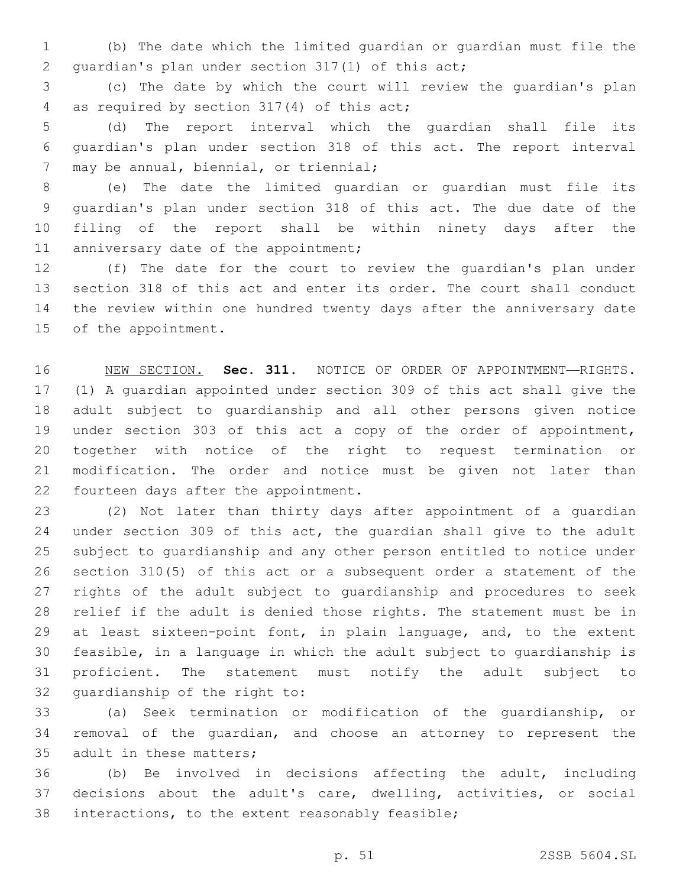(b) The date which the limited guardian or guardian must file the guardian's plan under section 317(1) of this act;

(c) The date by which the court will review the guardian's plan as required by section 317(4) of this act;

(d) The report interval which the guardian shall file its guardian's plan under section 318 of this act. The report interval may be annual, biennial, or triennial;

(e) The date the limited guardian or guardian must file its guardian's plan under section 318 of this act. The due date of the filing of the report shall be within ninety days after the anniversary date of the appointment;

(f) The date for the court to review the guardian's plan under section 318 of this act and enter its order. The court shall conduct the review within one hundred twenty days after the anniversary date of the appointment.

NEW SECTION. **Sec. 311.** NOTICE OF ORDER OF APPOINTMENT—RIGHTS. (1) A guardian appointed under section 309 of this act shall give the adult subject to guardianship and all other persons given notice under section 303 of this act a copy of the order of appointment, together with notice of the right to request termination or modification. The order and notice must be given not later than fourteen days after the appointment.

(2) Not later than thirty days after appointment of a guardian under section 309 of this act, the guardian shall give to the adult subject to guardianship and any other person entitled to notice under section 310(5) of this act or a subsequent order a statement of the rights of the adult subject to guardianship and procedures to seek relief if the adult is denied those rights. The statement must be in at least sixteen-point font, in plain language, and, to the extent feasible, in a language in which the adult subject to guardianship is proficient. The statement must notify the adult subject to guardianship of the right to:

(a) Seek termination or modification of the guardianship, or removal of the guardian, and choose an attorney to represent the adult in these matters;

(b) Be involved in decisions affecting the adult, including decisions about the adult's care, dwelling, activities, or social interactions, to the extent reasonably feasible;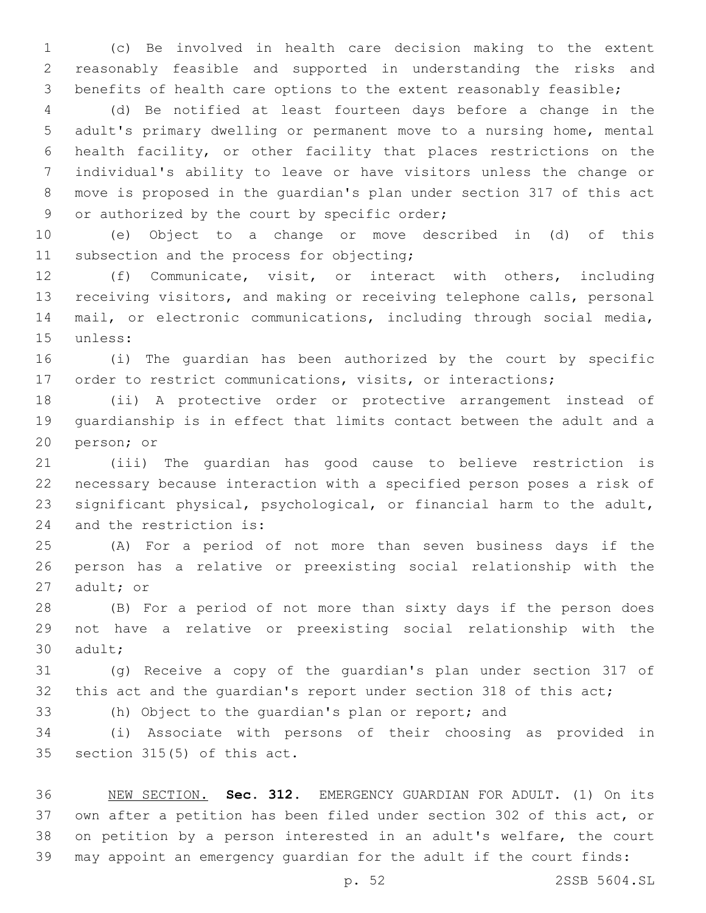(c) Be involved in health care decision making to the extent reasonably feasible and supported in understanding the risks and benefits of health care options to the extent reasonably feasible;

(d) Be notified at least fourteen days before a change in the adult's primary dwelling or permanent move to a nursing home, mental health facility, or other facility that places restrictions on the individual's ability to leave or have visitors unless the change or move is proposed in the guardian's plan under section 317 of this act or authorized by the court by specific order;

(e) Object to a change or move described in (d) of this subsection and the process for objecting;

(f) Communicate, visit, or interact with others, including receiving visitors, and making or receiving telephone calls, personal mail, or electronic communications, including through social media, unless:

(i) The guardian has been authorized by the court by specific order to restrict communications, visits, or interactions;

(ii) A protective order or protective arrangement instead of guardianship is in effect that limits contact between the adult and a person; or

(iii) The guardian has good cause to believe restriction is necessary because interaction with a specified person poses a risk of significant physical, psychological, or financial harm to the adult, and the restriction is:

(A) For a period of not more than seven business days if the person has a relative or preexisting social relationship with the adult; or

(B) For a period of not more than sixty days if the person does not have a relative or preexisting social relationship with the adult;

(g) Receive a copy of the guardian's plan under section 317 of this act and the guardian's report under section 318 of this act;

(h) Object to the guardian's plan or report; and

(i) Associate with persons of their choosing as provided in section 315(5) of this act.

NEW SECTION. **Sec. 312.** EMERGENCY GUARDIAN FOR ADULT. (1) On its own after a petition has been filed under section 302 of this act, or on petition by a person interested in an adult's welfare, the court may appoint an emergency guardian for the adult if the court finds: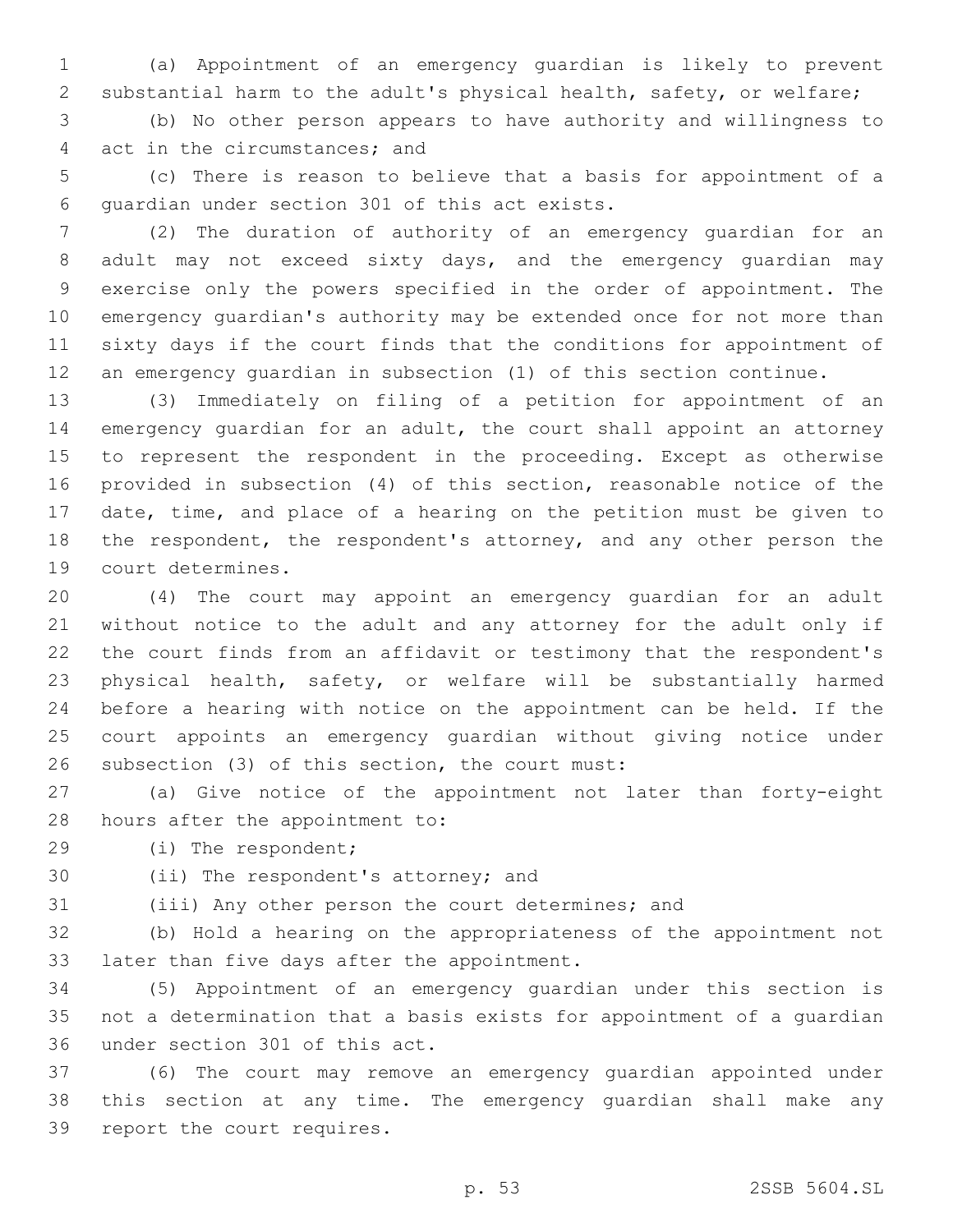(a) Appointment of an emergency guardian is likely to prevent substantial harm to the adult's physical health, safety, or welfare;

(b) No other person appears to have authority and willingness to act in the circumstances; and

(c) There is reason to believe that a basis for appointment of a guardian under section 301 of this act exists.

(2) The duration of authority of an emergency guardian for an adult may not exceed sixty days, and the emergency guardian may exercise only the powers specified in the order of appointment. The emergency guardian's authority may be extended once for not more than sixty days if the court finds that the conditions for appointment of an emergency guardian in subsection (1) of this section continue.

(3) Immediately on filing of a petition for appointment of an emergency guardian for an adult, the court shall appoint an attorney to represent the respondent in the proceeding. Except as otherwise provided in subsection (4) of this section, reasonable notice of the date, time, and place of a hearing on the petition must be given to the respondent, the respondent's attorney, and any other person the court determines.

(4) The court may appoint an emergency guardian for an adult without notice to the adult and any attorney for the adult only if the court finds from an affidavit or testimony that the respondent's physical health, safety, or welfare will be substantially harmed before a hearing with notice on the appointment can be held. If the court appoints an emergency guardian without giving notice under subsection (3) of this section, the court must:

(a) Give notice of the appointment not later than forty-eight hours after the appointment to:

(i) The respondent;

(ii) The respondent's attorney; and

(iii) Any other person the court determines; and

(b) Hold a hearing on the appropriateness of the appointment not later than five days after the appointment.

(5) Appointment of an emergency guardian under this section is not a determination that a basis exists for appointment of a guardian under section 301 of this act.

(6) The court may remove an emergency guardian appointed under this section at any time. The emergency guardian shall make any report the court requires.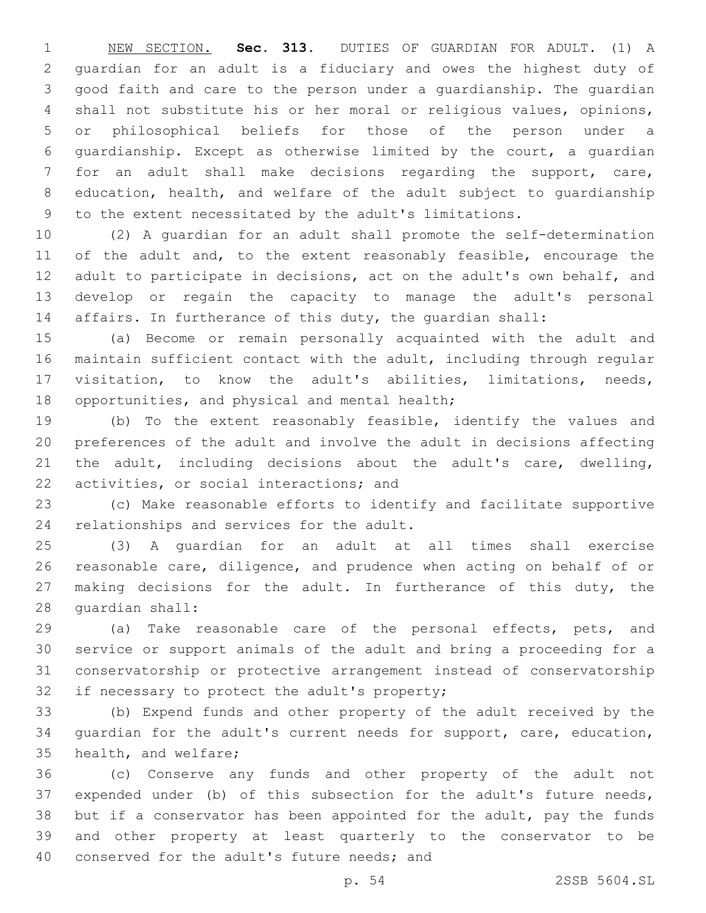NEW SECTION. **Sec. 313.** DUTIES OF GUARDIAN FOR ADULT. (1) A guardian for an adult is a fiduciary and owes the highest duty of good faith and care to the person under a guardianship. The guardian shall not substitute his or her moral or religious values, opinions, or philosophical beliefs for those of the person under a guardianship. Except as otherwise limited by the court, a guardian for an adult shall make decisions regarding the support, care, education, health, and welfare of the adult subject to guardianship to the extent necessitated by the adult's limitations.

(2) A guardian for an adult shall promote the self-determination of the adult and, to the extent reasonably feasible, encourage the adult to participate in decisions, act on the adult's own behalf, and develop or regain the capacity to manage the adult's personal affairs. In furtherance of this duty, the guardian shall:

(a) Become or remain personally acquainted with the adult and maintain sufficient contact with the adult, including through regular visitation, to know the adult's abilities, limitations, needs, opportunities, and physical and mental health;

(b) To the extent reasonably feasible, identify the values and preferences of the adult and involve the adult in decisions affecting the adult, including decisions about the adult's care, dwelling, activities, or social interactions; and

(c) Make reasonable efforts to identify and facilitate supportive relationships and services for the adult.

(3) A guardian for an adult at all times shall exercise reasonable care, diligence, and prudence when acting on behalf of or making decisions for the adult. In furtherance of this duty, the guardian shall:

(a) Take reasonable care of the personal effects, pets, and service or support animals of the adult and bring a proceeding for a conservatorship or protective arrangement instead of conservatorship if necessary to protect the adult's property;

(b) Expend funds and other property of the adult received by the guardian for the adult's current needs for support, care, education, health, and welfare;

(c) Conserve any funds and other property of the adult not expended under (b) of this subsection for the adult's future needs, but if a conservator has been appointed for the adult, pay the funds and other property at least quarterly to the conservator to be conserved for the adult's future needs; and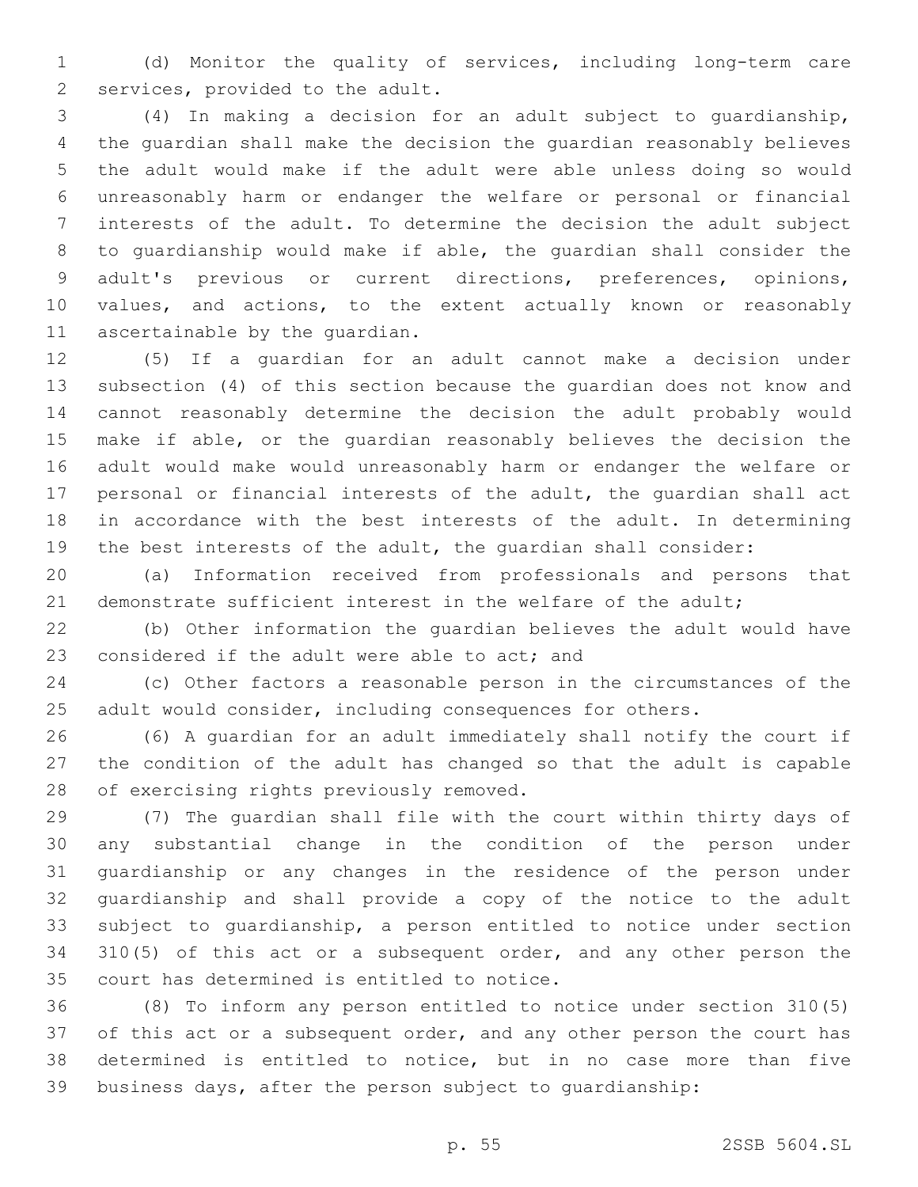(d) Monitor the quality of services, including long-term care services, provided to the adult.

(4) In making a decision for an adult subject to guardianship, the guardian shall make the decision the guardian reasonably believes the adult would make if the adult were able unless doing so would unreasonably harm or endanger the welfare or personal or financial interests of the adult. To determine the decision the adult subject to guardianship would make if able, the guardian shall consider the adult's previous or current directions, preferences, opinions, values, and actions, to the extent actually known or reasonably ascertainable by the guardian.

(5) If a guardian for an adult cannot make a decision under subsection (4) of this section because the guardian does not know and cannot reasonably determine the decision the adult probably would make if able, or the guardian reasonably believes the decision the adult would make would unreasonably harm or endanger the welfare or personal or financial interests of the adult, the guardian shall act in accordance with the best interests of the adult. In determining the best interests of the adult, the guardian shall consider:

(a) Information received from professionals and persons that demonstrate sufficient interest in the welfare of the adult;

(b) Other information the guardian believes the adult would have considered if the adult were able to act; and

(c) Other factors a reasonable person in the circumstances of the adult would consider, including consequences for others.

(6) A guardian for an adult immediately shall notify the court if the condition of the adult has changed so that the adult is capable of exercising rights previously removed.

(7) The guardian shall file with the court within thirty days of any substantial change in the condition of the person under guardianship or any changes in the residence of the person under guardianship and shall provide a copy of the notice to the adult subject to guardianship, a person entitled to notice under section 310(5) of this act or a subsequent order, and any other person the court has determined is entitled to notice.

(8) To inform any person entitled to notice under section 310(5) of this act or a subsequent order, and any other person the court has determined is entitled to notice, but in no case more than five business days, after the person subject to guardianship: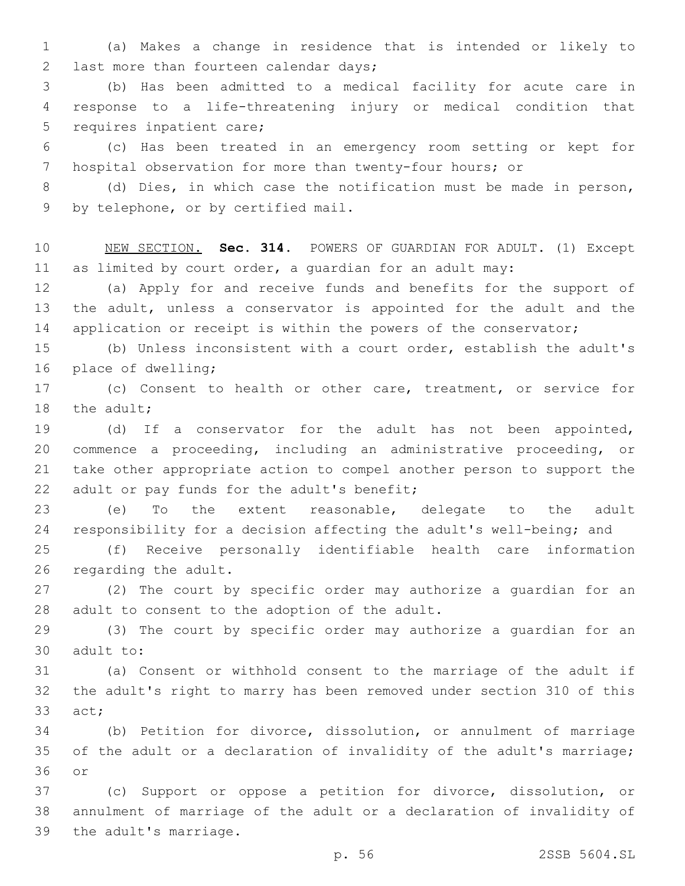(a) Makes a change in residence that is intended or likely to last more than fourteen calendar days;

(b) Has been admitted to a medical facility for acute care in response to a life-threatening injury or medical condition that requires inpatient care;

(c) Has been treated in an emergency room setting or kept for hospital observation for more than twenty-four hours; or

(d) Dies, in which case the notification must be made in person, by telephone, or by certified mail.

NEW SECTION. **Sec. 314.** POWERS OF GUARDIAN FOR ADULT. (1) Except as limited by court order, a guardian for an adult may:

(a) Apply for and receive funds and benefits for the support of the adult, unless a conservator is appointed for the adult and the application or receipt is within the powers of the conservator;

(b) Unless inconsistent with a court order, establish the adult's place of dwelling;

(c) Consent to health or other care, treatment, or service for the adult;

(d) If a conservator for the adult has not been appointed, commence a proceeding, including an administrative proceeding, or take other appropriate action to compel another person to support the adult or pay funds for the adult's benefit;

(e) To the extent reasonable, delegate to the adult responsibility for a decision affecting the adult's well-being; and

(f) Receive personally identifiable health care information regarding the adult.

(2) The court by specific order may authorize a guardian for an adult to consent to the adoption of the adult.

(3) The court by specific order may authorize a guardian for an adult to:

(a) Consent or withhold consent to the marriage of the adult if the adult's right to marry has been removed under section 310 of this act;

(b) Petition for divorce, dissolution, or annulment of marriage of the adult or a declaration of invalidity of the adult's marriage; or

(c) Support or oppose a petition for divorce, dissolution, or annulment of marriage of the adult or a declaration of invalidity of the adult's marriage.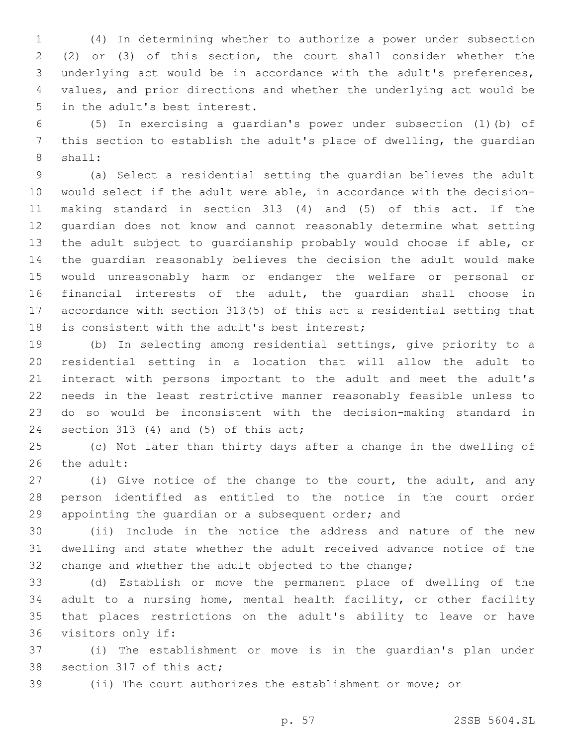(4) In determining whether to authorize a power under subsection (2) or (3) of this section, the court shall consider whether the underlying act would be in accordance with the adult's preferences, values, and prior directions and whether the underlying act would be in the adult's best interest.

(5) In exercising a guardian's power under subsection (1)(b) of this section to establish the adult's place of dwelling, the guardian shall:

(a) Select a residential setting the guardian believes the adult would select if the adult were able, in accordance with the decision-making standard in section 313 (4) and (5) of this act. If the guardian does not know and cannot reasonably determine what setting the adult subject to guardianship probably would choose if able, or the guardian reasonably believes the decision the adult would make would unreasonably harm or endanger the welfare or personal or financial interests of the adult, the guardian shall choose in accordance with section 313(5) of this act a residential setting that is consistent with the adult's best interest;

(b) In selecting among residential settings, give priority to a residential setting in a location that will allow the adult to interact with persons important to the adult and meet the adult's needs in the least restrictive manner reasonably feasible unless to do so would be inconsistent with the decision-making standard in section 313 (4) and (5) of this act;

(c) Not later than thirty days after a change in the dwelling of the adult:

(i) Give notice of the change to the court, the adult, and any person identified as entitled to the notice in the court order appointing the guardian or a subsequent order; and

(ii) Include in the notice the address and nature of the new dwelling and state whether the adult received advance notice of the change and whether the adult objected to the change;

(d) Establish or move the permanent place of dwelling of the adult to a nursing home, mental health facility, or other facility that places restrictions on the adult's ability to leave or have visitors only if:

(i) The establishment or move is in the guardian's plan under section 317 of this act;

(ii) The court authorizes the establishment or move; or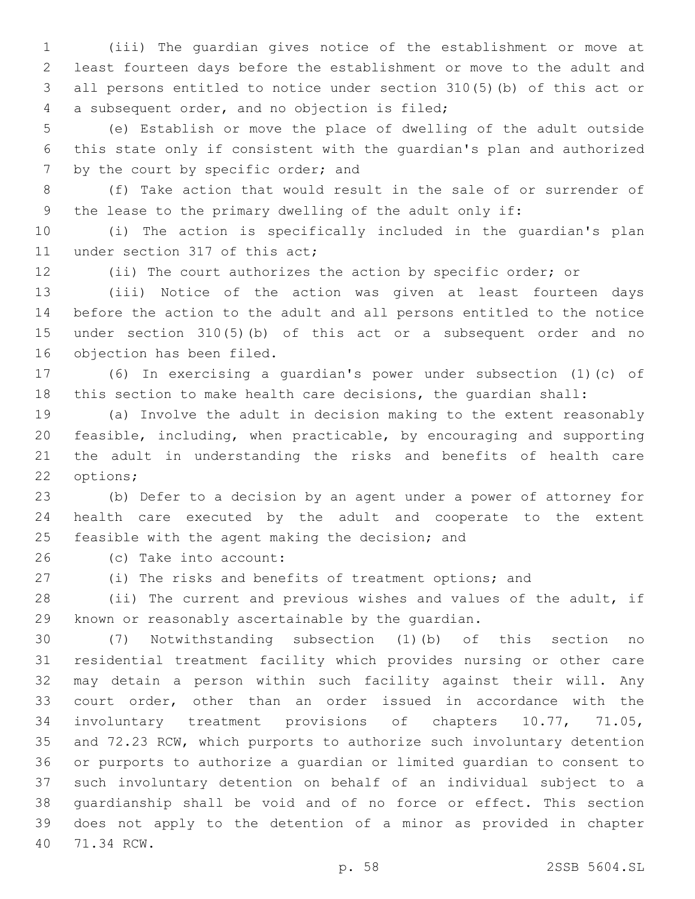(iii) The guardian gives notice of the establishment or move at least fourteen days before the establishment or move to the adult and all persons entitled to notice under section 310(5)(b) of this act or a subsequent order, and no objection is filed;

(e) Establish or move the place of dwelling of the adult outside this state only if consistent with the guardian's plan and authorized by the court by specific order; and

(f) Take action that would result in the sale of or surrender of the lease to the primary dwelling of the adult only if:

(i) The action is specifically included in the guardian's plan under section 317 of this act;

(ii) The court authorizes the action by specific order; or

(iii) Notice of the action was given at least fourteen days before the action to the adult and all persons entitled to the notice under section 310(5)(b) of this act or a subsequent order and no objection has been filed.

(6) In exercising a guardian's power under subsection (1)(c) of this section to make health care decisions, the guardian shall:

(a) Involve the adult in decision making to the extent reasonably feasible, including, when practicable, by encouraging and supporting the adult in understanding the risks and benefits of health care options;

(b) Defer to a decision by an agent under a power of attorney for health care executed by the adult and cooperate to the extent feasible with the agent making the decision; and

(c) Take into account:

(i) The risks and benefits of treatment options; and

(ii) The current and previous wishes and values of the adult, if known or reasonably ascertainable by the guardian.

(7) Notwithstanding subsection (1)(b) of this section no residential treatment facility which provides nursing or other care may detain a person within such facility against their will. Any court order, other than an order issued in accordance with the involuntary treatment provisions of chapters 10.77, 71.05, and 72.23 RCW, which purports to authorize such involuntary detention or purports to authorize a guardian or limited guardian to consent to such involuntary detention on behalf of an individual subject to a guardianship shall be void and of no force or effect. This section does not apply to the detention of a minor as provided in chapter 71.34 RCW.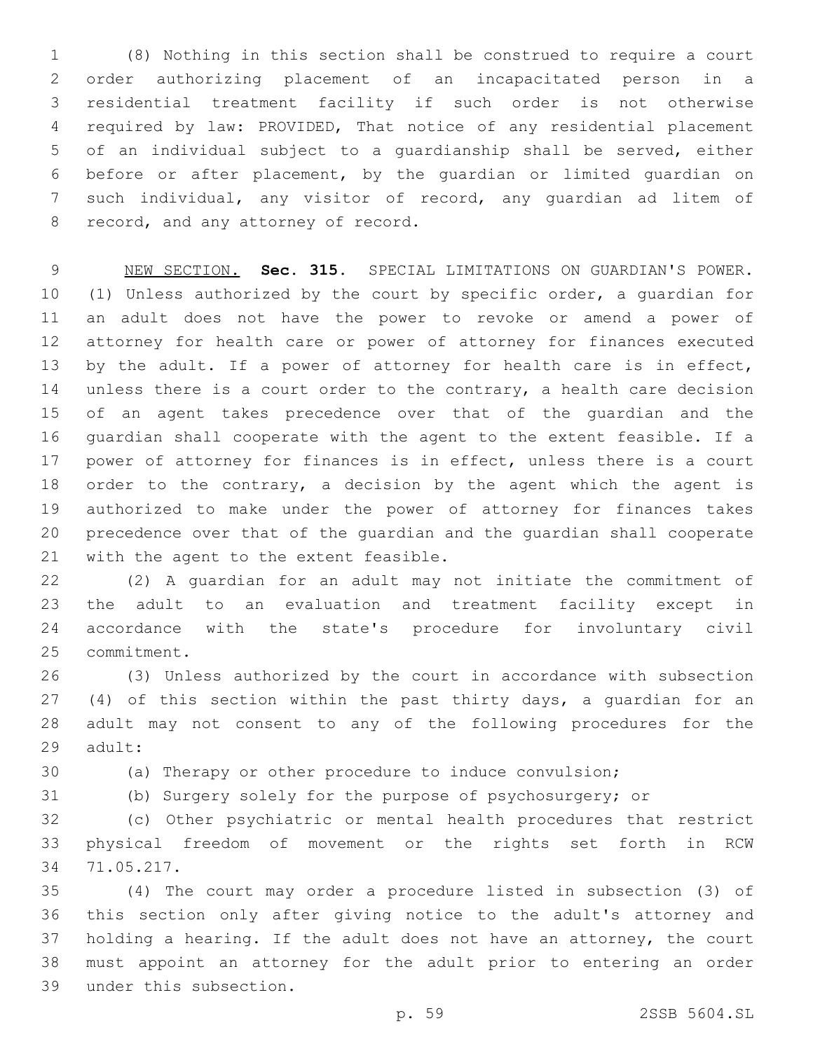(8) Nothing in this section shall be construed to require a court order authorizing placement of an incapacitated person in a residential treatment facility if such order is not otherwise required by law: PROVIDED, That notice of any residential placement of an individual subject to a guardianship shall be served, either before or after placement, by the guardian or limited guardian on such individual, any visitor of record, any guardian ad litem of record, and any attorney of record.

NEW SECTION. **Sec. 315.** SPECIAL LIMITATIONS ON GUARDIAN'S POWER. (1) Unless authorized by the court by specific order, a guardian for an adult does not have the power to revoke or amend a power of attorney for health care or power of attorney for finances executed by the adult. If a power of attorney for health care is in effect, unless there is a court order to the contrary, a health care decision of an agent takes precedence over that of the guardian and the guardian shall cooperate with the agent to the extent feasible. If a power of attorney for finances is in effect, unless there is a court order to the contrary, a decision by the agent which the agent is authorized to make under the power of attorney for finances takes precedence over that of the guardian and the guardian shall cooperate with the agent to the extent feasible.

(2) A guardian for an adult may not initiate the commitment of the adult to an evaluation and treatment facility except in accordance with the state's procedure for involuntary civil commitment.

(3) Unless authorized by the court in accordance with subsection (4) of this section within the past thirty days, a guardian for an adult may not consent to any of the following procedures for the adult:

(a) Therapy or other procedure to induce convulsion;

(b) Surgery solely for the purpose of psychosurgery; or

(c) Other psychiatric or mental health procedures that restrict physical freedom of movement or the rights set forth in RCW 71.05.217.

(4) The court may order a procedure listed in subsection (3) of this section only after giving notice to the adult's attorney and holding a hearing. If the adult does not have an attorney, the court must appoint an attorney for the adult prior to entering an order under this subsection.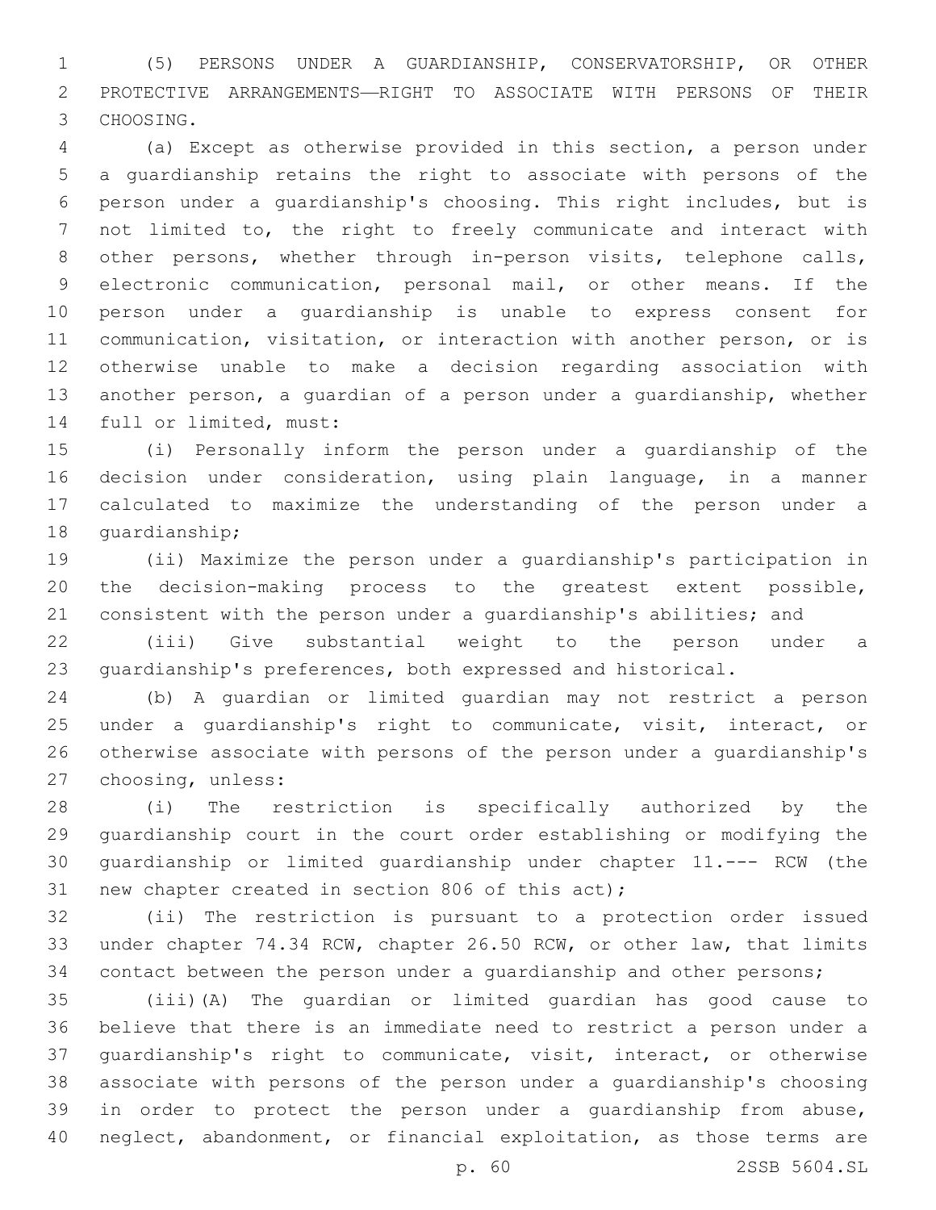(5) PERSONS UNDER A GUARDIANSHIP, CONSERVATORSHIP, OR OTHER PROTECTIVE ARRANGEMENTS—RIGHT TO ASSOCIATE WITH PERSONS OF THEIR CHOOSING.

(a) Except as otherwise provided in this section, a person under a guardianship retains the right to associate with persons of the person under a guardianship's choosing. This right includes, but is not limited to, the right to freely communicate and interact with other persons, whether through in-person visits, telephone calls, electronic communication, personal mail, or other means. If the person under a guardianship is unable to express consent for communication, visitation, or interaction with another person, or is otherwise unable to make a decision regarding association with another person, a guardian of a person under a guardianship, whether full or limited, must:

(i) Personally inform the person under a guardianship of the decision under consideration, using plain language, in a manner calculated to maximize the understanding of the person under a guardianship;

(ii) Maximize the person under a guardianship's participation in the decision-making process to the greatest extent possible, consistent with the person under a guardianship's abilities; and

(iii) Give substantial weight to the person under a guardianship's preferences, both expressed and historical.

(b) A guardian or limited guardian may not restrict a person under a guardianship's right to communicate, visit, interact, or otherwise associate with persons of the person under a guardianship's choosing, unless:

(i) The restriction is specifically authorized by the guardianship court in the court order establishing or modifying the guardianship or limited guardianship under chapter 11.--- RCW (the new chapter created in section 806 of this act);

(ii) The restriction is pursuant to a protection order issued under chapter 74.34 RCW, chapter 26.50 RCW, or other law, that limits contact between the person under a guardianship and other persons;

(iii)(A) The guardian or limited guardian has good cause to believe that there is an immediate need to restrict a person under a guardianship's right to communicate, visit, interact, or otherwise associate with persons of the person under a guardianship's choosing in order to protect the person under a guardianship from abuse, neglect, abandonment, or financial exploitation, as those terms are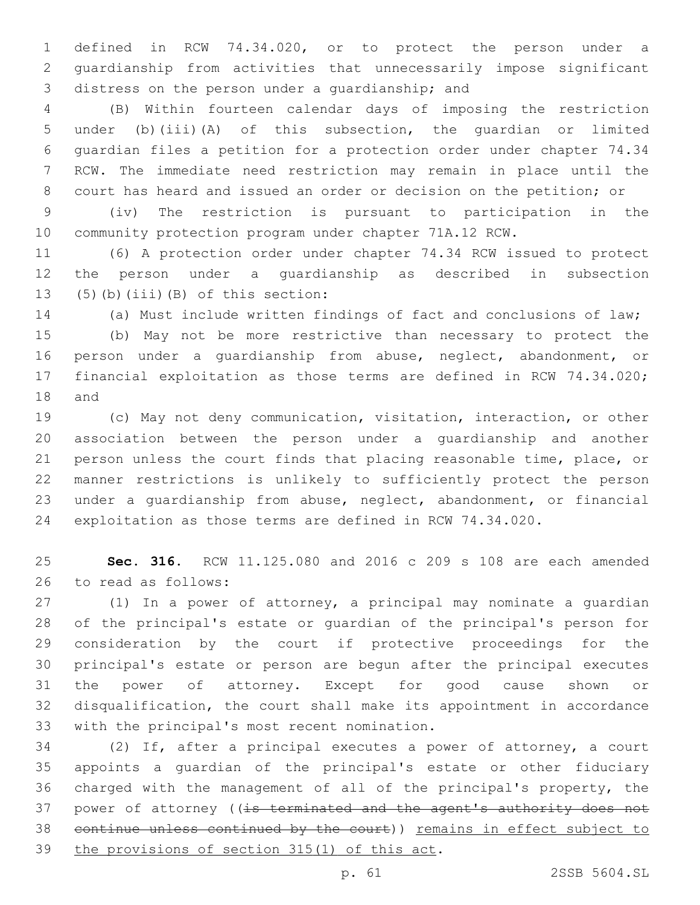defined in RCW 74.34.020, or to protect the person under a guardianship from activities that unnecessarily impose significant distress on the person under a guardianship; and

(B) Within fourteen calendar days of imposing the restriction under (b)(iii)(A) of this subsection, the guardian or limited guardian files a petition for a protection order under chapter 74.34 RCW. The immediate need restriction may remain in place until the court has heard and issued an order or decision on the petition; or

(iv) The restriction is pursuant to participation in the community protection program under chapter 71A.12 RCW.

(6) A protection order under chapter 74.34 RCW issued to protect the person under a guardianship as described in subsection (5)(b)(iii)(B) of this section:

(a) Must include written findings of fact and conclusions of law;

(b) May not be more restrictive than necessary to protect the person under a guardianship from abuse, neglect, abandonment, or financial exploitation as those terms are defined in RCW 74.34.020; and

(c) May not deny communication, visitation, interaction, or other association between the person under a guardianship and another person unless the court finds that placing reasonable time, place, or manner restrictions is unlikely to sufficiently protect the person under a guardianship from abuse, neglect, abandonment, or financial exploitation as those terms are defined in RCW 74.34.020.

**Sec. 316.** RCW 11.125.080 and 2016 c 209 s 108 are each amended to read as follows:

(1) In a power of attorney, a principal may nominate a guardian of the principal's estate or guardian of the principal's person for consideration by the court if protective proceedings for the principal's estate or person are begun after the principal executes the power of attorney. Except for good cause shown or disqualification, the court shall make its appointment in accordance with the principal's most recent nomination.

(2) If, after a principal executes a power of attorney, a court appoints a guardian of the principal's estate or other fiduciary charged with the management of all of the principal's property, the power of attorney ((~~is terminated and the agent's authority does not continue unless continued by the court~~)) <u>remains in effect subject to the provisions of section 315(1) of this act</u>.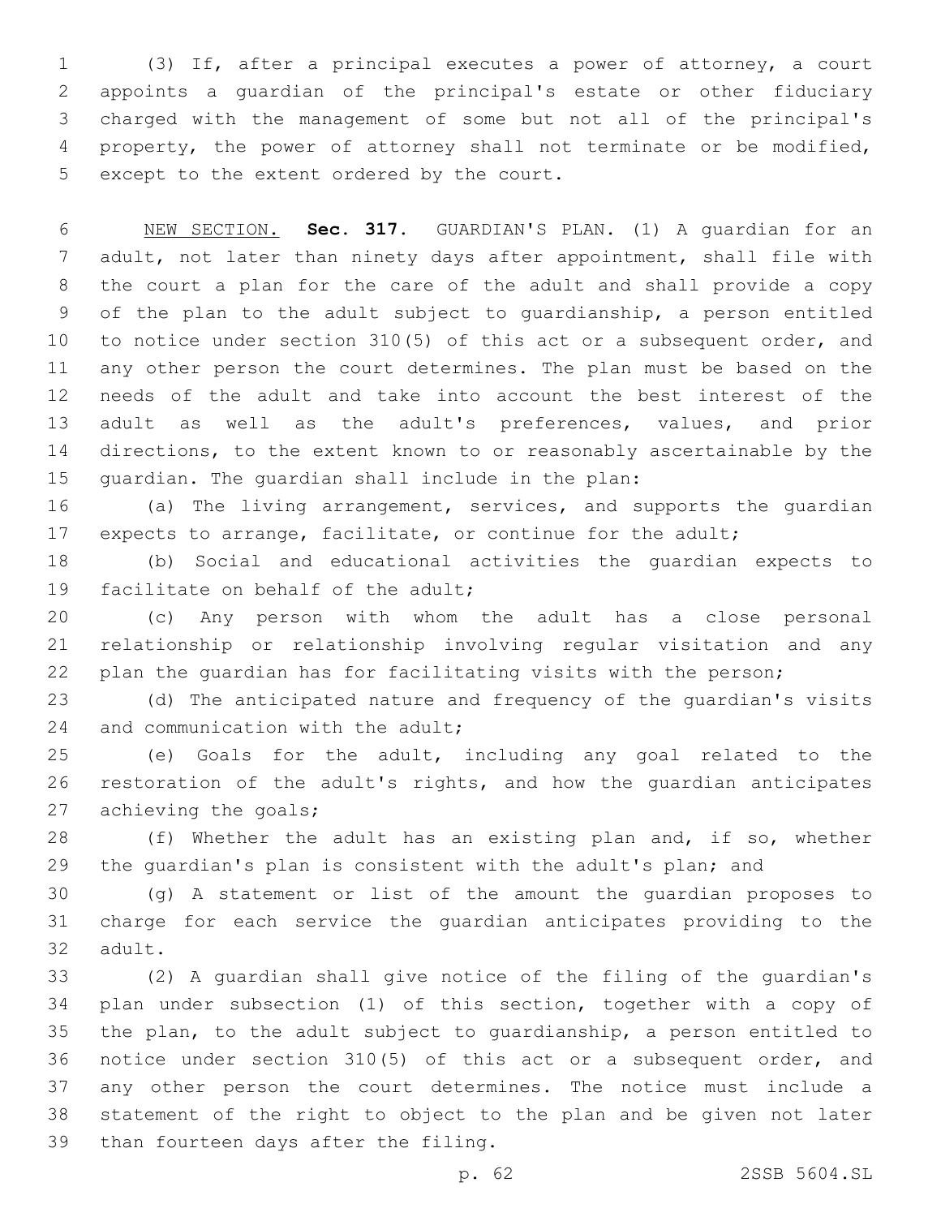(3) If, after a principal executes a power of attorney, a court appoints a guardian of the principal's estate or other fiduciary charged with the management of some but not all of the principal's property, the power of attorney shall not terminate or be modified, except to the extent ordered by the court.

NEW SECTION. **Sec. 317.** GUARDIAN'S PLAN. (1) A guardian for an adult, not later than ninety days after appointment, shall file with the court a plan for the care of the adult and shall provide a copy of the plan to the adult subject to guardianship, a person entitled to notice under section 310(5) of this act or a subsequent order, and any other person the court determines. The plan must be based on the needs of the adult and take into account the best interest of the adult as well as the adult's preferences, values, and prior directions, to the extent known to or reasonably ascertainable by the guardian. The guardian shall include in the plan:

(a) The living arrangement, services, and supports the guardian expects to arrange, facilitate, or continue for the adult;

(b) Social and educational activities the guardian expects to facilitate on behalf of the adult;

(c) Any person with whom the adult has a close personal relationship or relationship involving regular visitation and any plan the guardian has for facilitating visits with the person;

(d) The anticipated nature and frequency of the guardian's visits and communication with the adult;

(e) Goals for the adult, including any goal related to the restoration of the adult's rights, and how the guardian anticipates achieving the goals;

(f) Whether the adult has an existing plan and, if so, whether the guardian's plan is consistent with the adult's plan; and

(g) A statement or list of the amount the guardian proposes to charge for each service the guardian anticipates providing to the adult.

(2) A guardian shall give notice of the filing of the guardian's plan under subsection (1) of this section, together with a copy of the plan, to the adult subject to guardianship, a person entitled to notice under section 310(5) of this act or a subsequent order, and any other person the court determines. The notice must include a statement of the right to object to the plan and be given not later than fourteen days after the filing.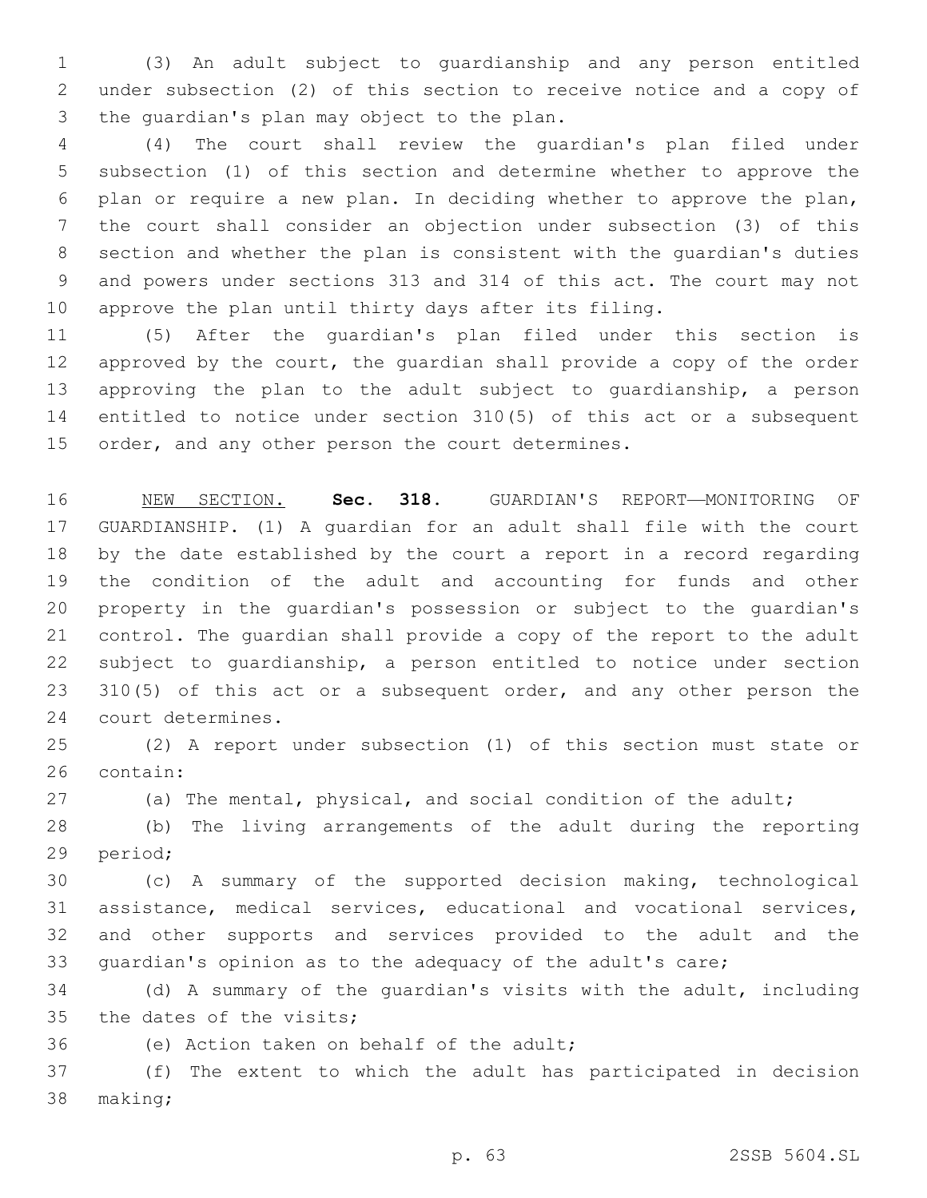(3) An adult subject to guardianship and any person entitled under subsection (2) of this section to receive notice and a copy of the guardian's plan may object to the plan.

(4) The court shall review the guardian's plan filed under subsection (1) of this section and determine whether to approve the plan or require a new plan. In deciding whether to approve the plan, the court shall consider an objection under subsection (3) of this section and whether the plan is consistent with the guardian's duties and powers under sections 313 and 314 of this act. The court may not approve the plan until thirty days after its filing.

(5) After the guardian's plan filed under this section is approved by the court, the guardian shall provide a copy of the order approving the plan to the adult subject to guardianship, a person entitled to notice under section 310(5) of this act or a subsequent order, and any other person the court determines.

NEW SECTION. **Sec. 318.** GUARDIAN'S REPORT—MONITORING OF GUARDIANSHIP. (1) A guardian for an adult shall file with the court by the date established by the court a report in a record regarding the condition of the adult and accounting for funds and other property in the guardian's possession or subject to the guardian's control. The guardian shall provide a copy of the report to the adult subject to guardianship, a person entitled to notice under section 310(5) of this act or a subsequent order, and any other person the court determines.

(2) A report under subsection (1) of this section must state or contain:

(a) The mental, physical, and social condition of the adult;

(b) The living arrangements of the adult during the reporting period;

(c) A summary of the supported decision making, technological assistance, medical services, educational and vocational services, and other supports and services provided to the adult and the guardian's opinion as to the adequacy of the adult's care;

(d) A summary of the guardian's visits with the adult, including the dates of the visits;

(e) Action taken on behalf of the adult;

(f) The extent to which the adult has participated in decision making;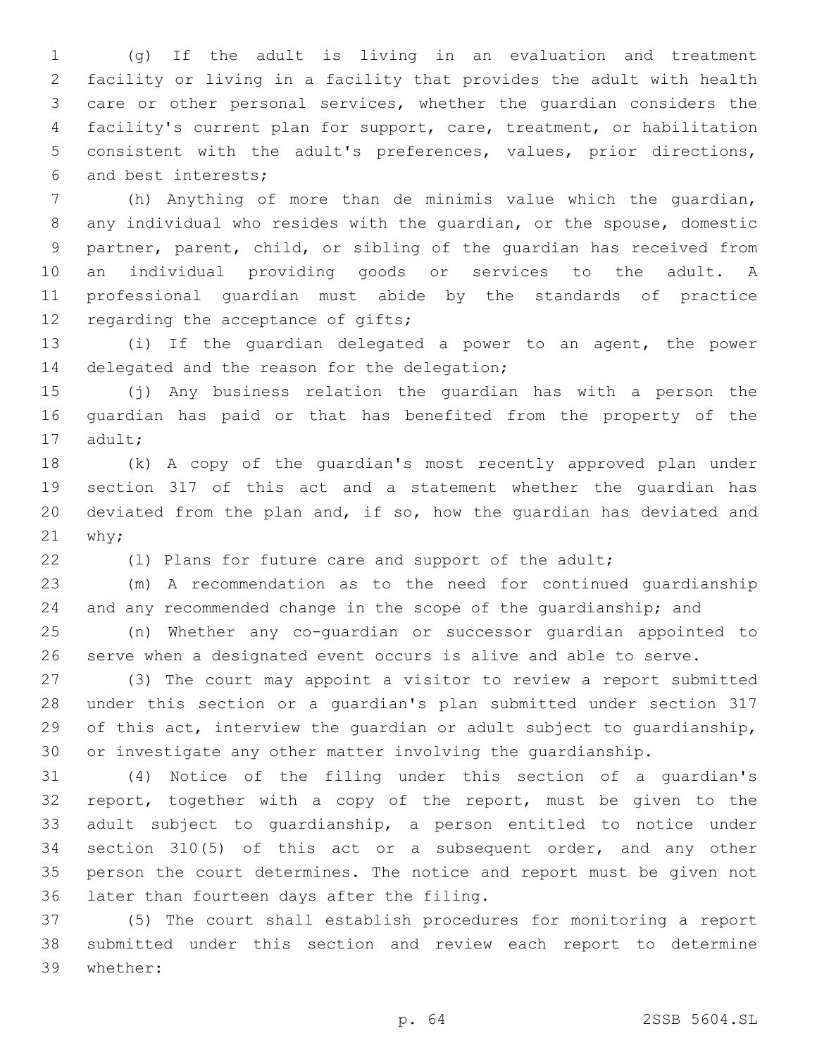(g) If the adult is living in an evaluation and treatment facility or living in a facility that provides the adult with health care or other personal services, whether the guardian considers the facility's current plan for support, care, treatment, or habilitation consistent with the adult's preferences, values, prior directions, and best interests;

(h) Anything of more than de minimis value which the guardian, any individual who resides with the guardian, or the spouse, domestic partner, parent, child, or sibling of the guardian has received from an individual providing goods or services to the adult. A professional guardian must abide by the standards of practice regarding the acceptance of gifts;

(i) If the guardian delegated a power to an agent, the power delegated and the reason for the delegation;

(j) Any business relation the guardian has with a person the guardian has paid or that has benefited from the property of the adult;

(k) A copy of the guardian's most recently approved plan under section 317 of this act and a statement whether the guardian has deviated from the plan and, if so, how the guardian has deviated and why;

(l) Plans for future care and support of the adult;

(m) A recommendation as to the need for continued guardianship and any recommended change in the scope of the guardianship; and

(n) Whether any co-guardian or successor guardian appointed to serve when a designated event occurs is alive and able to serve.

(3) The court may appoint a visitor to review a report submitted under this section or a guardian's plan submitted under section 317 of this act, interview the guardian or adult subject to guardianship, or investigate any other matter involving the guardianship.

(4) Notice of the filing under this section of a guardian's report, together with a copy of the report, must be given to the adult subject to guardianship, a person entitled to notice under section 310(5) of this act or a subsequent order, and any other person the court determines. The notice and report must be given not later than fourteen days after the filing.

(5) The court shall establish procedures for monitoring a report submitted under this section and review each report to determine whether: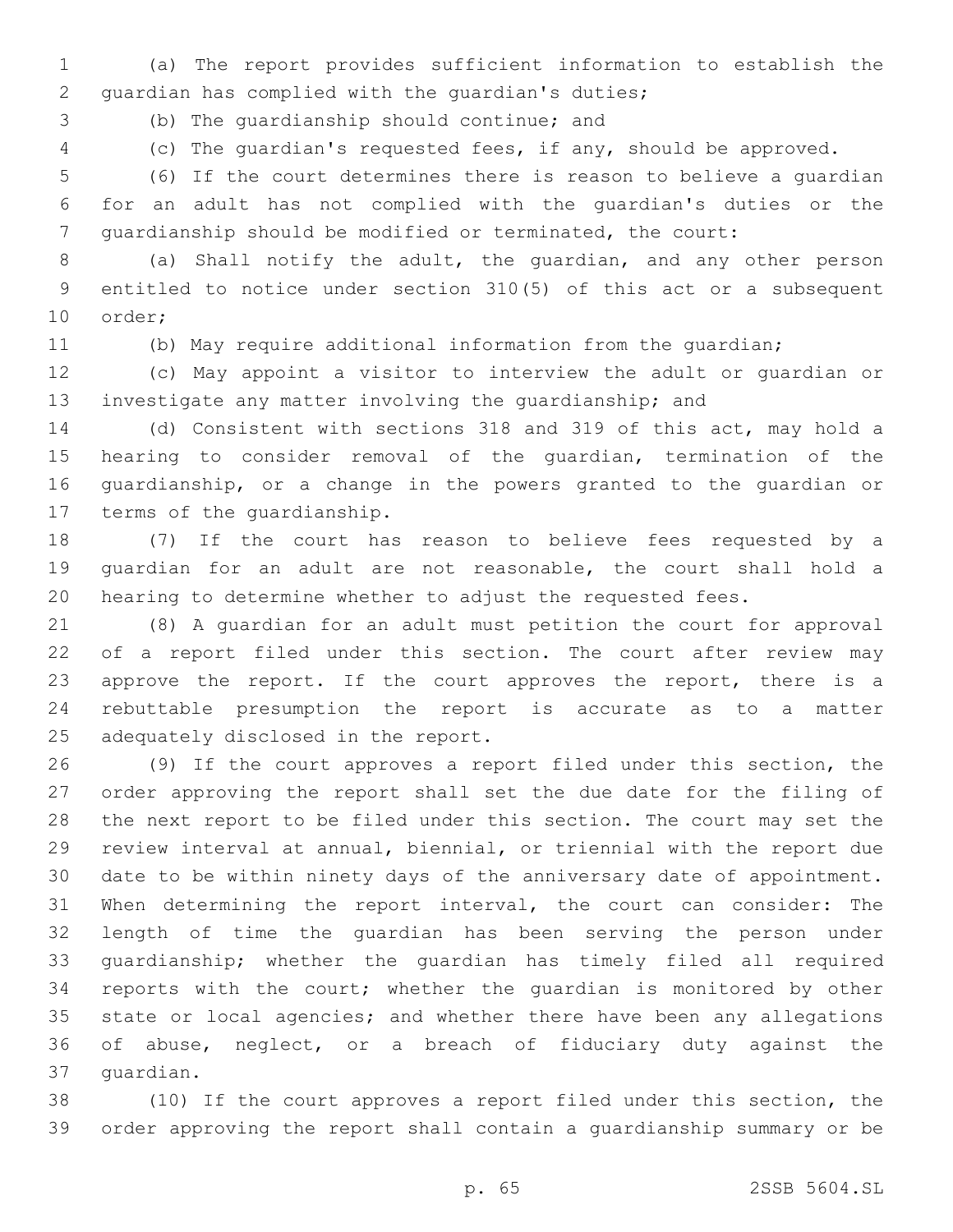(a) The report provides sufficient information to establish the guardian has complied with the guardian's duties;

(b) The guardianship should continue; and

(c) The guardian's requested fees, if any, should be approved.

(6) If the court determines there is reason to believe a guardian for an adult has not complied with the guardian's duties or the guardianship should be modified or terminated, the court:

(a) Shall notify the adult, the guardian, and any other person entitled to notice under section 310(5) of this act or a subsequent order;

(b) May require additional information from the guardian;

(c) May appoint a visitor to interview the adult or guardian or investigate any matter involving the guardianship; and

(d) Consistent with sections 318 and 319 of this act, may hold a hearing to consider removal of the guardian, termination of the guardianship, or a change in the powers granted to the guardian or terms of the guardianship.

(7) If the court has reason to believe fees requested by a guardian for an adult are not reasonable, the court shall hold a hearing to determine whether to adjust the requested fees.

(8) A guardian for an adult must petition the court for approval of a report filed under this section. The court after review may approve the report. If the court approves the report, there is a rebuttable presumption the report is accurate as to a matter adequately disclosed in the report.

(9) If the court approves a report filed under this section, the order approving the report shall set the due date for the filing of the next report to be filed under this section. The court may set the review interval at annual, biennial, or triennial with the report due date to be within ninety days of the anniversary date of appointment. When determining the report interval, the court can consider: The length of time the guardian has been serving the person under guardianship; whether the guardian has timely filed all required reports with the court; whether the guardian is monitored by other state or local agencies; and whether there have been any allegations of abuse, neglect, or a breach of fiduciary duty against the guardian.

(10) If the court approves a report filed under this section, the order approving the report shall contain a guardianship summary or be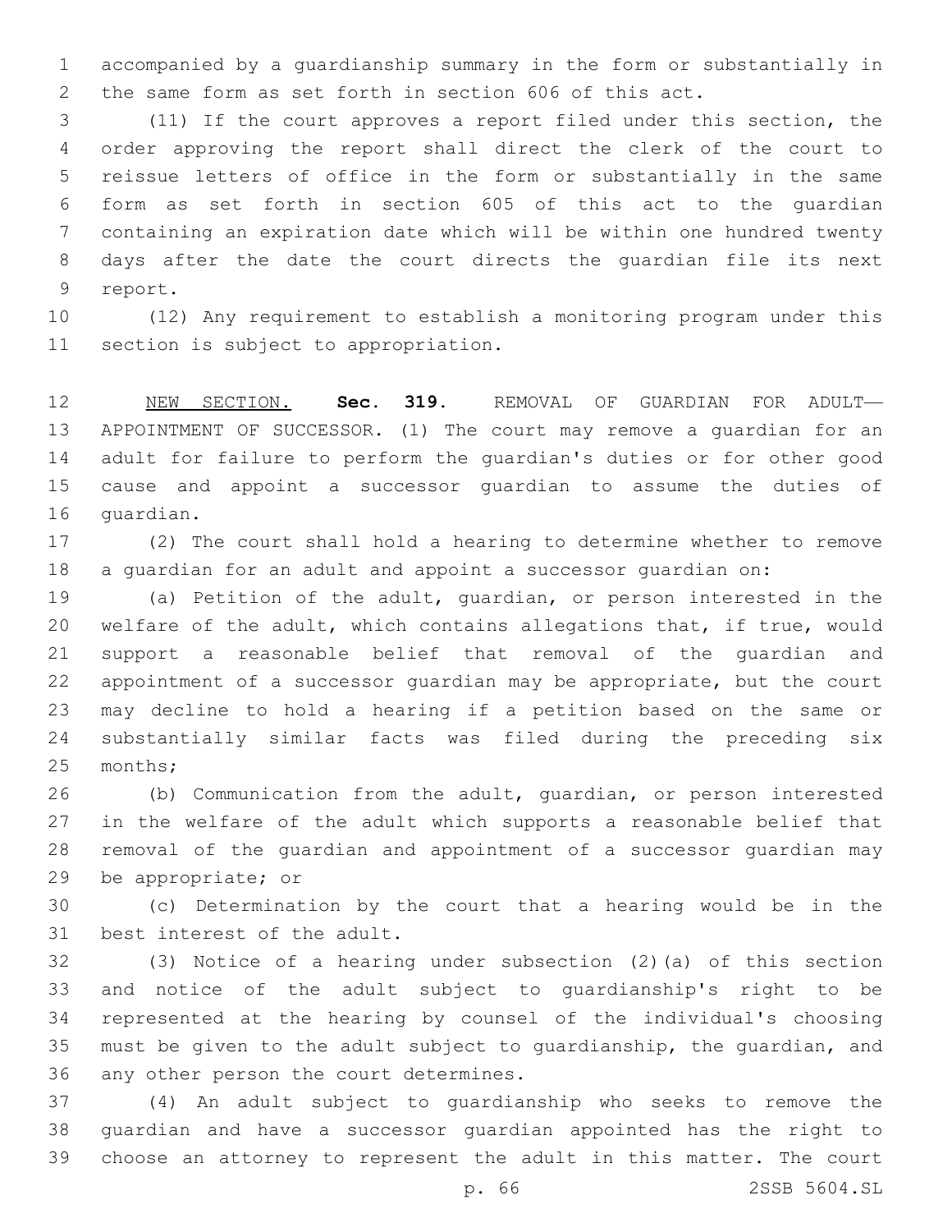accompanied by a guardianship summary in the form or substantially in the same form as set forth in section 606 of this act.

(11) If the court approves a report filed under this section, the order approving the report shall direct the clerk of the court to reissue letters of office in the form or substantially in the same form as set forth in section 605 of this act to the guardian containing an expiration date which will be within one hundred twenty days after the date the court directs the guardian file its next report.

(12) Any requirement to establish a monitoring program under this section is subject to appropriation.

NEW SECTION. **Sec. 319.** REMOVAL OF GUARDIAN FOR ADULT—APPOINTMENT OF SUCCESSOR. (1) The court may remove a guardian for an adult for failure to perform the guardian's duties or for other good cause and appoint a successor guardian to assume the duties of guardian.

(2) The court shall hold a hearing to determine whether to remove a guardian for an adult and appoint a successor guardian on:

(a) Petition of the adult, guardian, or person interested in the welfare of the adult, which contains allegations that, if true, would support a reasonable belief that removal of the guardian and appointment of a successor guardian may be appropriate, but the court may decline to hold a hearing if a petition based on the same or substantially similar facts was filed during the preceding six months;

(b) Communication from the adult, guardian, or person interested in the welfare of the adult which supports a reasonable belief that removal of the guardian and appointment of a successor guardian may be appropriate; or

(c) Determination by the court that a hearing would be in the best interest of the adult.

(3) Notice of a hearing under subsection (2)(a) of this section and notice of the adult subject to guardianship's right to be represented at the hearing by counsel of the individual's choosing must be given to the adult subject to guardianship, the guardian, and any other person the court determines.

(4) An adult subject to guardianship who seeks to remove the guardian and have a successor guardian appointed has the right to choose an attorney to represent the adult in this matter. The court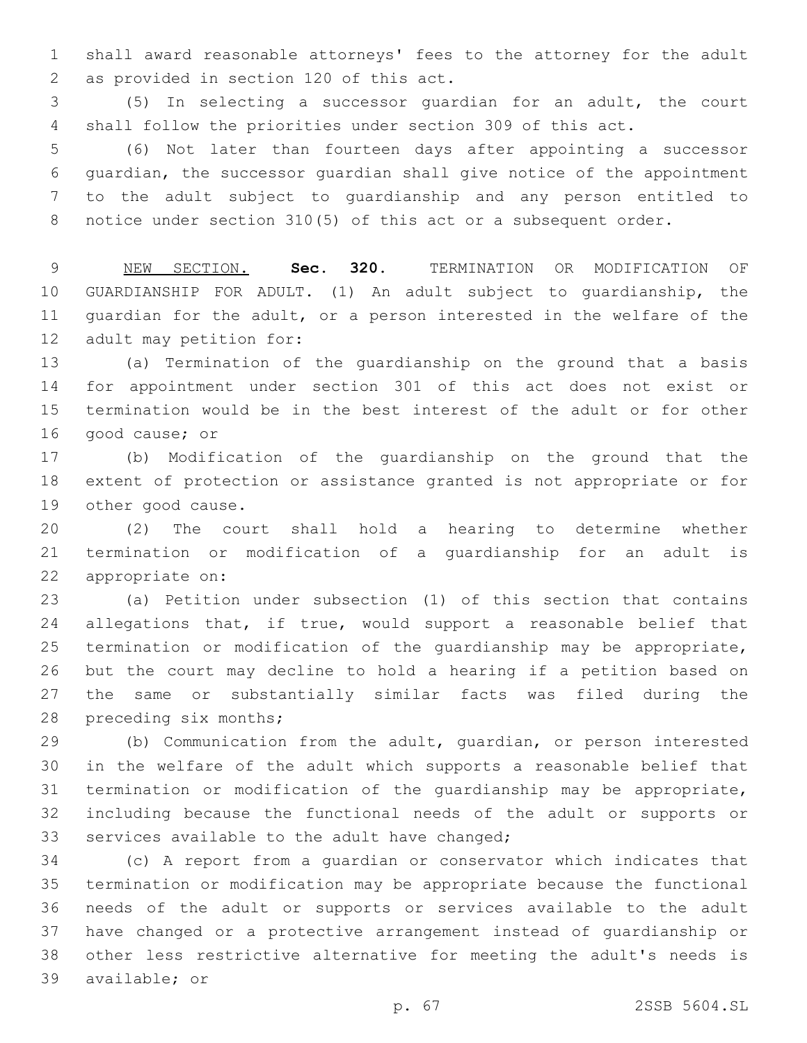shall award reasonable attorneys' fees to the attorney for the adult as provided in section 120 of this act.

(5) In selecting a successor guardian for an adult, the court shall follow the priorities under section 309 of this act.

(6) Not later than fourteen days after appointing a successor guardian, the successor guardian shall give notice of the appointment to the adult subject to guardianship and any person entitled to notice under section 310(5) of this act or a subsequent order.

NEW SECTION. **Sec. 320.** TERMINATION OR MODIFICATION OF GUARDIANSHIP FOR ADULT. (1) An adult subject to guardianship, the guardian for the adult, or a person interested in the welfare of the adult may petition for:

(a) Termination of the guardianship on the ground that a basis for appointment under section 301 of this act does not exist or termination would be in the best interest of the adult or for other good cause; or

(b) Modification of the guardianship on the ground that the extent of protection or assistance granted is not appropriate or for other good cause.

(2) The court shall hold a hearing to determine whether termination or modification of a guardianship for an adult is appropriate on:

(a) Petition under subsection (1) of this section that contains allegations that, if true, would support a reasonable belief that termination or modification of the guardianship may be appropriate, but the court may decline to hold a hearing if a petition based on the same or substantially similar facts was filed during the preceding six months;

(b) Communication from the adult, guardian, or person interested in the welfare of the adult which supports a reasonable belief that termination or modification of the guardianship may be appropriate, including because the functional needs of the adult or supports or services available to the adult have changed;

(c) A report from a guardian or conservator which indicates that termination or modification may be appropriate because the functional needs of the adult or supports or services available to the adult have changed or a protective arrangement instead of guardianship or other less restrictive alternative for meeting the adult's needs is available; or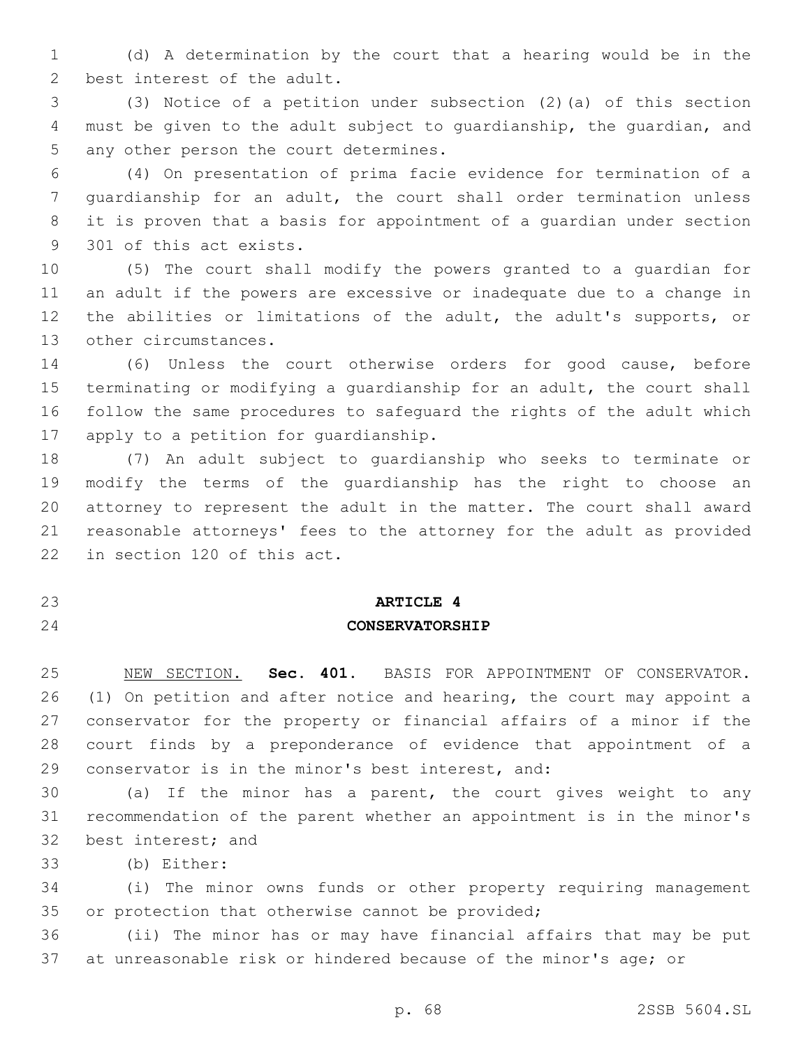(d) A determination by the court that a hearing would be in the best interest of the adult.

(3) Notice of a petition under subsection (2)(a) of this section must be given to the adult subject to guardianship, the guardian, and any other person the court determines.

(4) On presentation of prima facie evidence for termination of a guardianship for an adult, the court shall order termination unless it is proven that a basis for appointment of a guardian under section 301 of this act exists.

(5) The court shall modify the powers granted to a guardian for an adult if the powers are excessive or inadequate due to a change in the abilities or limitations of the adult, the adult's supports, or other circumstances.

(6) Unless the court otherwise orders for good cause, before terminating or modifying a guardianship for an adult, the court shall follow the same procedures to safeguard the rights of the adult which apply to a petition for guardianship.

(7) An adult subject to guardianship who seeks to terminate or modify the terms of the guardianship has the right to choose an attorney to represent the adult in the matter. The court shall award reasonable attorneys' fees to the attorney for the adult as provided in section 120 of this act.

## ARTICLE 4
## CONSERVATORSHIP

NEW SECTION. **Sec. 401.** BASIS FOR APPOINTMENT OF CONSERVATOR. (1) On petition and after notice and hearing, the court may appoint a conservator for the property or financial affairs of a minor if the court finds by a preponderance of evidence that appointment of a conservator is in the minor's best interest, and:

(a) If the minor has a parent, the court gives weight to any recommendation of the parent whether an appointment is in the minor's best interest; and

(b) Either:

(i) The minor owns funds or other property requiring management or protection that otherwise cannot be provided;

(ii) The minor has or may have financial affairs that may be put at unreasonable risk or hindered because of the minor's age; or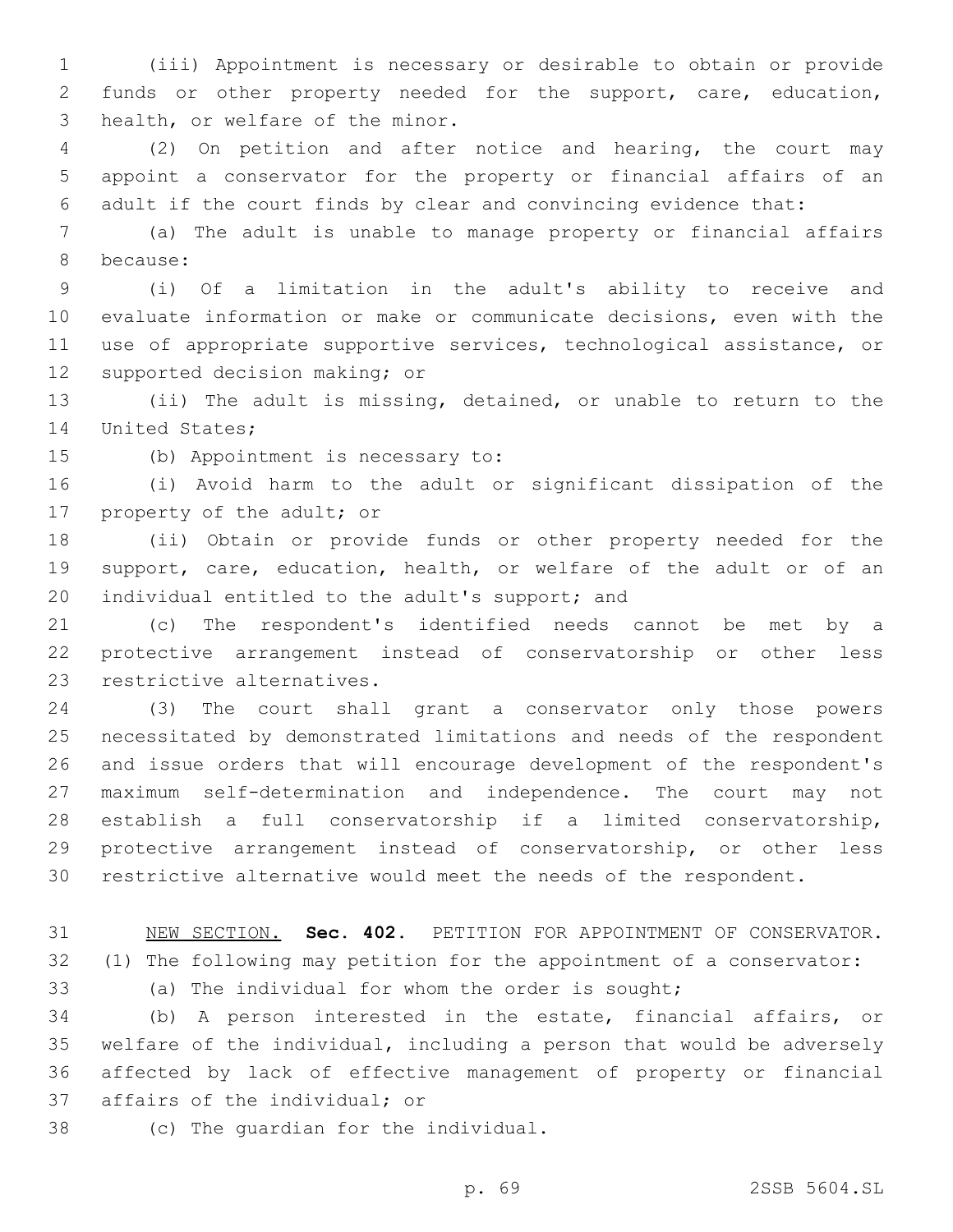(iii) Appointment is necessary or desirable to obtain or provide funds or other property needed for the support, care, education, health, or welfare of the minor.

(2) On petition and after notice and hearing, the court may appoint a conservator for the property or financial affairs of an adult if the court finds by clear and convincing evidence that:

(a) The adult is unable to manage property or financial affairs because:

(i) Of a limitation in the adult's ability to receive and evaluate information or make or communicate decisions, even with the use of appropriate supportive services, technological assistance, or supported decision making; or

(ii) The adult is missing, detained, or unable to return to the United States;

(b) Appointment is necessary to:

(i) Avoid harm to the adult or significant dissipation of the property of the adult; or

(ii) Obtain or provide funds or other property needed for the support, care, education, health, or welfare of the adult or of an individual entitled to the adult's support; and

(c) The respondent's identified needs cannot be met by a protective arrangement instead of conservatorship or other less restrictive alternatives.

(3) The court shall grant a conservator only those powers necessitated by demonstrated limitations and needs of the respondent and issue orders that will encourage development of the respondent's maximum self-determination and independence. The court may not establish a full conservatorship if a limited conservatorship, protective arrangement instead of conservatorship, or other less restrictive alternative would meet the needs of the respondent.

NEW SECTION. **Sec. 402.** PETITION FOR APPOINTMENT OF CONSERVATOR. (1) The following may petition for the appointment of a conservator:

(a) The individual for whom the order is sought;

(b) A person interested in the estate, financial affairs, or welfare of the individual, including a person that would be adversely affected by lack of effective management of property or financial affairs of the individual; or

(c) The guardian for the individual.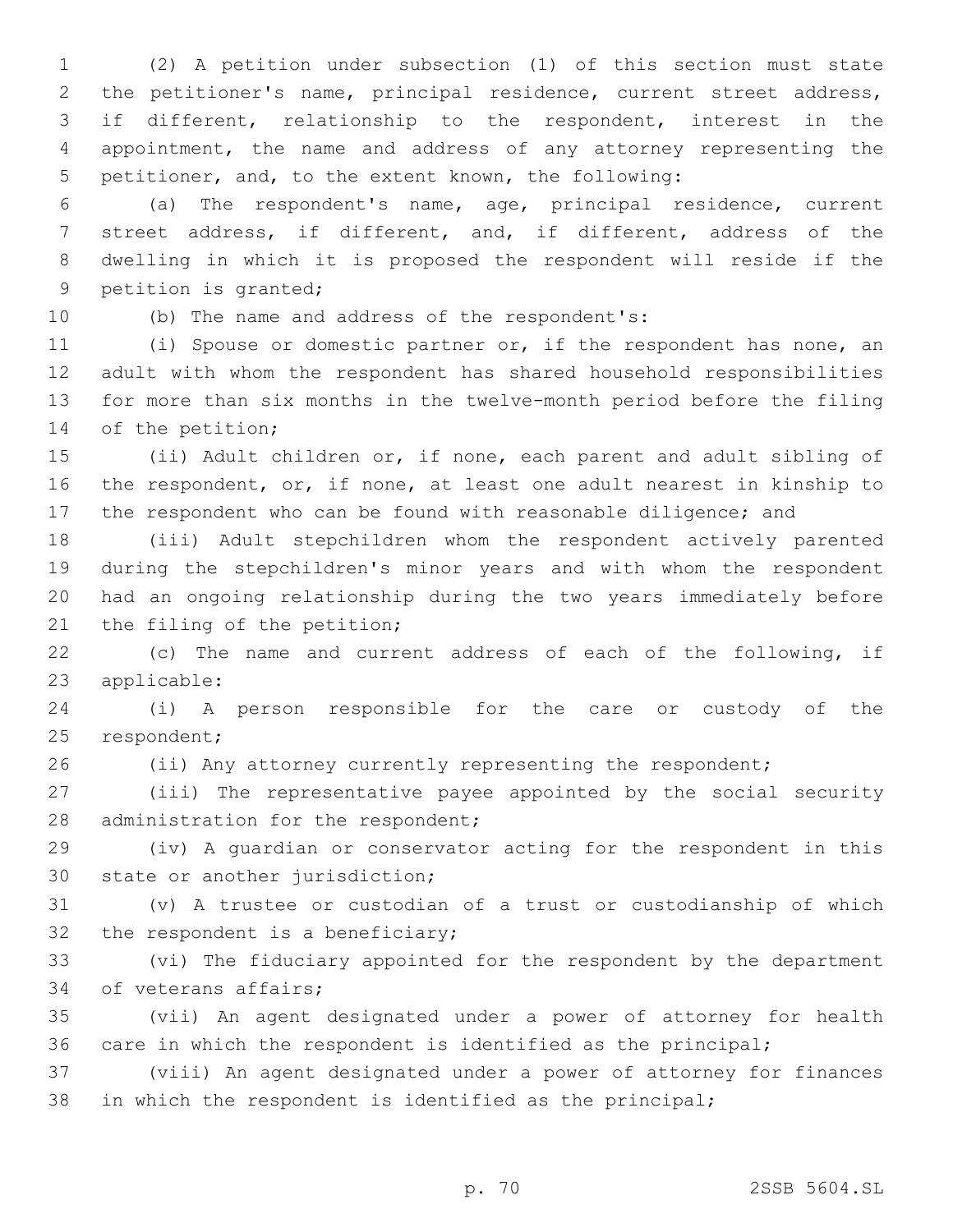(2) A petition under subsection (1) of this section must state the petitioner's name, principal residence, current street address, if different, relationship to the respondent, interest in the appointment, the name and address of any attorney representing the petitioner, and, to the extent known, the following:

(a) The respondent's name, age, principal residence, current street address, if different, and, if different, address of the dwelling in which it is proposed the respondent will reside if the petition is granted;

(b) The name and address of the respondent's:

(i) Spouse or domestic partner or, if the respondent has none, an adult with whom the respondent has shared household responsibilities for more than six months in the twelve-month period before the filing of the petition;

(ii) Adult children or, if none, each parent and adult sibling of the respondent, or, if none, at least one adult nearest in kinship to the respondent who can be found with reasonable diligence; and

(iii) Adult stepchildren whom the respondent actively parented during the stepchildren's minor years and with whom the respondent had an ongoing relationship during the two years immediately before the filing of the petition;

(c) The name and current address of each of the following, if applicable:

(i) A person responsible for the care or custody of the respondent;

(ii) Any attorney currently representing the respondent;

(iii) The representative payee appointed by the social security administration for the respondent;

(iv) A guardian or conservator acting for the respondent in this state or another jurisdiction;

(v) A trustee or custodian of a trust or custodianship of which the respondent is a beneficiary;

(vi) The fiduciary appointed for the respondent by the department of veterans affairs;

(vii) An agent designated under a power of attorney for health care in which the respondent is identified as the principal;

(viii) An agent designated under a power of attorney for finances in which the respondent is identified as the principal;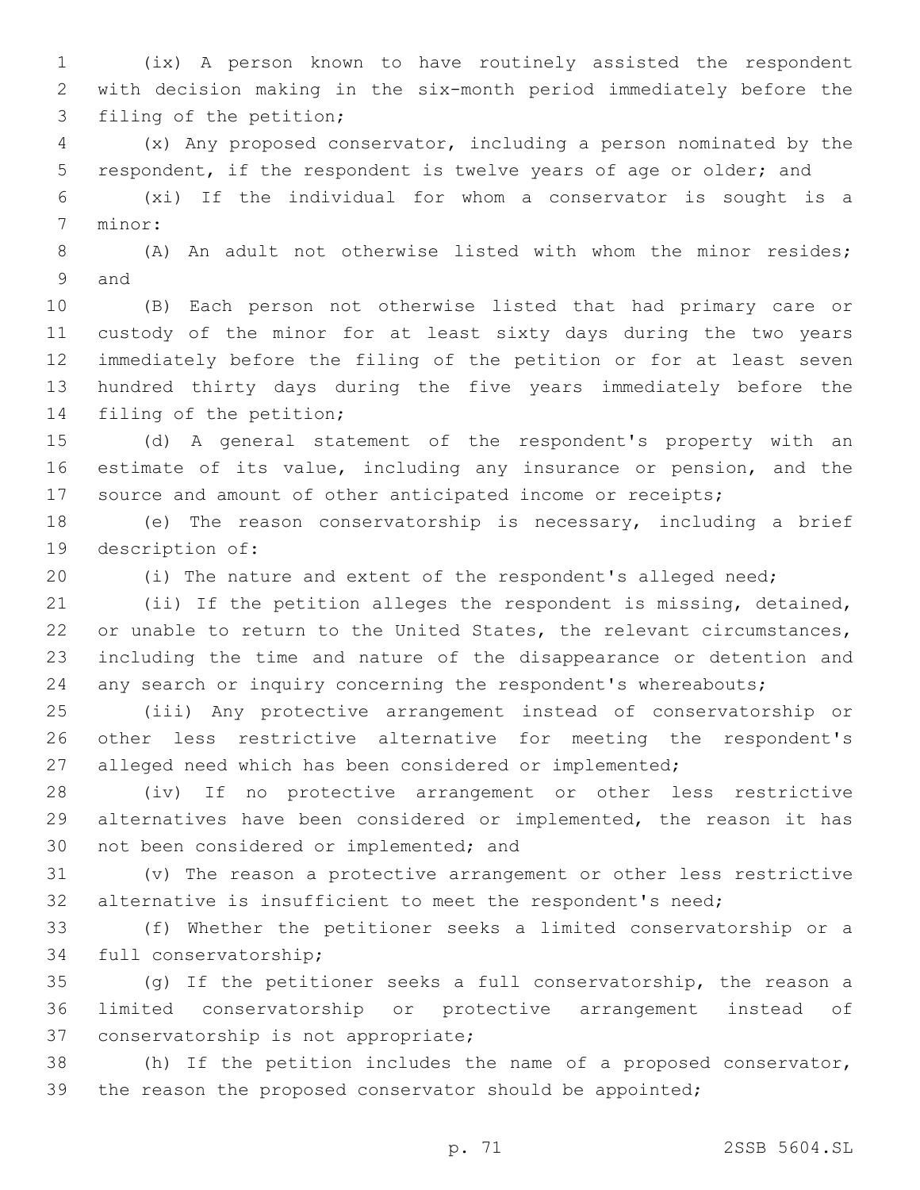(ix) A person known to have routinely assisted the respondent with decision making in the six-month period immediately before the filing of the petition;

(x) Any proposed conservator, including a person nominated by the respondent, if the respondent is twelve years of age or older; and

(xi) If the individual for whom a conservator is sought is a minor:

(A) An adult not otherwise listed with whom the minor resides; and

(B) Each person not otherwise listed that had primary care or custody of the minor for at least sixty days during the two years immediately before the filing of the petition or for at least seven hundred thirty days during the five years immediately before the filing of the petition;

(d) A general statement of the respondent's property with an estimate of its value, including any insurance or pension, and the source and amount of other anticipated income or receipts;

(e) The reason conservatorship is necessary, including a brief description of:

(i) The nature and extent of the respondent's alleged need;

(ii) If the petition alleges the respondent is missing, detained, or unable to return to the United States, the relevant circumstances, including the time and nature of the disappearance or detention and any search or inquiry concerning the respondent's whereabouts;

(iii) Any protective arrangement instead of conservatorship or other less restrictive alternative for meeting the respondent's alleged need which has been considered or implemented;

(iv) If no protective arrangement or other less restrictive alternatives have been considered or implemented, the reason it has not been considered or implemented; and

(v) The reason a protective arrangement or other less restrictive alternative is insufficient to meet the respondent's need;

(f) Whether the petitioner seeks a limited conservatorship or a full conservatorship;

(g) If the petitioner seeks a full conservatorship, the reason a limited conservatorship or protective arrangement instead of conservatorship is not appropriate;

(h) If the petition includes the name of a proposed conservator, the reason the proposed conservator should be appointed;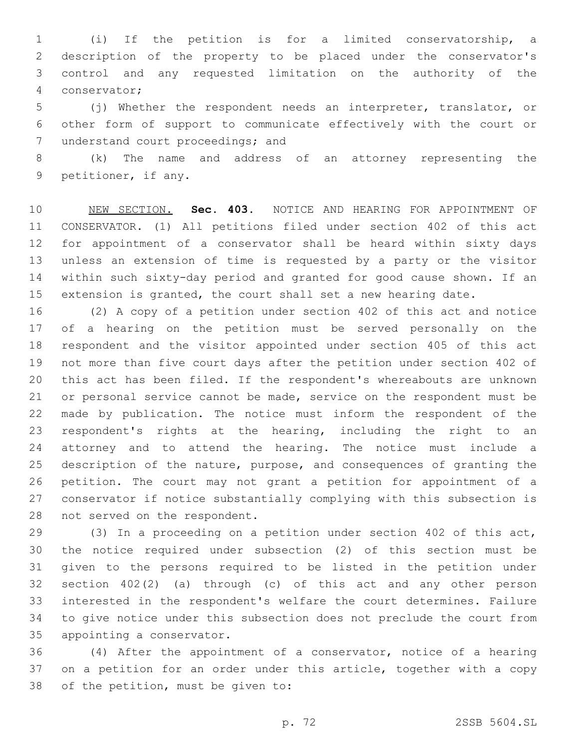(i) If the petition is for a limited conservatorship, a description of the property to be placed under the conservator's control and any requested limitation on the authority of the conservator;

(j) Whether the respondent needs an interpreter, translator, or other form of support to communicate effectively with the court or understand court proceedings; and

(k) The name and address of an attorney representing the petitioner, if any.

NEW SECTION. **Sec. 403.** NOTICE AND HEARING FOR APPOINTMENT OF CONSERVATOR. (1) All petitions filed under section 402 of this act for appointment of a conservator shall be heard within sixty days unless an extension of time is requested by a party or the visitor within such sixty-day period and granted for good cause shown. If an extension is granted, the court shall set a new hearing date.

(2) A copy of a petition under section 402 of this act and notice of a hearing on the petition must be served personally on the respondent and the visitor appointed under section 405 of this act not more than five court days after the petition under section 402 of this act has been filed. If the respondent's whereabouts are unknown or personal service cannot be made, service on the respondent must be made by publication. The notice must inform the respondent of the respondent's rights at the hearing, including the right to an attorney and to attend the hearing. The notice must include a description of the nature, purpose, and consequences of granting the petition. The court may not grant a petition for appointment of a conservator if notice substantially complying with this subsection is not served on the respondent.

(3) In a proceeding on a petition under section 402 of this act, the notice required under subsection (2) of this section must be given to the persons required to be listed in the petition under section 402(2) (a) through (c) of this act and any other person interested in the respondent's welfare the court determines. Failure to give notice under this subsection does not preclude the court from appointing a conservator.

(4) After the appointment of a conservator, notice of a hearing on a petition for an order under this article, together with a copy of the petition, must be given to: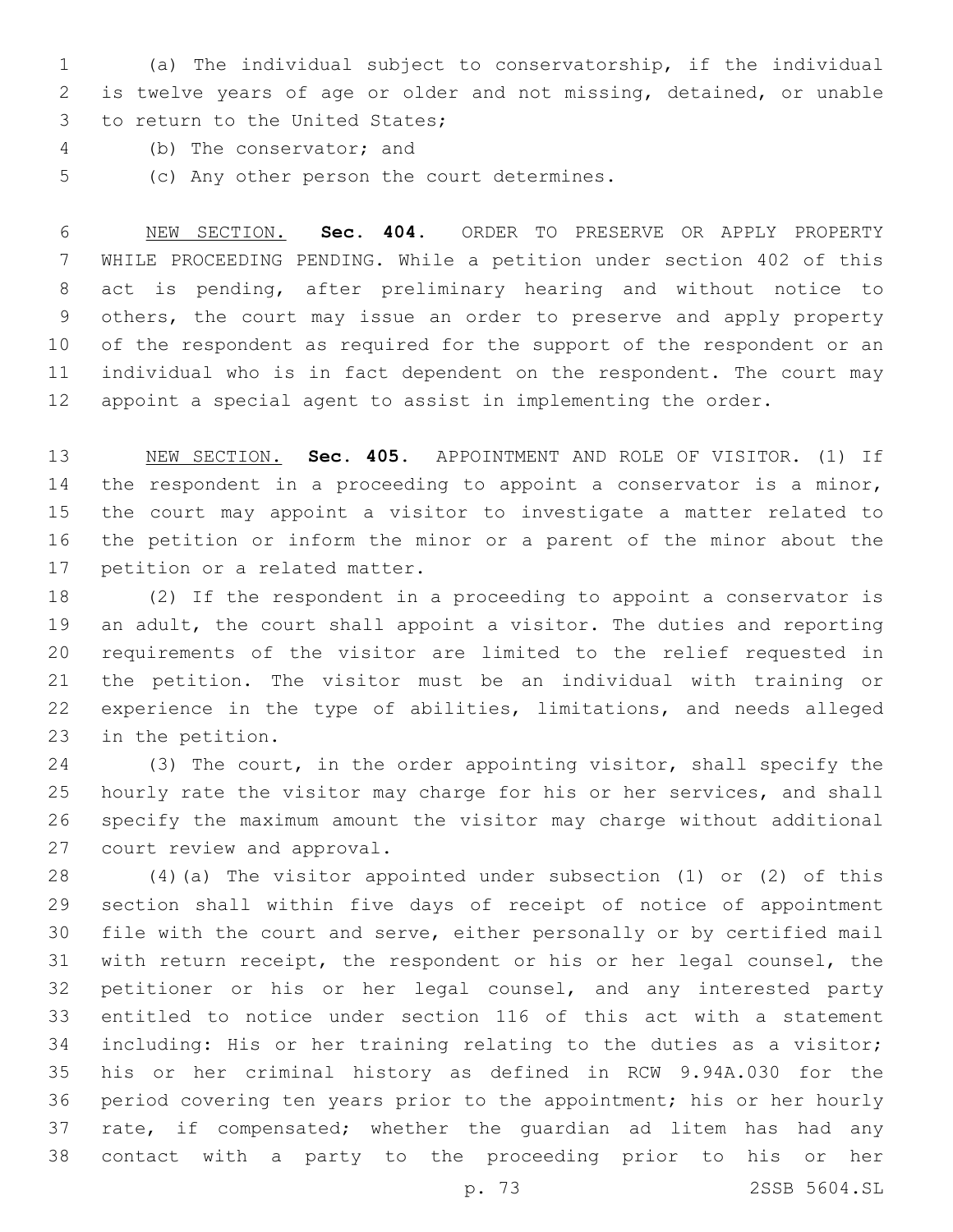(a) The individual subject to conservatorship, if the individual is twelve years of age or older and not missing, detained, or unable to return to the United States;

(b) The conservator; and

(c) Any other person the court determines.

NEW SECTION. **Sec. 404.** ORDER TO PRESERVE OR APPLY PROPERTY WHILE PROCEEDING PENDING. While a petition under section 402 of this act is pending, after preliminary hearing and without notice to others, the court may issue an order to preserve and apply property of the respondent as required for the support of the respondent or an individual who is in fact dependent on the respondent. The court may appoint a special agent to assist in implementing the order.

NEW SECTION. **Sec. 405.** APPOINTMENT AND ROLE OF VISITOR. (1) If the respondent in a proceeding to appoint a conservator is a minor, the court may appoint a visitor to investigate a matter related to the petition or inform the minor or a parent of the minor about the petition or a related matter.

(2) If the respondent in a proceeding to appoint a conservator is an adult, the court shall appoint a visitor. The duties and reporting requirements of the visitor are limited to the relief requested in the petition. The visitor must be an individual with training or experience in the type of abilities, limitations, and needs alleged in the petition.

(3) The court, in the order appointing visitor, shall specify the hourly rate the visitor may charge for his or her services, and shall specify the maximum amount the visitor may charge without additional court review and approval.

(4)(a) The visitor appointed under subsection (1) or (2) of this section shall within five days of receipt of notice of appointment file with the court and serve, either personally or by certified mail with return receipt, the respondent or his or her legal counsel, the petitioner or his or her legal counsel, and any interested party entitled to notice under section 116 of this act with a statement including: His or her training relating to the duties as a visitor; his or her criminal history as defined in RCW 9.94A.030 for the period covering ten years prior to the appointment; his or her hourly rate, if compensated; whether the guardian ad litem has had any contact with a party to the proceeding prior to his or her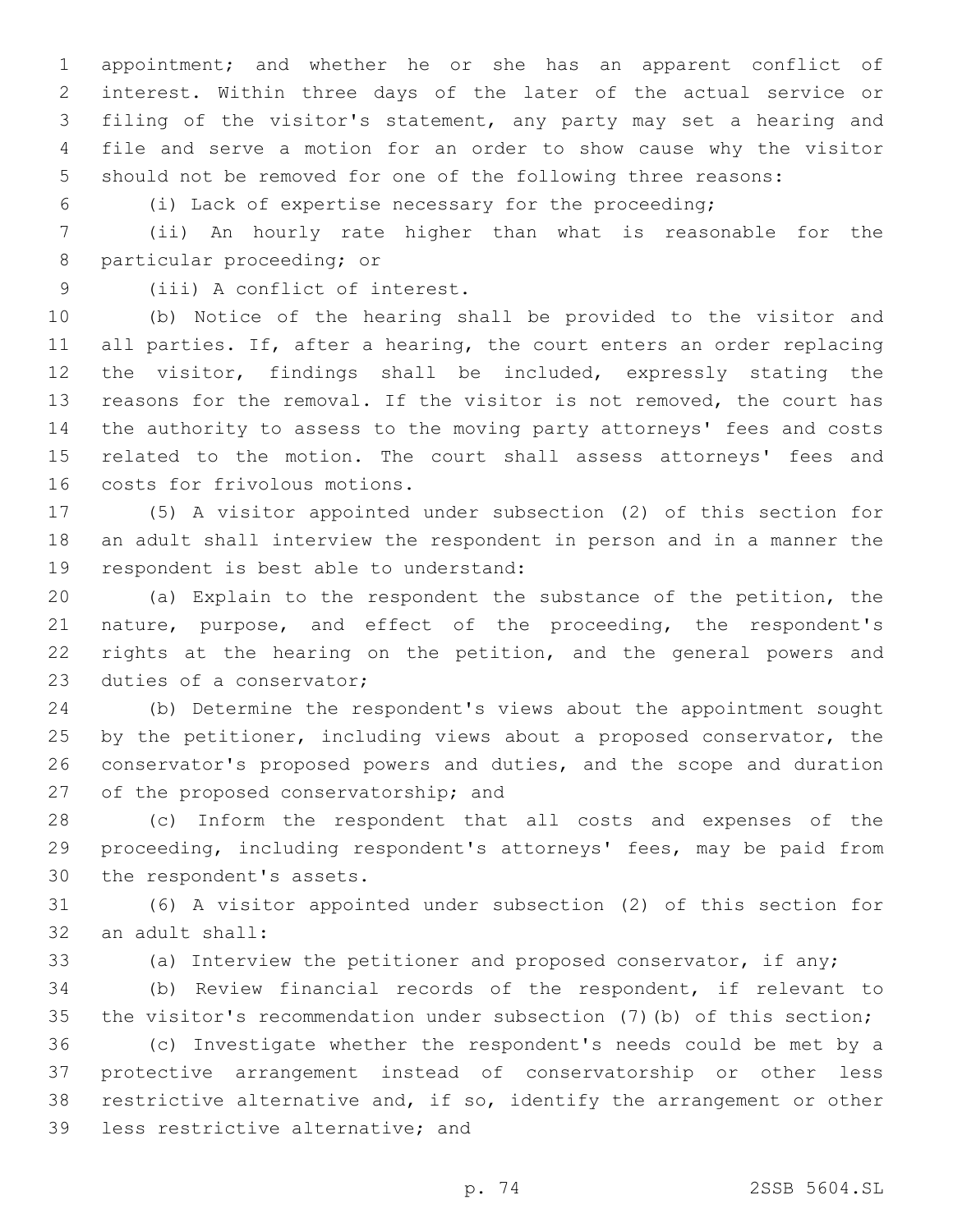appointment; and whether he or she has an apparent conflict of interest. Within three days of the later of the actual service or filing of the visitor's statement, any party may set a hearing and file and serve a motion for an order to show cause why the visitor should not be removed for one of the following three reasons:

(i) Lack of expertise necessary for the proceeding;

(ii) An hourly rate higher than what is reasonable for the particular proceeding; or

(iii) A conflict of interest.

(b) Notice of the hearing shall be provided to the visitor and all parties. If, after a hearing, the court enters an order replacing the visitor, findings shall be included, expressly stating the reasons for the removal. If the visitor is not removed, the court has the authority to assess to the moving party attorneys' fees and costs related to the motion. The court shall assess attorneys' fees and costs for frivolous motions.

(5) A visitor appointed under subsection (2) of this section for an adult shall interview the respondent in person and in a manner the respondent is best able to understand:

(a) Explain to the respondent the substance of the petition, the nature, purpose, and effect of the proceeding, the respondent's rights at the hearing on the petition, and the general powers and duties of a conservator;

(b) Determine the respondent's views about the appointment sought by the petitioner, including views about a proposed conservator, the conservator's proposed powers and duties, and the scope and duration of the proposed conservatorship; and

(c) Inform the respondent that all costs and expenses of the proceeding, including respondent's attorneys' fees, may be paid from the respondent's assets.

(6) A visitor appointed under subsection (2) of this section for an adult shall:

(a) Interview the petitioner and proposed conservator, if any;

(b) Review financial records of the respondent, if relevant to the visitor's recommendation under subsection (7)(b) of this section;

(c) Investigate whether the respondent's needs could be met by a protective arrangement instead of conservatorship or other less restrictive alternative and, if so, identify the arrangement or other less restrictive alternative; and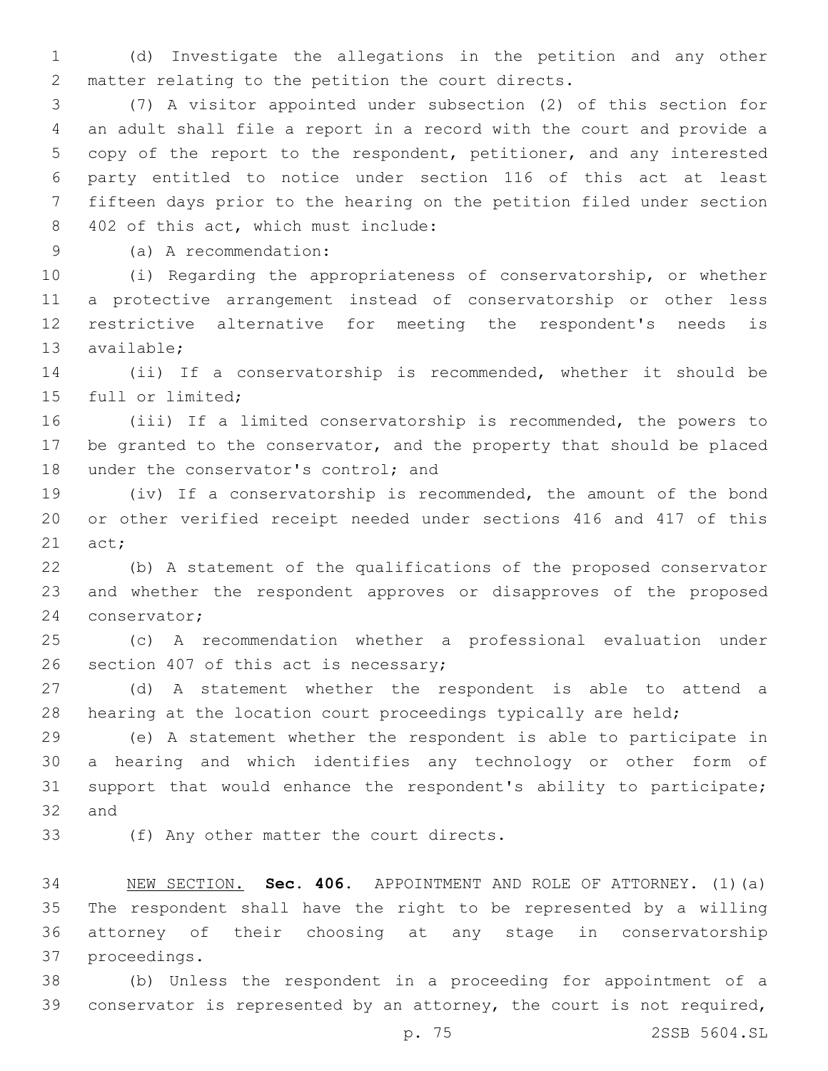(d) Investigate the allegations in the petition and any other matter relating to the petition the court directs.

(7) A visitor appointed under subsection (2) of this section for an adult shall file a report in a record with the court and provide a copy of the report to the respondent, petitioner, and any interested party entitled to notice under section 116 of this act at least fifteen days prior to the hearing on the petition filed under section 402 of this act, which must include:

(a) A recommendation:

(i) Regarding the appropriateness of conservatorship, or whether a protective arrangement instead of conservatorship or other less restrictive alternative for meeting the respondent's needs is available;

(ii) If a conservatorship is recommended, whether it should be full or limited;

(iii) If a limited conservatorship is recommended, the powers to be granted to the conservator, and the property that should be placed under the conservator's control; and

(iv) If a conservatorship is recommended, the amount of the bond or other verified receipt needed under sections 416 and 417 of this act;

(b) A statement of the qualifications of the proposed conservator and whether the respondent approves or disapproves of the proposed conservator;

(c) A recommendation whether a professional evaluation under section 407 of this act is necessary;

(d) A statement whether the respondent is able to attend a hearing at the location court proceedings typically are held;

(e) A statement whether the respondent is able to participate in a hearing and which identifies any technology or other form of support that would enhance the respondent's ability to participate; and

(f) Any other matter the court directs.

NEW SECTION. **Sec. 406.** APPOINTMENT AND ROLE OF ATTORNEY. (1)(a) The respondent shall have the right to be represented by a willing attorney of their choosing at any stage in conservatorship proceedings.

(b) Unless the respondent in a proceeding for appointment of a conservator is represented by an attorney, the court is not required,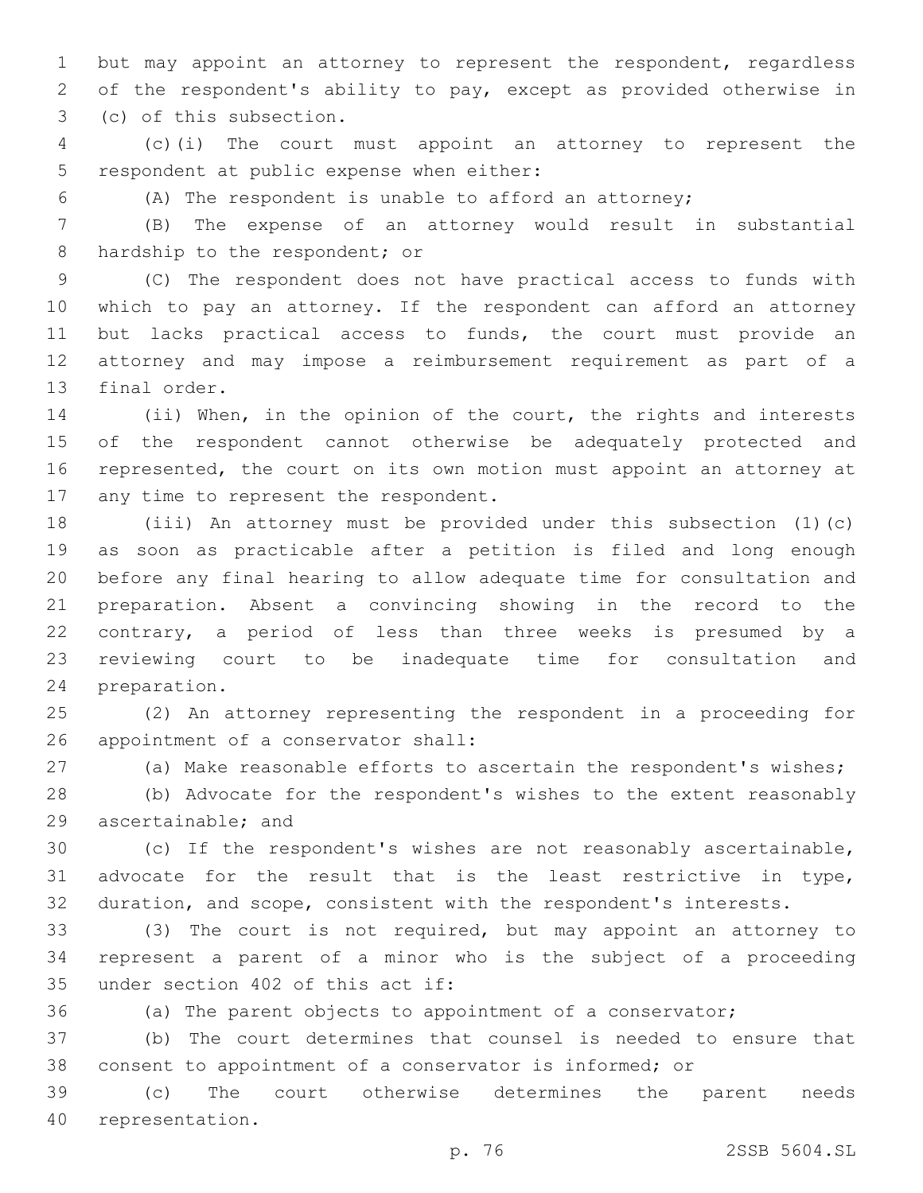but may appoint an attorney to represent the respondent, regardless of the respondent's ability to pay, except as provided otherwise in (c) of this subsection.

(c)(i) The court must appoint an attorney to represent the respondent at public expense when either:

(A) The respondent is unable to afford an attorney;

(B) The expense of an attorney would result in substantial hardship to the respondent; or

(C) The respondent does not have practical access to funds with which to pay an attorney. If the respondent can afford an attorney but lacks practical access to funds, the court must provide an attorney and may impose a reimbursement requirement as part of a final order.

(ii) When, in the opinion of the court, the rights and interests of the respondent cannot otherwise be adequately protected and represented, the court on its own motion must appoint an attorney at any time to represent the respondent.

(iii) An attorney must be provided under this subsection (1)(c) as soon as practicable after a petition is filed and long enough before any final hearing to allow adequate time for consultation and preparation. Absent a convincing showing in the record to the contrary, a period of less than three weeks is presumed by a reviewing court to be inadequate time for consultation and preparation.

(2) An attorney representing the respondent in a proceeding for appointment of a conservator shall:

(a) Make reasonable efforts to ascertain the respondent's wishes;

(b) Advocate for the respondent's wishes to the extent reasonably ascertainable; and

(c) If the respondent's wishes are not reasonably ascertainable, advocate for the result that is the least restrictive in type, duration, and scope, consistent with the respondent's interests.

(3) The court is not required, but may appoint an attorney to represent a parent of a minor who is the subject of a proceeding under section 402 of this act if:

(a) The parent objects to appointment of a conservator;

(b) The court determines that counsel is needed to ensure that consent to appointment of a conservator is informed; or

(c) The court otherwise determines the parent needs representation.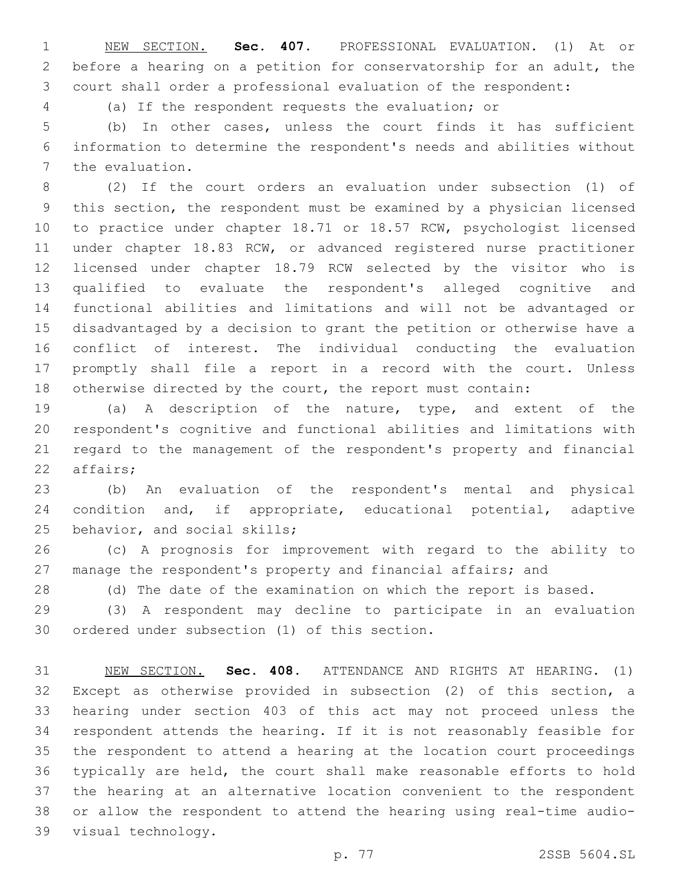NEW SECTION. **Sec. 407.** PROFESSIONAL EVALUATION. (1) At or before a hearing on a petition for conservatorship for an adult, the court shall order a professional evaluation of the respondent:

(a) If the respondent requests the evaluation; or

(b) In other cases, unless the court finds it has sufficient information to determine the respondent's needs and abilities without the evaluation.

(2) If the court orders an evaluation under subsection (1) of this section, the respondent must be examined by a physician licensed to practice under chapter 18.71 or 18.57 RCW, psychologist licensed under chapter 18.83 RCW, or advanced registered nurse practitioner licensed under chapter 18.79 RCW selected by the visitor who is qualified to evaluate the respondent's alleged cognitive and functional abilities and limitations and will not be advantaged or disadvantaged by a decision to grant the petition or otherwise have a conflict of interest. The individual conducting the evaluation promptly shall file a report in a record with the court. Unless otherwise directed by the court, the report must contain:

(a) A description of the nature, type, and extent of the respondent's cognitive and functional abilities and limitations with regard to the management of the respondent's property and financial affairs;

(b) An evaluation of the respondent's mental and physical condition and, if appropriate, educational potential, adaptive behavior, and social skills;

(c) A prognosis for improvement with regard to the ability to manage the respondent's property and financial affairs; and

(d) The date of the examination on which the report is based.

(3) A respondent may decline to participate in an evaluation ordered under subsection (1) of this section.

NEW SECTION. **Sec. 408.** ATTENDANCE AND RIGHTS AT HEARING. (1) Except as otherwise provided in subsection (2) of this section, a hearing under section 403 of this act may not proceed unless the respondent attends the hearing. If it is not reasonably feasible for the respondent to attend a hearing at the location court proceedings typically are held, the court shall make reasonable efforts to hold the hearing at an alternative location convenient to the respondent or allow the respondent to attend the hearing using real-time audio-visual technology.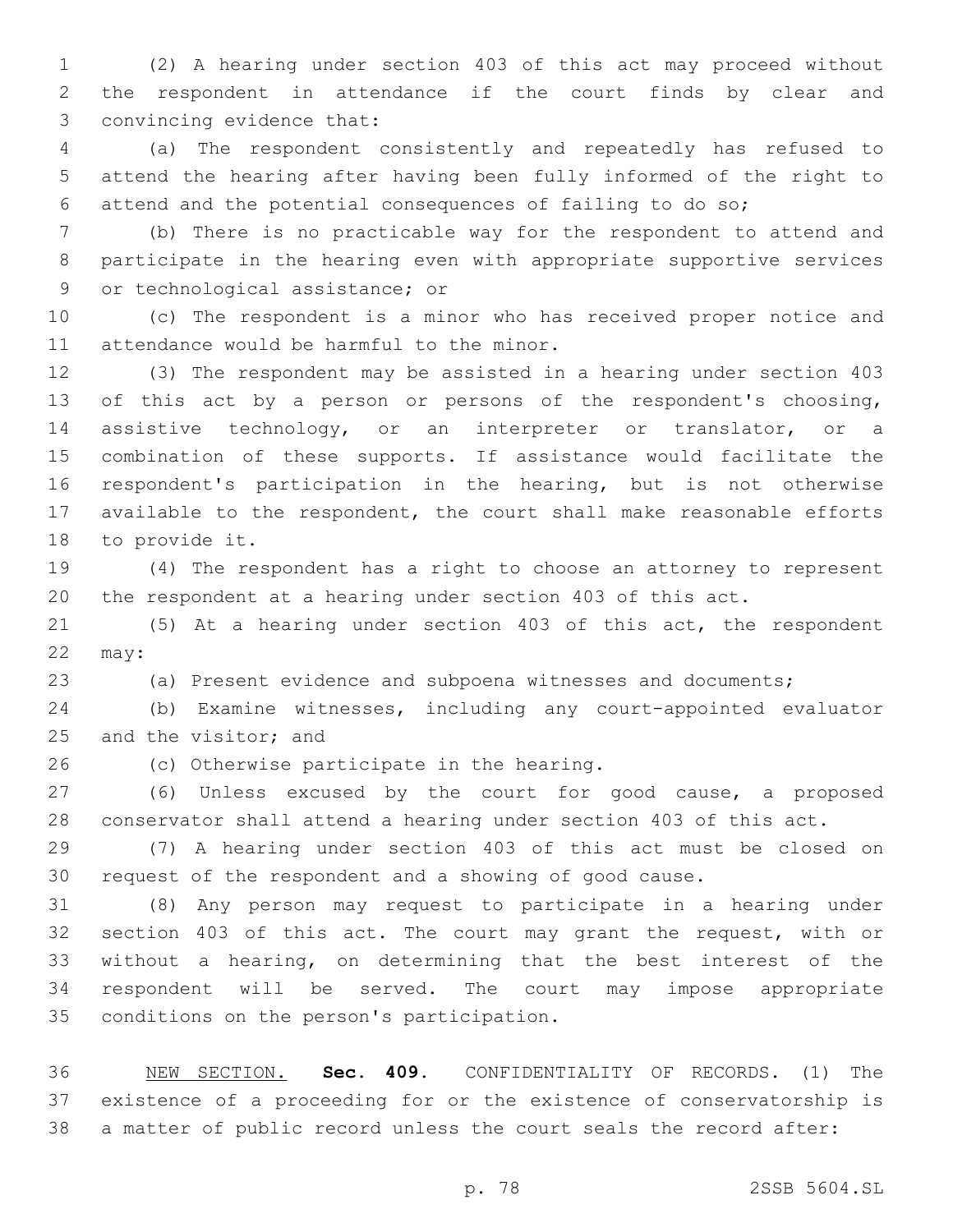(2) A hearing under section 403 of this act may proceed without the respondent in attendance if the court finds by clear and convincing evidence that:

(a) The respondent consistently and repeatedly has refused to attend the hearing after having been fully informed of the right to attend and the potential consequences of failing to do so;

(b) There is no practicable way for the respondent to attend and participate in the hearing even with appropriate supportive services or technological assistance; or

(c) The respondent is a minor who has received proper notice and attendance would be harmful to the minor.

(3) The respondent may be assisted in a hearing under section 403 of this act by a person or persons of the respondent's choosing, assistive technology, or an interpreter or translator, or a combination of these supports. If assistance would facilitate the respondent's participation in the hearing, but is not otherwise available to the respondent, the court shall make reasonable efforts to provide it.

(4) The respondent has a right to choose an attorney to represent the respondent at a hearing under section 403 of this act.

(5) At a hearing under section 403 of this act, the respondent may:

(a) Present evidence and subpoena witnesses and documents;

(b) Examine witnesses, including any court-appointed evaluator and the visitor; and

(c) Otherwise participate in the hearing.

(6) Unless excused by the court for good cause, a proposed conservator shall attend a hearing under section 403 of this act.

(7) A hearing under section 403 of this act must be closed on request of the respondent and a showing of good cause.

(8) Any person may request to participate in a hearing under section 403 of this act. The court may grant the request, with or without a hearing, on determining that the best interest of the respondent will be served. The court may impose appropriate conditions on the person's participation.

NEW SECTION. **Sec. 409.** CONFIDENTIALITY OF RECORDS. (1) The existence of a proceeding for or the existence of conservatorship is a matter of public record unless the court seals the record after: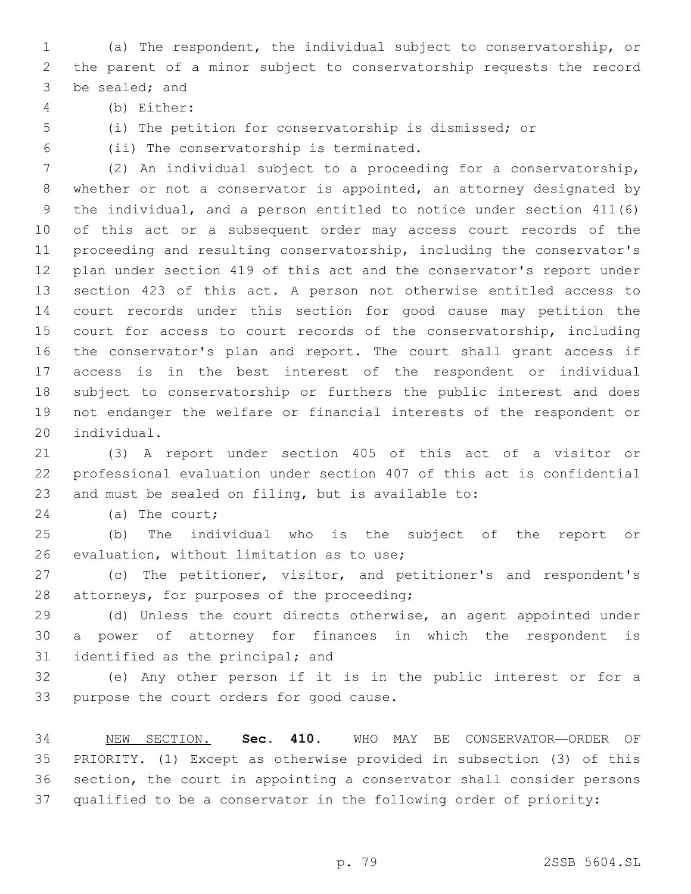(a) The respondent, the individual subject to conservatorship, or the parent of a minor subject to conservatorship requests the record be sealed; and

(b) Either:

(i) The petition for conservatorship is dismissed; or

(ii) The conservatorship is terminated.

(2) An individual subject to a proceeding for a conservatorship, whether or not a conservator is appointed, an attorney designated by the individual, and a person entitled to notice under section 411(6) of this act or a subsequent order may access court records of the proceeding and resulting conservatorship, including the conservator's plan under section 419 of this act and the conservator's report under section 423 of this act. A person not otherwise entitled access to court records under this section for good cause may petition the court for access to court records of the conservatorship, including the conservator's plan and report. The court shall grant access if access is in the best interest of the respondent or individual subject to conservatorship or furthers the public interest and does not endanger the welfare or financial interests of the respondent or individual.

(3) A report under section 405 of this act of a visitor or professional evaluation under section 407 of this act is confidential and must be sealed on filing, but is available to:

(a) The court;

(b) The individual who is the subject of the report or evaluation, without limitation as to use;

(c) The petitioner, visitor, and petitioner's and respondent's attorneys, for purposes of the proceeding;

(d) Unless the court directs otherwise, an agent appointed under a power of attorney for finances in which the respondent is identified as the principal; and

(e) Any other person if it is in the public interest or for a purpose the court orders for good cause.

NEW SECTION. **Sec. 410.** WHO MAY BE CONSERVATOR—ORDER OF PRIORITY. (1) Except as otherwise provided in subsection (3) of this section, the court in appointing a conservator shall consider persons qualified to be a conservator in the following order of priority: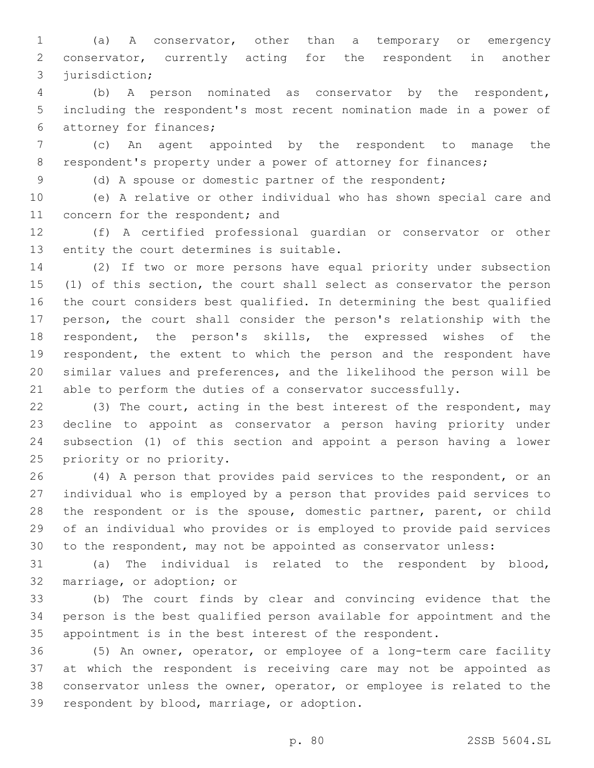(a) A conservator, other than a temporary or emergency conservator, currently acting for the respondent in another jurisdiction;

(b) A person nominated as conservator by the respondent, including the respondent's most recent nomination made in a power of attorney for finances;

(c) An agent appointed by the respondent to manage the respondent's property under a power of attorney for finances;

(d) A spouse or domestic partner of the respondent;

(e) A relative or other individual who has shown special care and concern for the respondent; and

(f) A certified professional guardian or conservator or other entity the court determines is suitable.

(2) If two or more persons have equal priority under subsection (1) of this section, the court shall select as conservator the person the court considers best qualified. In determining the best qualified person, the court shall consider the person's relationship with the respondent, the person's skills, the expressed wishes of the respondent, the extent to which the person and the respondent have similar values and preferences, and the likelihood the person will be able to perform the duties of a conservator successfully.

(3) The court, acting in the best interest of the respondent, may decline to appoint as conservator a person having priority under subsection (1) of this section and appoint a person having a lower priority or no priority.

(4) A person that provides paid services to the respondent, or an individual who is employed by a person that provides paid services to the respondent or is the spouse, domestic partner, parent, or child of an individual who provides or is employed to provide paid services to the respondent, may not be appointed as conservator unless:

(a) The individual is related to the respondent by blood, marriage, or adoption; or

(b) The court finds by clear and convincing evidence that the person is the best qualified person available for appointment and the appointment is in the best interest of the respondent.

(5) An owner, operator, or employee of a long-term care facility at which the respondent is receiving care may not be appointed as conservator unless the owner, operator, or employee is related to the respondent by blood, marriage, or adoption.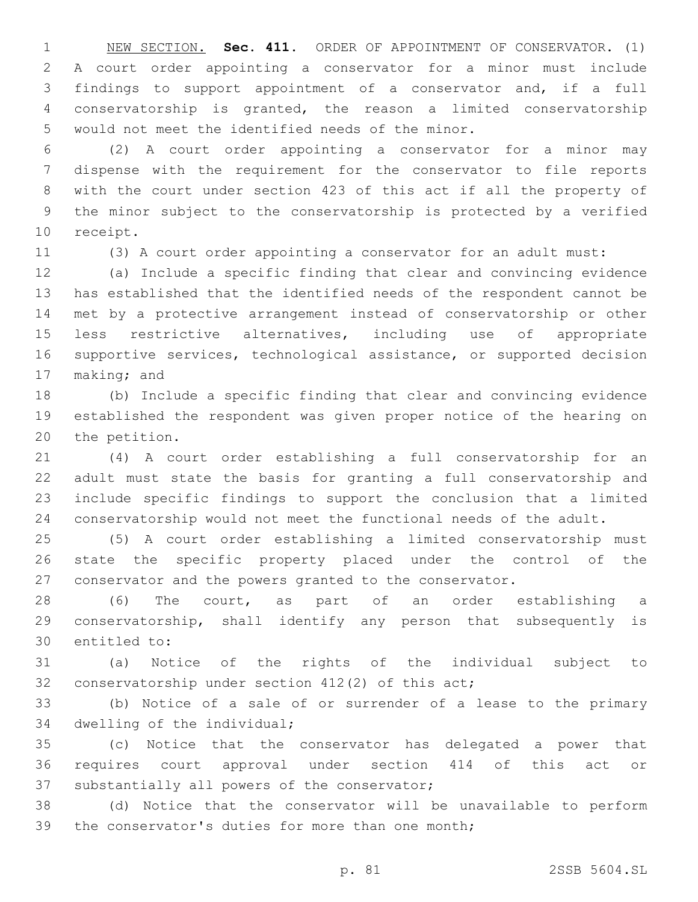NEW SECTION. **Sec. 411.** ORDER OF APPOINTMENT OF CONSERVATOR. (1) A court order appointing a conservator for a minor must include findings to support appointment of a conservator and, if a full conservatorship is granted, the reason a limited conservatorship would not meet the identified needs of the minor.

(2) A court order appointing a conservator for a minor may dispense with the requirement for the conservator to file reports with the court under section 423 of this act if all the property of the minor subject to the conservatorship is protected by a verified receipt.

(3) A court order appointing a conservator for an adult must:

(a) Include a specific finding that clear and convincing evidence has established that the identified needs of the respondent cannot be met by a protective arrangement instead of conservatorship or other less restrictive alternatives, including use of appropriate supportive services, technological assistance, or supported decision making; and

(b) Include a specific finding that clear and convincing evidence established the respondent was given proper notice of the hearing on the petition.

(4) A court order establishing a full conservatorship for an adult must state the basis for granting a full conservatorship and include specific findings to support the conclusion that a limited conservatorship would not meet the functional needs of the adult.

(5) A court order establishing a limited conservatorship must state the specific property placed under the control of the conservator and the powers granted to the conservator.

(6) The court, as part of an order establishing a conservatorship, shall identify any person that subsequently is entitled to:

(a) Notice of the rights of the individual subject to conservatorship under section 412(2) of this act;

(b) Notice of a sale of or surrender of a lease to the primary dwelling of the individual;

(c) Notice that the conservator has delegated a power that requires court approval under section 414 of this act or substantially all powers of the conservator;

(d) Notice that the conservator will be unavailable to perform the conservator's duties for more than one month;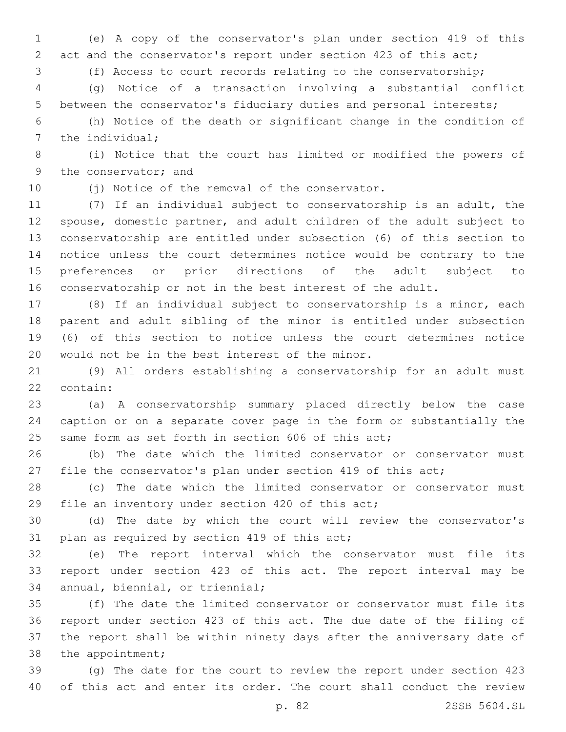(e) A copy of the conservator's plan under section 419 of this act and the conservator's report under section 423 of this act;

(f) Access to court records relating to the conservatorship;

(g) Notice of a transaction involving a substantial conflict between the conservator's fiduciary duties and personal interests;

(h) Notice of the death or significant change in the condition of the individual;

(i) Notice that the court has limited or modified the powers of the conservator; and

(j) Notice of the removal of the conservator.

(7) If an individual subject to conservatorship is an adult, the spouse, domestic partner, and adult children of the adult subject to conservatorship are entitled under subsection (6) of this section to notice unless the court determines notice would be contrary to the preferences or prior directions of the adult subject to conservatorship or not in the best interest of the adult.

(8) If an individual subject to conservatorship is a minor, each parent and adult sibling of the minor is entitled under subsection (6) of this section to notice unless the court determines notice would not be in the best interest of the minor.

(9) All orders establishing a conservatorship for an adult must contain:

(a) A conservatorship summary placed directly below the case caption or on a separate cover page in the form or substantially the same form as set forth in section 606 of this act;

(b) The date which the limited conservator or conservator must file the conservator's plan under section 419 of this act;

(c) The date which the limited conservator or conservator must file an inventory under section 420 of this act;

(d) The date by which the court will review the conservator's plan as required by section 419 of this act;

(e) The report interval which the conservator must file its report under section 423 of this act. The report interval may be annual, biennial, or triennial;

(f) The date the limited conservator or conservator must file its report under section 423 of this act. The due date of the filing of the report shall be within ninety days after the anniversary date of the appointment;

(g) The date for the court to review the report under section 423 of this act and enter its order. The court shall conduct the review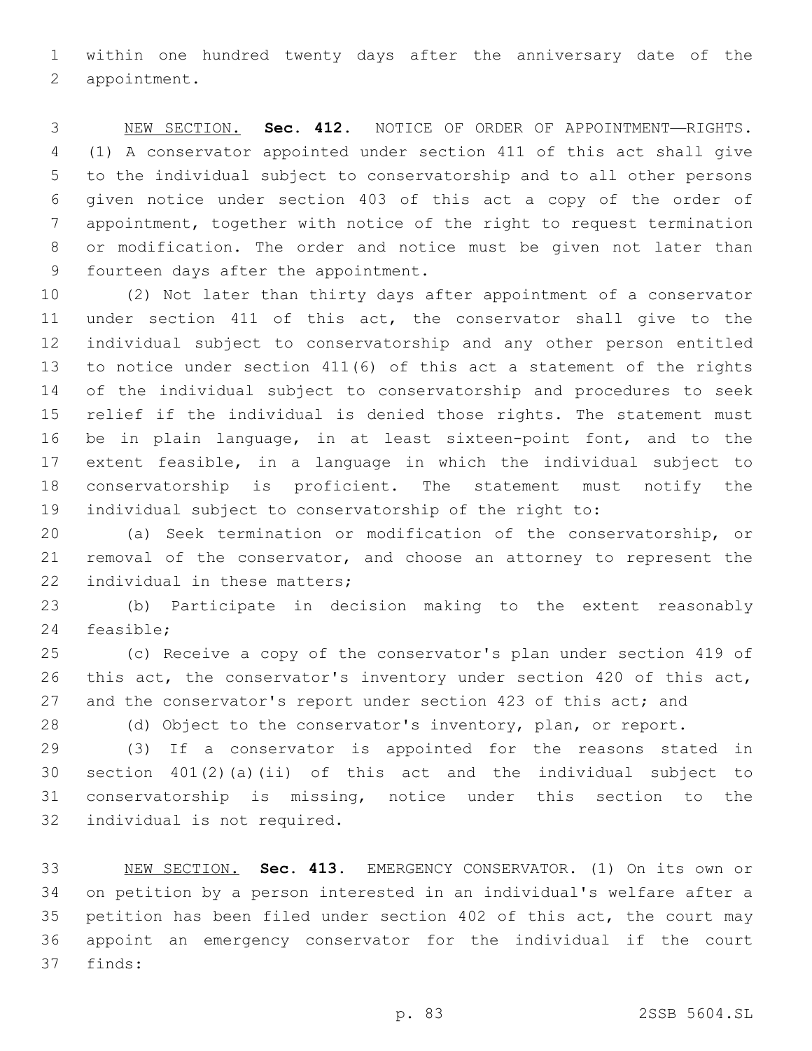within one hundred twenty days after the anniversary date of the appointment.

NEW SECTION. **Sec. 412.** NOTICE OF ORDER OF APPOINTMENT—RIGHTS. (1) A conservator appointed under section 411 of this act shall give to the individual subject to conservatorship and to all other persons given notice under section 403 of this act a copy of the order of appointment, together with notice of the right to request termination or modification. The order and notice must be given not later than fourteen days after the appointment.

(2) Not later than thirty days after appointment of a conservator under section 411 of this act, the conservator shall give to the individual subject to conservatorship and any other person entitled to notice under section 411(6) of this act a statement of the rights of the individual subject to conservatorship and procedures to seek relief if the individual is denied those rights. The statement must be in plain language, in at least sixteen-point font, and to the extent feasible, in a language in which the individual subject to conservatorship is proficient. The statement must notify the individual subject to conservatorship of the right to:

(a) Seek termination or modification of the conservatorship, or removal of the conservator, and choose an attorney to represent the individual in these matters;

(b) Participate in decision making to the extent reasonably feasible;

(c) Receive a copy of the conservator's plan under section 419 of this act, the conservator's inventory under section 420 of this act, and the conservator's report under section 423 of this act; and

(d) Object to the conservator's inventory, plan, or report.

(3) If a conservator is appointed for the reasons stated in section 401(2)(a)(ii) of this act and the individual subject to conservatorship is missing, notice under this section to the individual is not required.

NEW SECTION. **Sec. 413.** EMERGENCY CONSERVATOR. (1) On its own or on petition by a person interested in an individual's welfare after a petition has been filed under section 402 of this act, the court may appoint an emergency conservator for the individual if the court finds: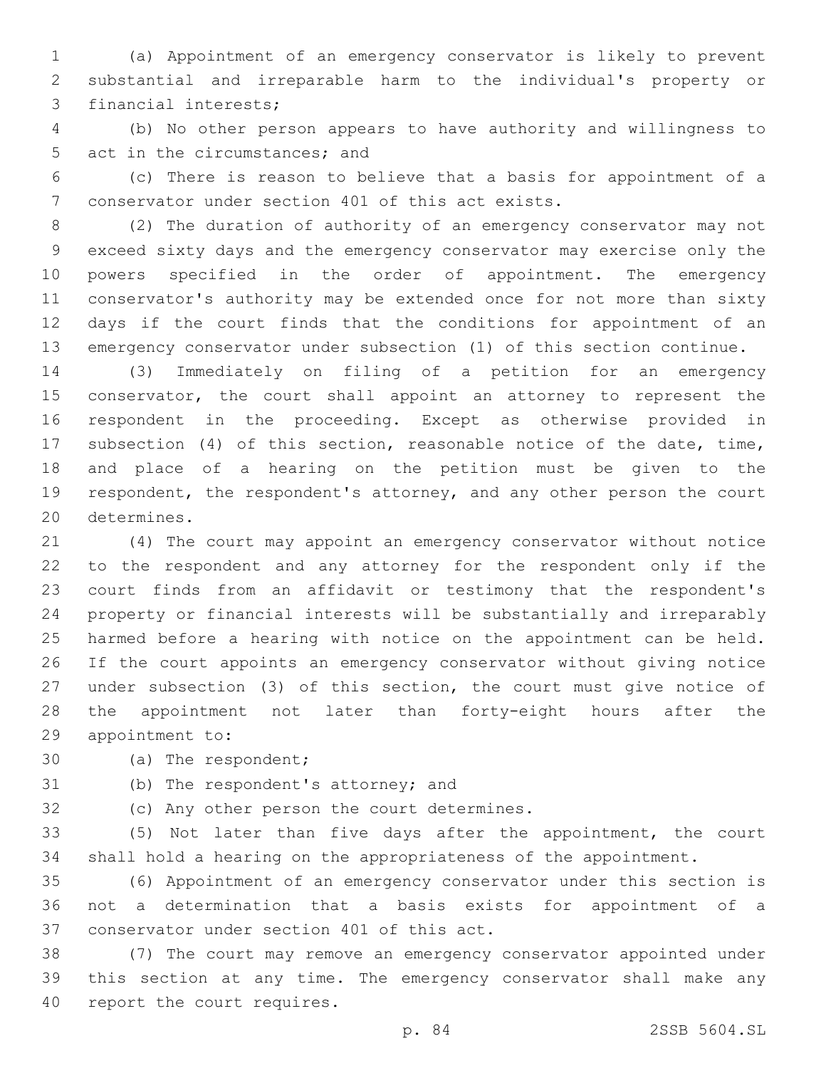(a) Appointment of an emergency conservator is likely to prevent substantial and irreparable harm to the individual's property or financial interests;

(b) No other person appears to have authority and willingness to act in the circumstances; and

(c) There is reason to believe that a basis for appointment of a conservator under section 401 of this act exists.

(2) The duration of authority of an emergency conservator may not exceed sixty days and the emergency conservator may exercise only the powers specified in the order of appointment. The emergency conservator's authority may be extended once for not more than sixty days if the court finds that the conditions for appointment of an emergency conservator under subsection (1) of this section continue.

(3) Immediately on filing of a petition for an emergency conservator, the court shall appoint an attorney to represent the respondent in the proceeding. Except as otherwise provided in subsection (4) of this section, reasonable notice of the date, time, and place of a hearing on the petition must be given to the respondent, the respondent's attorney, and any other person the court determines.

(4) The court may appoint an emergency conservator without notice to the respondent and any attorney for the respondent only if the court finds from an affidavit or testimony that the respondent's property or financial interests will be substantially and irreparably harmed before a hearing with notice on the appointment can be held. If the court appoints an emergency conservator without giving notice under subsection (3) of this section, the court must give notice of the appointment not later than forty-eight hours after the appointment to:

(a) The respondent;

(b) The respondent's attorney; and

(c) Any other person the court determines.

(5) Not later than five days after the appointment, the court shall hold a hearing on the appropriateness of the appointment.

(6) Appointment of an emergency conservator under this section is not a determination that a basis exists for appointment of a conservator under section 401 of this act.

(7) The court may remove an emergency conservator appointed under this section at any time. The emergency conservator shall make any report the court requires.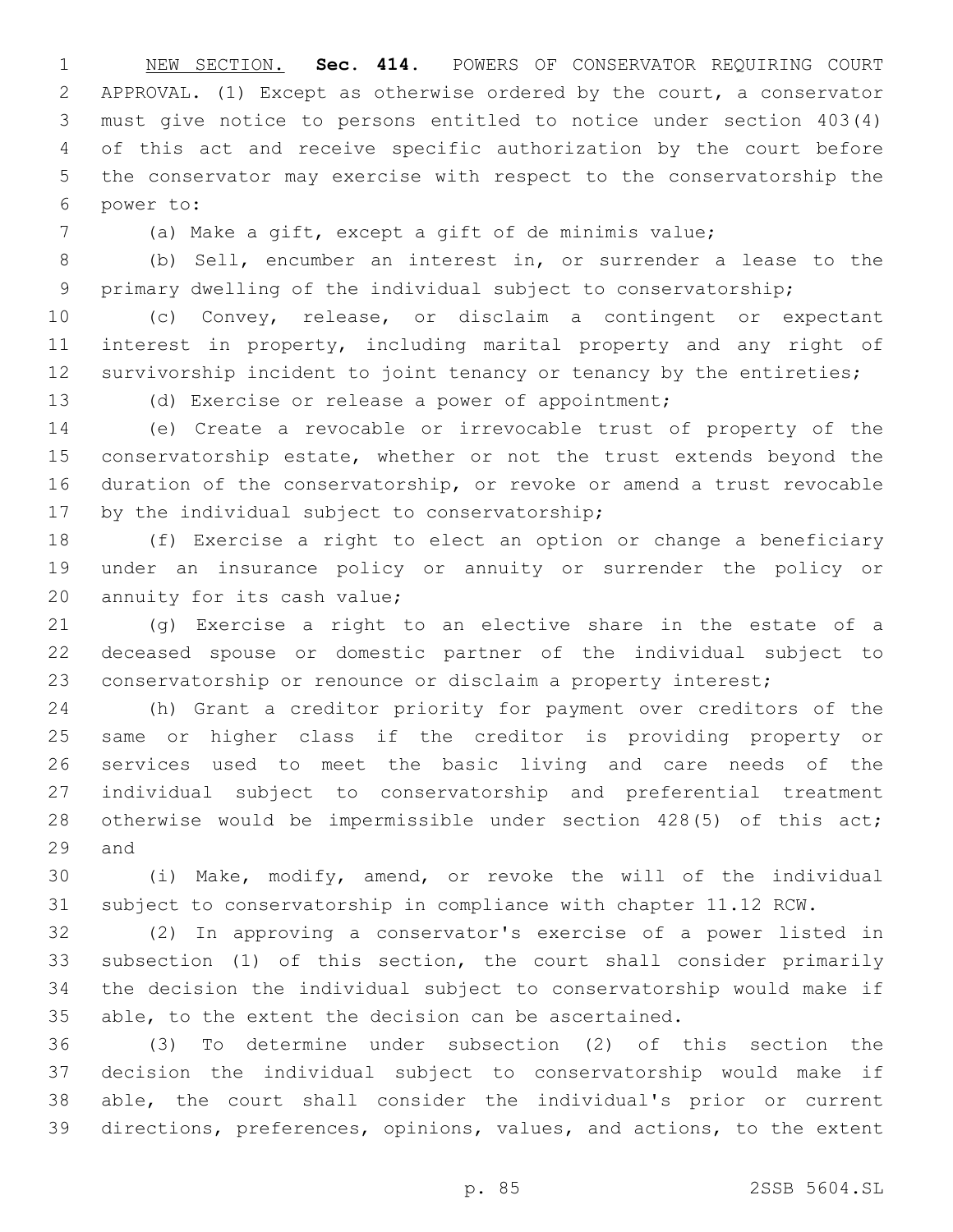NEW SECTION. **Sec. 414.** POWERS OF CONSERVATOR REQUIRING COURT APPROVAL. (1) Except as otherwise ordered by the court, a conservator must give notice to persons entitled to notice under section 403(4) of this act and receive specific authorization by the court before the conservator may exercise with respect to the conservatorship the power to:

(a) Make a gift, except a gift of de minimis value;

(b) Sell, encumber an interest in, or surrender a lease to the primary dwelling of the individual subject to conservatorship;

(c) Convey, release, or disclaim a contingent or expectant interest in property, including marital property and any right of survivorship incident to joint tenancy or tenancy by the entireties;

(d) Exercise or release a power of appointment;

(e) Create a revocable or irrevocable trust of property of the conservatorship estate, whether or not the trust extends beyond the duration of the conservatorship, or revoke or amend a trust revocable by the individual subject to conservatorship;

(f) Exercise a right to elect an option or change a beneficiary under an insurance policy or annuity or surrender the policy or annuity for its cash value;

(g) Exercise a right to an elective share in the estate of a deceased spouse or domestic partner of the individual subject to conservatorship or renounce or disclaim a property interest;

(h) Grant a creditor priority for payment over creditors of the same or higher class if the creditor is providing property or services used to meet the basic living and care needs of the individual subject to conservatorship and preferential treatment otherwise would be impermissible under section 428(5) of this act; and

(i) Make, modify, amend, or revoke the will of the individual subject to conservatorship in compliance with chapter 11.12 RCW.

(2) In approving a conservator's exercise of a power listed in subsection (1) of this section, the court shall consider primarily the decision the individual subject to conservatorship would make if able, to the extent the decision can be ascertained.

(3) To determine under subsection (2) of this section the decision the individual subject to conservatorship would make if able, the court shall consider the individual's prior or current directions, preferences, opinions, values, and actions, to the extent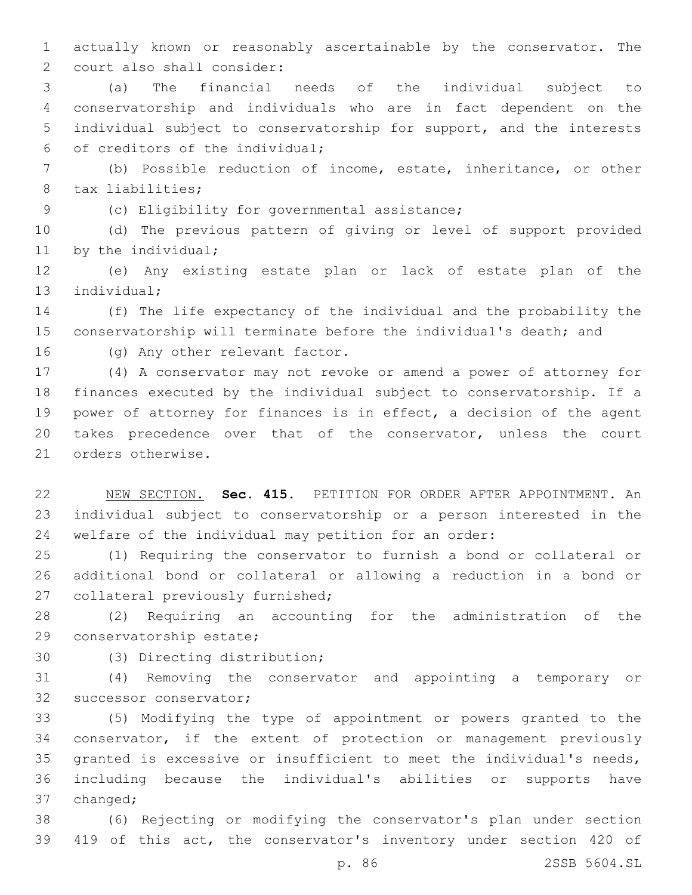actually known or reasonably ascertainable by the conservator. The court also shall consider:

(a) The financial needs of the individual subject to conservatorship and individuals who are in fact dependent on the individual subject to conservatorship for support, and the interests of creditors of the individual;

(b) Possible reduction of income, estate, inheritance, or other tax liabilities;

(c) Eligibility for governmental assistance;

(d) The previous pattern of giving or level of support provided by the individual;

(e) Any existing estate plan or lack of estate plan of the individual;

(f) The life expectancy of the individual and the probability the conservatorship will terminate before the individual's death; and

(g) Any other relevant factor.

(4) A conservator may not revoke or amend a power of attorney for finances executed by the individual subject to conservatorship. If a power of attorney for finances is in effect, a decision of the agent takes precedence over that of the conservator, unless the court orders otherwise.

NEW SECTION. **Sec. 415.** PETITION FOR ORDER AFTER APPOINTMENT. An individual subject to conservatorship or a person interested in the welfare of the individual may petition for an order:

(1) Requiring the conservator to furnish a bond or collateral or additional bond or collateral or allowing a reduction in a bond or collateral previously furnished;

(2) Requiring an accounting for the administration of the conservatorship estate;

(3) Directing distribution;

(4) Removing the conservator and appointing a temporary or successor conservator;

(5) Modifying the type of appointment or powers granted to the conservator, if the extent of protection or management previously granted is excessive or insufficient to meet the individual's needs, including because the individual's abilities or supports have changed;

(6) Rejecting or modifying the conservator's plan under section 419 of this act, the conservator's inventory under section 420 of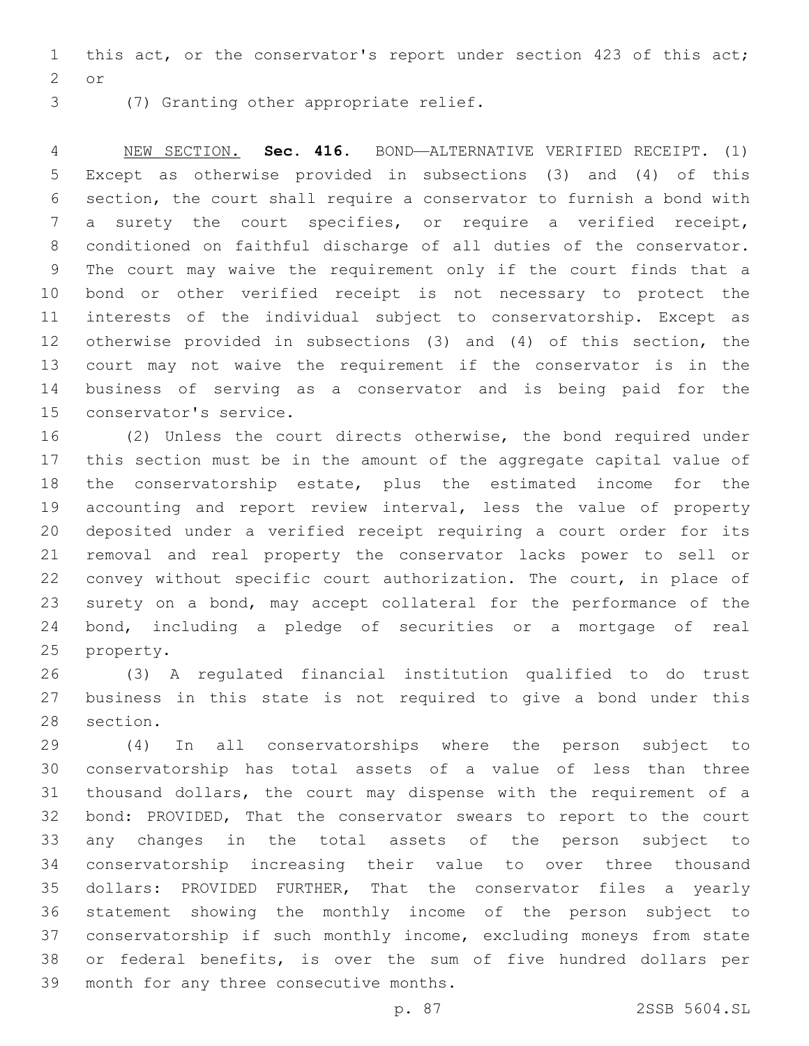this act, or the conservator's report under section 423 of this act; or

(7) Granting other appropriate relief.

NEW SECTION. **Sec. 416.** BOND—ALTERNATIVE VERIFIED RECEIPT. (1) Except as otherwise provided in subsections (3) and (4) of this section, the court shall require a conservator to furnish a bond with a surety the court specifies, or require a verified receipt, conditioned on faithful discharge of all duties of the conservator. The court may waive the requirement only if the court finds that a bond or other verified receipt is not necessary to protect the interests of the individual subject to conservatorship. Except as otherwise provided in subsections (3) and (4) of this section, the court may not waive the requirement if the conservator is in the business of serving as a conservator and is being paid for the conservator's service.

(2) Unless the court directs otherwise, the bond required under this section must be in the amount of the aggregate capital value of the conservatorship estate, plus the estimated income for the accounting and report review interval, less the value of property deposited under a verified receipt requiring a court order for its removal and real property the conservator lacks power to sell or convey without specific court authorization. The court, in place of surety on a bond, may accept collateral for the performance of the bond, including a pledge of securities or a mortgage of real property.

(3) A regulated financial institution qualified to do trust business in this state is not required to give a bond under this section.

(4) In all conservatorships where the person subject to conservatorship has total assets of a value of less than three thousand dollars, the court may dispense with the requirement of a bond: PROVIDED, That the conservator swears to report to the court any changes in the total assets of the person subject to conservatorship increasing their value to over three thousand dollars: PROVIDED FURTHER, That the conservator files a yearly statement showing the monthly income of the person subject to conservatorship if such monthly income, excluding moneys from state or federal benefits, is over the sum of five hundred dollars per month for any three consecutive months.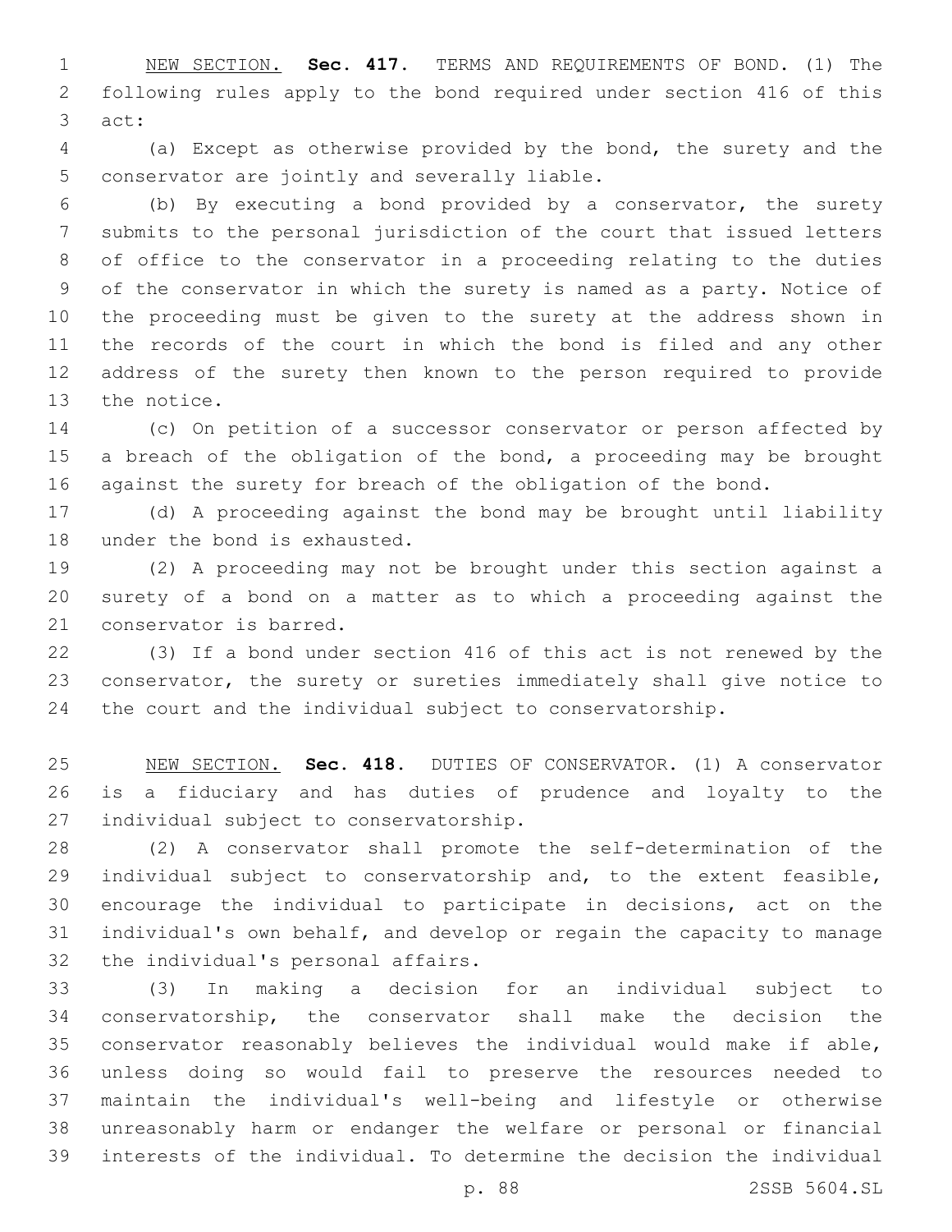NEW SECTION. **Sec. 417.** TERMS AND REQUIREMENTS OF BOND. (1) The following rules apply to the bond required under section 416 of this act:

(a) Except as otherwise provided by the bond, the surety and the conservator are jointly and severally liable.

(b) By executing a bond provided by a conservator, the surety submits to the personal jurisdiction of the court that issued letters of office to the conservator in a proceeding relating to the duties of the conservator in which the surety is named as a party. Notice of the proceeding must be given to the surety at the address shown in the records of the court in which the bond is filed and any other address of the surety then known to the person required to provide the notice.

(c) On petition of a successor conservator or person affected by a breach of the obligation of the bond, a proceeding may be brought against the surety for breach of the obligation of the bond.

(d) A proceeding against the bond may be brought until liability under the bond is exhausted.

(2) A proceeding may not be brought under this section against a surety of a bond on a matter as to which a proceeding against the conservator is barred.

(3) If a bond under section 416 of this act is not renewed by the conservator, the surety or sureties immediately shall give notice to the court and the individual subject to conservatorship.

NEW SECTION. **Sec. 418.** DUTIES OF CONSERVATOR. (1) A conservator is a fiduciary and has duties of prudence and loyalty to the individual subject to conservatorship.

(2) A conservator shall promote the self-determination of the individual subject to conservatorship and, to the extent feasible, encourage the individual to participate in decisions, act on the individual's own behalf, and develop or regain the capacity to manage the individual's personal affairs.

(3) In making a decision for an individual subject to conservatorship, the conservator shall make the decision the conservator reasonably believes the individual would make if able, unless doing so would fail to preserve the resources needed to maintain the individual's well-being and lifestyle or otherwise unreasonably harm or endanger the welfare or personal or financial interests of the individual. To determine the decision the individual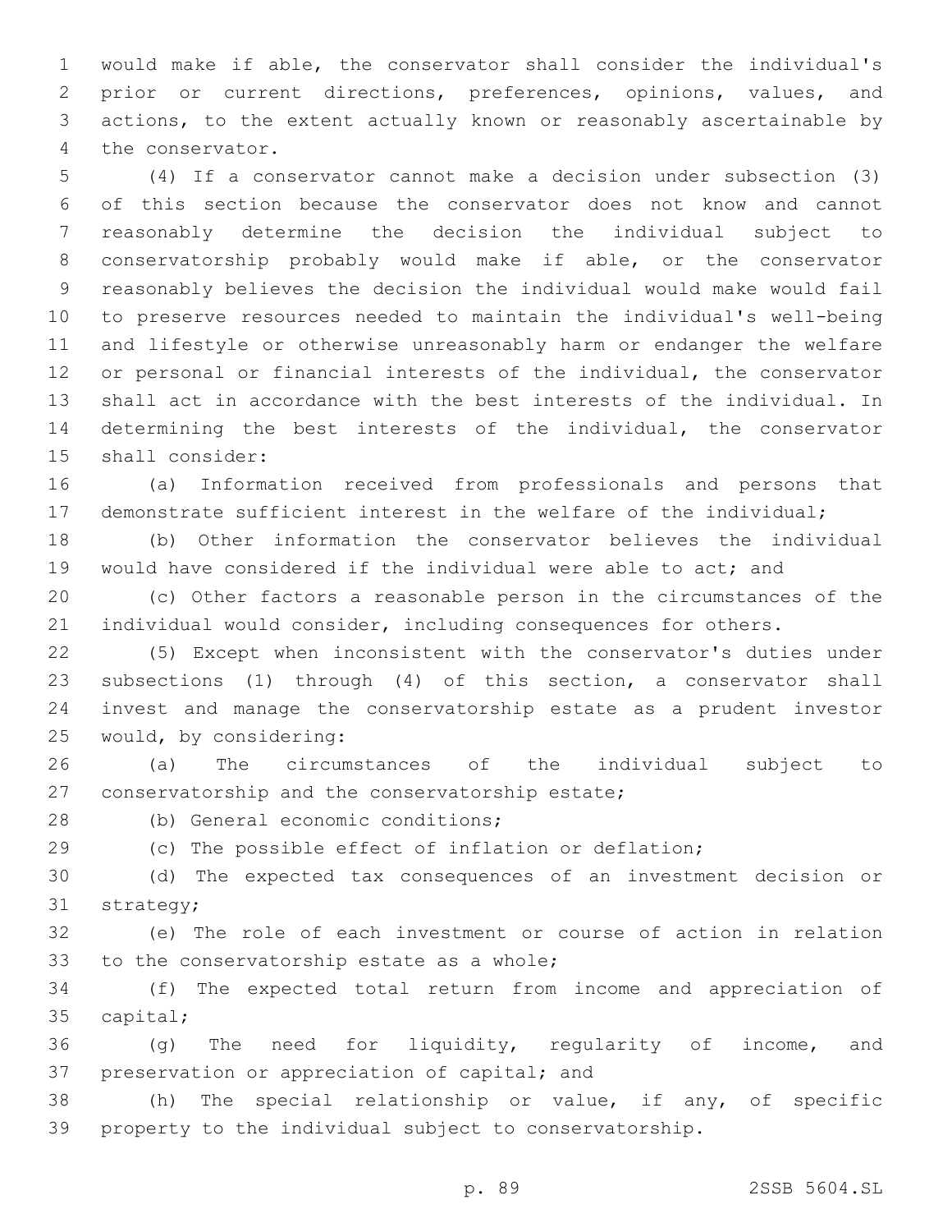would make if able, the conservator shall consider the individual's prior or current directions, preferences, opinions, values, and actions, to the extent actually known or reasonably ascertainable by the conservator.

(4) If a conservator cannot make a decision under subsection (3) of this section because the conservator does not know and cannot reasonably determine the decision the individual subject to conservatorship probably would make if able, or the conservator reasonably believes the decision the individual would make would fail to preserve resources needed to maintain the individual's well-being and lifestyle or otherwise unreasonably harm or endanger the welfare or personal or financial interests of the individual, the conservator shall act in accordance with the best interests of the individual. In determining the best interests of the individual, the conservator shall consider:

(a) Information received from professionals and persons that demonstrate sufficient interest in the welfare of the individual;

(b) Other information the conservator believes the individual would have considered if the individual were able to act; and

(c) Other factors a reasonable person in the circumstances of the individual would consider, including consequences for others.

(5) Except when inconsistent with the conservator's duties under subsections (1) through (4) of this section, a conservator shall invest and manage the conservatorship estate as a prudent investor would, by considering:

(a) The circumstances of the individual subject to conservatorship and the conservatorship estate;

(b) General economic conditions;

(c) The possible effect of inflation or deflation;

(d) The expected tax consequences of an investment decision or strategy;

(e) The role of each investment or course of action in relation to the conservatorship estate as a whole;

(f) The expected total return from income and appreciation of capital;

(g) The need for liquidity, regularity of income, and preservation or appreciation of capital; and

(h) The special relationship or value, if any, of specific property to the individual subject to conservatorship.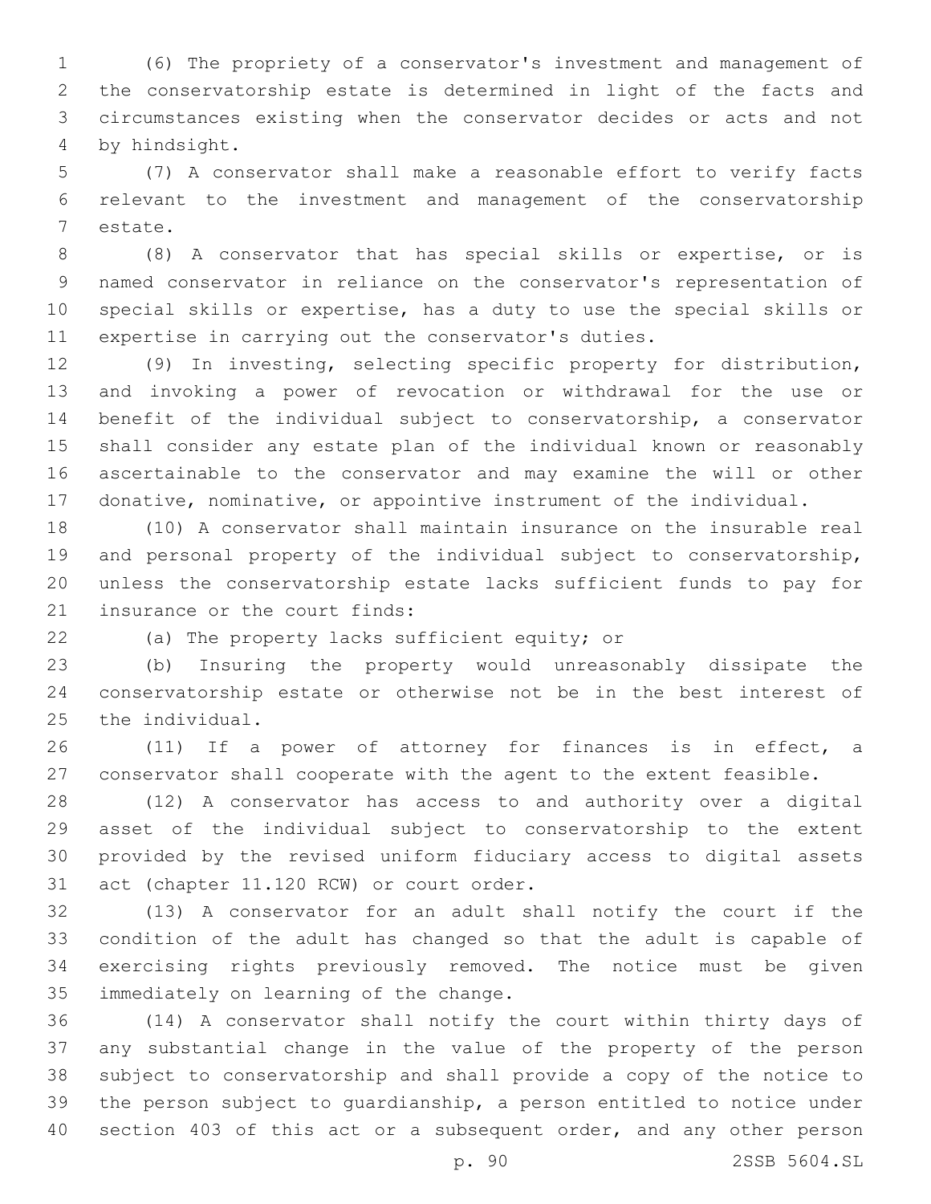(6) The propriety of a conservator's investment and management of the conservatorship estate is determined in light of the facts and circumstances existing when the conservator decides or acts and not by hindsight.

(7) A conservator shall make a reasonable effort to verify facts relevant to the investment and management of the conservatorship estate.

(8) A conservator that has special skills or expertise, or is named conservator in reliance on the conservator's representation of special skills or expertise, has a duty to use the special skills or expertise in carrying out the conservator's duties.

(9) In investing, selecting specific property for distribution, and invoking a power of revocation or withdrawal for the use or benefit of the individual subject to conservatorship, a conservator shall consider any estate plan of the individual known or reasonably ascertainable to the conservator and may examine the will or other donative, nominative, or appointive instrument of the individual.

(10) A conservator shall maintain insurance on the insurable real and personal property of the individual subject to conservatorship, unless the conservatorship estate lacks sufficient funds to pay for insurance or the court finds:

(a) The property lacks sufficient equity; or

(b) Insuring the property would unreasonably dissipate the conservatorship estate or otherwise not be in the best interest of the individual.

(11) If a power of attorney for finances is in effect, a conservator shall cooperate with the agent to the extent feasible.

(12) A conservator has access to and authority over a digital asset of the individual subject to conservatorship to the extent provided by the revised uniform fiduciary access to digital assets act (chapter 11.120 RCW) or court order.

(13) A conservator for an adult shall notify the court if the condition of the adult has changed so that the adult is capable of exercising rights previously removed. The notice must be given immediately on learning of the change.

(14) A conservator shall notify the court within thirty days of any substantial change in the value of the property of the person subject to conservatorship and shall provide a copy of the notice to the person subject to guardianship, a person entitled to notice under section 403 of this act or a subsequent order, and any other person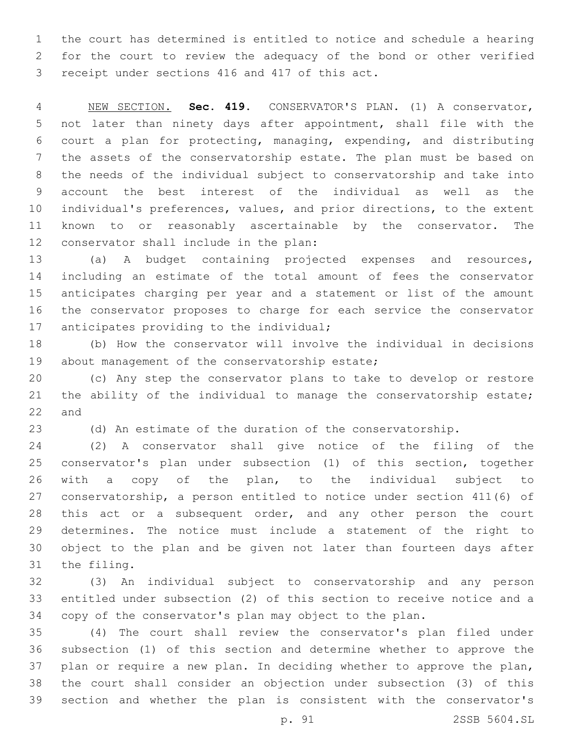the court has determined is entitled to notice and schedule a hearing for the court to review the adequacy of the bond or other verified receipt under sections 416 and 417 of this act.

NEW SECTION. **Sec. 419.** CONSERVATOR'S PLAN. (1) A conservator, not later than ninety days after appointment, shall file with the court a plan for protecting, managing, expending, and distributing the assets of the conservatorship estate. The plan must be based on the needs of the individual subject to conservatorship and take into account the best interest of the individual as well as the individual's preferences, values, and prior directions, to the extent known to or reasonably ascertainable by the conservator. The conservator shall include in the plan:

(a) A budget containing projected expenses and resources, including an estimate of the total amount of fees the conservator anticipates charging per year and a statement or list of the amount the conservator proposes to charge for each service the conservator anticipates providing to the individual;

(b) How the conservator will involve the individual in decisions about management of the conservatorship estate;

(c) Any step the conservator plans to take to develop or restore the ability of the individual to manage the conservatorship estate; and

(d) An estimate of the duration of the conservatorship.

(2) A conservator shall give notice of the filing of the conservator's plan under subsection (1) of this section, together with a copy of the plan, to the individual subject to conservatorship, a person entitled to notice under section 411(6) of this act or a subsequent order, and any other person the court determines. The notice must include a statement of the right to object to the plan and be given not later than fourteen days after the filing.

(3) An individual subject to conservatorship and any person entitled under subsection (2) of this section to receive notice and a copy of the conservator's plan may object to the plan.

(4) The court shall review the conservator's plan filed under subsection (1) of this section and determine whether to approve the plan or require a new plan. In deciding whether to approve the plan, the court shall consider an objection under subsection (3) of this section and whether the plan is consistent with the conservator's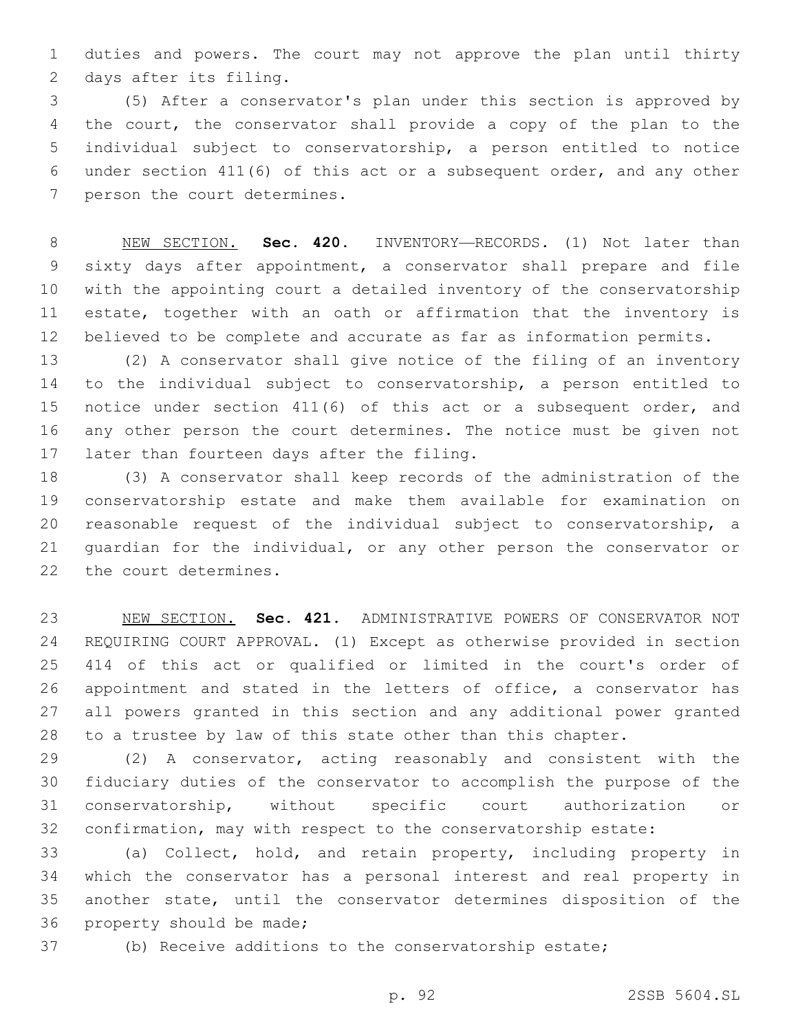duties and powers. The court may not approve the plan until thirty days after its filing.

(5) After a conservator's plan under this section is approved by the court, the conservator shall provide a copy of the plan to the individual subject to conservatorship, a person entitled to notice under section 411(6) of this act or a subsequent order, and any other person the court determines.

NEW SECTION. **Sec. 420.** INVENTORY—RECORDS. (1) Not later than sixty days after appointment, a conservator shall prepare and file with the appointing court a detailed inventory of the conservatorship estate, together with an oath or affirmation that the inventory is believed to be complete and accurate as far as information permits.

(2) A conservator shall give notice of the filing of an inventory to the individual subject to conservatorship, a person entitled to notice under section 411(6) of this act or a subsequent order, and any other person the court determines. The notice must be given not later than fourteen days after the filing.

(3) A conservator shall keep records of the administration of the conservatorship estate and make them available for examination on reasonable request of the individual subject to conservatorship, a guardian for the individual, or any other person the conservator or the court determines.

NEW SECTION. **Sec. 421.** ADMINISTRATIVE POWERS OF CONSERVATOR NOT REQUIRING COURT APPROVAL. (1) Except as otherwise provided in section 414 of this act or qualified or limited in the court's order of appointment and stated in the letters of office, a conservator has all powers granted in this section and any additional power granted to a trustee by law of this state other than this chapter.

(2) A conservator, acting reasonably and consistent with the fiduciary duties of the conservator to accomplish the purpose of the conservatorship, without specific court authorization or confirmation, may with respect to the conservatorship estate:

(a) Collect, hold, and retain property, including property in which the conservator has a personal interest and real property in another state, until the conservator determines disposition of the property should be made;

(b) Receive additions to the conservatorship estate;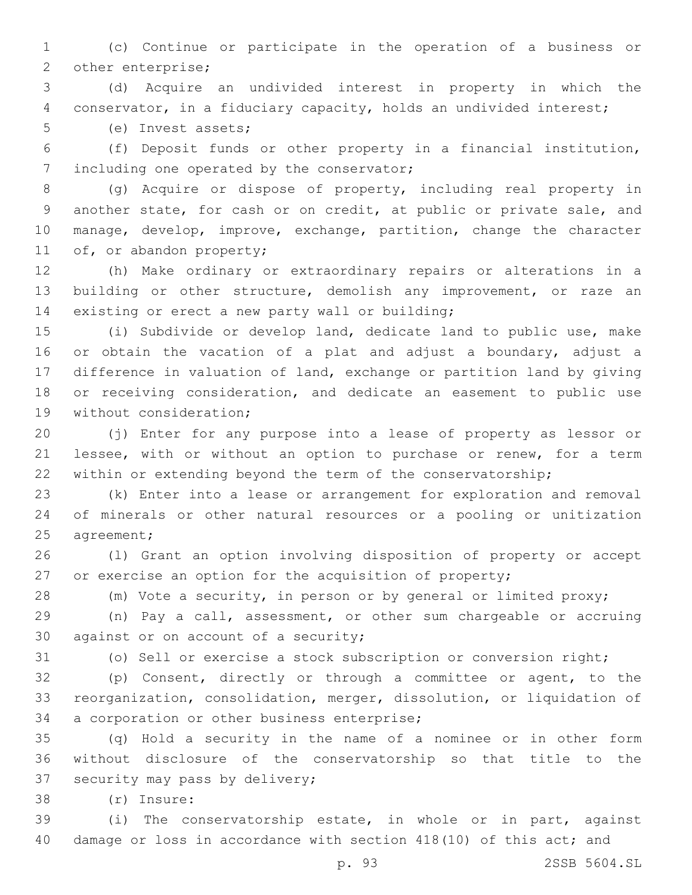(c) Continue or participate in the operation of a business or other enterprise;

(d) Acquire an undivided interest in property in which the conservator, in a fiduciary capacity, holds an undivided interest;

(e) Invest assets;

(f) Deposit funds or other property in a financial institution, including one operated by the conservator;

(g) Acquire or dispose of property, including real property in another state, for cash or on credit, at public or private sale, and manage, develop, improve, exchange, partition, change the character of, or abandon property;

(h) Make ordinary or extraordinary repairs or alterations in a building or other structure, demolish any improvement, or raze an existing or erect a new party wall or building;

(i) Subdivide or develop land, dedicate land to public use, make or obtain the vacation of a plat and adjust a boundary, adjust a difference in valuation of land, exchange or partition land by giving or receiving consideration, and dedicate an easement to public use without consideration;

(j) Enter for any purpose into a lease of property as lessor or lessee, with or without an option to purchase or renew, for a term within or extending beyond the term of the conservatorship;

(k) Enter into a lease or arrangement for exploration and removal of minerals or other natural resources or a pooling or unitization agreement;

(l) Grant an option involving disposition of property or accept or exercise an option for the acquisition of property;

(m) Vote a security, in person or by general or limited proxy;

(n) Pay a call, assessment, or other sum chargeable or accruing against or on account of a security;

(o) Sell or exercise a stock subscription or conversion right;

(p) Consent, directly or through a committee or agent, to the reorganization, consolidation, merger, dissolution, or liquidation of a corporation or other business enterprise;

(q) Hold a security in the name of a nominee or in other form without disclosure of the conservatorship so that title to the security may pass by delivery;

(r) Insure:

(i) The conservatorship estate, in whole or in part, against damage or loss in accordance with section 418(10) of this act; and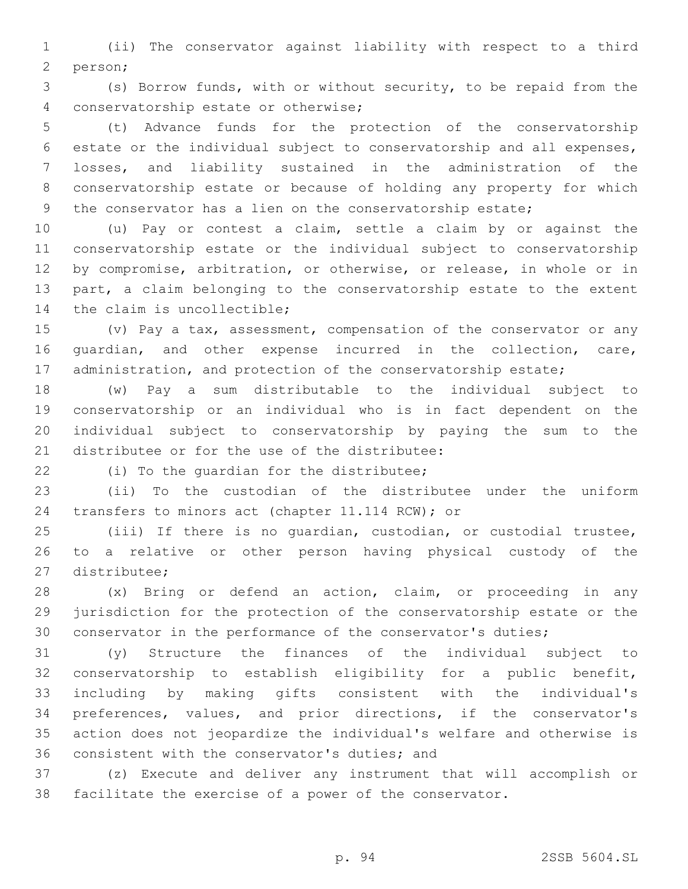(ii) The conservator against liability with respect to a third person;

(s) Borrow funds, with or without security, to be repaid from the conservatorship estate or otherwise;

(t) Advance funds for the protection of the conservatorship estate or the individual subject to conservatorship and all expenses, losses, and liability sustained in the administration of the conservatorship estate or because of holding any property for which the conservator has a lien on the conservatorship estate;

(u) Pay or contest a claim, settle a claim by or against the conservatorship estate or the individual subject to conservatorship by compromise, arbitration, or otherwise, or release, in whole or in part, a claim belonging to the conservatorship estate to the extent the claim is uncollectible;

(v) Pay a tax, assessment, compensation of the conservator or any guardian, and other expense incurred in the collection, care, administration, and protection of the conservatorship estate;

(w) Pay a sum distributable to the individual subject to conservatorship or an individual who is in fact dependent on the individual subject to conservatorship by paying the sum to the distributee or for the use of the distributee:

(i) To the guardian for the distributee;

(ii) To the custodian of the distributee under the uniform transfers to minors act (chapter 11.114 RCW); or

(iii) If there is no guardian, custodian, or custodial trustee, to a relative or other person having physical custody of the distributee;

(x) Bring or defend an action, claim, or proceeding in any jurisdiction for the protection of the conservatorship estate or the conservator in the performance of the conservator's duties;

(y) Structure the finances of the individual subject to conservatorship to establish eligibility for a public benefit, including by making gifts consistent with the individual's preferences, values, and prior directions, if the conservator's action does not jeopardize the individual's welfare and otherwise is consistent with the conservator's duties; and

(z) Execute and deliver any instrument that will accomplish or facilitate the exercise of a power of the conservator.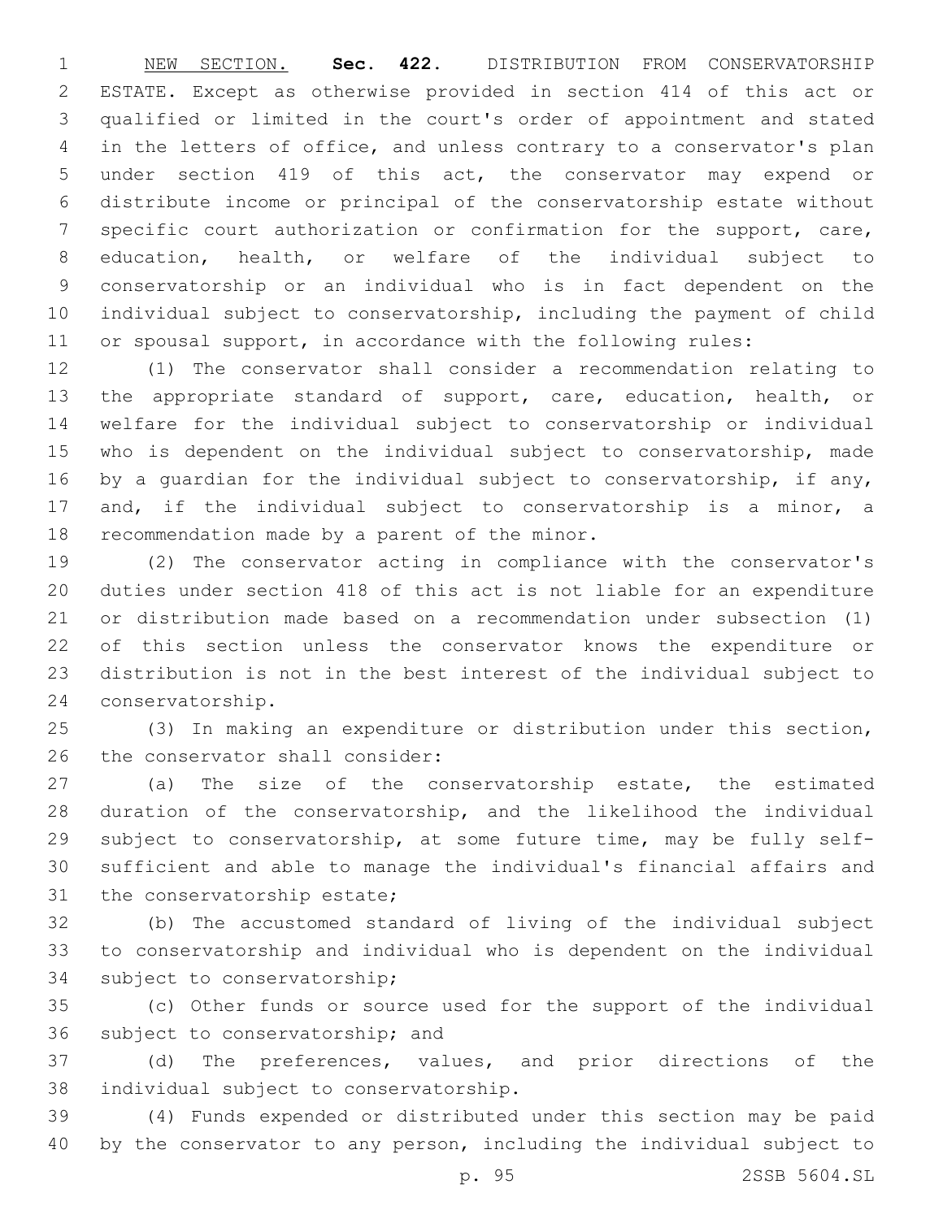NEW SECTION. **Sec. 422.** DISTRIBUTION FROM CONSERVATORSHIP ESTATE. Except as otherwise provided in section 414 of this act or qualified or limited in the court's order of appointment and stated in the letters of office, and unless contrary to a conservator's plan under section 419 of this act, the conservator may expend or distribute income or principal of the conservatorship estate without specific court authorization or confirmation for the support, care, education, health, or welfare of the individual subject to conservatorship or an individual who is in fact dependent on the individual subject to conservatorship, including the payment of child or spousal support, in accordance with the following rules:

(1) The conservator shall consider a recommendation relating to the appropriate standard of support, care, education, health, or welfare for the individual subject to conservatorship or individual who is dependent on the individual subject to conservatorship, made by a guardian for the individual subject to conservatorship, if any, and, if the individual subject to conservatorship is a minor, a recommendation made by a parent of the minor.

(2) The conservator acting in compliance with the conservator's duties under section 418 of this act is not liable for an expenditure or distribution made based on a recommendation under subsection (1) of this section unless the conservator knows the expenditure or distribution is not in the best interest of the individual subject to conservatorship.

(3) In making an expenditure or distribution under this section, the conservator shall consider:

(a) The size of the conservatorship estate, the estimated duration of the conservatorship, and the likelihood the individual subject to conservatorship, at some future time, may be fully self-sufficient and able to manage the individual's financial affairs and the conservatorship estate;

(b) The accustomed standard of living of the individual subject to conservatorship and individual who is dependent on the individual subject to conservatorship;

(c) Other funds or source used for the support of the individual subject to conservatorship; and

(d) The preferences, values, and prior directions of the individual subject to conservatorship.

(4) Funds expended or distributed under this section may be paid by the conservator to any person, including the individual subject to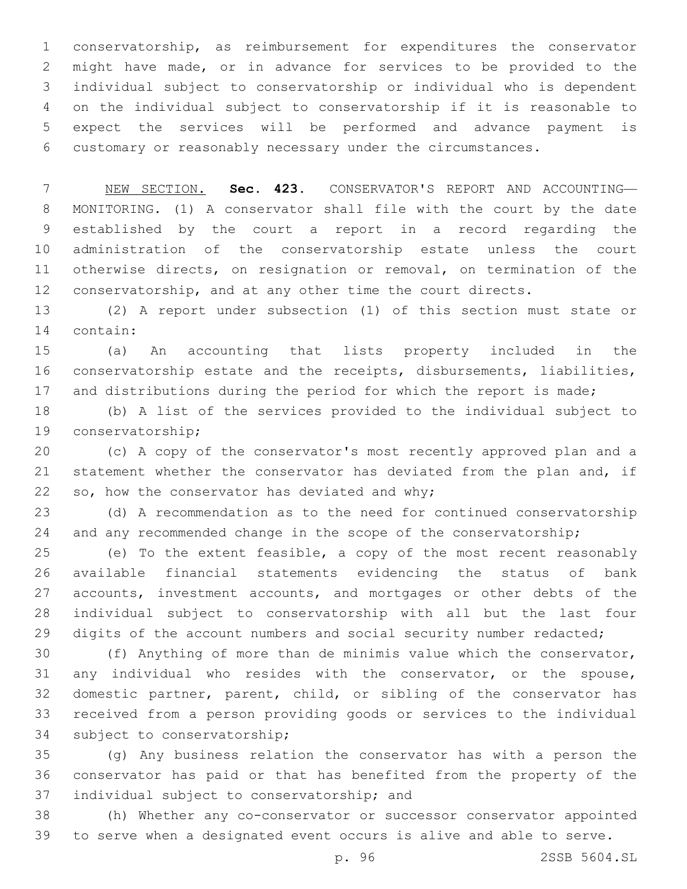conservatorship, as reimbursement for expenditures the conservator might have made, or in advance for services to be provided to the individual subject to conservatorship or individual who is dependent on the individual subject to conservatorship if it is reasonable to expect the services will be performed and advance payment is customary or reasonably necessary under the circumstances.

NEW SECTION. **Sec. 423.** CONSERVATOR'S REPORT AND ACCOUNTING—MONITORING. (1) A conservator shall file with the court by the date established by the court a report in a record regarding the administration of the conservatorship estate unless the court otherwise directs, on resignation or removal, on termination of the conservatorship, and at any other time the court directs.

(2) A report under subsection (1) of this section must state or contain:

(a) An accounting that lists property included in the conservatorship estate and the receipts, disbursements, liabilities, and distributions during the period for which the report is made;

(b) A list of the services provided to the individual subject to conservatorship;

(c) A copy of the conservator's most recently approved plan and a statement whether the conservator has deviated from the plan and, if so, how the conservator has deviated and why;

(d) A recommendation as to the need for continued conservatorship and any recommended change in the scope of the conservatorship;

(e) To the extent feasible, a copy of the most recent reasonably available financial statements evidencing the status of bank accounts, investment accounts, and mortgages or other debts of the individual subject to conservatorship with all but the last four digits of the account numbers and social security number redacted;

(f) Anything of more than de minimis value which the conservator, any individual who resides with the conservator, or the spouse, domestic partner, parent, child, or sibling of the conservator has received from a person providing goods or services to the individual subject to conservatorship;

(g) Any business relation the conservator has with a person the conservator has paid or that has benefited from the property of the individual subject to conservatorship; and

(h) Whether any co-conservator or successor conservator appointed to serve when a designated event occurs is alive and able to serve.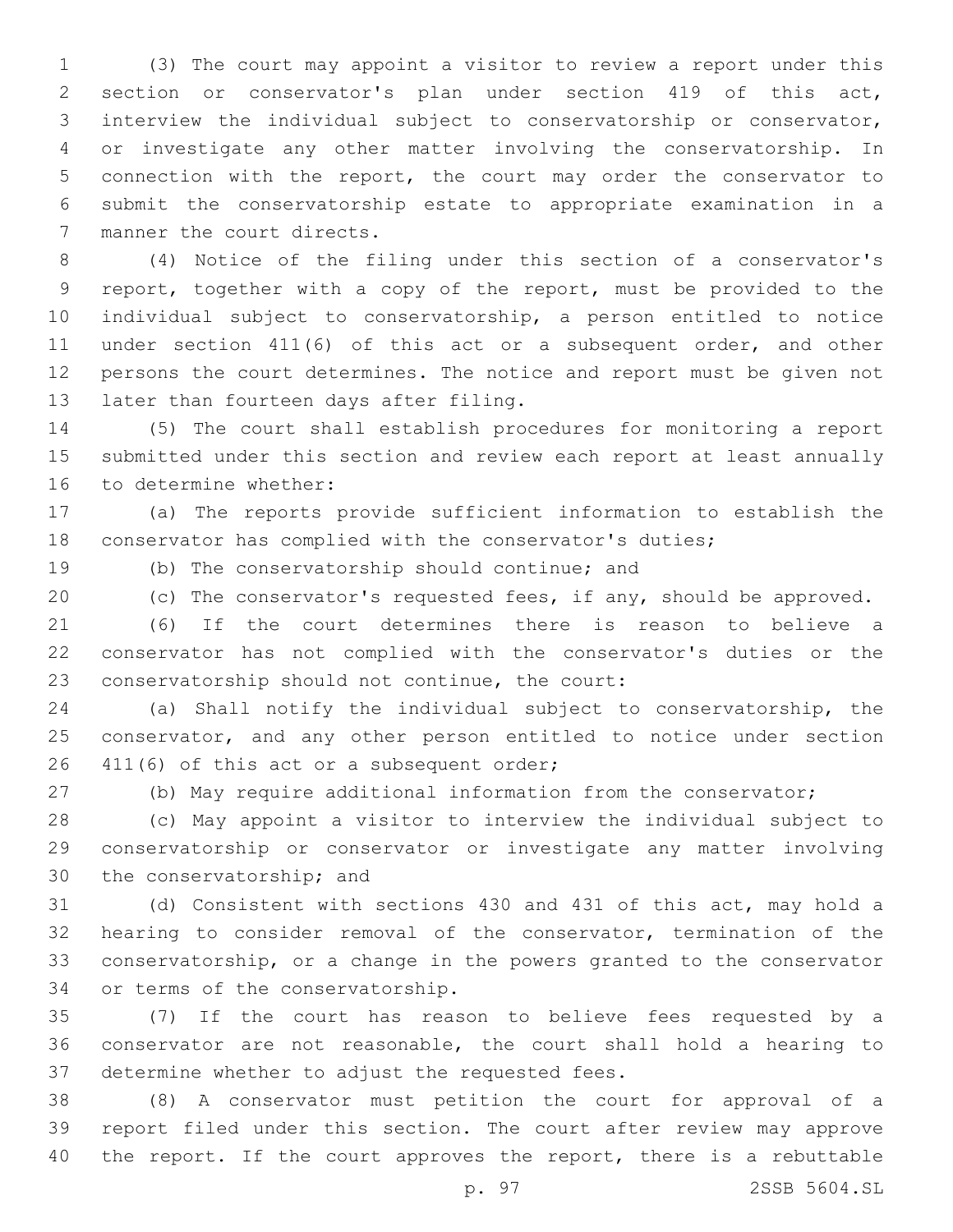(3) The court may appoint a visitor to review a report under this section or conservator's plan under section 419 of this act, interview the individual subject to conservatorship or conservator, or investigate any other matter involving the conservatorship. In connection with the report, the court may order the conservator to submit the conservatorship estate to appropriate examination in a manner the court directs.

(4) Notice of the filing under this section of a conservator's report, together with a copy of the report, must be provided to the individual subject to conservatorship, a person entitled to notice under section 411(6) of this act or a subsequent order, and other persons the court determines. The notice and report must be given not later than fourteen days after filing.

(5) The court shall establish procedures for monitoring a report submitted under this section and review each report at least annually to determine whether:

(a) The reports provide sufficient information to establish the conservator has complied with the conservator's duties;

(b) The conservatorship should continue; and

(c) The conservator's requested fees, if any, should be approved.

(6) If the court determines there is reason to believe a conservator has not complied with the conservator's duties or the conservatorship should not continue, the court:

(a) Shall notify the individual subject to conservatorship, the conservator, and any other person entitled to notice under section 411(6) of this act or a subsequent order;

(b) May require additional information from the conservator;

(c) May appoint a visitor to interview the individual subject to conservatorship or conservator or investigate any matter involving the conservatorship; and

(d) Consistent with sections 430 and 431 of this act, may hold a hearing to consider removal of the conservator, termination of the conservatorship, or a change in the powers granted to the conservator or terms of the conservatorship.

(7) If the court has reason to believe fees requested by a conservator are not reasonable, the court shall hold a hearing to determine whether to adjust the requested fees.

(8) A conservator must petition the court for approval of a report filed under this section. The court after review may approve the report. If the court approves the report, there is a rebuttable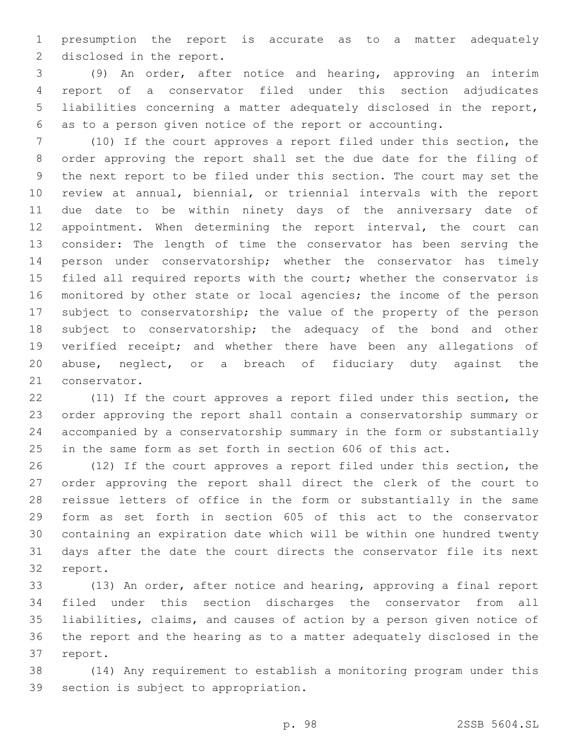presumption the report is accurate as to a matter adequately disclosed in the report.

(9) An order, after notice and hearing, approving an interim report of a conservator filed under this section adjudicates liabilities concerning a matter adequately disclosed in the report, as to a person given notice of the report or accounting.

(10) If the court approves a report filed under this section, the order approving the report shall set the due date for the filing of the next report to be filed under this section. The court may set the review at annual, biennial, or triennial intervals with the report due date to be within ninety days of the anniversary date of appointment. When determining the report interval, the court can consider: The length of time the conservator has been serving the person under conservatorship; whether the conservator has timely filed all required reports with the court; whether the conservator is monitored by other state or local agencies; the income of the person subject to conservatorship; the value of the property of the person subject to conservatorship; the adequacy of the bond and other verified receipt; and whether there have been any allegations of abuse, neglect, or a breach of fiduciary duty against the conservator.

(11) If the court approves a report filed under this section, the order approving the report shall contain a conservatorship summary or accompanied by a conservatorship summary in the form or substantially in the same form as set forth in section 606 of this act.

(12) If the court approves a report filed under this section, the order approving the report shall direct the clerk of the court to reissue letters of office in the form or substantially in the same form as set forth in section 605 of this act to the conservator containing an expiration date which will be within one hundred twenty days after the date the court directs the conservator file its next report.

(13) An order, after notice and hearing, approving a final report filed under this section discharges the conservator from all liabilities, claims, and causes of action by a person given notice of the report and the hearing as to a matter adequately disclosed in the report.

(14) Any requirement to establish a monitoring program under this section is subject to appropriation.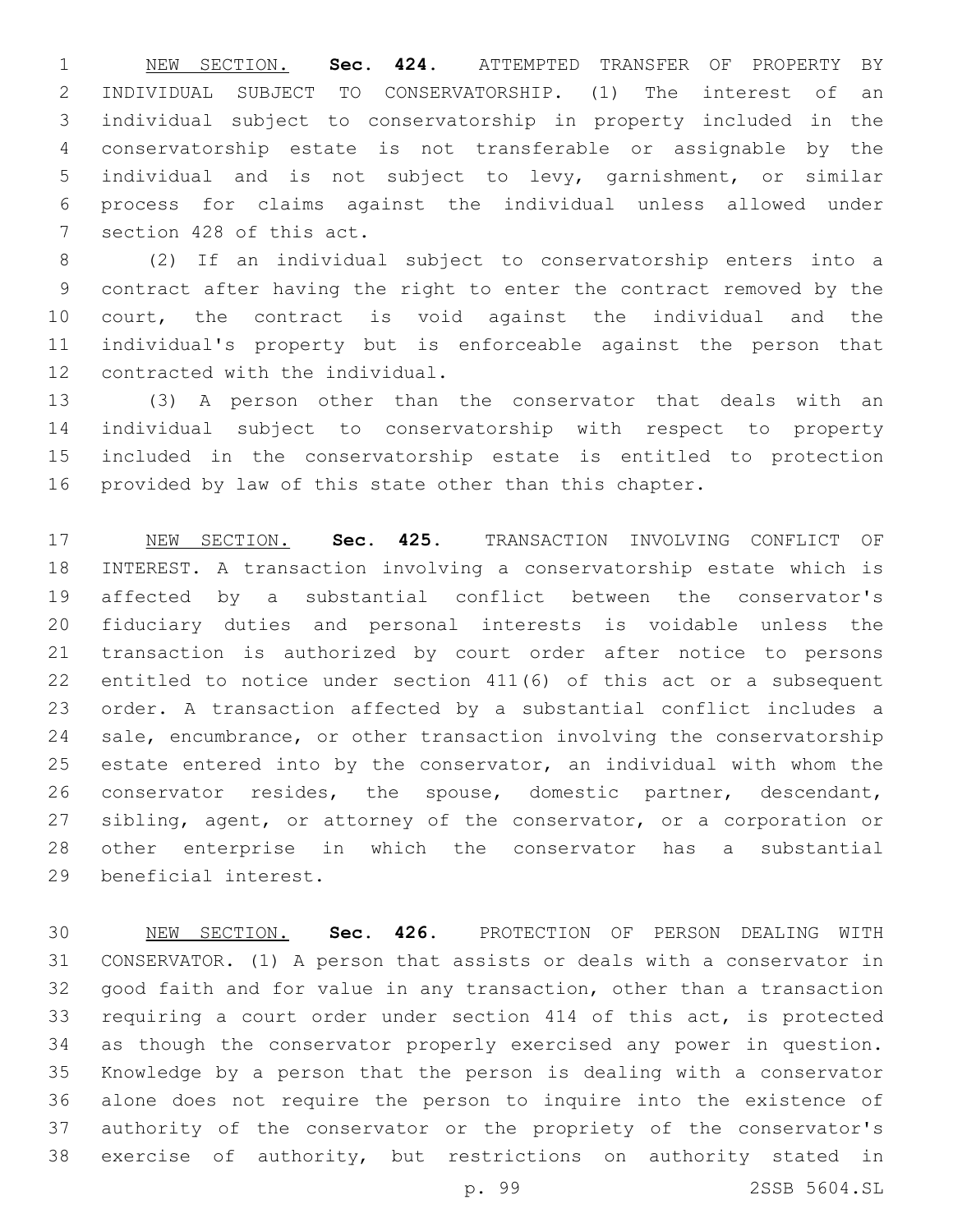NEW SECTION. **Sec. 424.** ATTEMPTED TRANSFER OF PROPERTY BY INDIVIDUAL SUBJECT TO CONSERVATORSHIP. (1) The interest of an individual subject to conservatorship in property included in the conservatorship estate is not transferable or assignable by the individual and is not subject to levy, garnishment, or similar process for claims against the individual unless allowed under section 428 of this act.

(2) If an individual subject to conservatorship enters into a contract after having the right to enter the contract removed by the court, the contract is void against the individual and the individual's property but is enforceable against the person that contracted with the individual.

(3) A person other than the conservator that deals with an individual subject to conservatorship with respect to property included in the conservatorship estate is entitled to protection provided by law of this state other than this chapter.

NEW SECTION. **Sec. 425.** TRANSACTION INVOLVING CONFLICT OF INTEREST. A transaction involving a conservatorship estate which is affected by a substantial conflict between the conservator's fiduciary duties and personal interests is voidable unless the transaction is authorized by court order after notice to persons entitled to notice under section 411(6) of this act or a subsequent order. A transaction affected by a substantial conflict includes a sale, encumbrance, or other transaction involving the conservatorship estate entered into by the conservator, an individual with whom the conservator resides, the spouse, domestic partner, descendant, sibling, agent, or attorney of the conservator, or a corporation or other enterprise in which the conservator has a substantial beneficial interest.

NEW SECTION. **Sec. 426.** PROTECTION OF PERSON DEALING WITH CONSERVATOR. (1) A person that assists or deals with a conservator in good faith and for value in any transaction, other than a transaction requiring a court order under section 414 of this act, is protected as though the conservator properly exercised any power in question. Knowledge by a person that the person is dealing with a conservator alone does not require the person to inquire into the existence of authority of the conservator or the propriety of the conservator's exercise of authority, but restrictions on authority stated in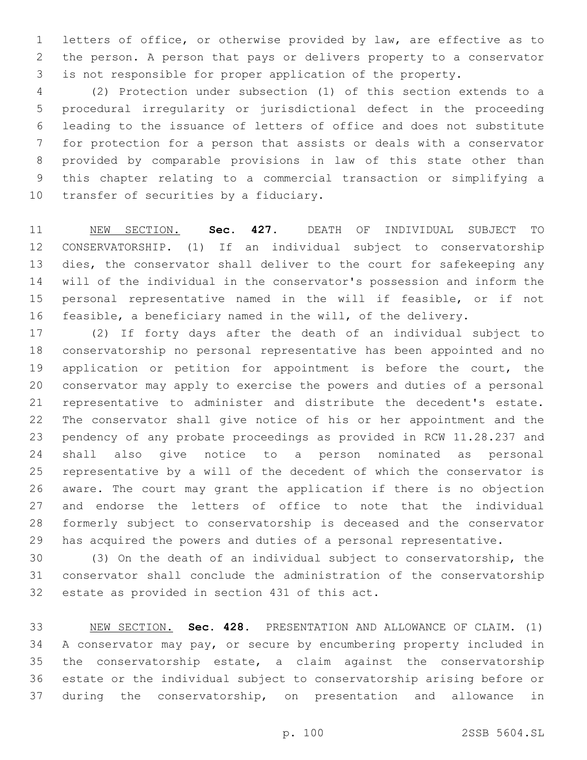letters of office, or otherwise provided by law, are effective as to the person. A person that pays or delivers property to a conservator is not responsible for proper application of the property.

(2) Protection under subsection (1) of this section extends to a procedural irregularity or jurisdictional defect in the proceeding leading to the issuance of letters of office and does not substitute for protection for a person that assists or deals with a conservator provided by comparable provisions in law of this state other than this chapter relating to a commercial transaction or simplifying a transfer of securities by a fiduciary.

NEW SECTION. **Sec. 427.** DEATH OF INDIVIDUAL SUBJECT TO CONSERVATORSHIP. (1) If an individual subject to conservatorship dies, the conservator shall deliver to the court for safekeeping any will of the individual in the conservator's possession and inform the personal representative named in the will if feasible, or if not feasible, a beneficiary named in the will, of the delivery.

(2) If forty days after the death of an individual subject to conservatorship no personal representative has been appointed and no application or petition for appointment is before the court, the conservator may apply to exercise the powers and duties of a personal representative to administer and distribute the decedent's estate. The conservator shall give notice of his or her appointment and the pendency of any probate proceedings as provided in RCW 11.28.237 and shall also give notice to a person nominated as personal representative by a will of the decedent of which the conservator is aware. The court may grant the application if there is no objection and endorse the letters of office to note that the individual formerly subject to conservatorship is deceased and the conservator has acquired the powers and duties of a personal representative.

(3) On the death of an individual subject to conservatorship, the conservator shall conclude the administration of the conservatorship estate as provided in section 431 of this act.

NEW SECTION. **Sec. 428.** PRESENTATION AND ALLOWANCE OF CLAIM. (1) A conservator may pay, or secure by encumbering property included in the conservatorship estate, a claim against the conservatorship estate or the individual subject to conservatorship arising before or during the conservatorship, on presentation and allowance in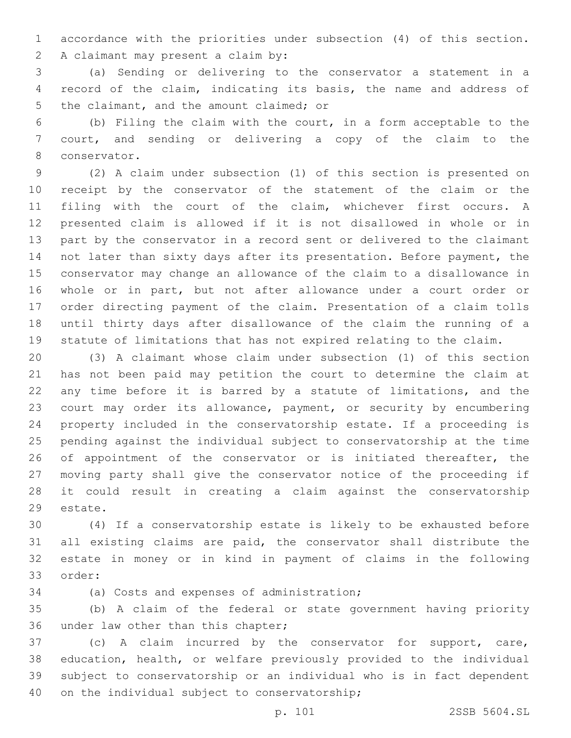accordance with the priorities under subsection (4) of this section. A claimant may present a claim by:

(a) Sending or delivering to the conservator a statement in a record of the claim, indicating its basis, the name and address of the claimant, and the amount claimed; or

(b) Filing the claim with the court, in a form acceptable to the court, and sending or delivering a copy of the claim to the conservator.

(2) A claim under subsection (1) of this section is presented on receipt by the conservator of the statement of the claim or the filing with the court of the claim, whichever first occurs. A presented claim is allowed if it is not disallowed in whole or in part by the conservator in a record sent or delivered to the claimant not later than sixty days after its presentation. Before payment, the conservator may change an allowance of the claim to a disallowance in whole or in part, but not after allowance under a court order or order directing payment of the claim. Presentation of a claim tolls until thirty days after disallowance of the claim the running of a statute of limitations that has not expired relating to the claim.

(3) A claimant whose claim under subsection (1) of this section has not been paid may petition the court to determine the claim at any time before it is barred by a statute of limitations, and the court may order its allowance, payment, or security by encumbering property included in the conservatorship estate. If a proceeding is pending against the individual subject to conservatorship at the time of appointment of the conservator or is initiated thereafter, the moving party shall give the conservator notice of the proceeding if it could result in creating a claim against the conservatorship estate.

(4) If a conservatorship estate is likely to be exhausted before all existing claims are paid, the conservator shall distribute the estate in money or in kind in payment of claims in the following order:

(a) Costs and expenses of administration;

(b) A claim of the federal or state government having priority under law other than this chapter;

(c) A claim incurred by the conservator for support, care, education, health, or welfare previously provided to the individual subject to conservatorship or an individual who is in fact dependent on the individual subject to conservatorship;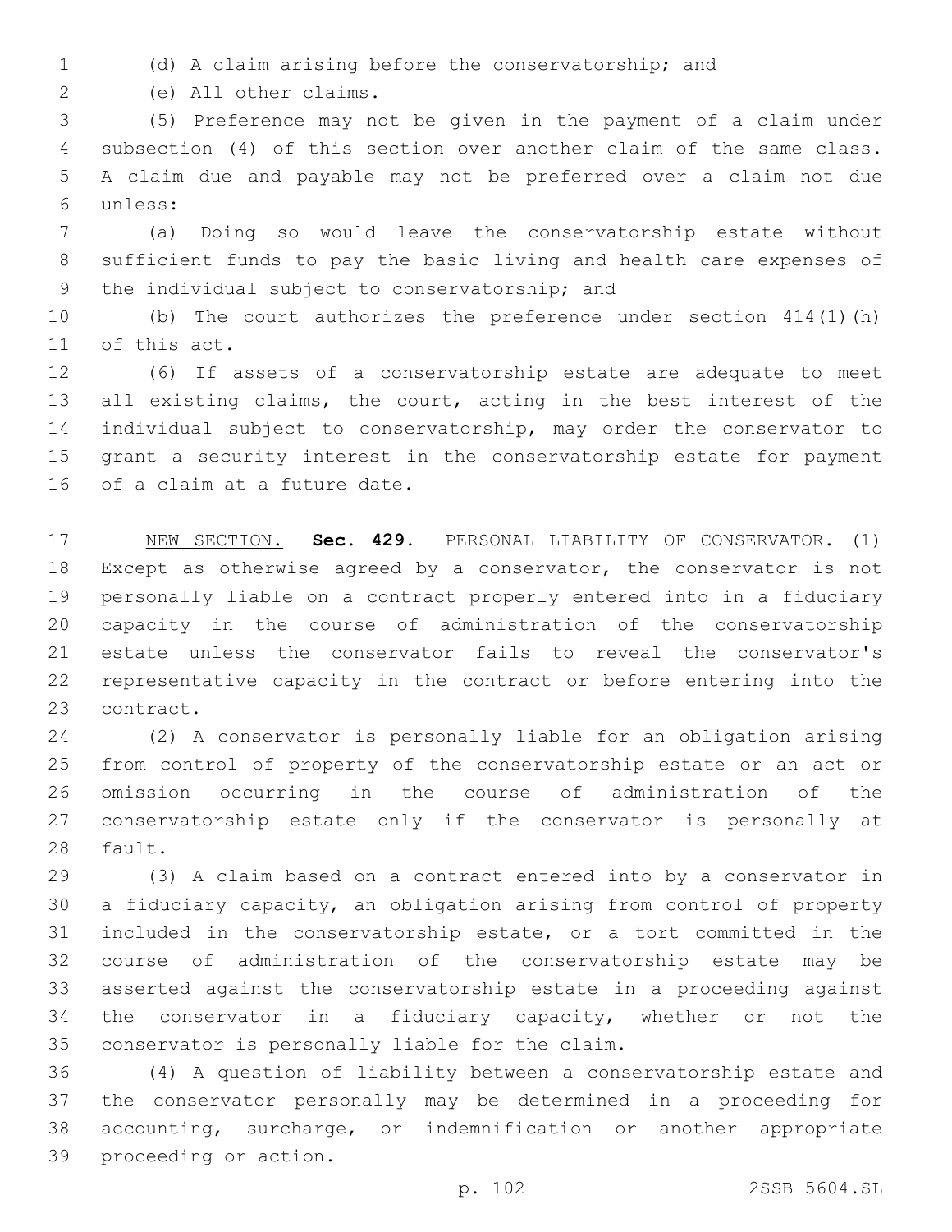(d) A claim arising before the conservatorship; and

(e) All other claims.

(5) Preference may not be given in the payment of a claim under subsection (4) of this section over another claim of the same class. A claim due and payable may not be preferred over a claim not due unless:

(a) Doing so would leave the conservatorship estate without sufficient funds to pay the basic living and health care expenses of the individual subject to conservatorship; and

(b) The court authorizes the preference under section 414(1)(h) of this act.

(6) If assets of a conservatorship estate are adequate to meet all existing claims, the court, acting in the best interest of the individual subject to conservatorship, may order the conservator to grant a security interest in the conservatorship estate for payment of a claim at a future date.

NEW SECTION. **Sec. 429.** PERSONAL LIABILITY OF CONSERVATOR. (1) Except as otherwise agreed by a conservator, the conservator is not personally liable on a contract properly entered into in a fiduciary capacity in the course of administration of the conservatorship estate unless the conservator fails to reveal the conservator's representative capacity in the contract or before entering into the contract.

(2) A conservator is personally liable for an obligation arising from control of property of the conservatorship estate or an act or omission occurring in the course of administration of the conservatorship estate only if the conservator is personally at fault.

(3) A claim based on a contract entered into by a conservator in a fiduciary capacity, an obligation arising from control of property included in the conservatorship estate, or a tort committed in the course of administration of the conservatorship estate may be asserted against the conservatorship estate in a proceeding against the conservator in a fiduciary capacity, whether or not the conservator is personally liable for the claim.

(4) A question of liability between a conservatorship estate and the conservator personally may be determined in a proceeding for accounting, surcharge, or indemnification or another appropriate proceeding or action.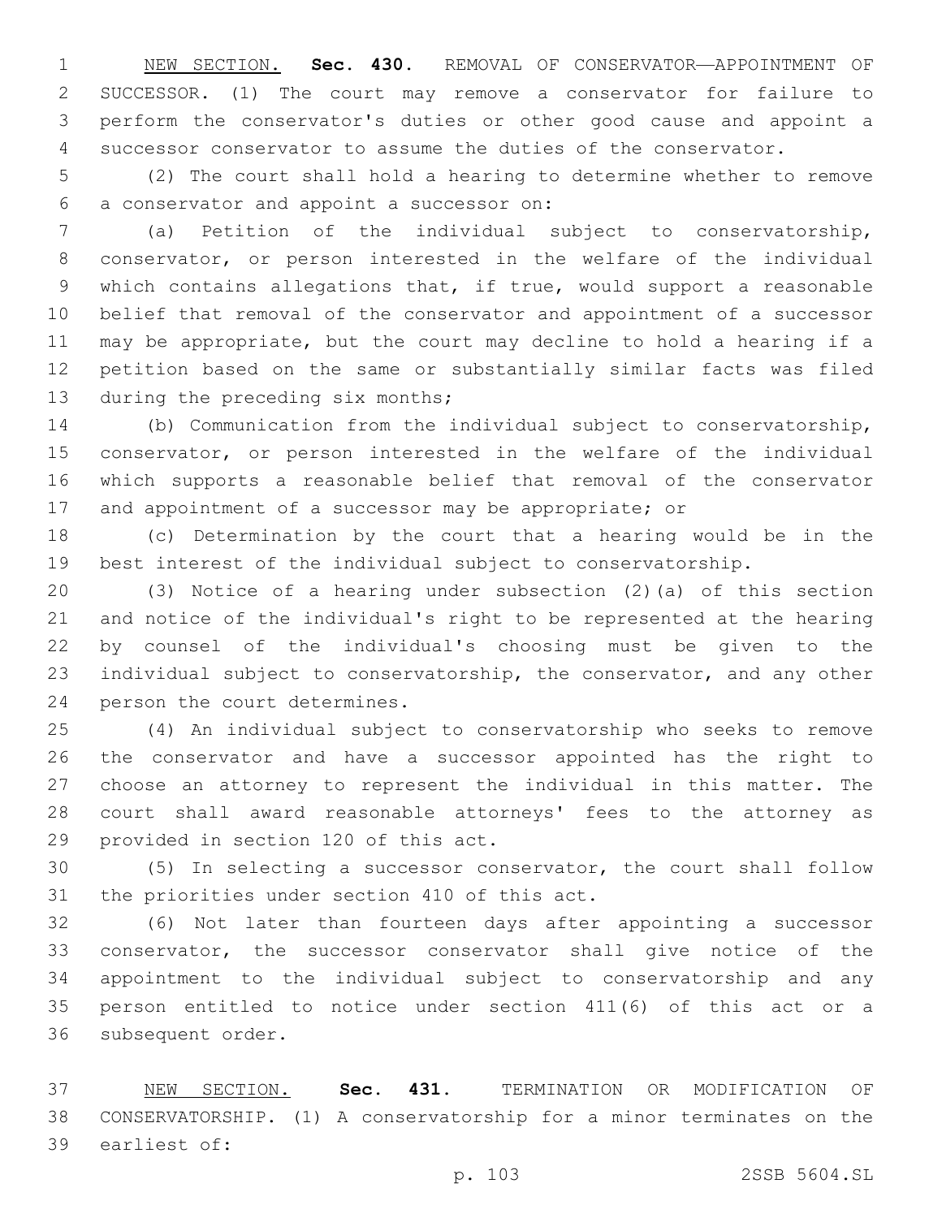NEW SECTION. **Sec. 430.** REMOVAL OF CONSERVATOR—APPOINTMENT OF SUCCESSOR. (1) The court may remove a conservator for failure to perform the conservator's duties or other good cause and appoint a successor conservator to assume the duties of the conservator.

(2) The court shall hold a hearing to determine whether to remove a conservator and appoint a successor on:

(a) Petition of the individual subject to conservatorship, conservator, or person interested in the welfare of the individual which contains allegations that, if true, would support a reasonable belief that removal of the conservator and appointment of a successor may be appropriate, but the court may decline to hold a hearing if a petition based on the same or substantially similar facts was filed during the preceding six months;

(b) Communication from the individual subject to conservatorship, conservator, or person interested in the welfare of the individual which supports a reasonable belief that removal of the conservator and appointment of a successor may be appropriate; or

(c) Determination by the court that a hearing would be in the best interest of the individual subject to conservatorship.

(3) Notice of a hearing under subsection (2)(a) of this section and notice of the individual's right to be represented at the hearing by counsel of the individual's choosing must be given to the individual subject to conservatorship, the conservator, and any other person the court determines.

(4) An individual subject to conservatorship who seeks to remove the conservator and have a successor appointed has the right to choose an attorney to represent the individual in this matter. The court shall award reasonable attorneys' fees to the attorney as provided in section 120 of this act.

(5) In selecting a successor conservator, the court shall follow the priorities under section 410 of this act.

(6) Not later than fourteen days after appointing a successor conservator, the successor conservator shall give notice of the appointment to the individual subject to conservatorship and any person entitled to notice under section 411(6) of this act or a subsequent order.

NEW SECTION. **Sec. 431.** TERMINATION OR MODIFICATION OF CONSERVATORSHIP. (1) A conservatorship for a minor terminates on the earliest of: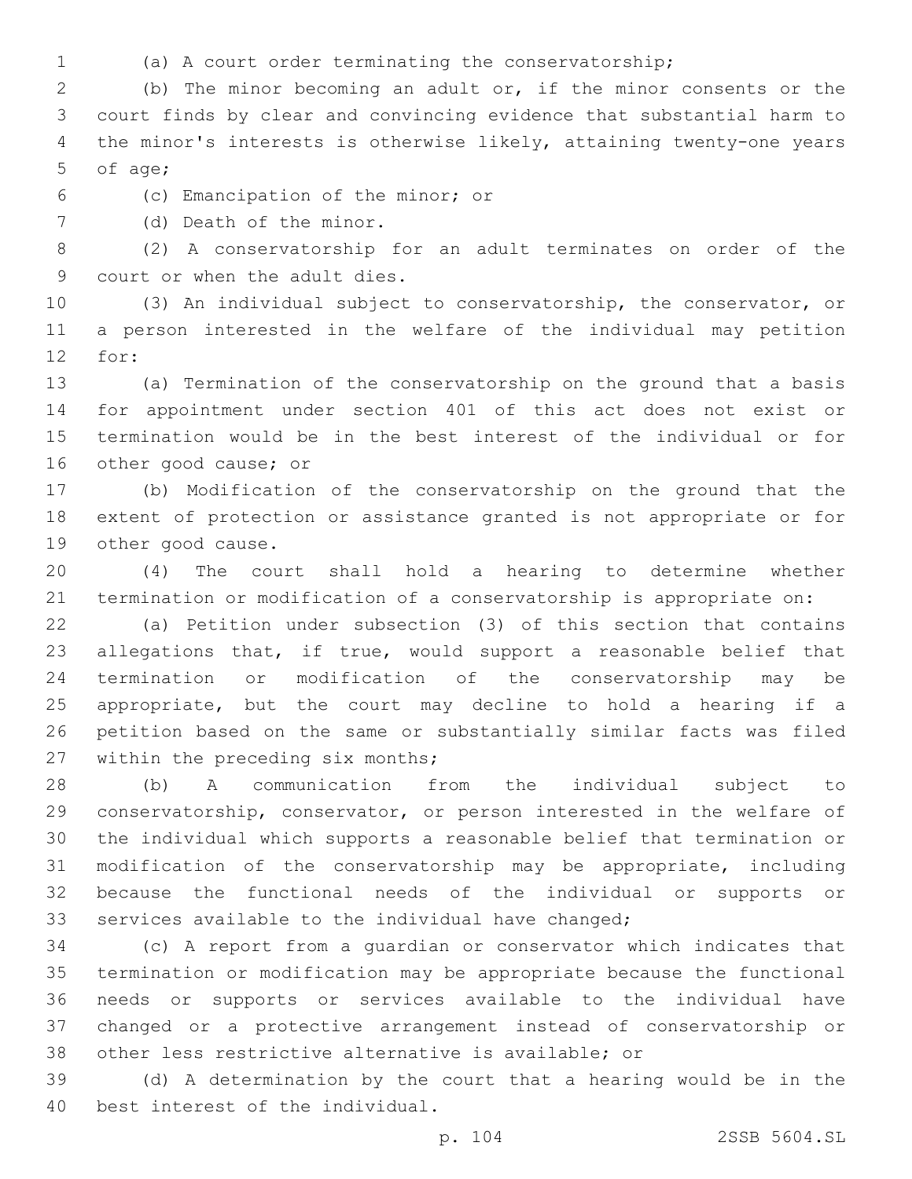(a) A court order terminating the conservatorship;

(b) The minor becoming an adult or, if the minor consents or the court finds by clear and convincing evidence that substantial harm to the minor's interests is otherwise likely, attaining twenty-one years of age;

(c) Emancipation of the minor; or

(d) Death of the minor.

(2) A conservatorship for an adult terminates on order of the court or when the adult dies.

(3) An individual subject to conservatorship, the conservator, or a person interested in the welfare of the individual may petition for:

(a) Termination of the conservatorship on the ground that a basis for appointment under section 401 of this act does not exist or termination would be in the best interest of the individual or for other good cause; or

(b) Modification of the conservatorship on the ground that the extent of protection or assistance granted is not appropriate or for other good cause.

(4) The court shall hold a hearing to determine whether termination or modification of a conservatorship is appropriate on:

(a) Petition under subsection (3) of this section that contains allegations that, if true, would support a reasonable belief that termination or modification of the conservatorship may be appropriate, but the court may decline to hold a hearing if a petition based on the same or substantially similar facts was filed within the preceding six months;

(b) A communication from the individual subject to conservatorship, conservator, or person interested in the welfare of the individual which supports a reasonable belief that termination or modification of the conservatorship may be appropriate, including because the functional needs of the individual or supports or services available to the individual have changed;

(c) A report from a guardian or conservator which indicates that termination or modification may be appropriate because the functional needs or supports or services available to the individual have changed or a protective arrangement instead of conservatorship or other less restrictive alternative is available; or

(d) A determination by the court that a hearing would be in the best interest of the individual.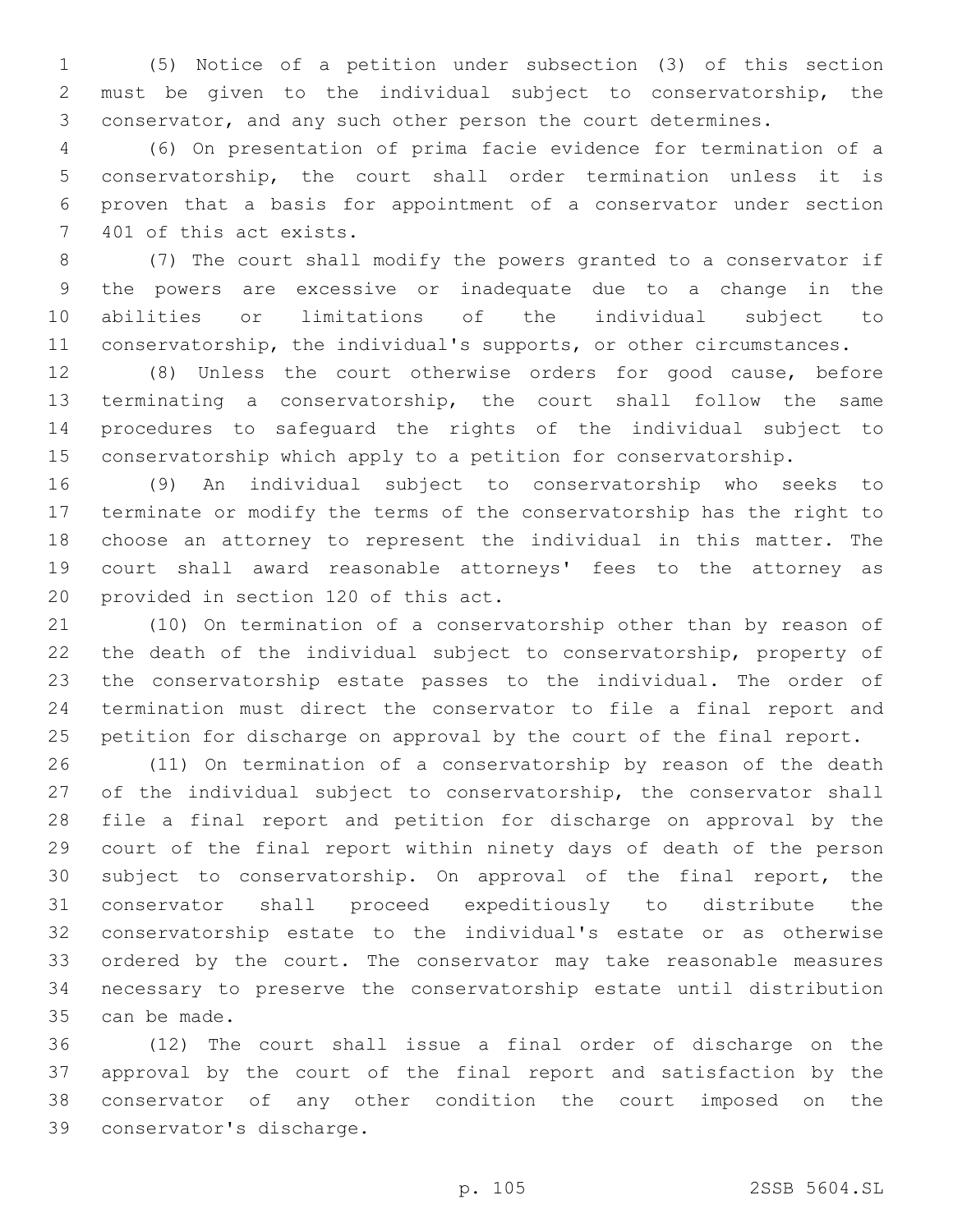(5) Notice of a petition under subsection (3) of this section must be given to the individual subject to conservatorship, the conservator, and any such other person the court determines.

(6) On presentation of prima facie evidence for termination of a conservatorship, the court shall order termination unless it is proven that a basis for appointment of a conservator under section 401 of this act exists.

(7) The court shall modify the powers granted to a conservator if the powers are excessive or inadequate due to a change in the abilities or limitations of the individual subject to conservatorship, the individual's supports, or other circumstances.

(8) Unless the court otherwise orders for good cause, before terminating a conservatorship, the court shall follow the same procedures to safeguard the rights of the individual subject to conservatorship which apply to a petition for conservatorship.

(9) An individual subject to conservatorship who seeks to terminate or modify the terms of the conservatorship has the right to choose an attorney to represent the individual in this matter. The court shall award reasonable attorneys' fees to the attorney as provided in section 120 of this act.

(10) On termination of a conservatorship other than by reason of the death of the individual subject to conservatorship, property of the conservatorship estate passes to the individual. The order of termination must direct the conservator to file a final report and petition for discharge on approval by the court of the final report.

(11) On termination of a conservatorship by reason of the death of the individual subject to conservatorship, the conservator shall file a final report and petition for discharge on approval by the court of the final report within ninety days of death of the person subject to conservatorship. On approval of the final report, the conservator shall proceed expeditiously to distribute the conservatorship estate to the individual's estate or as otherwise ordered by the court. The conservator may take reasonable measures necessary to preserve the conservatorship estate until distribution can be made.

(12) The court shall issue a final order of discharge on the approval by the court of the final report and satisfaction by the conservator of any other condition the court imposed on the conservator's discharge.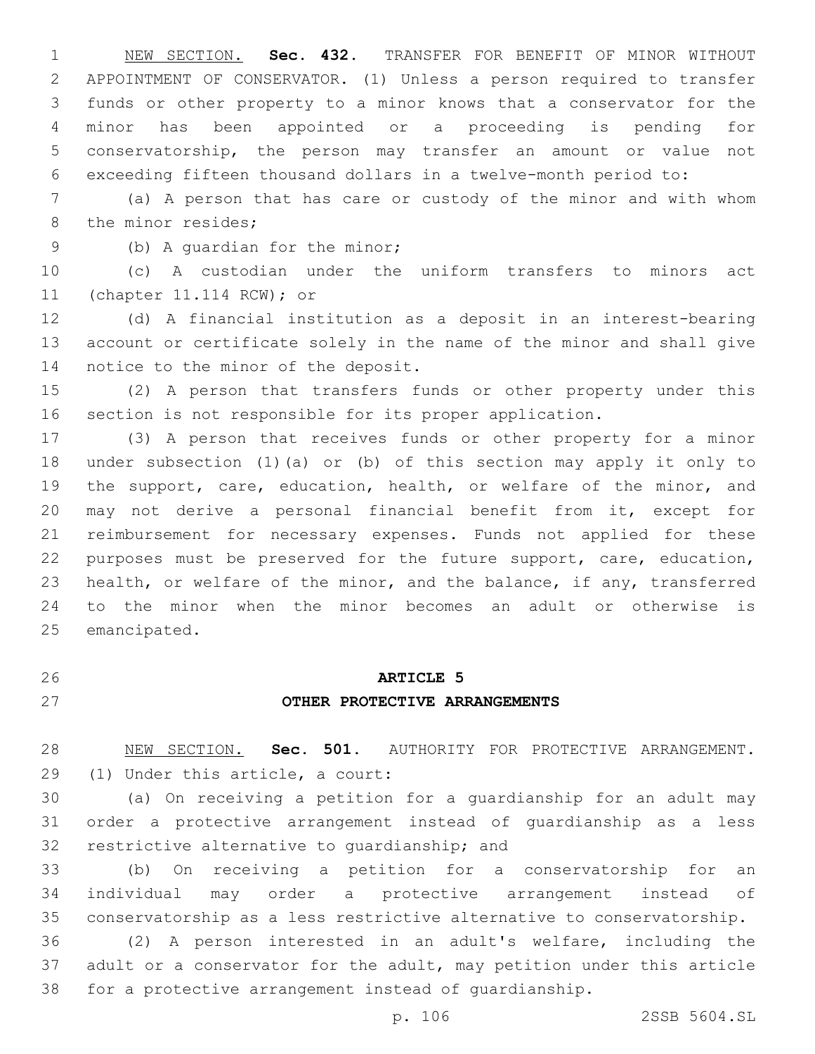NEW SECTION. **Sec. 432.** TRANSFER FOR BENEFIT OF MINOR WITHOUT APPOINTMENT OF CONSERVATOR. (1) Unless a person required to transfer funds or other property to a minor knows that a conservator for the minor has been appointed or a proceeding is pending for conservatorship, the person may transfer an amount or value not exceeding fifteen thousand dollars in a twelve-month period to:

(a) A person that has care or custody of the minor and with whom the minor resides;

(b) A guardian for the minor;

(c) A custodian under the uniform transfers to minors act (chapter 11.114 RCW); or

(d) A financial institution as a deposit in an interest-bearing account or certificate solely in the name of the minor and shall give notice to the minor of the deposit.

(2) A person that transfers funds or other property under this section is not responsible for its proper application.

(3) A person that receives funds or other property for a minor under subsection (1)(a) or (b) of this section may apply it only to the support, care, education, health, or welfare of the minor, and may not derive a personal financial benefit from it, except for reimbursement for necessary expenses. Funds not applied for these purposes must be preserved for the future support, care, education, health, or welfare of the minor, and the balance, if any, transferred to the minor when the minor becomes an adult or otherwise is emancipated.

## ARTICLE 5
## OTHER PROTECTIVE ARRANGEMENTS

NEW SECTION. **Sec. 501.** AUTHORITY FOR PROTECTIVE ARRANGEMENT. (1) Under this article, a court:

(a) On receiving a petition for a guardianship for an adult may order a protective arrangement instead of guardianship as a less restrictive alternative to guardianship; and

(b) On receiving a petition for a conservatorship for an individual may order a protective arrangement instead of conservatorship as a less restrictive alternative to conservatorship.

(2) A person interested in an adult's welfare, including the adult or a conservator for the adult, may petition under this article for a protective arrangement instead of guardianship.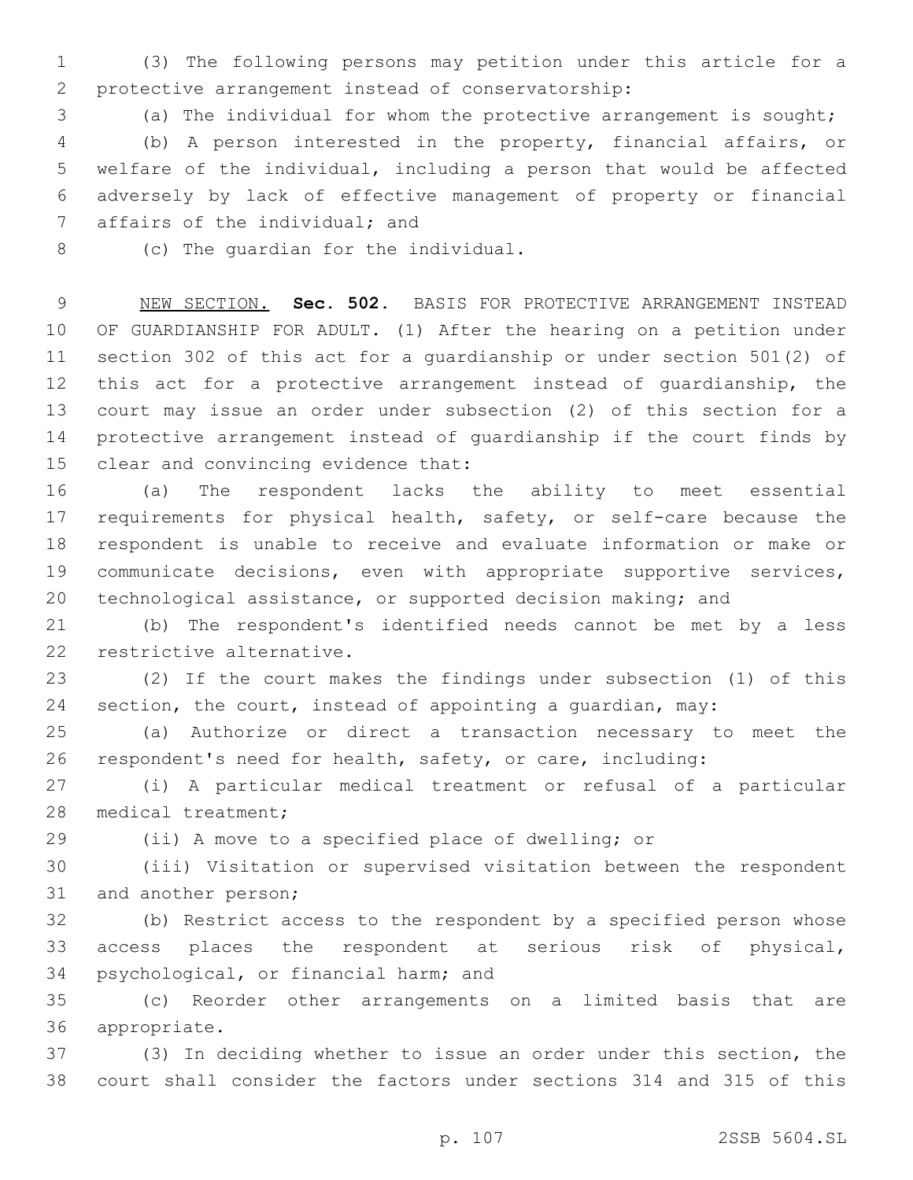(3) The following persons may petition under this article for a protective arrangement instead of conservatorship:

(a) The individual for whom the protective arrangement is sought;

(b) A person interested in the property, financial affairs, or welfare of the individual, including a person that would be affected adversely by lack of effective management of property or financial affairs of the individual; and

(c) The guardian for the individual.

NEW SECTION. **Sec. 502.** BASIS FOR PROTECTIVE ARRANGEMENT INSTEAD OF GUARDIANSHIP FOR ADULT. (1) After the hearing on a petition under section 302 of this act for a guardianship or under section 501(2) of this act for a protective arrangement instead of guardianship, the court may issue an order under subsection (2) of this section for a protective arrangement instead of guardianship if the court finds by clear and convincing evidence that:

(a) The respondent lacks the ability to meet essential requirements for physical health, safety, or self-care because the respondent is unable to receive and evaluate information or make or communicate decisions, even with appropriate supportive services, technological assistance, or supported decision making; and

(b) The respondent's identified needs cannot be met by a less restrictive alternative.

(2) If the court makes the findings under subsection (1) of this section, the court, instead of appointing a guardian, may:

(a) Authorize or direct a transaction necessary to meet the respondent's need for health, safety, or care, including:

(i) A particular medical treatment or refusal of a particular medical treatment;

(ii) A move to a specified place of dwelling; or

(iii) Visitation or supervised visitation between the respondent and another person;

(b) Restrict access to the respondent by a specified person whose access places the respondent at serious risk of physical, psychological, or financial harm; and

(c) Reorder other arrangements on a limited basis that are appropriate.

(3) In deciding whether to issue an order under this section, the court shall consider the factors under sections 314 and 315 of this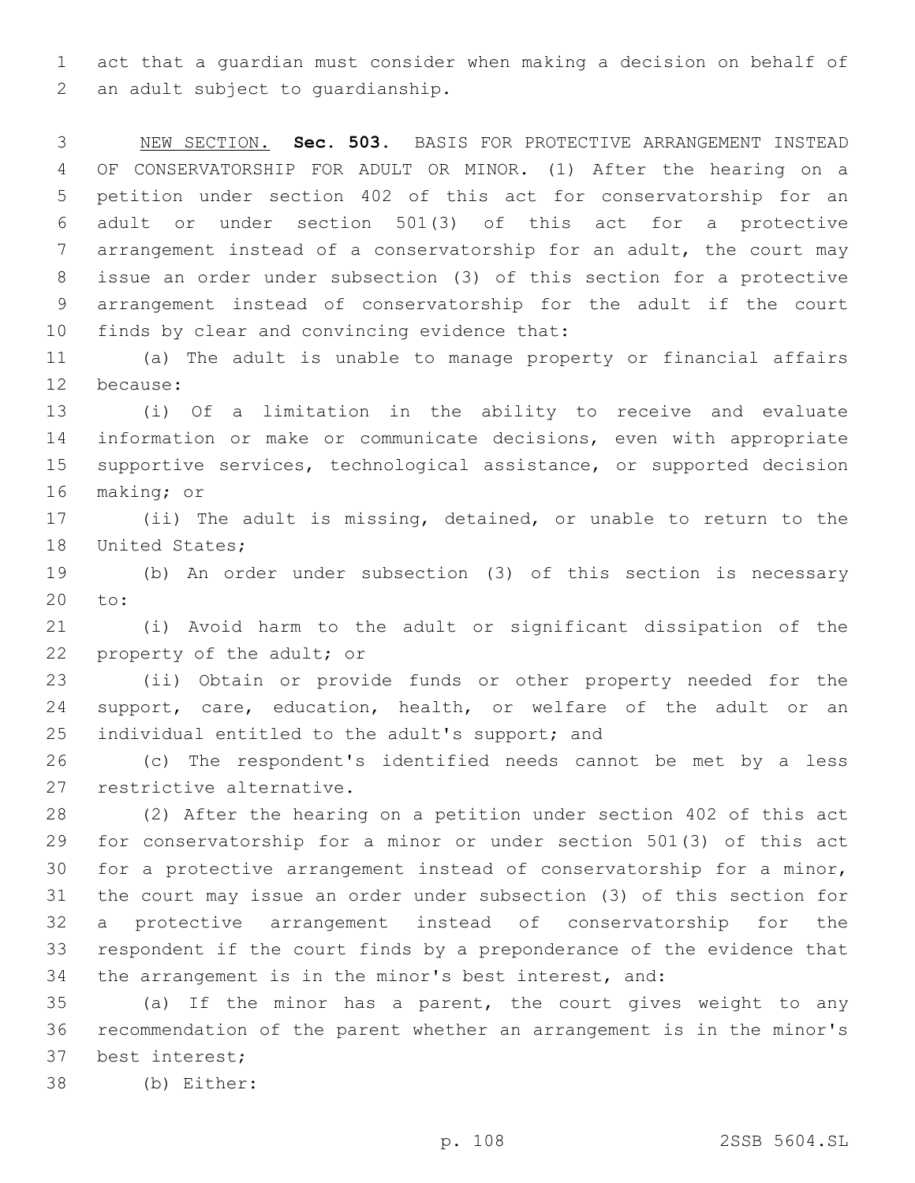act that a guardian must consider when making a decision on behalf of an adult subject to guardianship.

NEW SECTION. **Sec. 503.** BASIS FOR PROTECTIVE ARRANGEMENT INSTEAD OF CONSERVATORSHIP FOR ADULT OR MINOR. (1) After the hearing on a petition under section 402 of this act for conservatorship for an adult or under section 501(3) of this act for a protective arrangement instead of a conservatorship for an adult, the court may issue an order under subsection (3) of this section for a protective arrangement instead of conservatorship for the adult if the court finds by clear and convincing evidence that:

(a) The adult is unable to manage property or financial affairs because:

(i) Of a limitation in the ability to receive and evaluate information or make or communicate decisions, even with appropriate supportive services, technological assistance, or supported decision making; or

(ii) The adult is missing, detained, or unable to return to the United States;

(b) An order under subsection (3) of this section is necessary to:

(i) Avoid harm to the adult or significant dissipation of the property of the adult; or

(ii) Obtain or provide funds or other property needed for the support, care, education, health, or welfare of the adult or an individual entitled to the adult's support; and

(c) The respondent's identified needs cannot be met by a less restrictive alternative.

(2) After the hearing on a petition under section 402 of this act for conservatorship for a minor or under section 501(3) of this act for a protective arrangement instead of conservatorship for a minor, the court may issue an order under subsection (3) of this section for a protective arrangement instead of conservatorship for the respondent if the court finds by a preponderance of the evidence that the arrangement is in the minor's best interest, and:

(a) If the minor has a parent, the court gives weight to any recommendation of the parent whether an arrangement is in the minor's best interest;

(b) Either: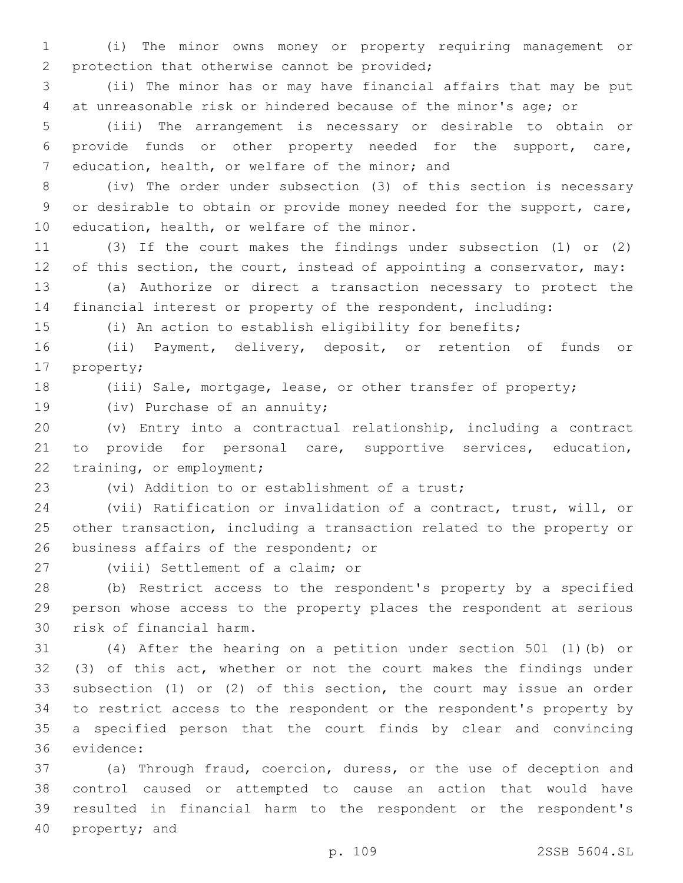(i) The minor owns money or property requiring management or protection that otherwise cannot be provided;

(ii) The minor has or may have financial affairs that may be put at unreasonable risk or hindered because of the minor's age; or

(iii) The arrangement is necessary or desirable to obtain or provide funds or other property needed for the support, care, education, health, or welfare of the minor; and

(iv) The order under subsection (3) of this section is necessary or desirable to obtain or provide money needed for the support, care, education, health, or welfare of the minor.

(3) If the court makes the findings under subsection (1) or (2) of this section, the court, instead of appointing a conservator, may:

(a) Authorize or direct a transaction necessary to protect the financial interest or property of the respondent, including:

(i) An action to establish eligibility for benefits;

(ii) Payment, delivery, deposit, or retention of funds or property;

(iii) Sale, mortgage, lease, or other transfer of property;

(iv) Purchase of an annuity;

(v) Entry into a contractual relationship, including a contract to provide for personal care, supportive services, education, training, or employment;

(vi) Addition to or establishment of a trust;

(vii) Ratification or invalidation of a contract, trust, will, or other transaction, including a transaction related to the property or business affairs of the respondent; or

(viii) Settlement of a claim; or

(b) Restrict access to the respondent's property by a specified person whose access to the property places the respondent at serious risk of financial harm.

(4) After the hearing on a petition under section 501 (1)(b) or (3) of this act, whether or not the court makes the findings under subsection (1) or (2) of this section, the court may issue an order to restrict access to the respondent or the respondent's property by a specified person that the court finds by clear and convincing evidence:

(a) Through fraud, coercion, duress, or the use of deception and control caused or attempted to cause an action that would have resulted in financial harm to the respondent or the respondent's property; and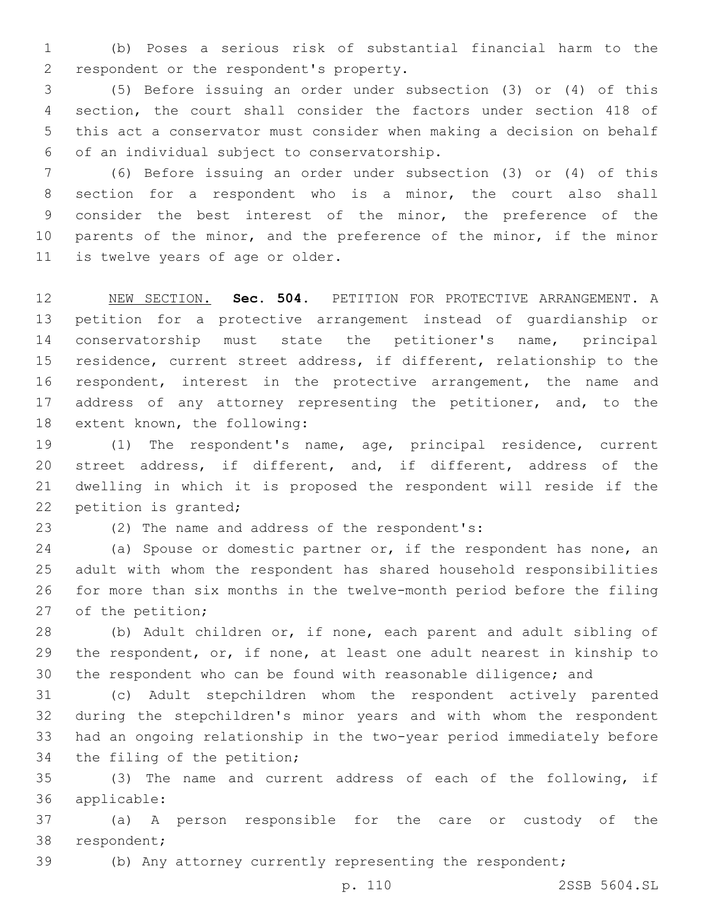(b) Poses a serious risk of substantial financial harm to the respondent or the respondent's property.

(5) Before issuing an order under subsection (3) or (4) of this section, the court shall consider the factors under section 418 of this act a conservator must consider when making a decision on behalf of an individual subject to conservatorship.

(6) Before issuing an order under subsection (3) or (4) of this section for a respondent who is a minor, the court also shall consider the best interest of the minor, the preference of the parents of the minor, and the preference of the minor, if the minor is twelve years of age or older.

NEW SECTION. **Sec. 504.** PETITION FOR PROTECTIVE ARRANGEMENT. A petition for a protective arrangement instead of guardianship or conservatorship must state the petitioner's name, principal residence, current street address, if different, relationship to the respondent, interest in the protective arrangement, the name and address of any attorney representing the petitioner, and, to the extent known, the following:

(1) The respondent's name, age, principal residence, current street address, if different, and, if different, address of the dwelling in which it is proposed the respondent will reside if the petition is granted;

(2) The name and address of the respondent's:

(a) Spouse or domestic partner or, if the respondent has none, an adult with whom the respondent has shared household responsibilities for more than six months in the twelve-month period before the filing of the petition;

(b) Adult children or, if none, each parent and adult sibling of the respondent, or, if none, at least one adult nearest in kinship to the respondent who can be found with reasonable diligence; and

(c) Adult stepchildren whom the respondent actively parented during the stepchildren's minor years and with whom the respondent had an ongoing relationship in the two-year period immediately before the filing of the petition;

(3) The name and current address of each of the following, if applicable:

(a) A person responsible for the care or custody of the respondent;

(b) Any attorney currently representing the respondent;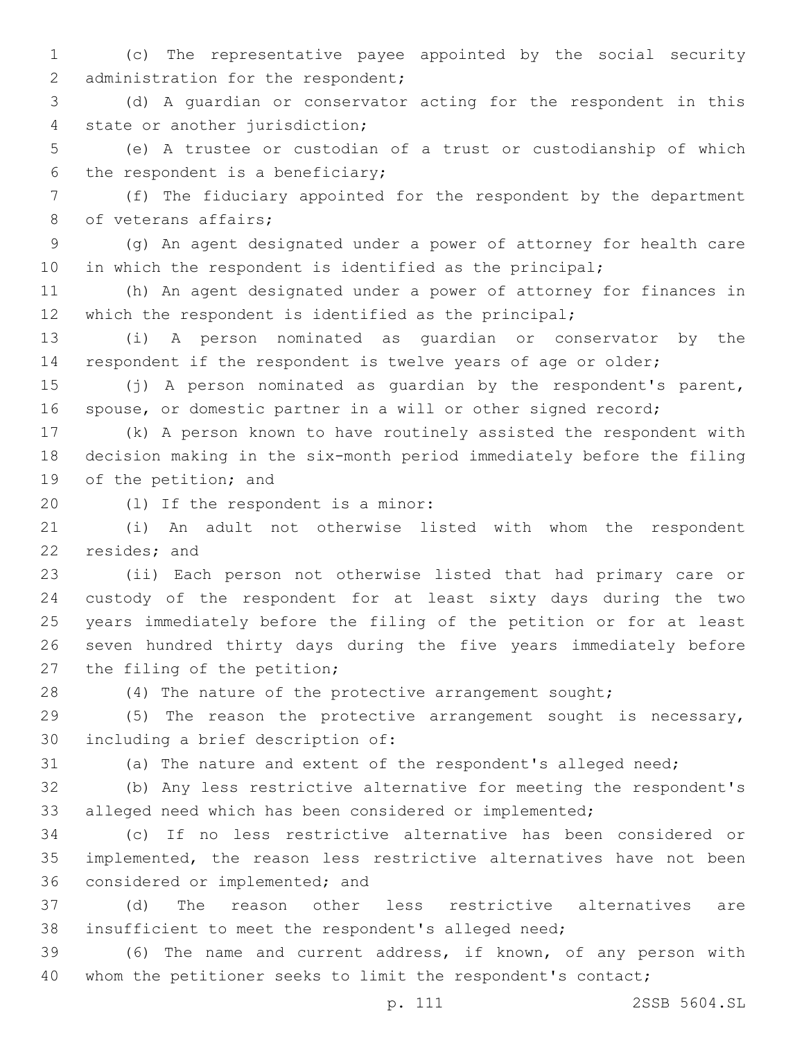(c) The representative payee appointed by the social security administration for the respondent;

(d) A guardian or conservator acting for the respondent in this state or another jurisdiction;

(e) A trustee or custodian of a trust or custodianship of which the respondent is a beneficiary;

(f) The fiduciary appointed for the respondent by the department of veterans affairs;

(g) An agent designated under a power of attorney for health care in which the respondent is identified as the principal;

(h) An agent designated under a power of attorney for finances in which the respondent is identified as the principal;

(i) A person nominated as guardian or conservator by the respondent if the respondent is twelve years of age or older;

(j) A person nominated as guardian by the respondent's parent, spouse, or domestic partner in a will or other signed record;

(k) A person known to have routinely assisted the respondent with decision making in the six-month period immediately before the filing of the petition; and

(l) If the respondent is a minor:

(i) An adult not otherwise listed with whom the respondent resides; and

(ii) Each person not otherwise listed that had primary care or custody of the respondent for at least sixty days during the two years immediately before the filing of the petition or for at least seven hundred thirty days during the five years immediately before the filing of the petition;

(4) The nature of the protective arrangement sought;

(5) The reason the protective arrangement sought is necessary, including a brief description of:

(a) The nature and extent of the respondent's alleged need;

(b) Any less restrictive alternative for meeting the respondent's alleged need which has been considered or implemented;

(c) If no less restrictive alternative has been considered or implemented, the reason less restrictive alternatives have not been considered or implemented; and

(d) The reason other less restrictive alternatives are insufficient to meet the respondent's alleged need;

(6) The name and current address, if known, of any person with whom the petitioner seeks to limit the respondent's contact;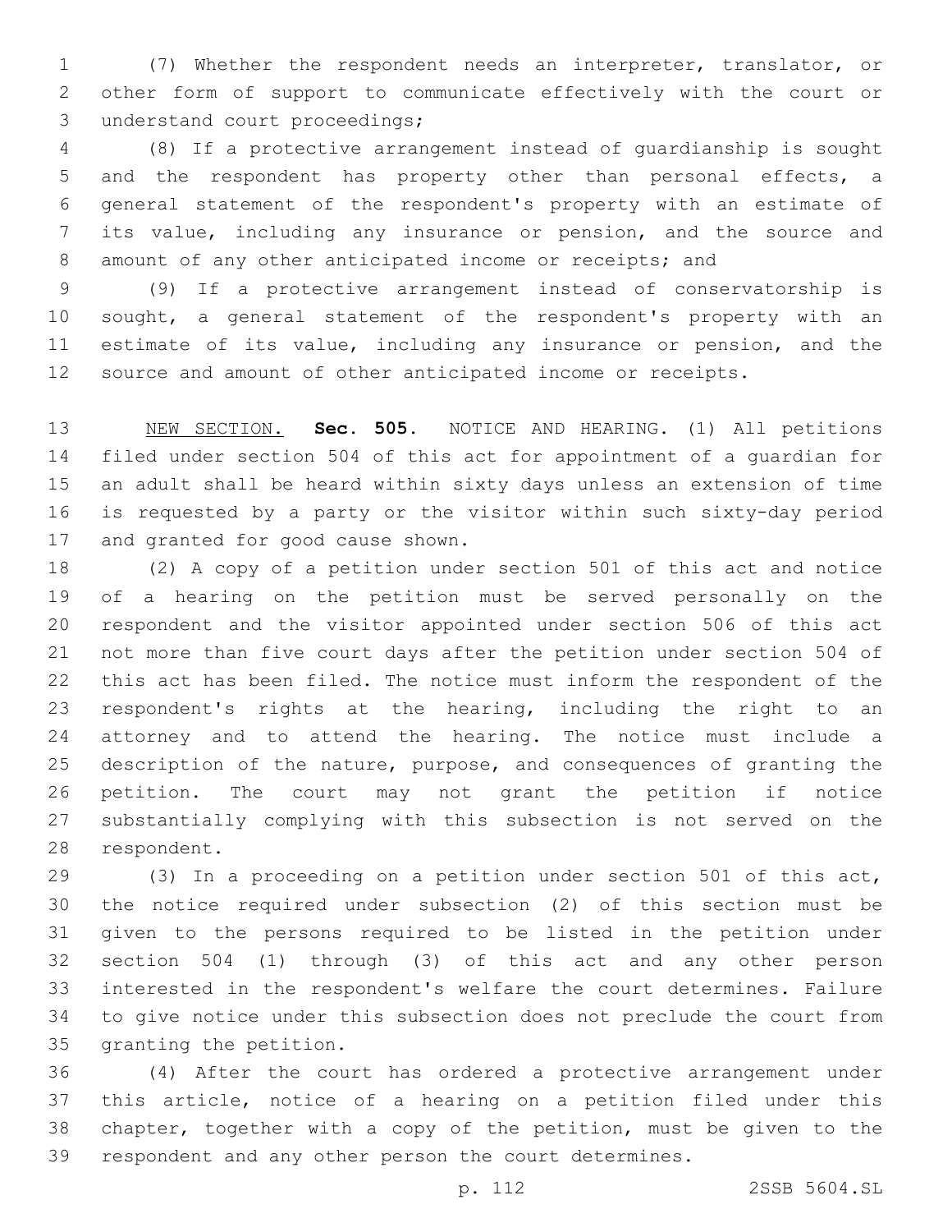(7) Whether the respondent needs an interpreter, translator, or other form of support to communicate effectively with the court or understand court proceedings;

(8) If a protective arrangement instead of guardianship is sought and the respondent has property other than personal effects, a general statement of the respondent's property with an estimate of its value, including any insurance or pension, and the source and amount of any other anticipated income or receipts; and

(9) If a protective arrangement instead of conservatorship is sought, a general statement of the respondent's property with an estimate of its value, including any insurance or pension, and the source and amount of other anticipated income or receipts.

NEW SECTION. **Sec. 505.** NOTICE AND HEARING. (1) All petitions filed under section 504 of this act for appointment of a guardian for an adult shall be heard within sixty days unless an extension of time is requested by a party or the visitor within such sixty-day period and granted for good cause shown.

(2) A copy of a petition under section 501 of this act and notice of a hearing on the petition must be served personally on the respondent and the visitor appointed under section 506 of this act not more than five court days after the petition under section 504 of this act has been filed. The notice must inform the respondent of the respondent's rights at the hearing, including the right to an attorney and to attend the hearing. The notice must include a description of the nature, purpose, and consequences of granting the petition. The court may not grant the petition if notice substantially complying with this subsection is not served on the respondent.

(3) In a proceeding on a petition under section 501 of this act, the notice required under subsection (2) of this section must be given to the persons required to be listed in the petition under section 504 (1) through (3) of this act and any other person interested in the respondent's welfare the court determines. Failure to give notice under this subsection does not preclude the court from granting the petition.

(4) After the court has ordered a protective arrangement under this article, notice of a hearing on a petition filed under this chapter, together with a copy of the petition, must be given to the respondent and any other person the court determines.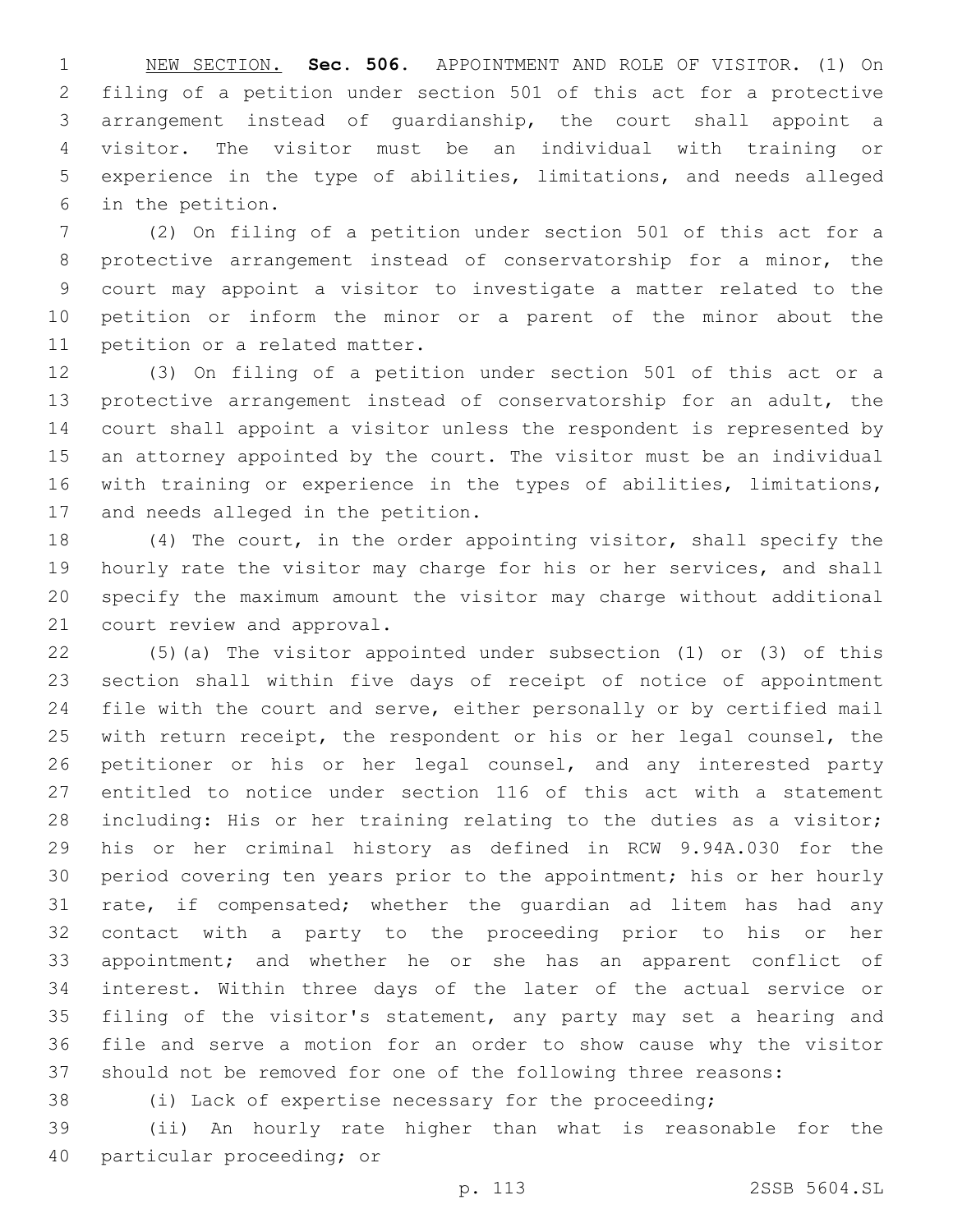NEW SECTION. **Sec. 506.** APPOINTMENT AND ROLE OF VISITOR. (1) On filing of a petition under section 501 of this act for a protective arrangement instead of guardianship, the court shall appoint a visitor. The visitor must be an individual with training or experience in the type of abilities, limitations, and needs alleged in the petition.

(2) On filing of a petition under section 501 of this act for a protective arrangement instead of conservatorship for a minor, the court may appoint a visitor to investigate a matter related to the petition or inform the minor or a parent of the minor about the petition or a related matter.

(3) On filing of a petition under section 501 of this act or a protective arrangement instead of conservatorship for an adult, the court shall appoint a visitor unless the respondent is represented by an attorney appointed by the court. The visitor must be an individual with training or experience in the types of abilities, limitations, and needs alleged in the petition.

(4) The court, in the order appointing visitor, shall specify the hourly rate the visitor may charge for his or her services, and shall specify the maximum amount the visitor may charge without additional court review and approval.

(5)(a) The visitor appointed under subsection (1) or (3) of this section shall within five days of receipt of notice of appointment file with the court and serve, either personally or by certified mail with return receipt, the respondent or his or her legal counsel, the petitioner or his or her legal counsel, and any interested party entitled to notice under section 116 of this act with a statement including: His or her training relating to the duties as a visitor; his or her criminal history as defined in RCW 9.94A.030 for the period covering ten years prior to the appointment; his or her hourly rate, if compensated; whether the guardian ad litem has had any contact with a party to the proceeding prior to his or her appointment; and whether he or she has an apparent conflict of interest. Within three days of the later of the actual service or filing of the visitor's statement, any party may set a hearing and file and serve a motion for an order to show cause why the visitor should not be removed for one of the following three reasons:

(i) Lack of expertise necessary for the proceeding;

(ii) An hourly rate higher than what is reasonable for the particular proceeding; or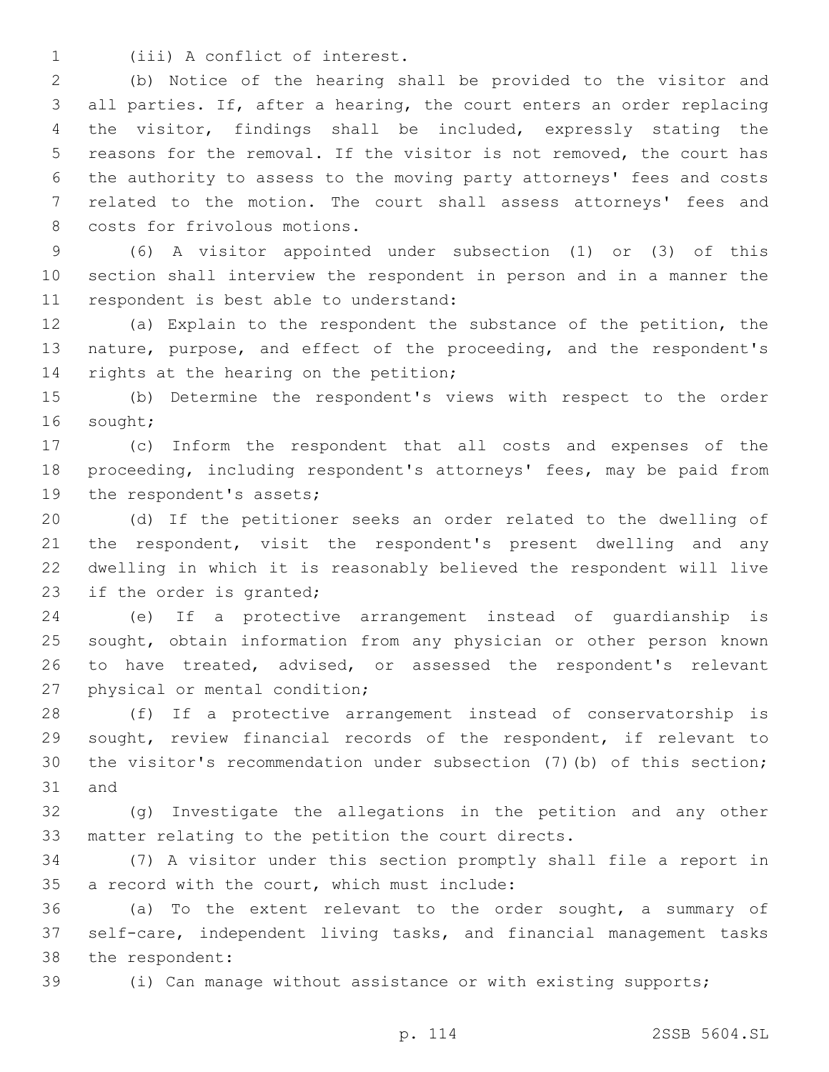(iii) A conflict of interest.

(b) Notice of the hearing shall be provided to the visitor and all parties. If, after a hearing, the court enters an order replacing the visitor, findings shall be included, expressly stating the reasons for the removal. If the visitor is not removed, the court has the authority to assess to the moving party attorneys' fees and costs related to the motion. The court shall assess attorneys' fees and costs for frivolous motions.

(6) A visitor appointed under subsection (1) or (3) of this section shall interview the respondent in person and in a manner the respondent is best able to understand:

(a) Explain to the respondent the substance of the petition, the nature, purpose, and effect of the proceeding, and the respondent's rights at the hearing on the petition;

(b) Determine the respondent's views with respect to the order sought;

(c) Inform the respondent that all costs and expenses of the proceeding, including respondent's attorneys' fees, may be paid from the respondent's assets;

(d) If the petitioner seeks an order related to the dwelling of the respondent, visit the respondent's present dwelling and any dwelling in which it is reasonably believed the respondent will live if the order is granted;

(e) If a protective arrangement instead of guardianship is sought, obtain information from any physician or other person known to have treated, advised, or assessed the respondent's relevant physical or mental condition;

(f) If a protective arrangement instead of conservatorship is sought, review financial records of the respondent, if relevant to the visitor's recommendation under subsection (7)(b) of this section; and

(g) Investigate the allegations in the petition and any other matter relating to the petition the court directs.

(7) A visitor under this section promptly shall file a report in a record with the court, which must include:

(a) To the extent relevant to the order sought, a summary of self-care, independent living tasks, and financial management tasks the respondent:

(i) Can manage without assistance or with existing supports;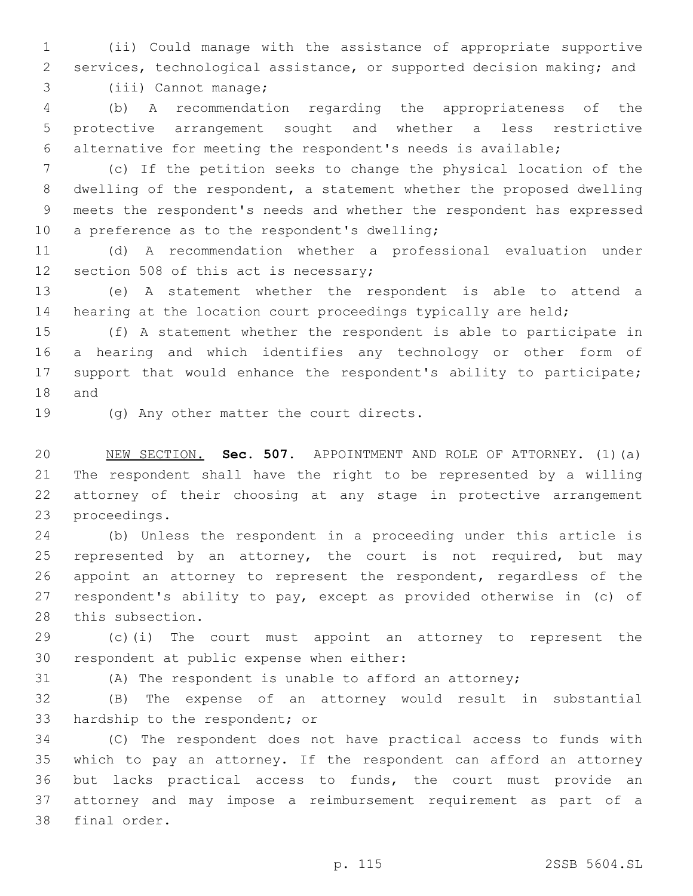(ii) Could manage with the assistance of appropriate supportive services, technological assistance, or supported decision making; and

(iii) Cannot manage;

(b) A recommendation regarding the appropriateness of the protective arrangement sought and whether a less restrictive alternative for meeting the respondent's needs is available;

(c) If the petition seeks to change the physical location of the dwelling of the respondent, a statement whether the proposed dwelling meets the respondent's needs and whether the respondent has expressed a preference as to the respondent's dwelling;

(d) A recommendation whether a professional evaluation under section 508 of this act is necessary;

(e) A statement whether the respondent is able to attend a hearing at the location court proceedings typically are held;

(f) A statement whether the respondent is able to participate in a hearing and which identifies any technology or other form of support that would enhance the respondent's ability to participate; and

(g) Any other matter the court directs.

NEW SECTION. **Sec. 507.** APPOINTMENT AND ROLE OF ATTORNEY. (1)(a) The respondent shall have the right to be represented by a willing attorney of their choosing at any stage in protective arrangement proceedings.

(b) Unless the respondent in a proceeding under this article is represented by an attorney, the court is not required, but may appoint an attorney to represent the respondent, regardless of the respondent's ability to pay, except as provided otherwise in (c) of this subsection.

(c)(i) The court must appoint an attorney to represent the respondent at public expense when either:

(A) The respondent is unable to afford an attorney;

(B) The expense of an attorney would result in substantial hardship to the respondent; or

(C) The respondent does not have practical access to funds with which to pay an attorney. If the respondent can afford an attorney but lacks practical access to funds, the court must provide an attorney and may impose a reimbursement requirement as part of a final order.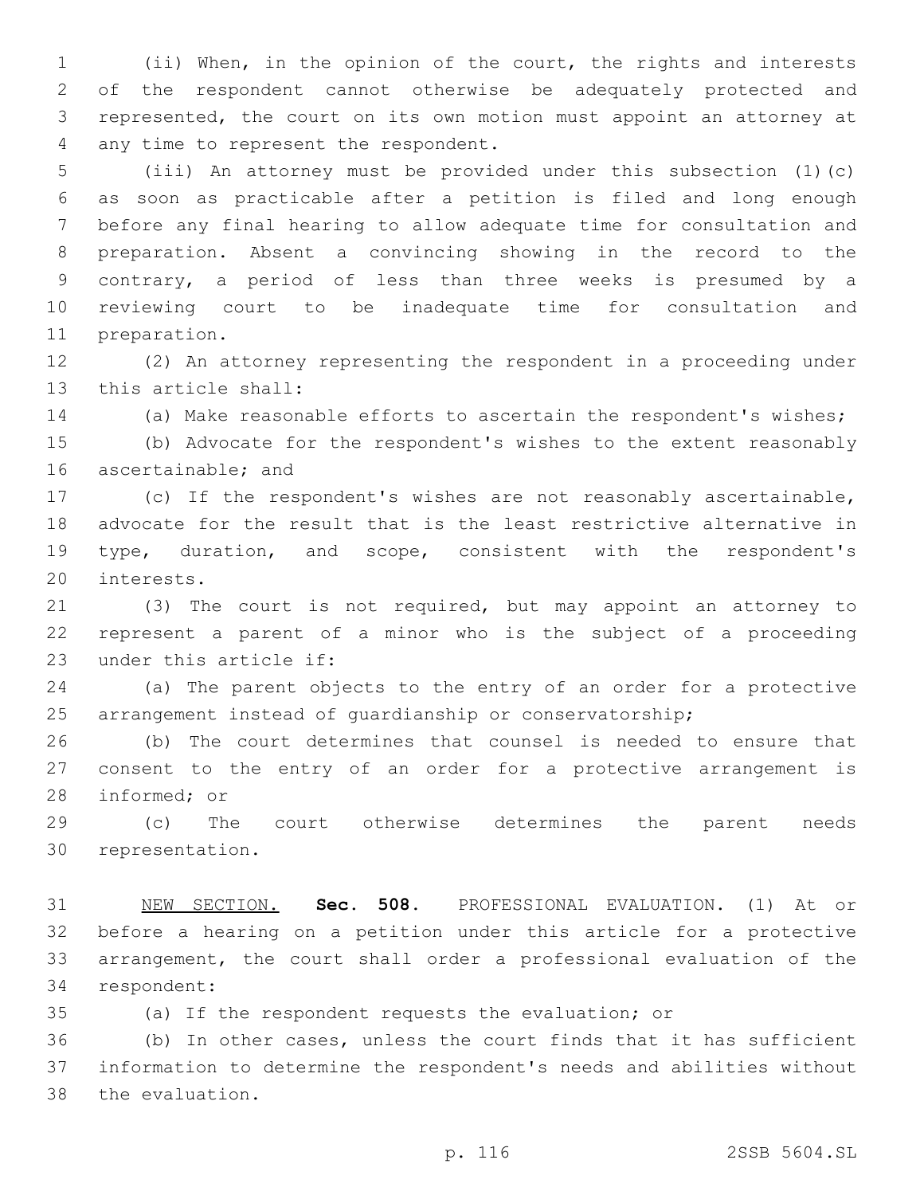(ii) When, in the opinion of the court, the rights and interests of the respondent cannot otherwise be adequately protected and represented, the court on its own motion must appoint an attorney at any time to represent the respondent.

(iii) An attorney must be provided under this subsection (1)(c) as soon as practicable after a petition is filed and long enough before any final hearing to allow adequate time for consultation and preparation. Absent a convincing showing in the record to the contrary, a period of less than three weeks is presumed by a reviewing court to be inadequate time for consultation and preparation.

(2) An attorney representing the respondent in a proceeding under this article shall:

(a) Make reasonable efforts to ascertain the respondent's wishes;

(b) Advocate for the respondent's wishes to the extent reasonably ascertainable; and

(c) If the respondent's wishes are not reasonably ascertainable, advocate for the result that is the least restrictive alternative in type, duration, and scope, consistent with the respondent's interests.

(3) The court is not required, but may appoint an attorney to represent a parent of a minor who is the subject of a proceeding under this article if:

(a) The parent objects to the entry of an order for a protective arrangement instead of guardianship or conservatorship;

(b) The court determines that counsel is needed to ensure that consent to the entry of an order for a protective arrangement is informed; or

(c) The court otherwise determines the parent needs representation.

NEW SECTION. **Sec. 508.** PROFESSIONAL EVALUATION. (1) At or before a hearing on a petition under this article for a protective arrangement, the court shall order a professional evaluation of the respondent:

(a) If the respondent requests the evaluation; or

(b) In other cases, unless the court finds that it has sufficient information to determine the respondent's needs and abilities without the evaluation.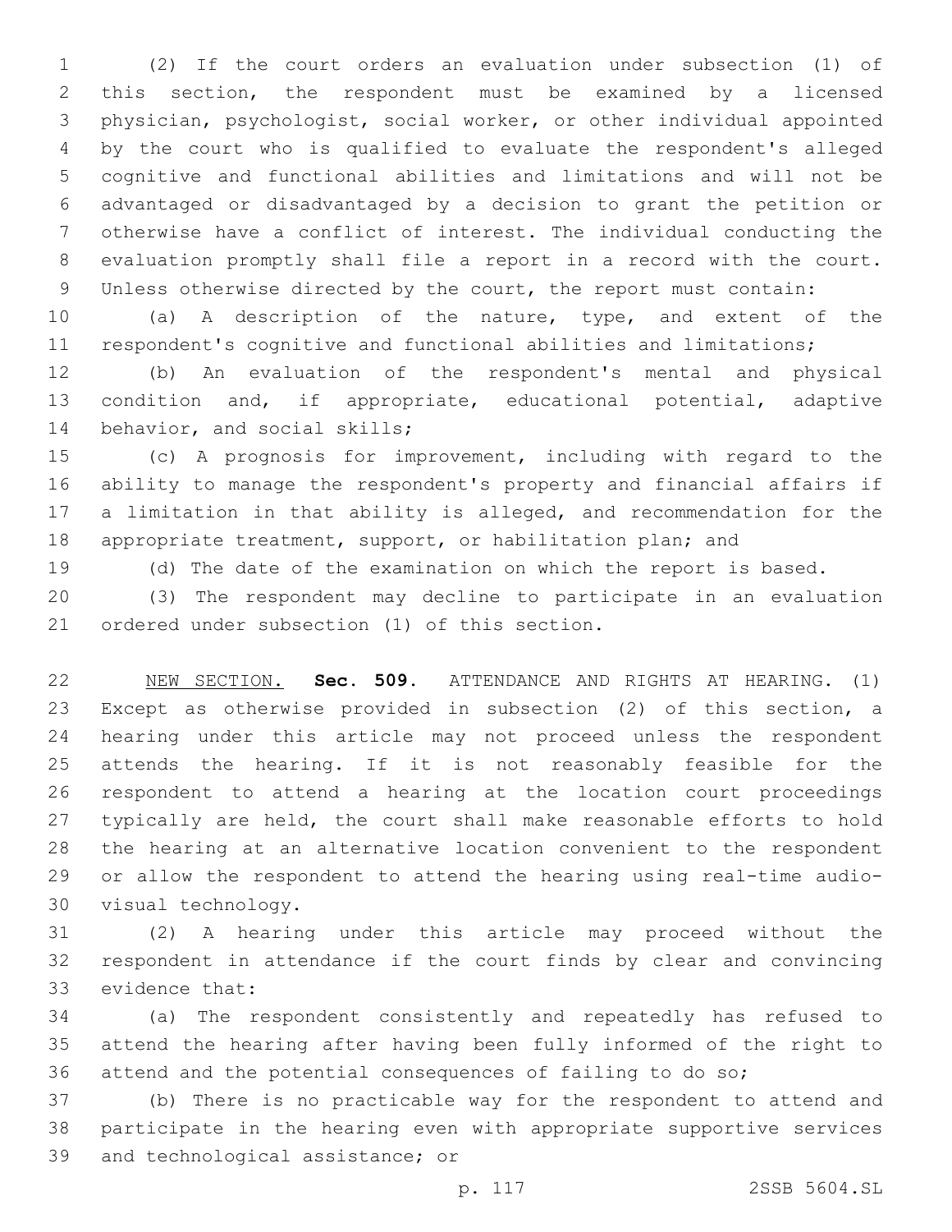(2) If the court orders an evaluation under subsection (1) of this section, the respondent must be examined by a licensed physician, psychologist, social worker, or other individual appointed by the court who is qualified to evaluate the respondent's alleged cognitive and functional abilities and limitations and will not be advantaged or disadvantaged by a decision to grant the petition or otherwise have a conflict of interest. The individual conducting the evaluation promptly shall file a report in a record with the court. Unless otherwise directed by the court, the report must contain:

(a) A description of the nature, type, and extent of the respondent's cognitive and functional abilities and limitations;

(b) An evaluation of the respondent's mental and physical condition and, if appropriate, educational potential, adaptive behavior, and social skills;

(c) A prognosis for improvement, including with regard to the ability to manage the respondent's property and financial affairs if a limitation in that ability is alleged, and recommendation for the appropriate treatment, support, or habilitation plan; and

(d) The date of the examination on which the report is based.

(3) The respondent may decline to participate in an evaluation ordered under subsection (1) of this section.

NEW SECTION. **Sec. 509.** ATTENDANCE AND RIGHTS AT HEARING. (1) Except as otherwise provided in subsection (2) of this section, a hearing under this article may not proceed unless the respondent attends the hearing. If it is not reasonably feasible for the respondent to attend a hearing at the location court proceedings typically are held, the court shall make reasonable efforts to hold the hearing at an alternative location convenient to the respondent or allow the respondent to attend the hearing using real-time audio-visual technology.

(2) A hearing under this article may proceed without the respondent in attendance if the court finds by clear and convincing evidence that:

(a) The respondent consistently and repeatedly has refused to attend the hearing after having been fully informed of the right to attend and the potential consequences of failing to do so;

(b) There is no practicable way for the respondent to attend and participate in the hearing even with appropriate supportive services and technological assistance; or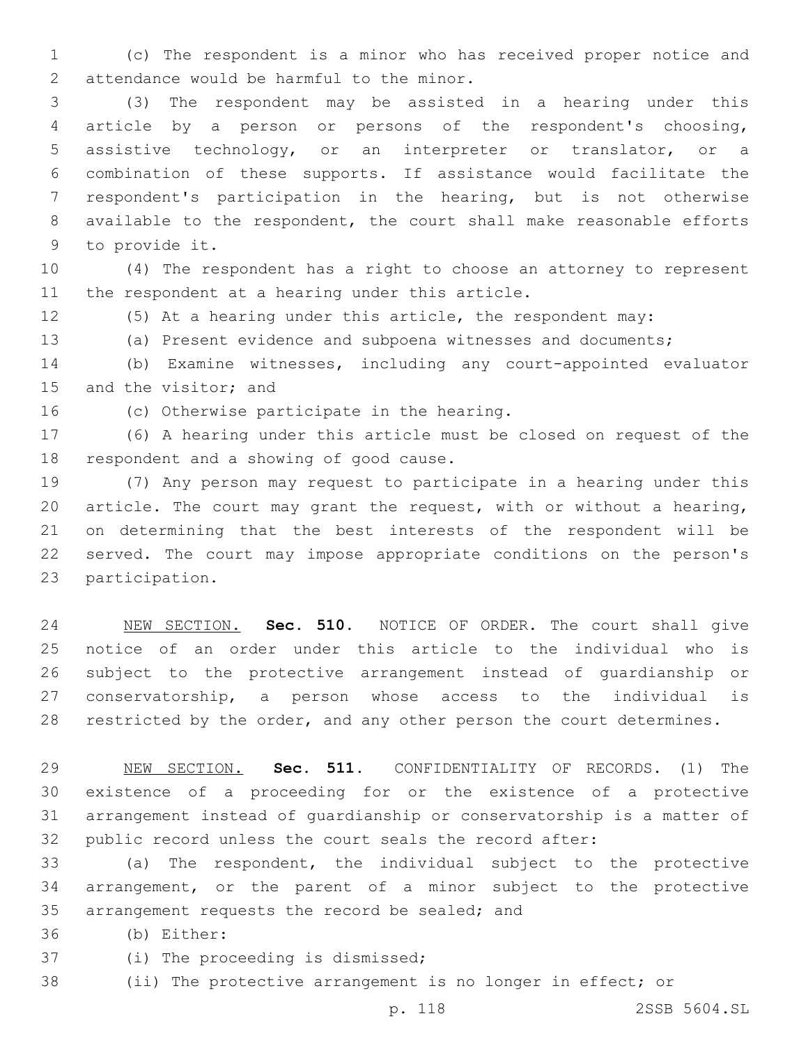(c) The respondent is a minor who has received proper notice and attendance would be harmful to the minor.

(3) The respondent may be assisted in a hearing under this article by a person or persons of the respondent's choosing, assistive technology, or an interpreter or translator, or a combination of these supports. If assistance would facilitate the respondent's participation in the hearing, but is not otherwise available to the respondent, the court shall make reasonable efforts to provide it.

(4) The respondent has a right to choose an attorney to represent the respondent at a hearing under this article.

(5) At a hearing under this article, the respondent may:

(a) Present evidence and subpoena witnesses and documents;

(b) Examine witnesses, including any court-appointed evaluator and the visitor; and

(c) Otherwise participate in the hearing.

(6) A hearing under this article must be closed on request of the respondent and a showing of good cause.

(7) Any person may request to participate in a hearing under this article. The court may grant the request, with or without a hearing, on determining that the best interests of the respondent will be served. The court may impose appropriate conditions on the person's participation.

NEW SECTION. **Sec. 510.** NOTICE OF ORDER. The court shall give notice of an order under this article to the individual who is subject to the protective arrangement instead of guardianship or conservatorship, a person whose access to the individual is restricted by the order, and any other person the court determines.

NEW SECTION. **Sec. 511.** CONFIDENTIALITY OF RECORDS. (1) The existence of a proceeding for or the existence of a protective arrangement instead of guardianship or conservatorship is a matter of public record unless the court seals the record after:

(a) The respondent, the individual subject to the protective arrangement, or the parent of a minor subject to the protective arrangement requests the record be sealed; and

(b) Either:

(i) The proceeding is dismissed;

(ii) The protective arrangement is no longer in effect; or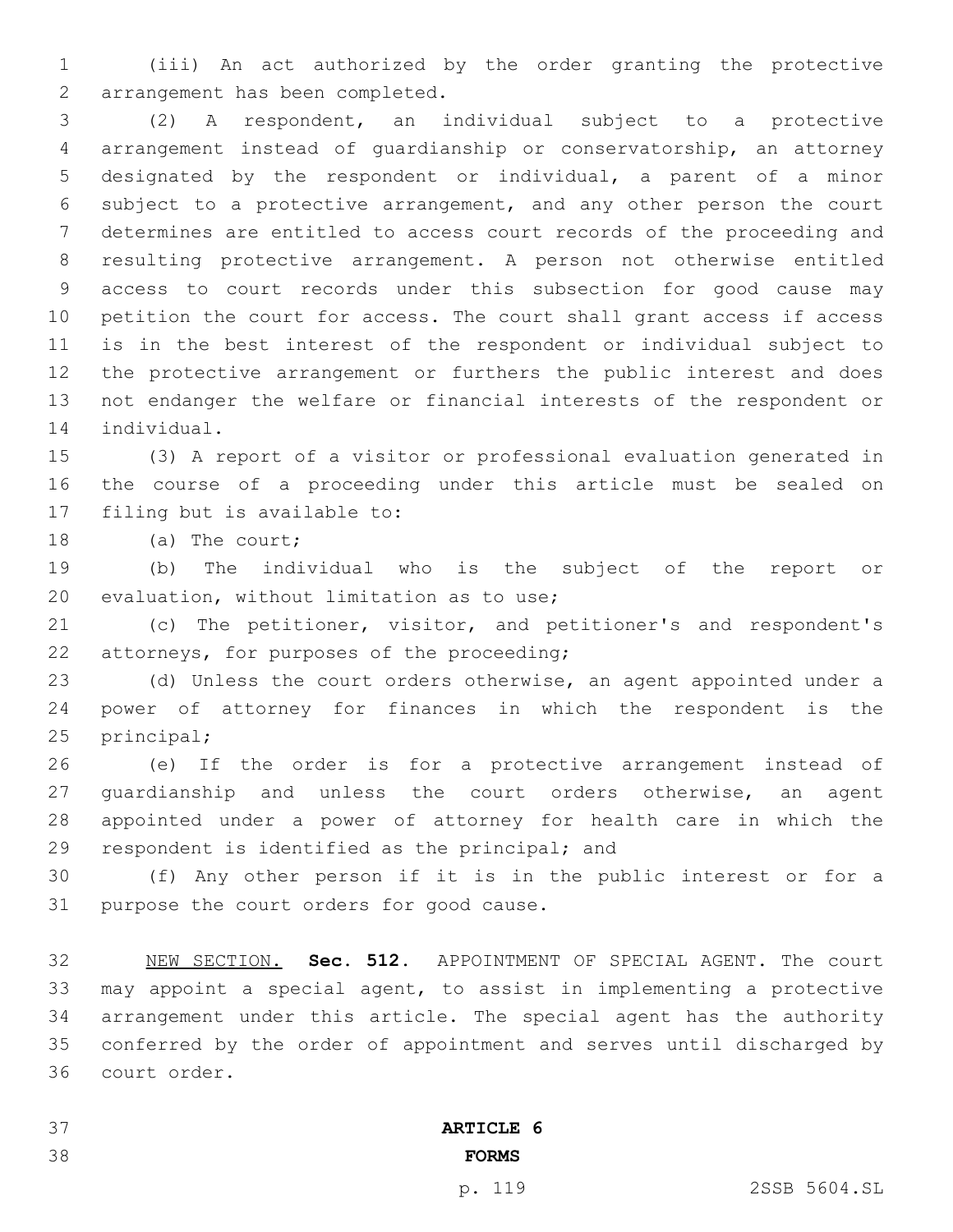(iii) An act authorized by the order granting the protective arrangement has been completed.

(2) A respondent, an individual subject to a protective arrangement instead of guardianship or conservatorship, an attorney designated by the respondent or individual, a parent of a minor subject to a protective arrangement, and any other person the court determines are entitled to access court records of the proceeding and resulting protective arrangement. A person not otherwise entitled access to court records under this subsection for good cause may petition the court for access. The court shall grant access if access is in the best interest of the respondent or individual subject to the protective arrangement or furthers the public interest and does not endanger the welfare or financial interests of the respondent or individual.

(3) A report of a visitor or professional evaluation generated in the course of a proceeding under this article must be sealed on filing but is available to:

(a) The court;

(b) The individual who is the subject of the report or evaluation, without limitation as to use;

(c) The petitioner, visitor, and petitioner's and respondent's attorneys, for purposes of the proceeding;

(d) Unless the court orders otherwise, an agent appointed under a power of attorney for finances in which the respondent is the principal;

(e) If the order is for a protective arrangement instead of guardianship and unless the court orders otherwise, an agent appointed under a power of attorney for health care in which the respondent is identified as the principal; and

(f) Any other person if it is in the public interest or for a purpose the court orders for good cause.

NEW SECTION. **Sec. 512.** APPOINTMENT OF SPECIAL AGENT. The court may appoint a special agent, to assist in implementing a protective arrangement under this article. The special agent has the authority conferred by the order of appointment and serves until discharged by court order.

## ARTICLE 6
## FORMS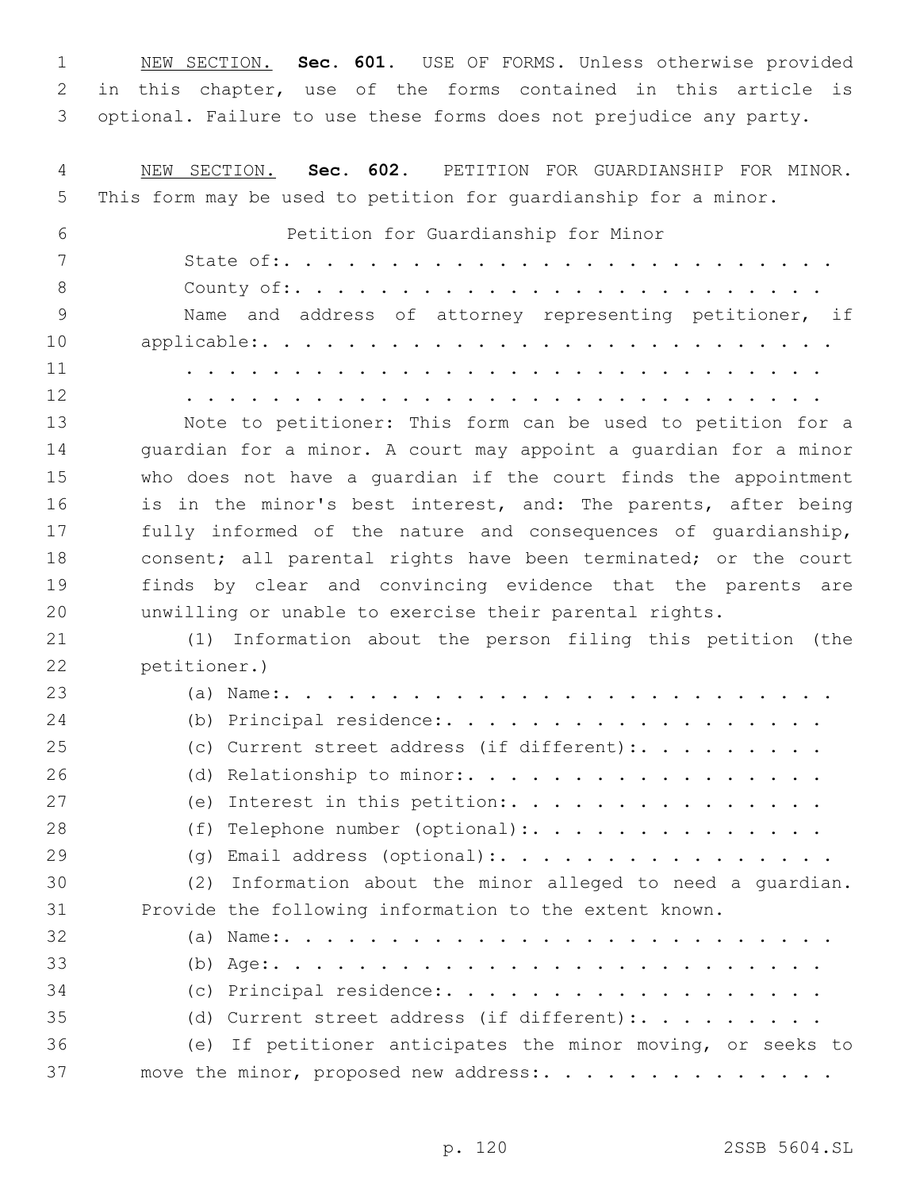<u>NEW SECTION.</u> **Sec. 601.** USE OF FORMS. Unless otherwise provided in this chapter, use of the forms contained in this article is optional. Failure to use these forms does not prejudice any party.

<u>NEW SECTION.</u> **Sec. 602.** PETITION FOR GUARDIANSHIP FOR MINOR. This form may be used to petition for guardianship for a minor.

Petition for Guardianship for Minor

State of:. . . . . . . . . . . . . . . . . . . . . . . . . . .

County of:. . . . . . . . . . . . . . . . . . . . . . . . . .

Name and address of attorney representing petitioner, if applicable:. . . . . . . . . . . . . . . . . . . . . . . . . . .

. . . . . . . . . . . . . . . . . . . . . . . . . . . . . . . .

. . . . . . . . . . . . . . . . . . . . . . . . . . . . . . . .

Note to petitioner: This form can be used to petition for a guardian for a minor. A court may appoint a guardian for a minor who does not have a guardian if the court finds the appointment is in the minor's best interest, and: The parents, after being fully informed of the nature and consequences of guardianship, consent; all parental rights have been terminated; or the court finds by clear and convincing evidence that the parents are unwilling or unable to exercise their parental rights.

(1) Information about the person filing this petition (the petitioner.)

(a) Name:. . . . . . . . . . . . . . . . . . . . . . . . . .

(b) Principal residence:. . . . . . . . . . . . . . . . . . .

(c) Current street address (if different):. . . . . . . . .

(d) Relationship to minor:. . . . . . . . . . . . . . . . . .

(e) Interest in this petition:. . . . . . . . . . . . . . . .

(f) Telephone number (optional):. . . . . . . . . . . . . . .

(g) Email address (optional):. . . . . . . . . . . . . . . . .

(2) Information about the minor alleged to need a guardian. Provide the following information to the extent known.

(a) Name:. . . . . . . . . . . . . . . . . . . . . . . . . .

(b) Age:. . . . . . . . . . . . . . . . . . . . . . . . . . .

(c) Principal residence:. . . . . . . . . . . . . . . . . . .

(d) Current street address (if different):. . . . . . . . .

(e) If petitioner anticipates the minor moving, or seeks to move the minor, proposed new address:. . . . . . . . . . . . . .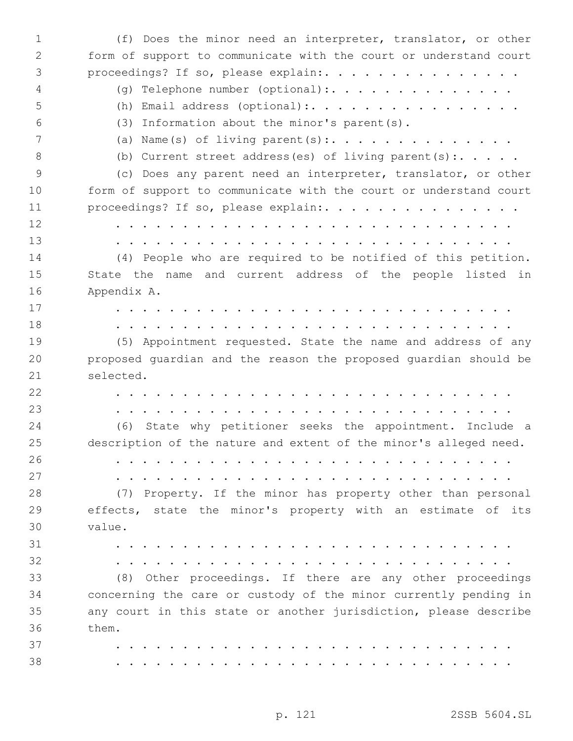(f) Does the minor need an interpreter, translator, or other form of support to communicate with the court or understand court proceedings? If so, please explain:. . . . . . . . . . . . . . . .

(g) Telephone number (optional):. . . . . . . . . . . . . . . .

(h) Email address (optional):. . . . . . . . . . . . . . . . . .

(3) Information about the minor's parent(s).

(a) Name(s) of living parent(s):. . . . . . . . . . . . . . .

(b) Current street address(es) of living parent(s):. . . . .

(c) Does any parent need an interpreter, translator, or other form of support to communicate with the court or understand court proceedings? If so, please explain:. . . . . . . . . . . . . . . .

. . . . . . . . . . . . . . . . . . . . . . . . . . . . . . . .

. . . . . . . . . . . . . . . . . . . . . . . . . . . . . . . .

(4) People who are required to be notified of this petition. State the name and current address of the people listed in Appendix A.

. . . . . . . . . . . . . . . . . . . . . . . . . . . . . . . .

. . . . . . . . . . . . . . . . . . . . . . . . . . . . . . . .

(5) Appointment requested. State the name and address of any proposed guardian and the reason the proposed guardian should be selected.

. . . . . . . . . . . . . . . . . . . . . . . . . . . . . . . .

. . . . . . . . . . . . . . . . . . . . . . . . . . . . . . . .

(6) State why petitioner seeks the appointment. Include a description of the nature and extent of the minor's alleged need.

. . . . . . . . . . . . . . . . . . . . . . . . . . . . . . . .

. . . . . . . . . . . . . . . . . . . . . . . . . . . . . . . .

(7) Property. If the minor has property other than personal effects, state the minor's property with an estimate of its value.

. . . . . . . . . . . . . . . . . . . . . . . . . . . . . . . .

. . . . . . . . . . . . . . . . . . . . . . . . . . . . . . . .

(8) Other proceedings. If there are any other proceedings concerning the care or custody of the minor currently pending in any court in this state or another jurisdiction, please describe them.

. . . . . . . . . . . . . . . . . . . . . . . . . . . . . . . .

. . . . . . . . . . . . . . . . . . . . . . . . . . . . . . . .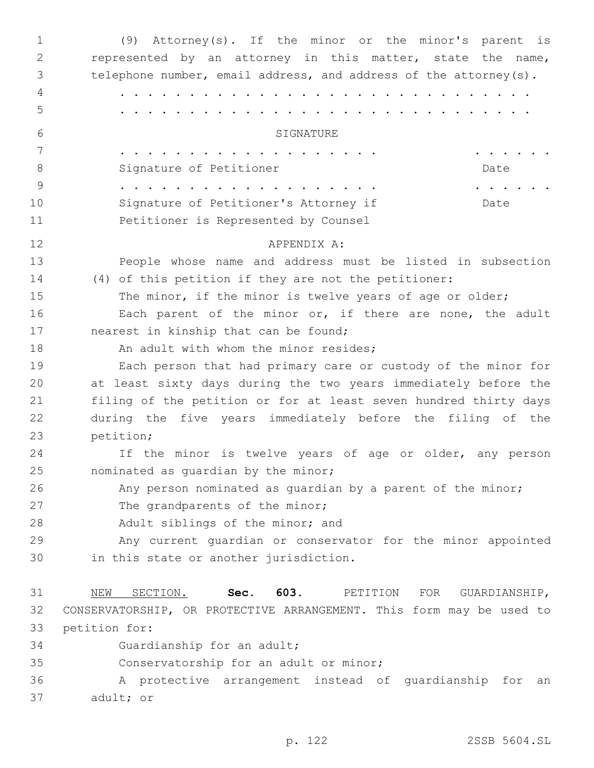(9) Attorney(s). If the minor or the minor's parent is represented by an attorney in this matter, state the name, telephone number, email address, and address of the attorney(s).

. . . . . . . . . . . . . . . . . . . . . . . . . . . . . . . . . .

. . . . . . . . . . . . . . . . . . . . . . . . . . . . . . . . . .

SIGNATURE

. . . . . . . . . . . . . . . . . . . . . .          . . . . . . .
Signature of Petitioner          Date

. . . . . . . . . . . . . . . . . . . . . .          . . . . . . .
Signature of Petitioner's Attorney if Petitioner is Represented by Counsel          Date

APPENDIX A:

People whose name and address must be listed in subsection (4) of this petition if they are not the petitioner:

The minor, if the minor is twelve years of age or older;

Each parent of the minor or, if there are none, the adult nearest in kinship that can be found;

An adult with whom the minor resides;

Each person that had primary care or custody of the minor for at least sixty days during the two years immediately before the filing of the petition or for at least seven hundred thirty days during the five years immediately before the filing of the petition;

If the minor is twelve years of age or older, any person nominated as guardian by the minor;

Any person nominated as guardian by a parent of the minor;

The grandparents of the minor;

Adult siblings of the minor; and

Any current guardian or conservator for the minor appointed in this state or another jurisdiction.

NEW SECTION. **Sec. 603.** PETITION FOR GUARDIANSHIP, CONSERVATORSHIP, OR PROTECTIVE ARRANGEMENT. This form may be used to petition for:

Guardianship for an adult;

Conservatorship for an adult or minor;

A protective arrangement instead of guardianship for an adult; or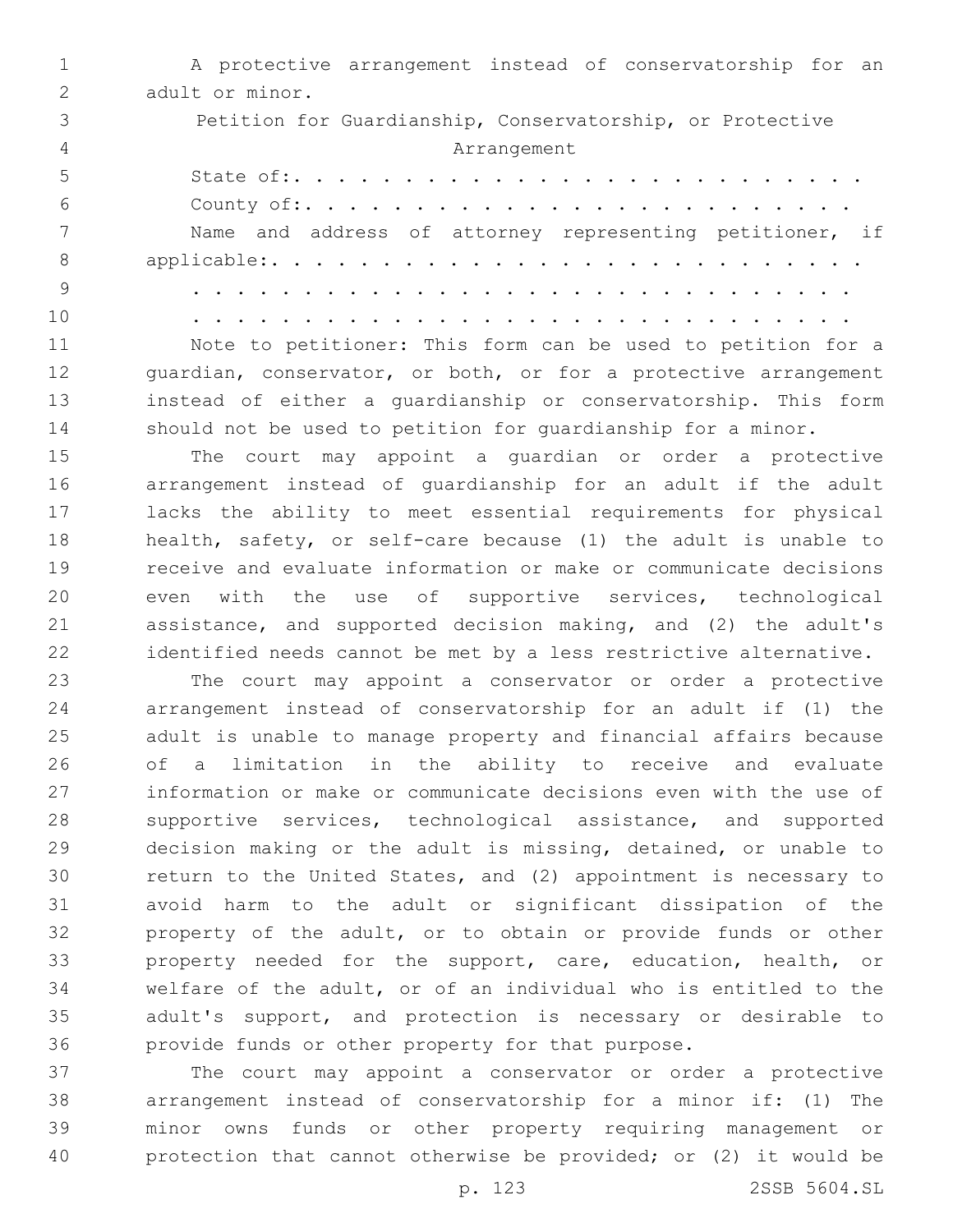A protective arrangement instead of conservatorship for an adult or minor.

Petition for Guardianship, Conservatorship, or Protective Arrangement

State of:. . . . . . . . . . . . . . . . . . . . . . . . . . .

County of:. . . . . . . . . . . . . . . . . . . . . . . . . .

Name and address of attorney representing petitioner, if applicable:. . . . . . . . . . . . . . . . . . . . . . . . . . .

. . . . . . . . . . . . . . . . . . . . . . . . . . . . . . . .

. . . . . . . . . . . . . . . . . . . . . . . . . . . . . . . .

Note to petitioner: This form can be used to petition for a guardian, conservator, or both, or for a protective arrangement instead of either a guardianship or conservatorship. This form should not be used to petition for guardianship for a minor.

The court may appoint a guardian or order a protective arrangement instead of guardianship for an adult if the adult lacks the ability to meet essential requirements for physical health, safety, or self-care because (1) the adult is unable to receive and evaluate information or make or communicate decisions even with the use of supportive services, technological assistance, and supported decision making, and (2) the adult's identified needs cannot be met by a less restrictive alternative.

The court may appoint a conservator or order a protective arrangement instead of conservatorship for an adult if (1) the adult is unable to manage property and financial affairs because of a limitation in the ability to receive and evaluate information or make or communicate decisions even with the use of supportive services, technological assistance, and supported decision making or the adult is missing, detained, or unable to return to the United States, and (2) appointment is necessary to avoid harm to the adult or significant dissipation of the property of the adult, or to obtain or provide funds or other property needed for the support, care, education, health, or welfare of the adult, or of an individual who is entitled to the adult's support, and protection is necessary or desirable to provide funds or other property for that purpose.

The court may appoint a conservator or order a protective arrangement instead of conservatorship for a minor if: (1) The minor owns funds or other property requiring management or protection that cannot otherwise be provided; or (2) it would be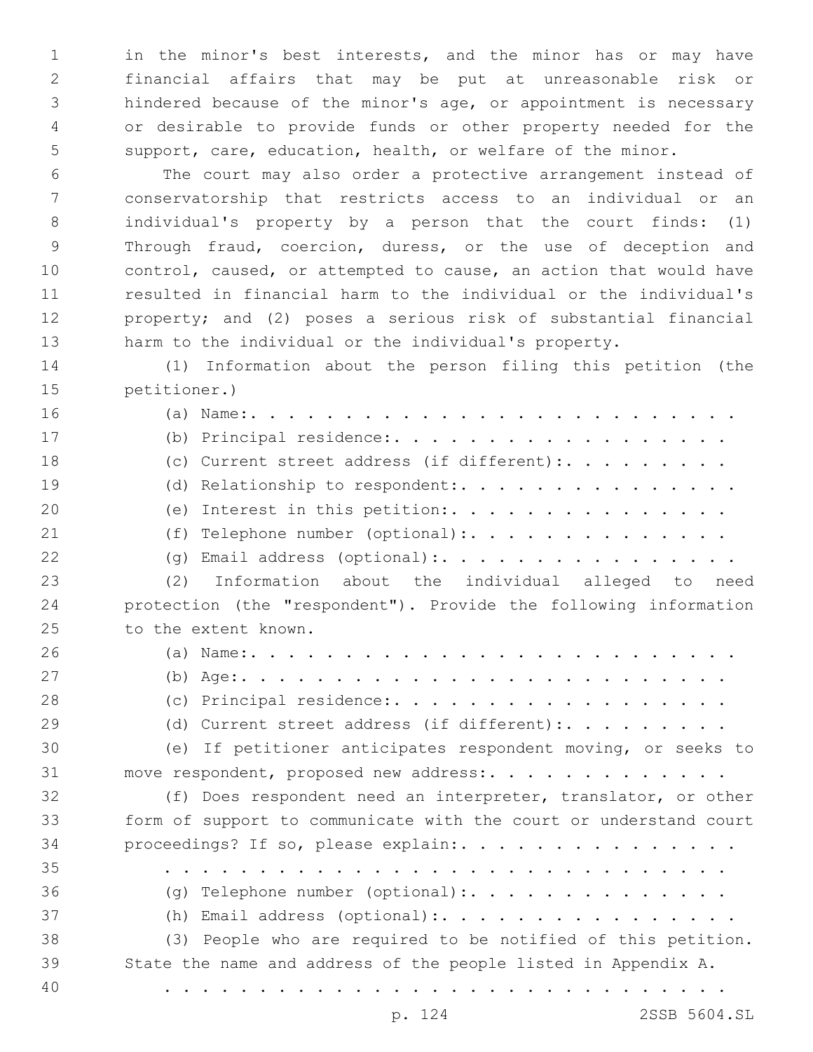in the minor's best interests, and the minor has or may have financial affairs that may be put at unreasonable risk or hindered because of the minor's age, or appointment is necessary or desirable to provide funds or other property needed for the support, care, education, health, or welfare of the minor.

The court may also order a protective arrangement instead of conservatorship that restricts access to an individual or an individual's property by a person that the court finds: (1) Through fraud, coercion, duress, or the use of deception and control, caused, or attempted to cause, an action that would have resulted in financial harm to the individual or the individual's property; and (2) poses a serious risk of substantial financial harm to the individual or the individual's property.

(1) Information about the person filing this petition (the petitioner.)

(a) Name:. . . . . . . . . . . . . . . . . . . . . . . . . . .

(b) Principal residence:. . . . . . . . . . . . . . . . . . . .

(c) Current street address (if different):. . . . . . . . . .

(d) Relationship to respondent:. . . . . . . . . . . . . . . .

(e) Interest in this petition:. . . . . . . . . . . . . . . .

(f) Telephone number (optional):. . . . . . . . . . . . . . .

(g) Email address (optional):. . . . . . . . . . . . . . . . .

(2) Information about the individual alleged to need protection (the "respondent"). Provide the following information to the extent known.

(a) Name:. . . . . . . . . . . . . . . . . . . . . . . . . . .

(b) Age:. . . . . . . . . . . . . . . . . . . . . . . . . . .

(c) Principal residence:. . . . . . . . . . . . . . . . . . . .

(d) Current street address (if different):. . . . . . . . . .

(e) If petitioner anticipates respondent moving, or seeks to move respondent, proposed new address:. . . . . . . . . . . . .

(f) Does respondent need an interpreter, translator, or other form of support to communicate with the court or understand court proceedings? If so, please explain:. . . . . . . . . . . . . . .

. . . . . . . . . . . . . . . . . . . . . . . . . . . . . . . .

(g) Telephone number (optional):. . . . . . . . . . . . . . .

(h) Email address (optional):. . . . . . . . . . . . . . . . .

(3) People who are required to be notified of this petition. State the name and address of the people listed in Appendix A.

. . . . . . . . . . . . . . . . . . . . . . . . . . . . . . . .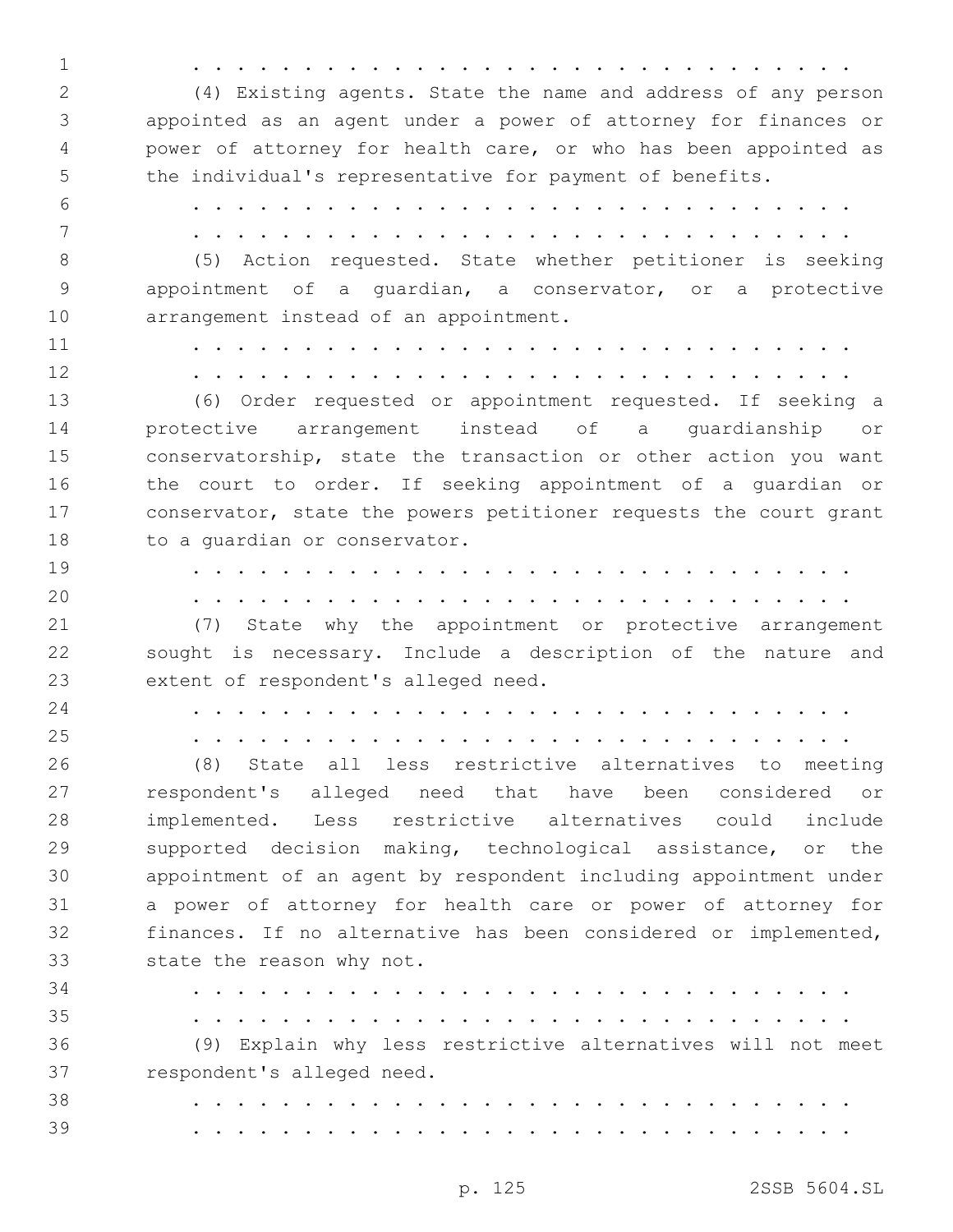. . . . . . . . . . . . . . . . . . . . . . . . . . . . . . . .

(4) Existing agents. State the name and address of any person appointed as an agent under a power of attorney for finances or power of attorney for health care, or who has been appointed as the individual's representative for payment of benefits.

. . . . . . . . . . . . . . . . . . . . . . . . . . . . . . . .

. . . . . . . . . . . . . . . . . . . . . . . . . . . . . . . .

(5) Action requested. State whether petitioner is seeking appointment of a guardian, a conservator, or a protective arrangement instead of an appointment.

. . . . . . . . . . . . . . . . . . . . . . . . . . . . . . . .

. . . . . . . . . . . . . . . . . . . . . . . . . . . . . . . .

(6) Order requested or appointment requested. If seeking a protective arrangement instead of a guardianship or conservatorship, state the transaction or other action you want the court to order. If seeking appointment of a guardian or conservator, state the powers petitioner requests the court grant to a guardian or conservator.

. . . . . . . . . . . . . . . . . . . . . . . . . . . . . . . .

. . . . . . . . . . . . . . . . . . . . . . . . . . . . . . . .

(7) State why the appointment or protective arrangement sought is necessary. Include a description of the nature and extent of respondent's alleged need.

. . . . . . . . . . . . . . . . . . . . . . . . . . . . . . . .

. . . . . . . . . . . . . . . . . . . . . . . . . . . . . . . .

(8) State all less restrictive alternatives to meeting respondent's alleged need that have been considered or implemented. Less restrictive alternatives could include supported decision making, technological assistance, or the appointment of an agent by respondent including appointment under a power of attorney for health care or power of attorney for finances. If no alternative has been considered or implemented, state the reason why not.

. . . . . . . . . . . . . . . . . . . . . . . . . . . . . . . .

. . . . . . . . . . . . . . . . . . . . . . . . . . . . . . . .

(9) Explain why less restrictive alternatives will not meet respondent's alleged need.

. . . . . . . . . . . . . . . . . . . . . . . . . . . . . . . .

. . . . . . . . . . . . . . . . . . . . . . . . . . . . . . . .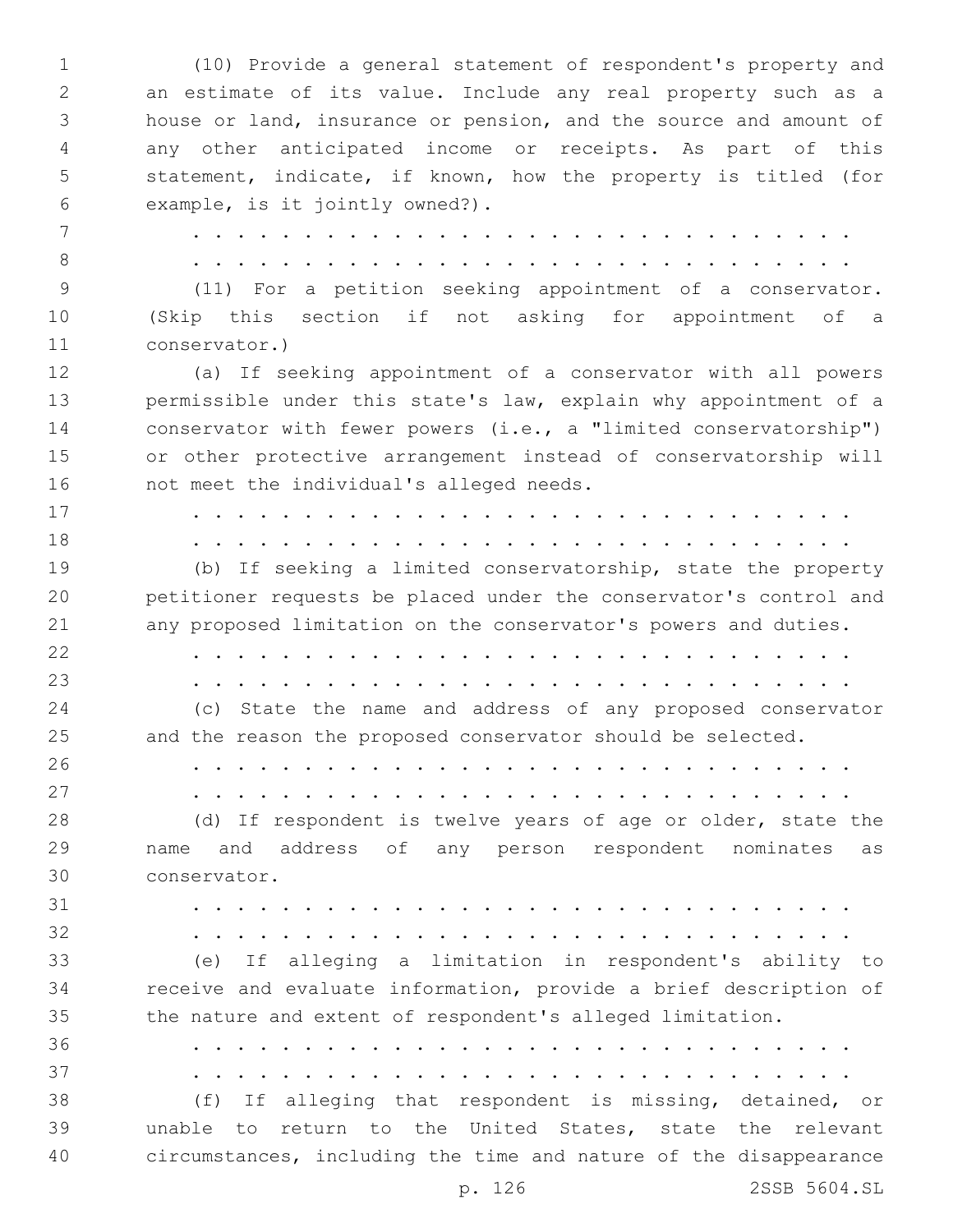(10) Provide a general statement of respondent's property and an estimate of its value. Include any real property such as a house or land, insurance or pension, and the source and amount of any other anticipated income or receipts. As part of this statement, indicate, if known, how the property is titled (for example, is it jointly owned?).

. . . . . . . . . . . . . . . . . . . . . . . . . . . . . . . .

. . . . . . . . . . . . . . . . . . . . . . . . . . . . . . . .

(11) For a petition seeking appointment of a conservator. (Skip this section if not asking for appointment of a conservator.)

(a) If seeking appointment of a conservator with all powers permissible under this state's law, explain why appointment of a conservator with fewer powers (i.e., a "limited conservatorship") or other protective arrangement instead of conservatorship will not meet the individual's alleged needs.

. . . . . . . . . . . . . . . . . . . . . . . . . . . . . . . .

. . . . . . . . . . . . . . . . . . . . . . . . . . . . . . . .

(b) If seeking a limited conservatorship, state the property petitioner requests be placed under the conservator's control and any proposed limitation on the conservator's powers and duties.

. . . . . . . . . . . . . . . . . . . . . . . . . . . . . . . .

. . . . . . . . . . . . . . . . . . . . . . . . . . . . . . . .

(c) State the name and address of any proposed conservator and the reason the proposed conservator should be selected.

. . . . . . . . . . . . . . . . . . . . . . . . . . . . . . . .

. . . . . . . . . . . . . . . . . . . . . . . . . . . . . . . .

(d) If respondent is twelve years of age or older, state the name and address of any person respondent nominates as conservator.

. . . . . . . . . . . . . . . . . . . . . . . . . . . . . . . .

. . . . . . . . . . . . . . . . . . . . . . . . . . . . . . . .

(e) If alleging a limitation in respondent's ability to receive and evaluate information, provide a brief description of the nature and extent of respondent's alleged limitation.

. . . . . . . . . . . . . . . . . . . . . . . . . . . . . . . .

. . . . . . . . . . . . . . . . . . . . . . . . . . . . . . . .

(f) If alleging that respondent is missing, detained, or unable to return to the United States, state the relevant circumstances, including the time and nature of the disappearance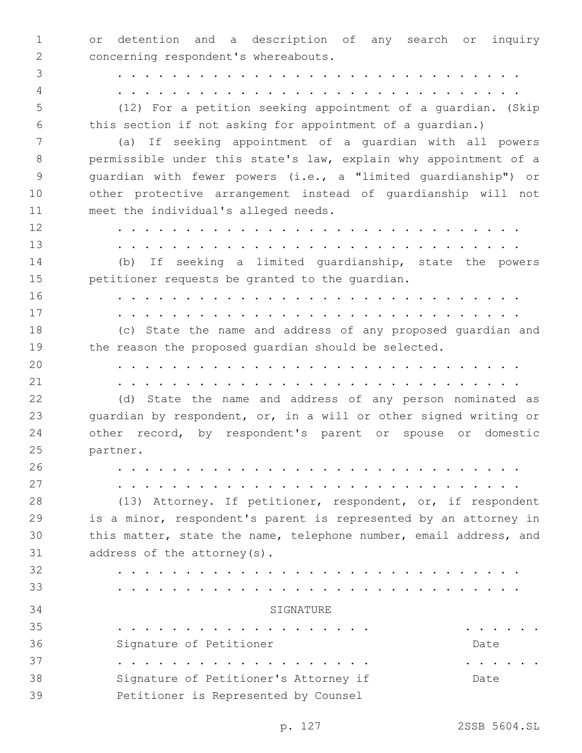or detention and a description of any search or inquiry concerning respondent's whereabouts.

. . . . . . . . . . . . . . . . . . . . . . . . . . . . . . . .

. . . . . . . . . . . . . . . . . . . . . . . . . . . . . . . .

(12) For a petition seeking appointment of a guardian. (Skip this section if not asking for appointment of a guardian.)

(a) If seeking appointment of a guardian with all powers permissible under this state's law, explain why appointment of a guardian with fewer powers (i.e., a "limited guardianship") or other protective arrangement instead of guardianship will not meet the individual's alleged needs.

. . . . . . . . . . . . . . . . . . . . . . . . . . . . . . . .

. . . . . . . . . . . . . . . . . . . . . . . . . . . . . . . .

(b) If seeking a limited guardianship, state the powers petitioner requests be granted to the guardian.

. . . . . . . . . . . . . . . . . . . . . . . . . . . . . . . .

. . . . . . . . . . . . . . . . . . . . . . . . . . . . . . . .

(c) State the name and address of any proposed guardian and the reason the proposed guardian should be selected.

. . . . . . . . . . . . . . . . . . . . . . . . . . . . . . . .

. . . . . . . . . . . . . . . . . . . . . . . . . . . . . . . .

(d) State the name and address of any person nominated as guardian by respondent, or, in a will or other signed writing or other record, by respondent's parent or spouse or domestic partner.

. . . . . . . . . . . . . . . . . . . . . . . . . . . . . . . .

. . . . . . . . . . . . . . . . . . . . . . . . . . . . . . . .

(13) Attorney. If petitioner, respondent, or, if respondent is a minor, respondent's parent is represented by an attorney in this matter, state the name, telephone number, email address, and address of the attorney(s).

. . . . . . . . . . . . . . . . . . . . . . . . . . . . . . . .

. . . . . . . . . . . . . . . . . . . . . . . . . . . . . . . .

SIGNATURE

. . . . . . . . . . . . . . . . . . . . .          . . . . . . .

Signature of Petitioner          Date

. . . . . . . . . . . . . . . . . . . . .          . . . . . . .

Signature of Petitioner's Attorney if Petitioner is Represented by Counsel          Date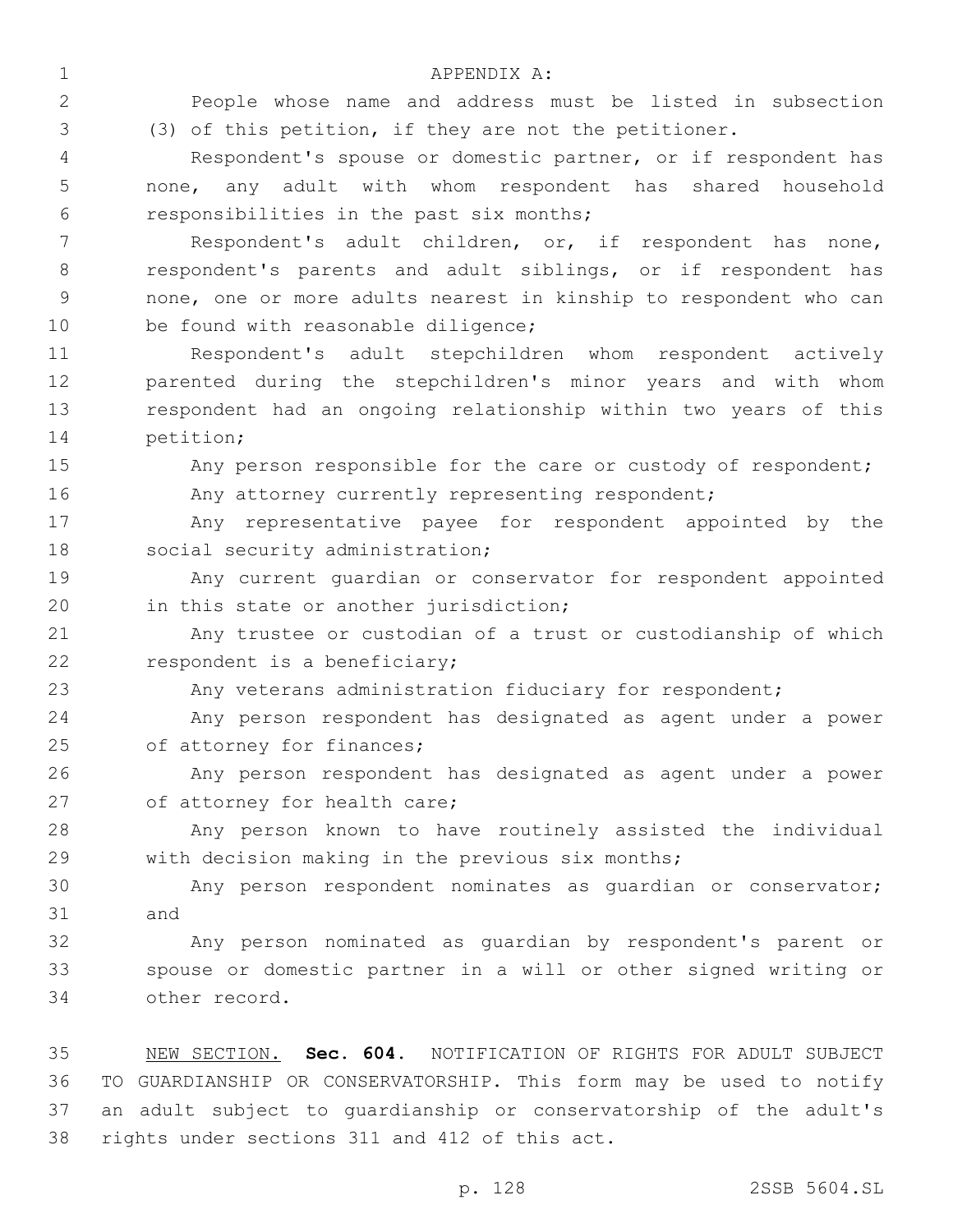APPENDIX A:

People whose name and address must be listed in subsection (3) of this petition, if they are not the petitioner.

Respondent's spouse or domestic partner, or if respondent has none, any adult with whom respondent has shared household responsibilities in the past six months;

Respondent's adult children, or, if respondent has none, respondent's parents and adult siblings, or if respondent has none, one or more adults nearest in kinship to respondent who can be found with reasonable diligence;

Respondent's adult stepchildren whom respondent actively parented during the stepchildren's minor years and with whom respondent had an ongoing relationship within two years of this petition;

Any person responsible for the care or custody of respondent;

Any attorney currently representing respondent;

Any representative payee for respondent appointed by the social security administration;

Any current guardian or conservator for respondent appointed in this state or another jurisdiction;

Any trustee or custodian of a trust or custodianship of which respondent is a beneficiary;

Any veterans administration fiduciary for respondent;

Any person respondent has designated as agent under a power of attorney for finances;

Any person respondent has designated as agent under a power of attorney for health care;

Any person known to have routinely assisted the individual with decision making in the previous six months;

Any person respondent nominates as guardian or conservator; and

Any person nominated as guardian by respondent's parent or spouse or domestic partner in a will or other signed writing or other record.

NEW SECTION. **Sec. 604.** NOTIFICATION OF RIGHTS FOR ADULT SUBJECT TO GUARDIANSHIP OR CONSERVATORSHIP. This form may be used to notify an adult subject to guardianship or conservatorship of the adult's rights under sections 311 and 412 of this act.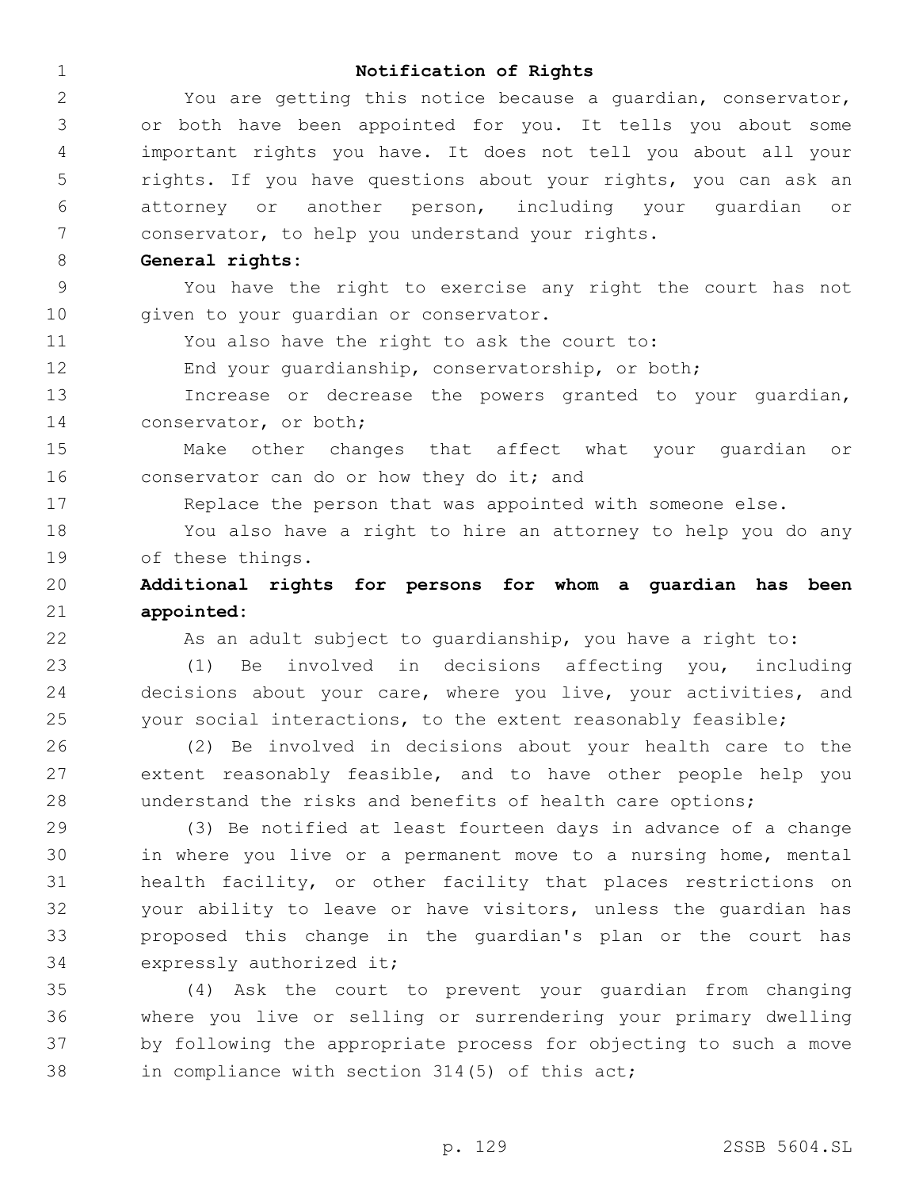# Notification of Rights

You are getting this notice because a guardian, conservator, or both have been appointed for you. It tells you about some important rights you have. It does not tell you about all your rights. If you have questions about your rights, you can ask an attorney or another person, including your guardian or conservator, to help you understand your rights.

**General rights:**

You have the right to exercise any right the court has not given to your guardian or conservator.

You also have the right to ask the court to:

End your guardianship, conservatorship, or both;

Increase or decrease the powers granted to your guardian, conservator, or both;

Make other changes that affect what your guardian or conservator can do or how they do it; and

Replace the person that was appointed with someone else.

You also have a right to hire an attorney to help you do any of these things.

**Additional rights for persons for whom a guardian has been appointed:**

As an adult subject to guardianship, you have a right to:

(1) Be involved in decisions affecting you, including decisions about your care, where you live, your activities, and your social interactions, to the extent reasonably feasible;

(2) Be involved in decisions about your health care to the extent reasonably feasible, and to have other people help you understand the risks and benefits of health care options;

(3) Be notified at least fourteen days in advance of a change in where you live or a permanent move to a nursing home, mental health facility, or other facility that places restrictions on your ability to leave or have visitors, unless the guardian has proposed this change in the guardian's plan or the court has expressly authorized it;

(4) Ask the court to prevent your guardian from changing where you live or selling or surrendering your primary dwelling by following the appropriate process for objecting to such a move in compliance with section 314(5) of this act;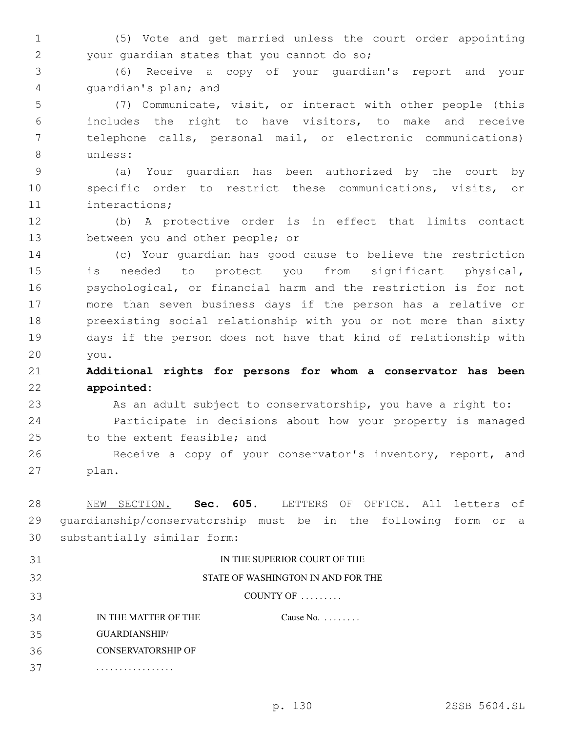(5) Vote and get married unless the court order appointing your guardian states that you cannot do so;

(6) Receive a copy of your guardian's report and your guardian's plan; and

(7) Communicate, visit, or interact with other people (this includes the right to have visitors, to make and receive telephone calls, personal mail, or electronic communications) unless:

(a) Your guardian has been authorized by the court by specific order to restrict these communications, visits, or interactions;

(b) A protective order is in effect that limits contact between you and other people; or

(c) Your guardian has good cause to believe the restriction is needed to protect you from significant physical, psychological, or financial harm and the restriction is for not more than seven business days if the person has a relative or preexisting social relationship with you or not more than sixty days if the person does not have that kind of relationship with you.

**Additional rights for persons for whom a conservator has been appointed:**

As an adult subject to conservatorship, you have a right to:

Participate in decisions about how your property is managed to the extent feasible; and

Receive a copy of your conservator's inventory, report, and plan.

NEW SECTION. **Sec. 605.** LETTERS OF OFFICE. All letters of guardianship/conservatorship must be in the following form or a substantially similar form:

IN THE SUPERIOR COURT OF THE
STATE OF WASHINGTON IN AND FOR THE
COUNTY OF .........

| | |
|---|---|
| IN THE MATTER OF THE GUARDIANSHIP/ CONSERVATORSHIP OF ................. | Cause No. ........ |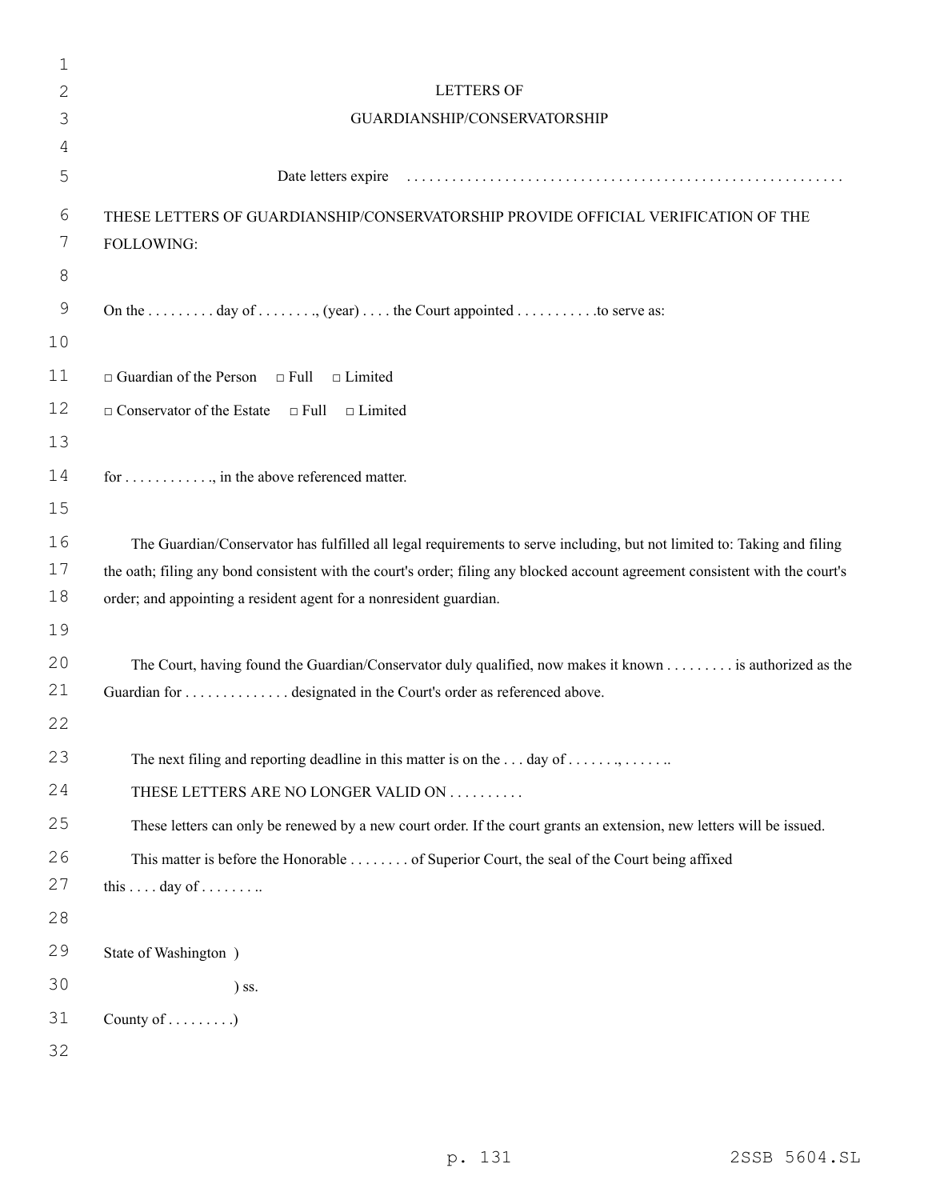LETTERS OF

GUARDIANSHIP/CONSERVATORSHIP

Date letters expire . . . . . . . . . . . . . . . . . . . . . . . . . . . . . . . . . . . . . . . . . . . . . . . . . . . . . . . . .

THESE LETTERS OF GUARDIANSHIP/CONSERVATORSHIP PROVIDE OFFICIAL VERIFICATION OF THE FOLLOWING:

On the . . . . . . . . . day of . . . . . . . ., (year) . . . . the Court appointed . . . . . . . . . . .to serve as:

□ Guardian of the Person □ Full □ Limited

□ Conservator of the Estate □ Full □ Limited

for . . . . . . . . . . . ., in the above referenced matter.

The Guardian/Conservator has fulfilled all legal requirements to serve including, but not limited to: Taking and filing the oath; filing any bond consistent with the court's order; filing any blocked account agreement consistent with the court's order; and appointing a resident agent for a nonresident guardian.

The Court, having found the Guardian/Conservator duly qualified, now makes it known . . . . . . . . . is authorized as the Guardian for . . . . . . . . . . . . . . designated in the Court's order as referenced above.

The next filing and reporting deadline in this matter is on the . . . day of . . . . . . ., . . . . . . ..

THESE LETTERS ARE NO LONGER VALID ON . . . . . . . . . .

These letters can only be renewed by a new court order. If the court grants an extension, new letters will be issued.

This matter is before the Honorable . . . . . . . . of Superior Court, the seal of the Court being affixed this . . . . day of . . . . . . . ..

State of Washington )

) ss.

County of . . . . . . . . .)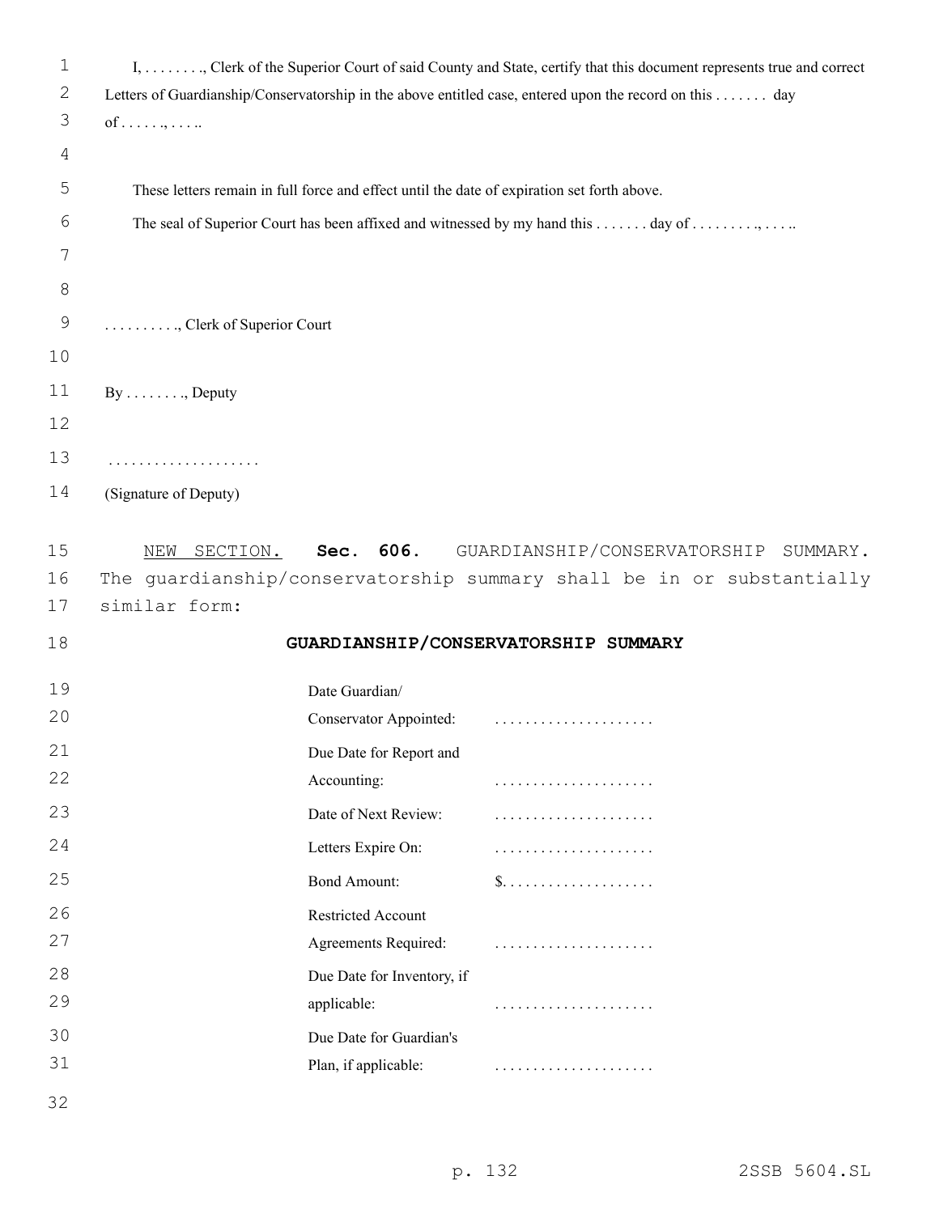I, . . . . . . . ., Clerk of the Superior Court of said County and State, certify that this document represents true and correct Letters of Guardianship/Conservatorship in the above entitled case, entered upon the record on this . . . . . . . day of . . . . . ., . . . ..

These letters remain in full force and effect until the date of expiration set forth above.

The seal of Superior Court has been affixed and witnessed by my hand this . . . . . . . day of . . . . . . . . ., . . . ..

. . . . . . . . . ., Clerk of Superior Court

By . . . . . . . ., Deputy

. . . . . . . . . . . . . . . . . . . .

(Signature of Deputy)

NEW SECTION. **Sec. 606.** GUARDIANSHIP/CONSERVATORSHIP SUMMARY. The guardianship/conservatorship summary shall be in or substantially similar form:

**GUARDIANSHIP/CONSERVATORSHIP SUMMARY**

| | |
|---|---|
| Date Guardian/ Conservator Appointed: | . . . . . . . . . . . . . . . . . . . . . |
| Due Date for Report and Accounting: | . . . . . . . . . . . . . . . . . . . . . |
| Date of Next Review: | . . . . . . . . . . . . . . . . . . . . . |
| Letters Expire On: | . . . . . . . . . . . . . . . . . . . . . |
| Bond Amount: | $. . . . . . . . . . . . . . . . . . . . |
| Restricted Account Agreements Required: | . . . . . . . . . . . . . . . . . . . . . |
| Due Date for Inventory, if applicable: | . . . . . . . . . . . . . . . . . . . . . |
| Due Date for Guardian's Plan, if applicable: | . . . . . . . . . . . . . . . . . . . . . |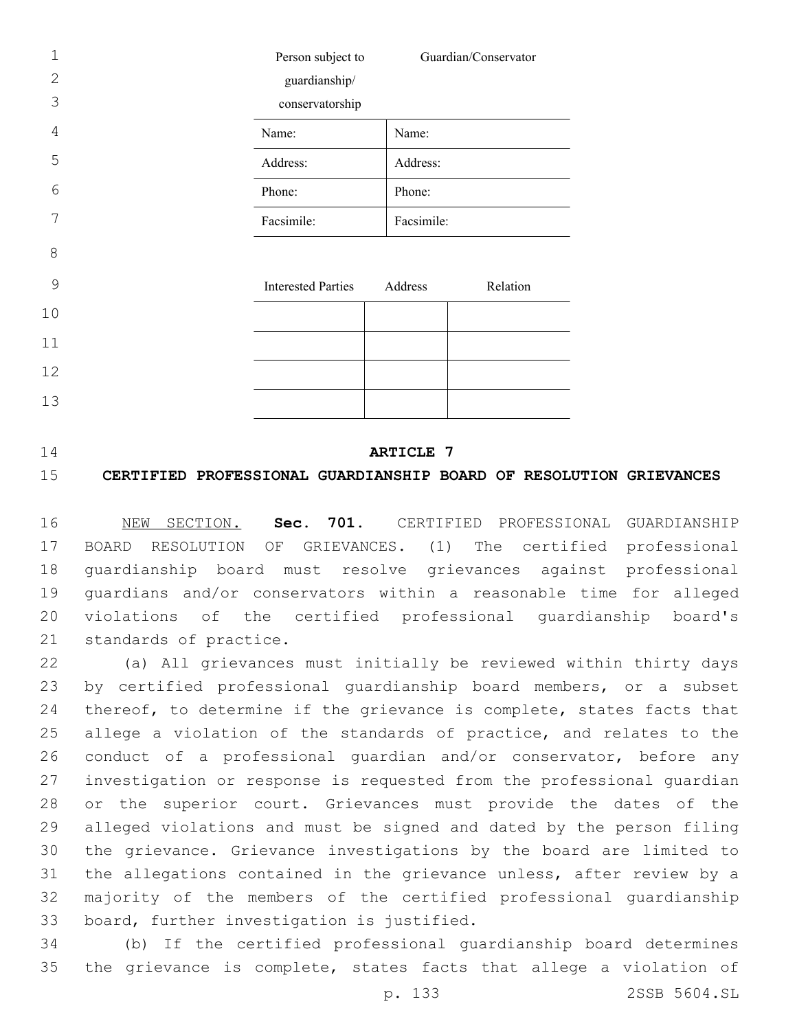| Person subject to guardianship/ conservatorship | Guardian/Conservator |
|---|---|
| Name: | Name: |
| Address: | Address: |
| Phone: | Phone: |
| Facsimile: | Facsimile: |

| Interested Parties | Address | Relation |
|---|---|---|
| | | |
| | | |
| | | |
| | | |

## ARTICLE 7

## CERTIFIED PROFESSIONAL GUARDIANSHIP BOARD OF RESOLUTION GRIEVANCES

NEW SECTION. **Sec. 701.** CERTIFIED PROFESSIONAL GUARDIANSHIP BOARD RESOLUTION OF GRIEVANCES. (1) The certified professional guardianship board must resolve grievances against professional guardians and/or conservators within a reasonable time for alleged violations of the certified professional guardianship board's standards of practice.

(a) All grievances must initially be reviewed within thirty days by certified professional guardianship board members, or a subset thereof, to determine if the grievance is complete, states facts that allege a violation of the standards of practice, and relates to the conduct of a professional guardian and/or conservator, before any investigation or response is requested from the professional guardian or the superior court. Grievances must provide the dates of the alleged violations and must be signed and dated by the person filing the grievance. Grievance investigations by the board are limited to the allegations contained in the grievance unless, after review by a majority of the members of the certified professional guardianship board, further investigation is justified.

(b) If the certified professional guardianship board determines the grievance is complete, states facts that allege a violation of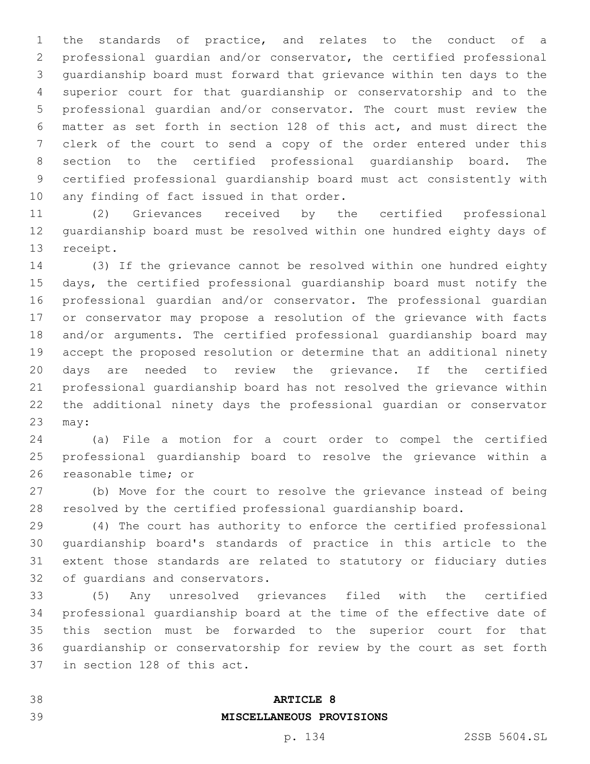the standards of practice, and relates to the conduct of a professional guardian and/or conservator, the certified professional guardianship board must forward that grievance within ten days to the superior court for that guardianship or conservatorship and to the professional guardian and/or conservator. The court must review the matter as set forth in section 128 of this act, and must direct the clerk of the court to send a copy of the order entered under this section to the certified professional guardianship board. The certified professional guardianship board must act consistently with any finding of fact issued in that order.

(2) Grievances received by the certified professional guardianship board must be resolved within one hundred eighty days of receipt.

(3) If the grievance cannot be resolved within one hundred eighty days, the certified professional guardianship board must notify the professional guardian and/or conservator. The professional guardian or conservator may propose a resolution of the grievance with facts and/or arguments. The certified professional guardianship board may accept the proposed resolution or determine that an additional ninety days are needed to review the grievance. If the certified professional guardianship board has not resolved the grievance within the additional ninety days the professional guardian or conservator may:

(a) File a motion for a court order to compel the certified professional guardianship board to resolve the grievance within a reasonable time; or

(b) Move for the court to resolve the grievance instead of being resolved by the certified professional guardianship board.

(4) The court has authority to enforce the certified professional guardianship board's standards of practice in this article to the extent those standards are related to statutory or fiduciary duties of guardians and conservators.

(5) Any unresolved grievances filed with the certified professional guardianship board at the time of the effective date of this section must be forwarded to the superior court for that guardianship or conservatorship for review by the court as set forth in section 128 of this act.

## ARTICLE 8
## MISCELLANEOUS PROVISIONS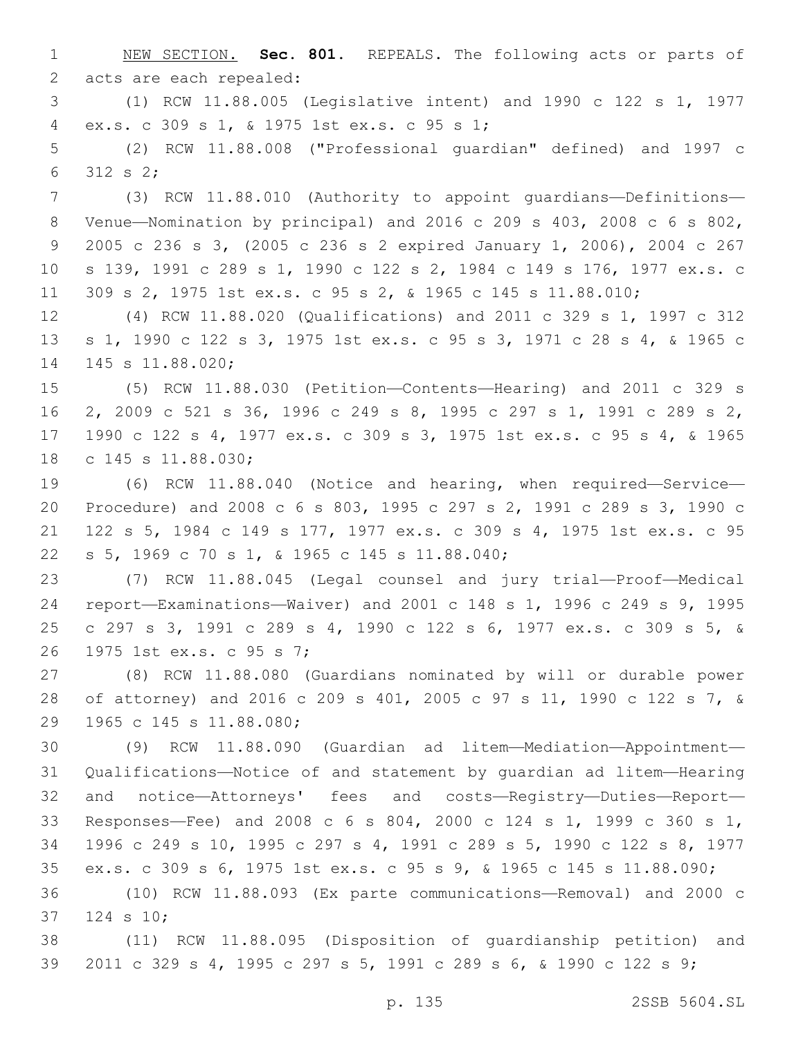NEW SECTION. **Sec. 801.** REPEALS. The following acts or parts of acts are each repealed:

(1) RCW 11.88.005 (Legislative intent) and 1990 c 122 s 1, 1977 ex.s. c 309 s 1, & 1975 1st ex.s. c 95 s 1;

(2) RCW 11.88.008 ("Professional guardian" defined) and 1997 c 312 s 2;

(3) RCW 11.88.010 (Authority to appoint guardians—Definitions—Venue—Nomination by principal) and 2016 c 209 s 403, 2008 c 6 s 802, 2005 c 236 s 3, (2005 c 236 s 2 expired January 1, 2006), 2004 c 267 s 139, 1991 c 289 s 1, 1990 c 122 s 2, 1984 c 149 s 176, 1977 ex.s. c 309 s 2, 1975 1st ex.s. c 95 s 2, & 1965 c 145 s 11.88.010;

(4) RCW 11.88.020 (Qualifications) and 2011 c 329 s 1, 1997 c 312 s 1, 1990 c 122 s 3, 1975 1st ex.s. c 95 s 3, 1971 c 28 s 4, & 1965 c 145 s 11.88.020;

(5) RCW 11.88.030 (Petition—Contents—Hearing) and 2011 c 329 s 2, 2009 c 521 s 36, 1996 c 249 s 8, 1995 c 297 s 1, 1991 c 289 s 2, 1990 c 122 s 4, 1977 ex.s. c 309 s 3, 1975 1st ex.s. c 95 s 4, & 1965 c 145 s 11.88.030;

(6) RCW 11.88.040 (Notice and hearing, when required—Service—Procedure) and 2008 c 6 s 803, 1995 c 297 s 2, 1991 c 289 s 3, 1990 c 122 s 5, 1984 c 149 s 177, 1977 ex.s. c 309 s 4, 1975 1st ex.s. c 95 s 5, 1969 c 70 s 1, & 1965 c 145 s 11.88.040;

(7) RCW 11.88.045 (Legal counsel and jury trial—Proof—Medical report—Examinations—Waiver) and 2001 c 148 s 1, 1996 c 249 s 9, 1995 c 297 s 3, 1991 c 289 s 4, 1990 c 122 s 6, 1977 ex.s. c 309 s 5, & 1975 1st ex.s. c 95 s 7;

(8) RCW 11.88.080 (Guardians nominated by will or durable power of attorney) and 2016 c 209 s 401, 2005 c 97 s 11, 1990 c 122 s 7, & 1965 c 145 s 11.88.080;

(9) RCW 11.88.090 (Guardian ad litem—Mediation—Appointment—Qualifications—Notice of and statement by guardian ad litem—Hearing and notice—Attorneys' fees and costs—Registry—Duties—Report—Responses—Fee) and 2008 c 6 s 804, 2000 c 124 s 1, 1999 c 360 s 1, 1996 c 249 s 10, 1995 c 297 s 4, 1991 c 289 s 5, 1990 c 122 s 8, 1977 ex.s. c 309 s 6, 1975 1st ex.s. c 95 s 9, & 1965 c 145 s 11.88.090;

(10) RCW 11.88.093 (Ex parte communications—Removal) and 2000 c 124 s 10;

(11) RCW 11.88.095 (Disposition of guardianship petition) and 2011 c 329 s 4, 1995 c 297 s 5, 1991 c 289 s 6, & 1990 c 122 s 9;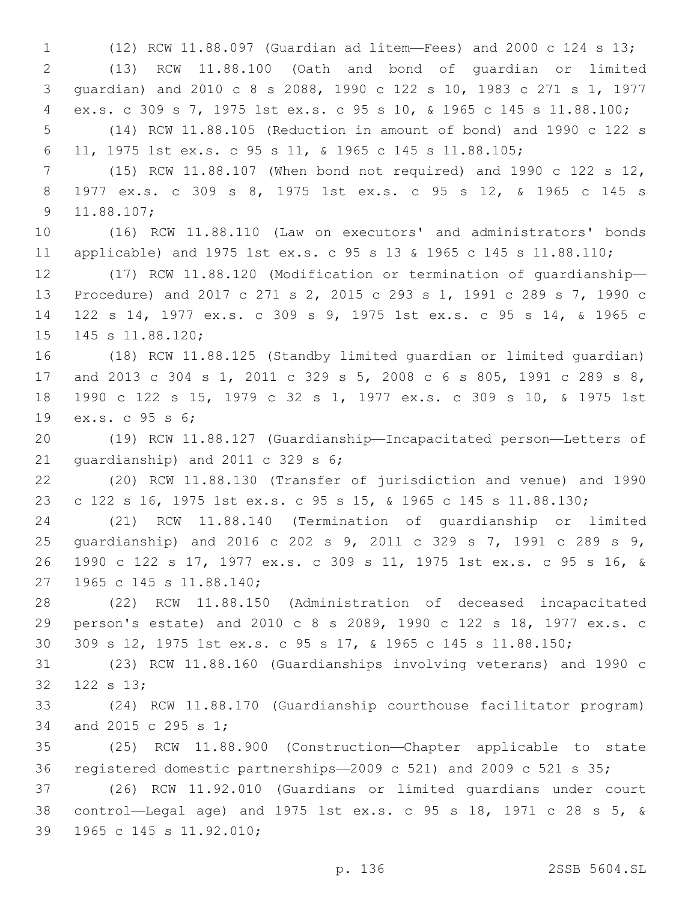(12) RCW 11.88.097 (Guardian ad litem—Fees) and 2000 c 124 s 13;

(13) RCW 11.88.100 (Oath and bond of guardian or limited guardian) and 2010 c 8 s 2088, 1990 c 122 s 10, 1983 c 271 s 1, 1977 ex.s. c 309 s 7, 1975 1st ex.s. c 95 s 10, & 1965 c 145 s 11.88.100;

(14) RCW 11.88.105 (Reduction in amount of bond) and 1990 c 122 s 11, 1975 1st ex.s. c 95 s 11, & 1965 c 145 s 11.88.105;

(15) RCW 11.88.107 (When bond not required) and 1990 c 122 s 12, 1977 ex.s. c 309 s 8, 1975 1st ex.s. c 95 s 12, & 1965 c 145 s 11.88.107;

(16) RCW 11.88.110 (Law on executors' and administrators' bonds applicable) and 1975 1st ex.s. c 95 s 13 & 1965 c 145 s 11.88.110;

(17) RCW 11.88.120 (Modification or termination of guardianship—Procedure) and 2017 c 271 s 2, 2015 c 293 s 1, 1991 c 289 s 7, 1990 c 122 s 14, 1977 ex.s. c 309 s 9, 1975 1st ex.s. c 95 s 14, & 1965 c 145 s 11.88.120;

(18) RCW 11.88.125 (Standby limited guardian or limited guardian) and 2013 c 304 s 1, 2011 c 329 s 5, 2008 c 6 s 805, 1991 c 289 s 8, 1990 c 122 s 15, 1979 c 32 s 1, 1977 ex.s. c 309 s 10, & 1975 1st ex.s. c 95 s 6;

(19) RCW 11.88.127 (Guardianship—Incapacitated person—Letters of guardianship) and 2011 c 329 s 6;

(20) RCW 11.88.130 (Transfer of jurisdiction and venue) and 1990 c 122 s 16, 1975 1st ex.s. c 95 s 15, & 1965 c 145 s 11.88.130;

(21) RCW 11.88.140 (Termination of guardianship or limited guardianship) and 2016 c 202 s 9, 2011 c 329 s 7, 1991 c 289 s 9, 1990 c 122 s 17, 1977 ex.s. c 309 s 11, 1975 1st ex.s. c 95 s 16, & 1965 c 145 s 11.88.140;

(22) RCW 11.88.150 (Administration of deceased incapacitated person's estate) and 2010 c 8 s 2089, 1990 c 122 s 18, 1977 ex.s. c 309 s 12, 1975 1st ex.s. c 95 s 17, & 1965 c 145 s 11.88.150;

(23) RCW 11.88.160 (Guardianships involving veterans) and 1990 c 122 s 13;

(24) RCW 11.88.170 (Guardianship courthouse facilitator program) and 2015 c 295 s 1;

(25) RCW 11.88.900 (Construction—Chapter applicable to state registered domestic partnerships—2009 c 521) and 2009 c 521 s 35;

(26) RCW 11.92.010 (Guardians or limited guardians under court control—Legal age) and 1975 1st ex.s. c 95 s 18, 1971 c 28 s 5, & 1965 c 145 s 11.92.010;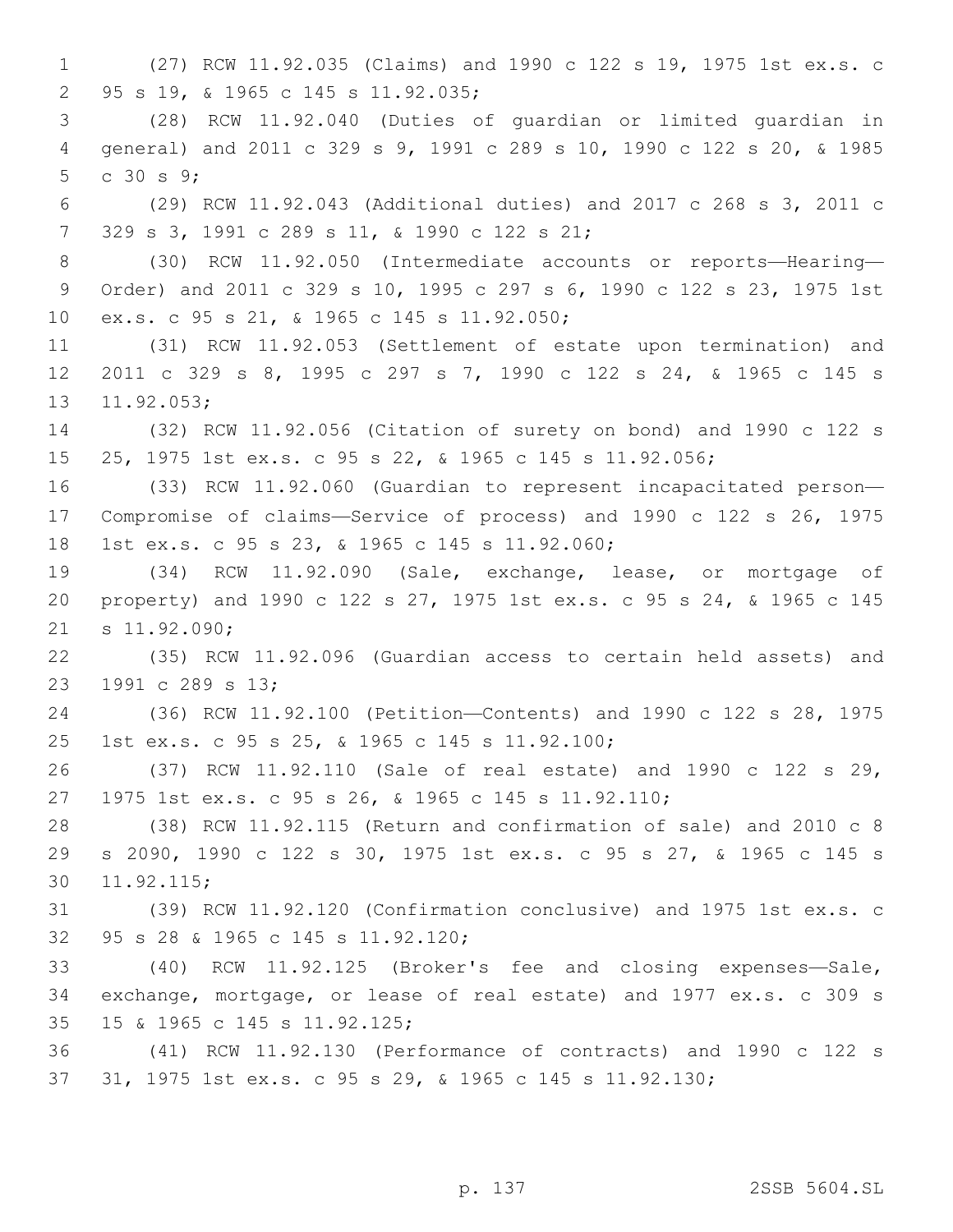(27) RCW 11.92.035 (Claims) and 1990 c 122 s 19, 1975 1st ex.s. c 95 s 19, & 1965 c 145 s 11.92.035;

(28) RCW 11.92.040 (Duties of guardian or limited guardian in general) and 2011 c 329 s 9, 1991 c 289 s 10, 1990 c 122 s 20, & 1985 c 30 s 9;

(29) RCW 11.92.043 (Additional duties) and 2017 c 268 s 3, 2011 c 329 s 3, 1991 c 289 s 11, & 1990 c 122 s 21;

(30) RCW 11.92.050 (Intermediate accounts or reports—Hearing—Order) and 2011 c 329 s 10, 1995 c 297 s 6, 1990 c 122 s 23, 1975 1st ex.s. c 95 s 21, & 1965 c 145 s 11.92.050;

(31) RCW 11.92.053 (Settlement of estate upon termination) and 2011 c 329 s 8, 1995 c 297 s 7, 1990 c 122 s 24, & 1965 c 145 s 11.92.053;

(32) RCW 11.92.056 (Citation of surety on bond) and 1990 c 122 s 25, 1975 1st ex.s. c 95 s 22, & 1965 c 145 s 11.92.056;

(33) RCW 11.92.060 (Guardian to represent incapacitated person—Compromise of claims—Service of process) and 1990 c 122 s 26, 1975 1st ex.s. c 95 s 23, & 1965 c 145 s 11.92.060;

(34) RCW 11.92.090 (Sale, exchange, lease, or mortgage of property) and 1990 c 122 s 27, 1975 1st ex.s. c 95 s 24, & 1965 c 145 s 11.92.090;

(35) RCW 11.92.096 (Guardian access to certain held assets) and 1991 c 289 s 13;

(36) RCW 11.92.100 (Petition—Contents) and 1990 c 122 s 28, 1975 1st ex.s. c 95 s 25, & 1965 c 145 s 11.92.100;

(37) RCW 11.92.110 (Sale of real estate) and 1990 c 122 s 29, 1975 1st ex.s. c 95 s 26, & 1965 c 145 s 11.92.110;

(38) RCW 11.92.115 (Return and confirmation of sale) and 2010 c 8 s 2090, 1990 c 122 s 30, 1975 1st ex.s. c 95 s 27, & 1965 c 145 s 11.92.115;

(39) RCW 11.92.120 (Confirmation conclusive) and 1975 1st ex.s. c 95 s 28 & 1965 c 145 s 11.92.120;

(40) RCW 11.92.125 (Broker's fee and closing expenses—Sale, exchange, mortgage, or lease of real estate) and 1977 ex.s. c 309 s 15 & 1965 c 145 s 11.92.125;

(41) RCW 11.92.130 (Performance of contracts) and 1990 c 122 s 31, 1975 1st ex.s. c 95 s 29, & 1965 c 145 s 11.92.130;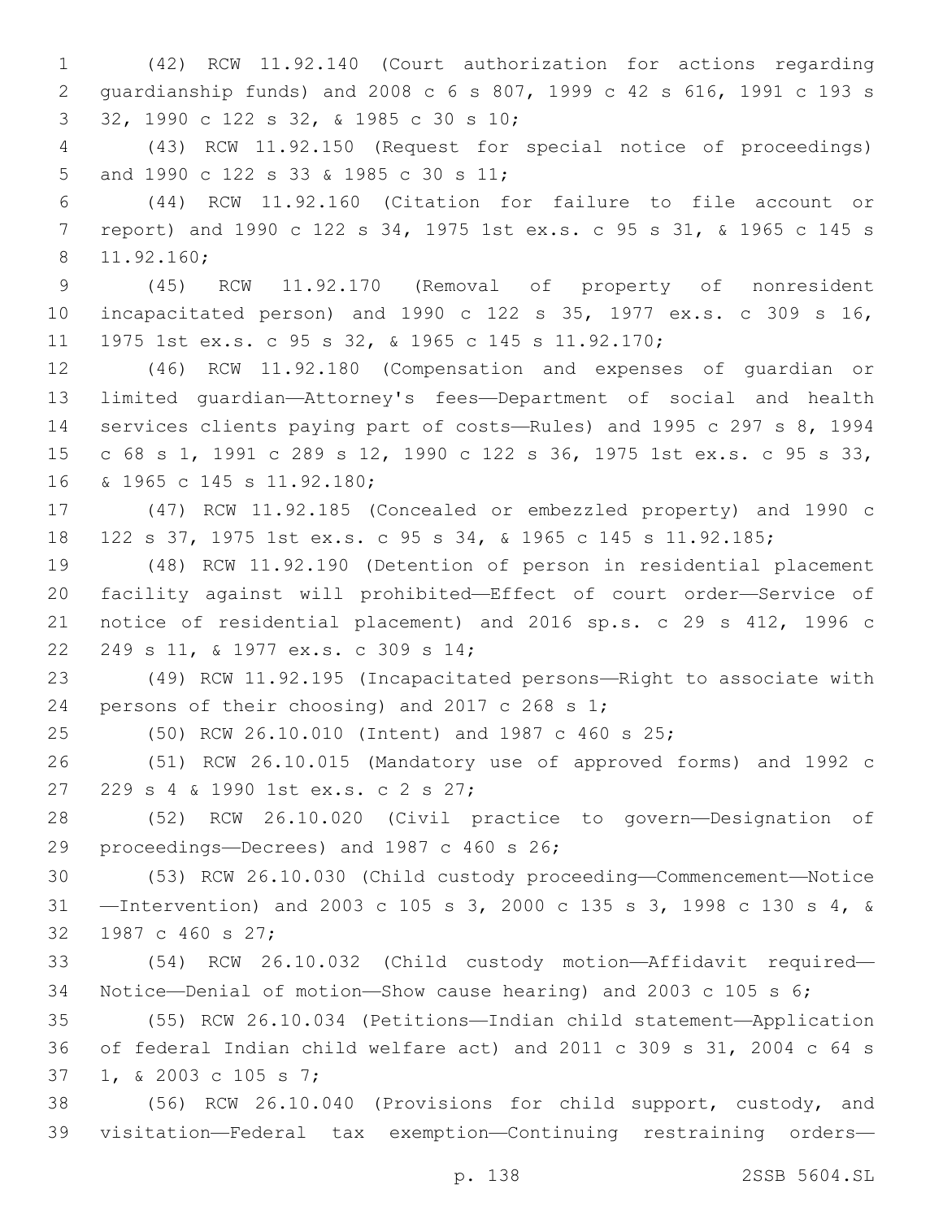(42) RCW 11.92.140 (Court authorization for actions regarding guardianship funds) and 2008 c 6 s 807, 1999 c 42 s 616, 1991 c 193 s 32, 1990 c 122 s 32, & 1985 c 30 s 10;

(43) RCW 11.92.150 (Request for special notice of proceedings) and 1990 c 122 s 33 & 1985 c 30 s 11;

(44) RCW 11.92.160 (Citation for failure to file account or report) and 1990 c 122 s 34, 1975 1st ex.s. c 95 s 31, & 1965 c 145 s 11.92.160;

(45) RCW 11.92.170 (Removal of property of nonresident incapacitated person) and 1990 c 122 s 35, 1977 ex.s. c 309 s 16, 1975 1st ex.s. c 95 s 32, & 1965 c 145 s 11.92.170;

(46) RCW 11.92.180 (Compensation and expenses of guardian or limited guardian—Attorney's fees—Department of social and health services clients paying part of costs—Rules) and 1995 c 297 s 8, 1994 c 68 s 1, 1991 c 289 s 12, 1990 c 122 s 36, 1975 1st ex.s. c 95 s 33, & 1965 c 145 s 11.92.180;

(47) RCW 11.92.185 (Concealed or embezzled property) and 1990 c 122 s 37, 1975 1st ex.s. c 95 s 34, & 1965 c 145 s 11.92.185;

(48) RCW 11.92.190 (Detention of person in residential placement facility against will prohibited—Effect of court order—Service of notice of residential placement) and 2016 sp.s. c 29 s 412, 1996 c 249 s 11, & 1977 ex.s. c 309 s 14;

(49) RCW 11.92.195 (Incapacitated persons—Right to associate with persons of their choosing) and 2017 c 268 s 1;

(50) RCW 26.10.010 (Intent) and 1987 c 460 s 25;

(51) RCW 26.10.015 (Mandatory use of approved forms) and 1992 c 229 s 4 & 1990 1st ex.s. c 2 s 27;

(52) RCW 26.10.020 (Civil practice to govern—Designation of proceedings—Decrees) and 1987 c 460 s 26;

(53) RCW 26.10.030 (Child custody proceeding—Commencement—Notice—Intervention) and 2003 c 105 s 3, 2000 c 135 s 3, 1998 c 130 s 4, & 1987 c 460 s 27;

(54) RCW 26.10.032 (Child custody motion—Affidavit required—Notice—Denial of motion—Show cause hearing) and 2003 c 105 s 6;

(55) RCW 26.10.034 (Petitions—Indian child statement—Application of federal Indian child welfare act) and 2011 c 309 s 31, 2004 c 64 s 1, & 2003 c 105 s 7;

(56) RCW 26.10.040 (Provisions for child support, custody, and visitation—Federal tax exemption—Continuing restraining orders—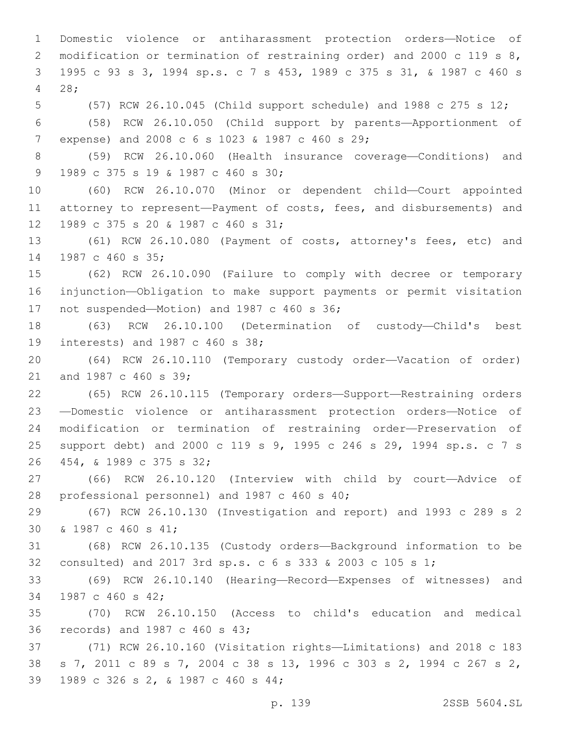Domestic violence or antiharassment protection orders—Notice of modification or termination of restraining order) and 2000 c 119 s 8, 1995 c 93 s 3, 1994 sp.s. c 7 s 453, 1989 c 375 s 31, & 1987 c 460 s 28;

(57) RCW 26.10.045 (Child support schedule) and 1988 c 275 s 12;

(58) RCW 26.10.050 (Child support by parents—Apportionment of expense) and 2008 c 6 s 1023 & 1987 c 460 s 29;

(59) RCW 26.10.060 (Health insurance coverage—Conditions) and 1989 c 375 s 19 & 1987 c 460 s 30;

(60) RCW 26.10.070 (Minor or dependent child—Court appointed attorney to represent—Payment of costs, fees, and disbursements) and 1989 c 375 s 20 & 1987 c 460 s 31;

(61) RCW 26.10.080 (Payment of costs, attorney's fees, etc) and 1987 c 460 s 35;

(62) RCW 26.10.090 (Failure to comply with decree or temporary injunction—Obligation to make support payments or permit visitation not suspended—Motion) and 1987 c 460 s 36;

(63) RCW 26.10.100 (Determination of custody—Child's best interests) and 1987 c 460 s 38;

(64) RCW 26.10.110 (Temporary custody order—Vacation of order) and 1987 c 460 s 39;

(65) RCW 26.10.115 (Temporary orders—Support—Restraining orders—Domestic violence or antiharassment protection orders—Notice of modification or termination of restraining order—Preservation of support debt) and 2000 c 119 s 9, 1995 c 246 s 29, 1994 sp.s. c 7 s 454, & 1989 c 375 s 32;

(66) RCW 26.10.120 (Interview with child by court—Advice of professional personnel) and 1987 c 460 s 40;

(67) RCW 26.10.130 (Investigation and report) and 1993 c 289 s 2 & 1987 c 460 s 41;

(68) RCW 26.10.135 (Custody orders—Background information to be consulted) and 2017 3rd sp.s. c 6 s 333 & 2003 c 105 s 1;

(69) RCW 26.10.140 (Hearing—Record—Expenses of witnesses) and 1987 c 460 s 42;

(70) RCW 26.10.150 (Access to child's education and medical records) and 1987 c 460 s 43;

(71) RCW 26.10.160 (Visitation rights—Limitations) and 2018 c 183 s 7, 2011 c 89 s 7, 2004 c 38 s 13, 1996 c 303 s 2, 1994 c 267 s 2, 1989 c 326 s 2, & 1987 c 460 s 44;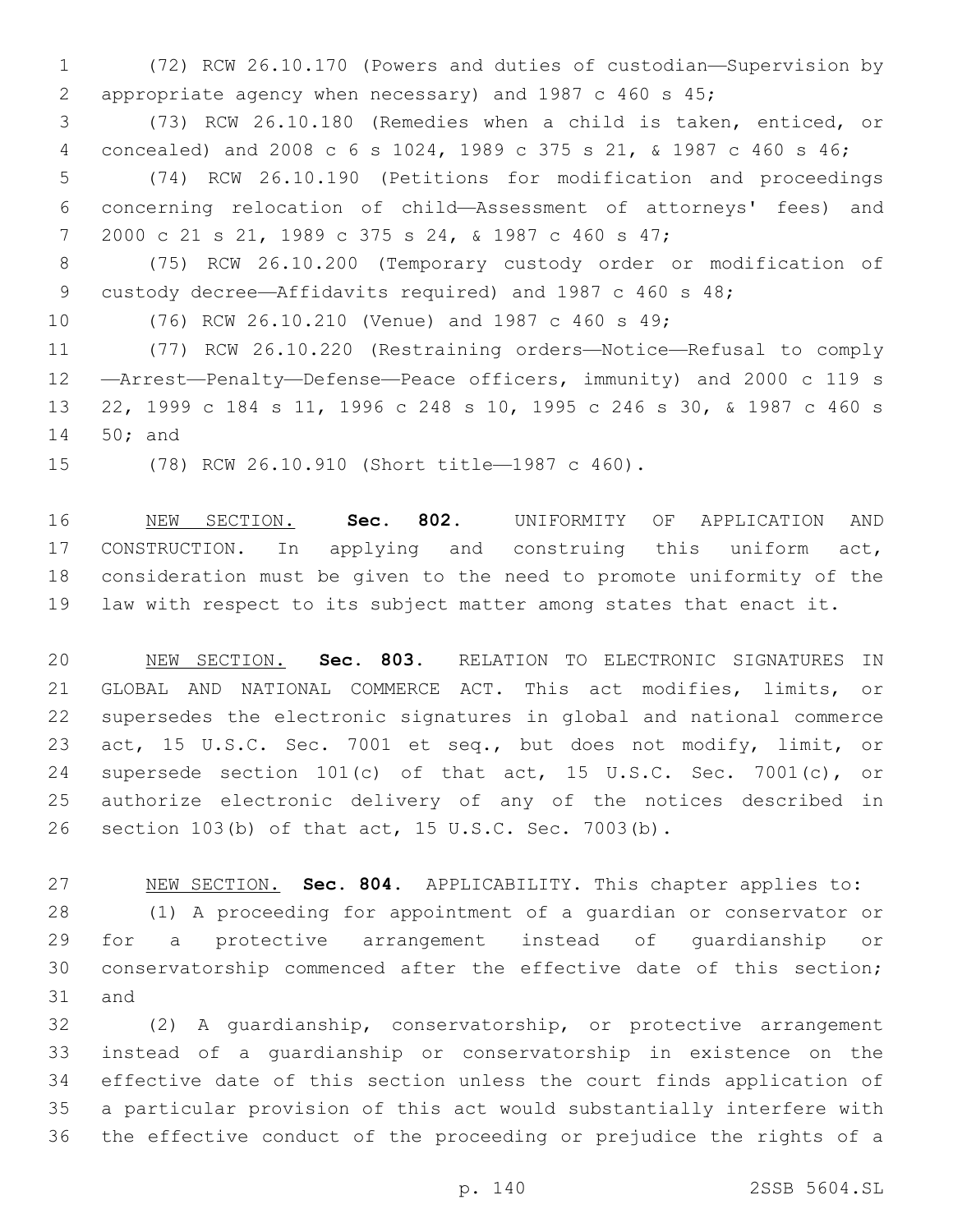(72) RCW 26.10.170 (Powers and duties of custodian—Supervision by appropriate agency when necessary) and 1987 c 460 s 45;

(73) RCW 26.10.180 (Remedies when a child is taken, enticed, or concealed) and 2008 c 6 s 1024, 1989 c 375 s 21, & 1987 c 460 s 46;

(74) RCW 26.10.190 (Petitions for modification and proceedings concerning relocation of child—Assessment of attorneys' fees) and 2000 c 21 s 21, 1989 c 375 s 24, & 1987 c 460 s 47;

(75) RCW 26.10.200 (Temporary custody order or modification of custody decree—Affidavits required) and 1987 c 460 s 48;

(76) RCW 26.10.210 (Venue) and 1987 c 460 s 49;

(77) RCW 26.10.220 (Restraining orders—Notice—Refusal to comply—Arrest—Penalty—Defense—Peace officers, immunity) and 2000 c 119 s 22, 1999 c 184 s 11, 1996 c 248 s 10, 1995 c 246 s 30, & 1987 c 460 s 50; and

(78) RCW 26.10.910 (Short title—1987 c 460).

NEW SECTION. **Sec. 802.** UNIFORMITY OF APPLICATION AND CONSTRUCTION. In applying and construing this uniform act, consideration must be given to the need to promote uniformity of the law with respect to its subject matter among states that enact it.

NEW SECTION. **Sec. 803.** RELATION TO ELECTRONIC SIGNATURES IN GLOBAL AND NATIONAL COMMERCE ACT. This act modifies, limits, or supersedes the electronic signatures in global and national commerce act, 15 U.S.C. Sec. 7001 et seq., but does not modify, limit, or supersede section 101(c) of that act, 15 U.S.C. Sec. 7001(c), or authorize electronic delivery of any of the notices described in section 103(b) of that act, 15 U.S.C. Sec. 7003(b).

NEW SECTION. **Sec. 804.** APPLICABILITY. This chapter applies to:

(1) A proceeding for appointment of a guardian or conservator or for a protective arrangement instead of guardianship or conservatorship commenced after the effective date of this section; and

(2) A guardianship, conservatorship, or protective arrangement instead of a guardianship or conservatorship in existence on the effective date of this section unless the court finds application of a particular provision of this act would substantially interfere with the effective conduct of the proceeding or prejudice the rights of a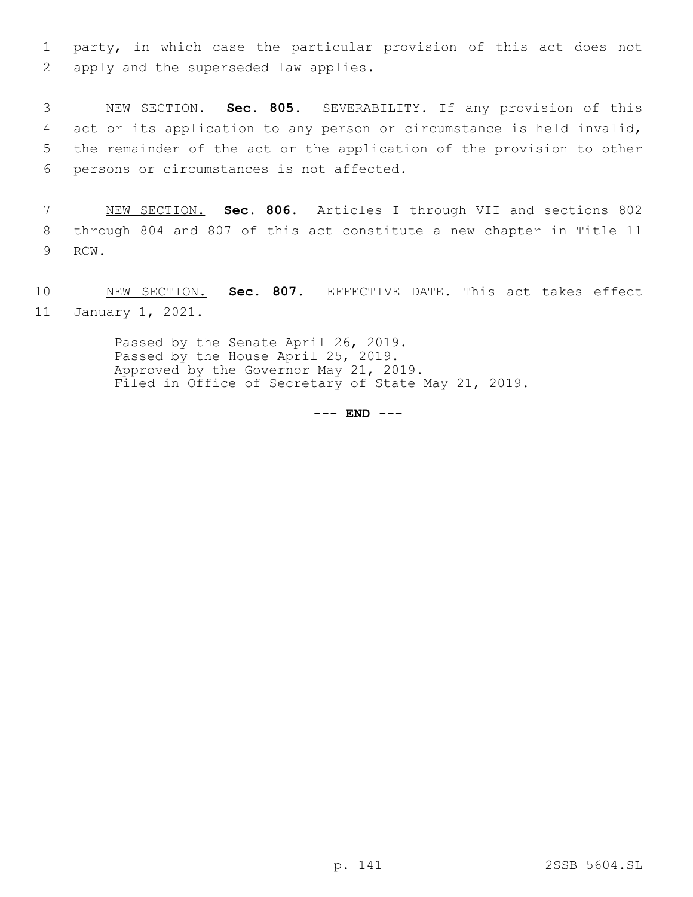party, in which case the particular provision of this act does not apply and the superseded law applies.

NEW SECTION. **Sec. 805.** SEVERABILITY. If any provision of this act or its application to any person or circumstance is held invalid, the remainder of the act or the application of the provision to other persons or circumstances is not affected.

NEW SECTION. **Sec. 806.** Articles I through VII and sections 802 through 804 and 807 of this act constitute a new chapter in Title 11 RCW.

NEW SECTION. **Sec. 807.** EFFECTIVE DATE. This act takes effect January 1, 2021.

Passed by the Senate April 26, 2019.
Passed by the House April 25, 2019.
Approved by the Governor May 21, 2019.
Filed in Office of Secretary of State May 21, 2019.

**--- END ---**